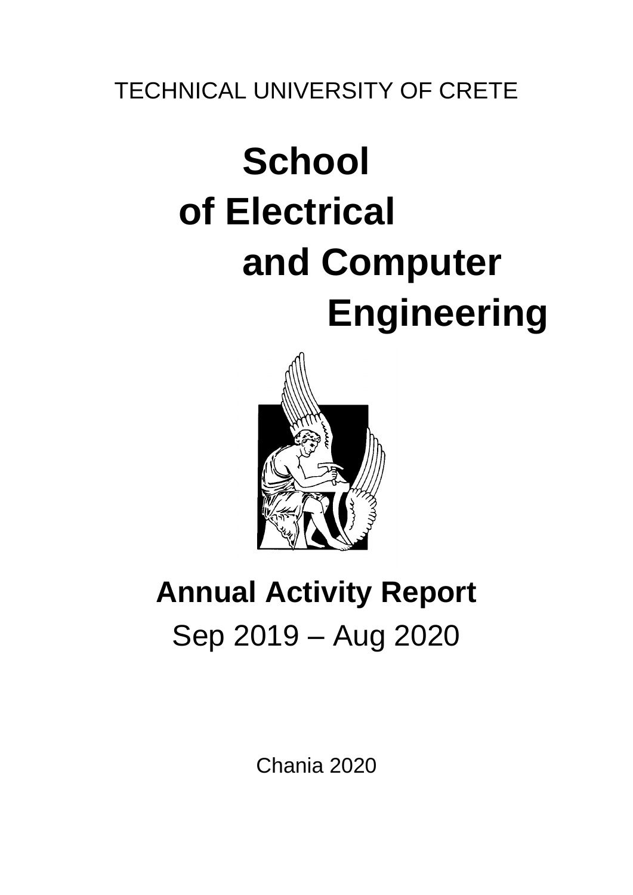TECHNICAL UNIVERSITY OF CRETE

# School of Electrical and Computer Engineering

## Annual Activity Report

Sep 2019 – Aug 2020

Chania 2020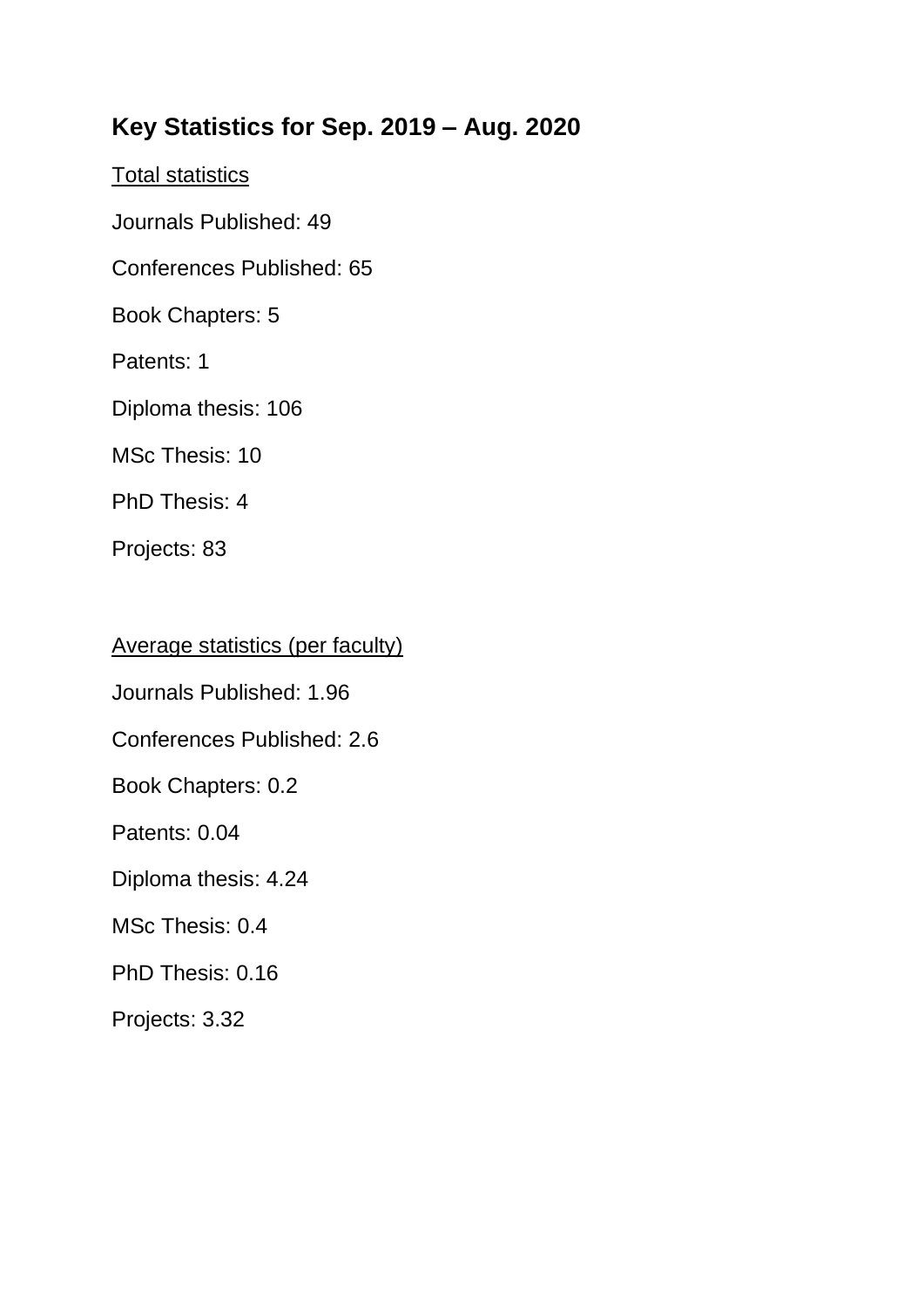## Key Statistics for Sep. 2019 – Aug. 2020

Total statistics

Journals Published: 49

Conferences Published: 65

Book Chapters: 5

Patents: 1

Diploma thesis: 106

MSc Thesis: 10

PhD Thesis: 4

Projects: 83

Average statistics (per faculty)

Journals Published: 1.96

Conferences Published: 2.6

Book Chapters: 0.2

Patents: 0.04

Diploma thesis: 4.24

MSc Thesis: 0.4

PhD Thesis: 0.16

Projects: 3.32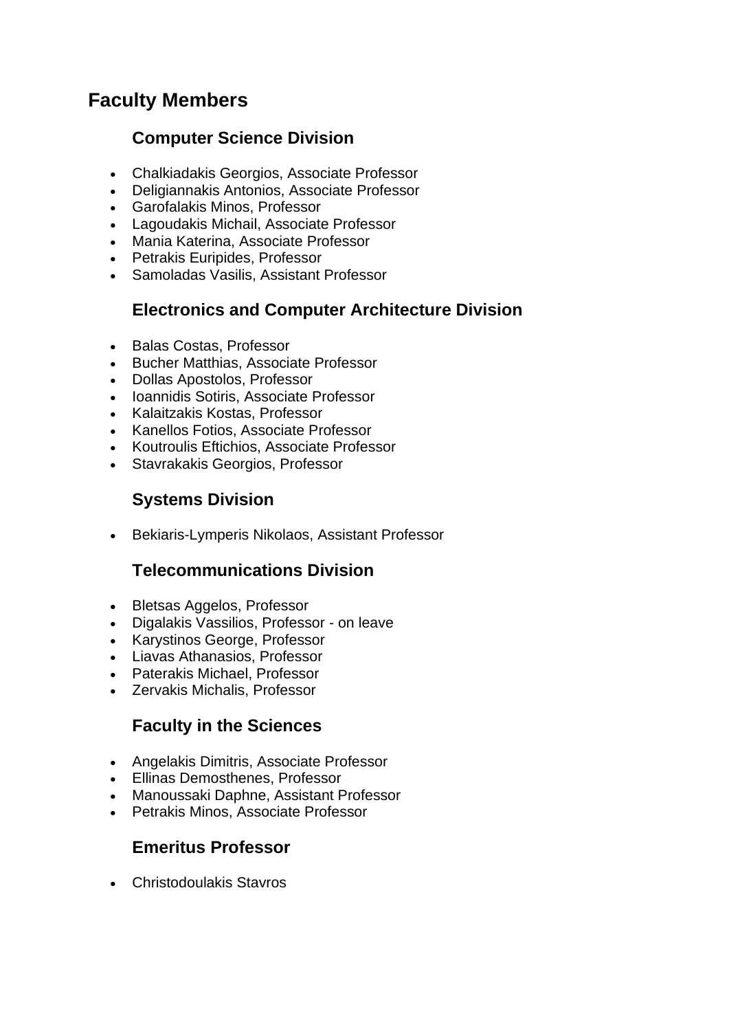## Faculty Members

### Computer Science Division

- Chalkiadakis Georgios, Associate Professor
- Deligiannakis Antonios, Associate Professor
- Garofalakis Minos, Professor
- Lagoudakis Michail, Associate Professor
- Mania Katerina, Associate Professor
- Petrakis Euripides, Professor
- Samoladas Vasilis, Assistant Professor

### Electronics and Computer Architecture Division

- Balas Costas, Professor
- Bucher Matthias, Associate Professor
- Dollas Apostolos, Professor
- Ioannidis Sotiris, Associate Professor
- Kalaitzakis Kostas, Professor
- Kanellos Fotios, Associate Professor
- Koutroulis Eftichios, Associate Professor
- Stavrakakis Georgios, Professor

### Systems Division

- Bekiaris-Lymperis Nikolaos, Assistant Professor

### Telecommunications Division

- Bletsas Aggelos, Professor
- Digalakis Vassilios, Professor - on leave
- Karystinos George, Professor
- Liavas Athanasios, Professor
- Paterakis Michael, Professor
- Zervakis Michalis, Professor

### Faculty in the Sciences

- Angelakis Dimitris, Associate Professor
- Ellinas Demosthenes, Professor
- Manoussaki Daphne, Assistant Professor
- Petrakis Minos, Associate Professor

### Emeritus Professor

- Christodoulakis Stavros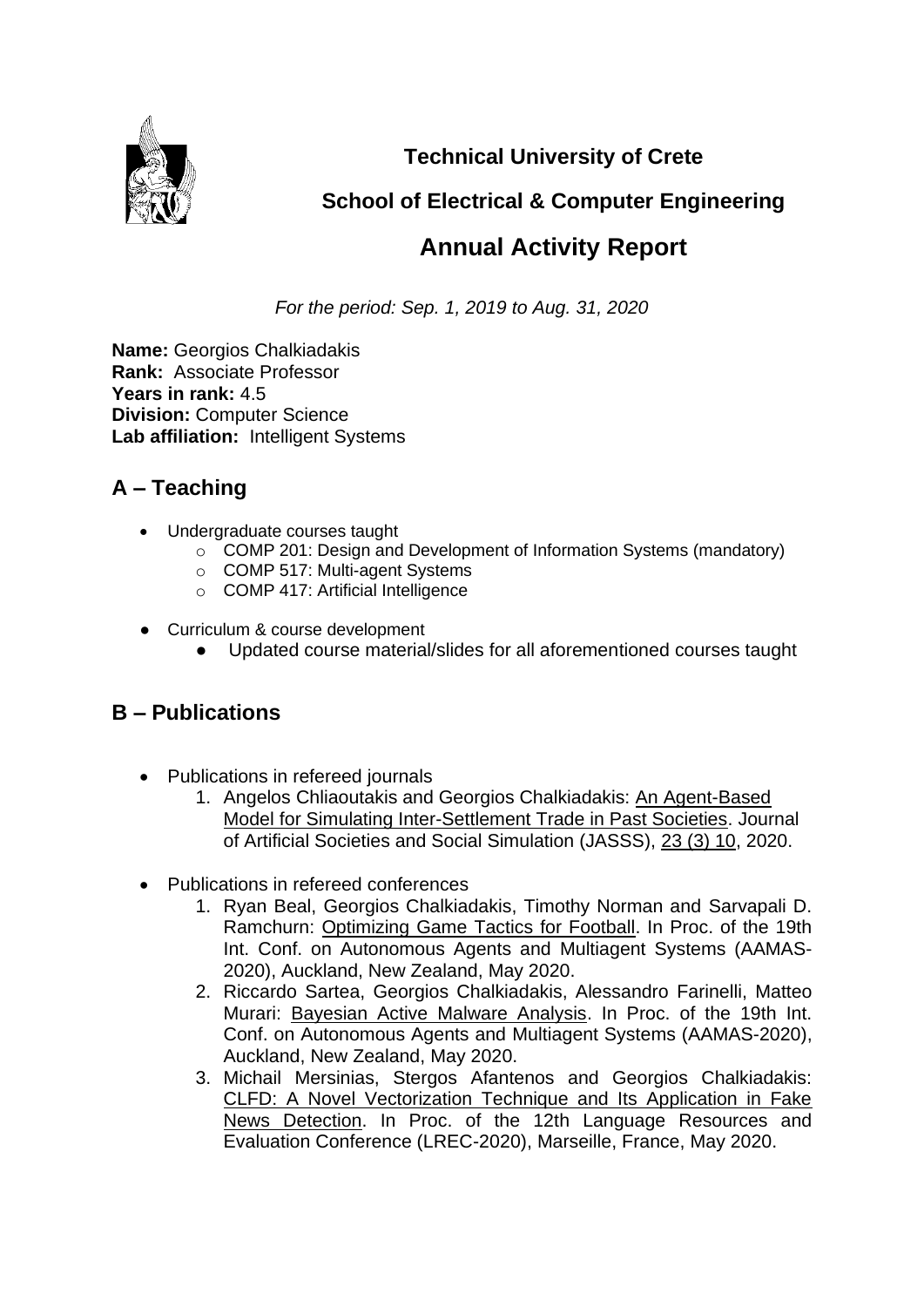**Technical University of Crete**

**School of Electrical & Computer Engineering**

# Annual Activity Report

*For the period: Sep. 1, 2019 to Aug. 31, 2020*

**Name:** Georgios Chalkiadakis
**Rank:** Associate Professor
**Years in rank:** 4.5
**Division:** Computer Science
**Lab affiliation:** Intelligent Systems

## A – Teaching

- Undergraduate courses taught
  - COMP 201: Design and Development of Information Systems (mandatory)
  - COMP 517: Multi-agent Systems
  - COMP 417: Artificial Intelligence
- Curriculum & course development
  - Updated course material/slides for all aforementioned courses taught

## B – Publications

- Publications in refereed journals
  1. Angelos Chliaoutakis and Georgios Chalkiadakis: An Agent-Based Model for Simulating Inter-Settlement Trade in Past Societies. Journal of Artificial Societies and Social Simulation (JASSS), 23 (3) 10, 2020.
- Publications in refereed conferences
  1. Ryan Beal, Georgios Chalkiadakis, Timothy Norman and Sarvapali D. Ramchurn: Optimizing Game Tactics for Football. In Proc. of the 19th Int. Conf. on Autonomous Agents and Multiagent Systems (AAMAS-2020), Auckland, New Zealand, May 2020.
  2. Riccardo Sartea, Georgios Chalkiadakis, Alessandro Farinelli, Matteo Murari: Bayesian Active Malware Analysis. In Proc. of the 19th Int. Conf. on Autonomous Agents and Multiagent Systems (AAMAS-2020), Auckland, New Zealand, May 2020.
  3. Michail Mersinias, Stergos Afantenos and Georgios Chalkiadakis: CLFD: A Novel Vectorization Technique and Its Application in Fake News Detection. In Proc. of the 12th Language Resources and Evaluation Conference (LREC-2020), Marseille, France, May 2020.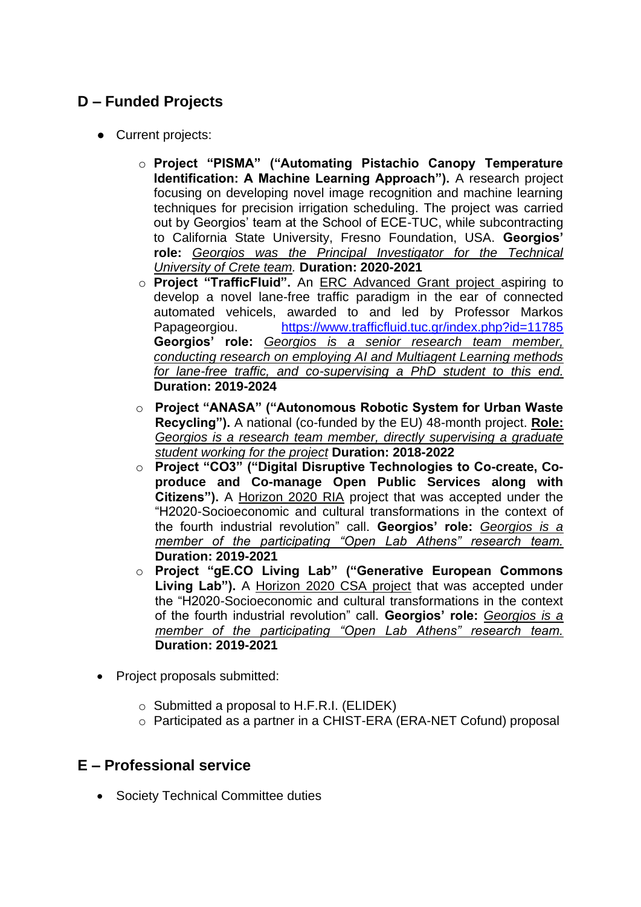## D – Funded Projects

- Current projects:
  - **Project "PISMA" ("Automating Pistachio Canopy Temperature Identification: A Machine Learning Approach").** A research project focusing on developing novel image recognition and machine learning techniques for precision irrigation scheduling. The project was carried out by Georgios' team at the School of ECE-TUC, while subcontracting to California State University, Fresno Foundation, USA. **Georgios' role:** *Georgios was the Principal Investigator for the Technical University of Crete team.* **Duration: 2020-2021**
  - **Project "TrafficFluid".** An ERC Advanced Grant project aspiring to develop a novel lane-free traffic paradigm in the ear of connected automated vehicels, awarded to and led by Professor Markos Papageorgiou. https://www.trafficfluid.tuc.gr/index.php?id=11785 **Georgios' role:** *Georgios is a senior research team member, conducting research on employing AI and Multiagent Learning methods for lane-free traffic, and co-supervising a PhD student to this end.* **Duration: 2019-2024**
  - **Project "ANASA" ("Autonomous Robotic System for Urban Waste Recycling").** A national (co-funded by the EU) 48-month project. **Role:** *Georgios is a research team member, directly supervising a graduate student working for the project* **Duration: 2018-2022**
  - **Project "CO3" ("Digital Disruptive Technologies to Co-create, Co-produce and Co-manage Open Public Services along with Citizens").** A Horizon 2020 RIA project that was accepted under the "H2020-Socioeconomic and cultural transformations in the context of the fourth industrial revolution" call. **Georgios' role:** *Georgios is a member of the participating "Open Lab Athens" research team.* **Duration: 2019-2021**
  - **Project "gE.CO Living Lab" ("Generative European Commons Living Lab").** A Horizon 2020 CSA project that was accepted under the "H2020-Socioeconomic and cultural transformations in the context of the fourth industrial revolution" call. **Georgios' role:** *Georgios is a member of the participating "Open Lab Athens" research team.* **Duration: 2019-2021**

- Project proposals submitted:
  - Submitted a proposal to H.F.R.I. (ELIDEK)
  - Participated as a partner in a CHIST-ERA (ERA-NET Cofund) proposal

## E – Professional service

- Society Technical Committee duties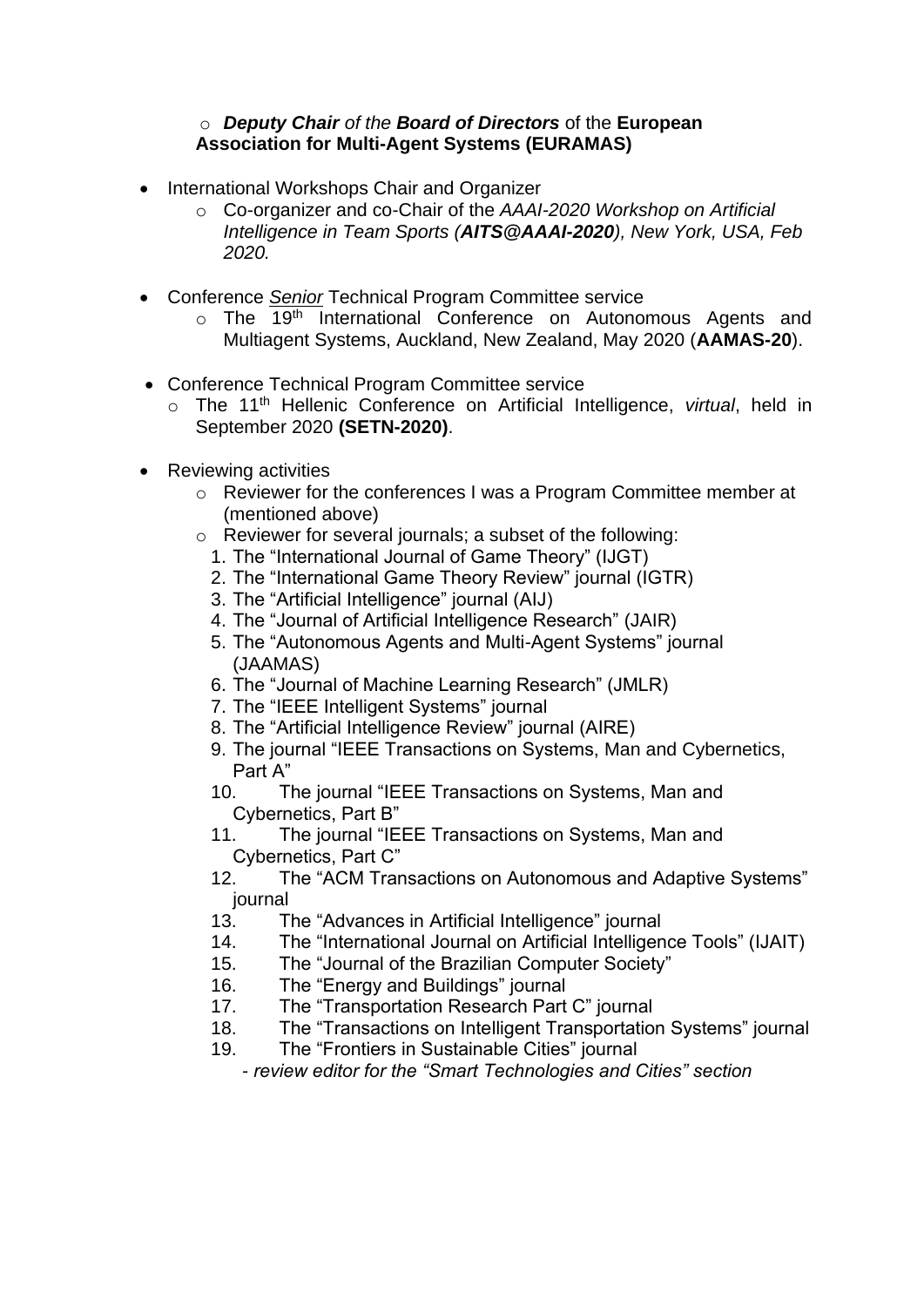- ***Deputy Chair*** *of the* ***Board of Directors*** of the **European Association for Multi-Agent Systems (EURAMAS)**

- International Workshops Chair and Organizer
  - Co-organizer and co-Chair of the *AAAI-2020 Workshop on Artificial Intelligence in Team Sports (**AITS@AAAI-2020**), New York, USA, Feb 2020.*

- Conference ***Senior*** Technical Program Committee service
  - The 19th International Conference on Autonomous Agents and Multiagent Systems, Auckland, New Zealand, May 2020 (**AAMAS-20**).

- Conference Technical Program Committee service
  - The 11th Hellenic Conference on Artificial Intelligence, *virtual*, held in September 2020 **(SETN-2020)**.

- Reviewing activities
  - Reviewer for the conferences I was a Program Committee member at (mentioned above)
  - Reviewer for several journals; a subset of the following:
    1. The "International Journal of Game Theory" (IJGT)
    2. The "International Game Theory Review" journal (IGTR)
    3. The "Artificial Intelligence" journal (AIJ)
    4. The "Journal of Artificial Intelligence Research" (JAIR)
    5. The "Autonomous Agents and Multi-Agent Systems" journal (JAAMAS)
    6. The "Journal of Machine Learning Research" (JMLR)
    7. The "IEEE Intelligent Systems" journal
    8. The "Artificial Intelligence Review" journal (AIRE)
    9. The journal "IEEE Transactions on Systems, Man and Cybernetics, Part A"
    10. The journal "IEEE Transactions on Systems, Man and Cybernetics, Part B"
    11. The journal "IEEE Transactions on Systems, Man and Cybernetics, Part C"
    12. The "ACM Transactions on Autonomous and Adaptive Systems" journal
    13. The "Advances in Artificial Intelligence" journal
    14. The "International Journal on Artificial Intelligence Tools" (IJAIT)
    15. The "Journal of the Brazilian Computer Society"
    16. The "Energy and Buildings" journal
    17. The "Transportation Research Part C" journal
    18. The "Transactions on Intelligent Transportation Systems" journal
    19. The "Frontiers in Sustainable Cities" journal
        - *review editor for the "Smart Technologies and Cities" section*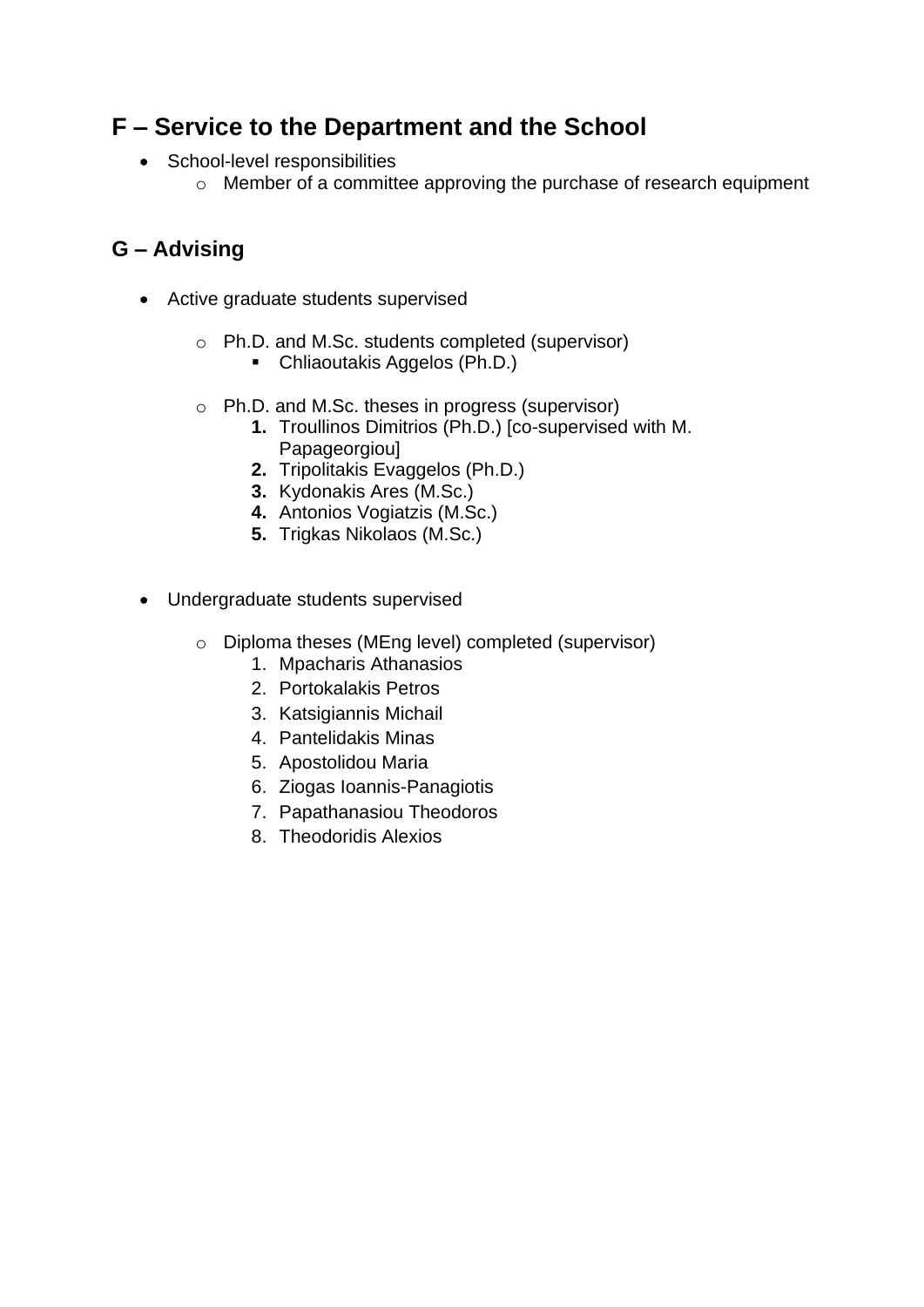## F – Service to the Department and the School

- School-level responsibilities
  - Member of a committee approving the purchase of research equipment

## G – Advising

- Active graduate students supervised
  - Ph.D. and M.Sc. students completed (supervisor)
    - Chliaoutakis Aggelos (Ph.D.)
  - Ph.D. and M.Sc. theses in progress (supervisor)
    1. Troullinos Dimitrios (Ph.D.) [co-supervised with M. Papageorgiou]
    2. Tripolitakis Evaggelos (Ph.D.)
    3. Kydonakis Ares (M.Sc.)
    4. Antonios Vogiatzis (M.Sc.)
    5. Trigkas Nikolaos (M.Sc.)

- Undergraduate students supervised
  - Diploma theses (MEng level) completed (supervisor)
    1. Mpacharis Athanasios
    2. Portokalakis Petros
    3. Katsigiannis Michail
    4. Pantelidakis Minas
    5. Apostolidou Maria
    6. Ziogas Ioannis-Panagiotis
    7. Papathanasiou Theodoros
    8. Theodoridis Alexios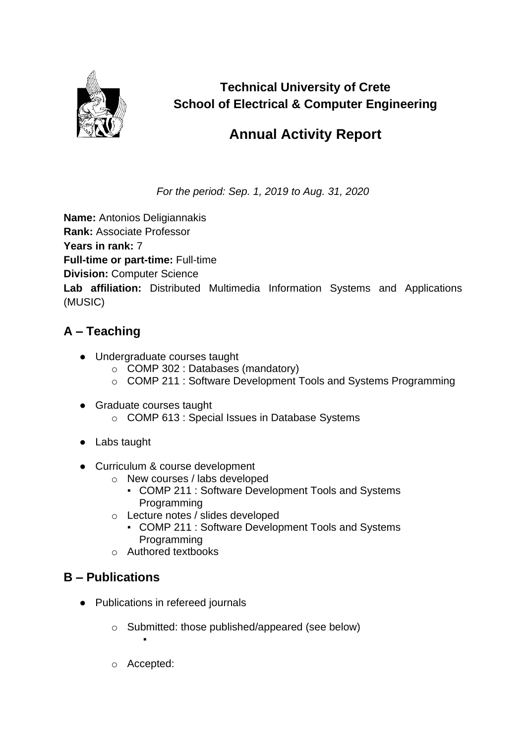**Technical University of Crete**
**School of Electrical & Computer Engineering**

# Annual Activity Report

*For the period: Sep. 1, 2019 to Aug. 31, 2020*

**Name:** Antonios Deligiannakis
**Rank:** Associate Professor
**Years in rank:** 7
**Full-time or part-time:** Full-time
**Division:** Computer Science
**Lab affiliation:** Distributed Multimedia Information Systems and Applications (MUSIC)

## A – Teaching

- Undergraduate courses taught
  - COMP 302 : Databases (mandatory)
  - COMP 211 : Software Development Tools and Systems Programming

- Graduate courses taught
  - COMP 613 : Special Issues in Database Systems

- Labs taught

- Curriculum & course development
  - New courses / labs developed
    - COMP 211 : Software Development Tools and Systems Programming
  - Lecture notes / slides developed
    - COMP 211 : Software Development Tools and Systems Programming
  - Authored textbooks

## B – Publications

- Publications in refereed journals

  - Submitted: those published/appeared (see below)
    - 

  - Accepted: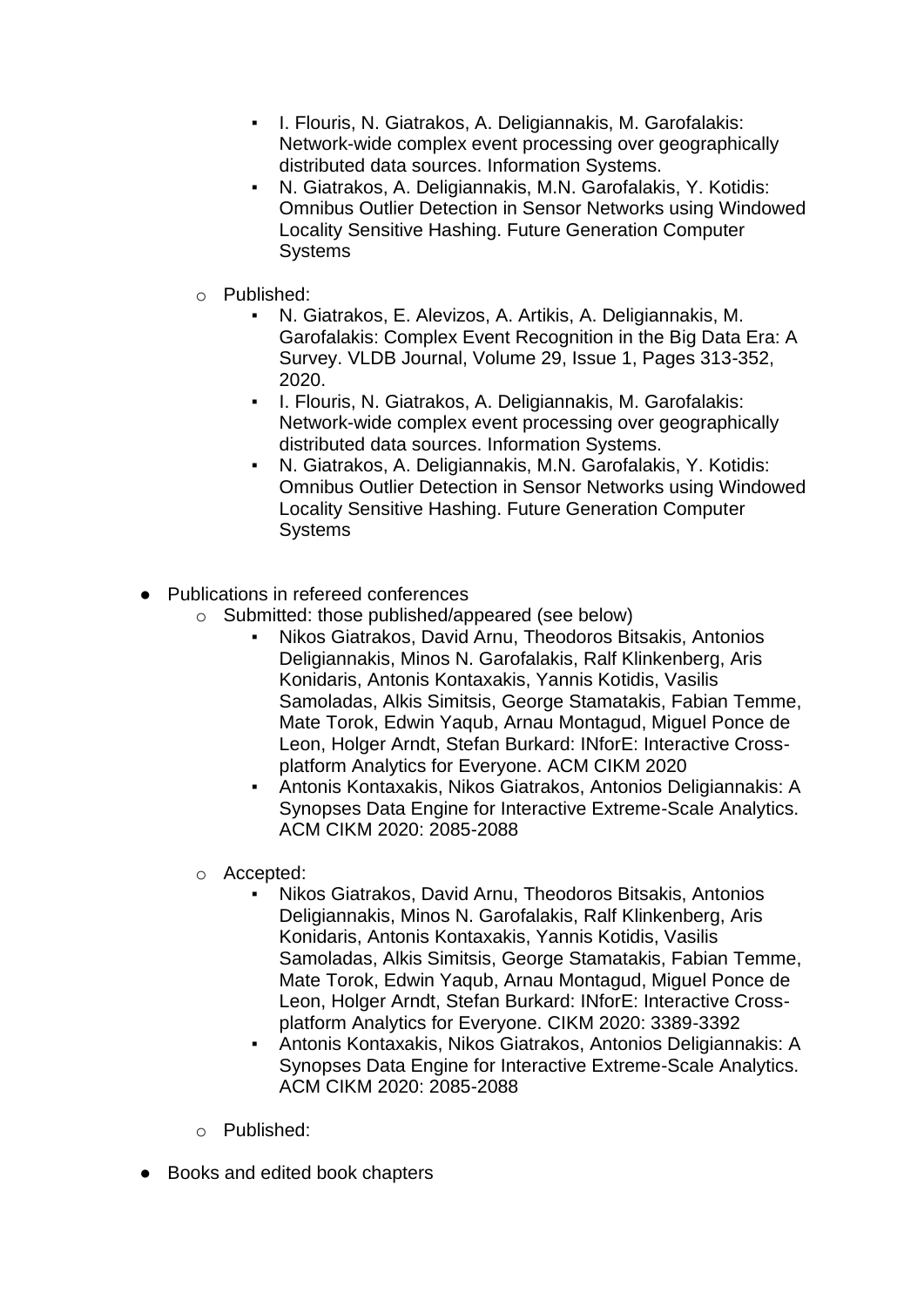- I. Flouris, N. Giatrakos, A. Deligiannakis, M. Garofalakis: Network-wide complex event processing over geographically distributed data sources. Information Systems.
        - N. Giatrakos, A. Deligiannakis, M.N. Garofalakis, Y. Kotidis: Omnibus Outlier Detection in Sensor Networks using Windowed Locality Sensitive Hashing. Future Generation Computer Systems

    - Published:
        - N. Giatrakos, E. Alevizos, A. Artikis, A. Deligiannakis, M. Garofalakis: Complex Event Recognition in the Big Data Era: A Survey. VLDB Journal, Volume 29, Issue 1, Pages 313-352, 2020.
        - I. Flouris, N. Giatrakos, A. Deligiannakis, M. Garofalakis: Network-wide complex event processing over geographically distributed data sources. Information Systems.
        - N. Giatrakos, A. Deligiannakis, M.N. Garofalakis, Y. Kotidis: Omnibus Outlier Detection in Sensor Networks using Windowed Locality Sensitive Hashing. Future Generation Computer Systems

- Publications in refereed conferences
    - Submitted: those published/appeared (see below)
        - Nikos Giatrakos, David Arnu, Theodoros Bitsakis, Antonios Deligiannakis, Minos N. Garofalakis, Ralf Klinkenberg, Aris Konidaris, Antonis Kontaxakis, Yannis Kotidis, Vasilis Samoladas, Alkis Simitsis, George Stamatakis, Fabian Temme, Mate Torok, Edwin Yaqub, Arnau Montagud, Miguel Ponce de Leon, Holger Arndt, Stefan Burkard: INforE: Interactive Cross-platform Analytics for Everyone. ACM CIKM 2020
        - Antonis Kontaxakis, Nikos Giatrakos, Antonios Deligiannakis: A Synopses Data Engine for Interactive Extreme-Scale Analytics. ACM CIKM 2020: 2085-2088

    - Accepted:
        - Nikos Giatrakos, David Arnu, Theodoros Bitsakis, Antonios Deligiannakis, Minos N. Garofalakis, Ralf Klinkenberg, Aris Konidaris, Antonis Kontaxakis, Yannis Kotidis, Vasilis Samoladas, Alkis Simitsis, George Stamatakis, Fabian Temme, Mate Torok, Edwin Yaqub, Arnau Montagud, Miguel Ponce de Leon, Holger Arndt, Stefan Burkard: INforE: Interactive Cross-platform Analytics for Everyone. CIKM 2020: 3389-3392
        - Antonis Kontaxakis, Nikos Giatrakos, Antonios Deligiannakis: A Synopses Data Engine for Interactive Extreme-Scale Analytics. ACM CIKM 2020: 2085-2088

    - Published:

- Books and edited book chapters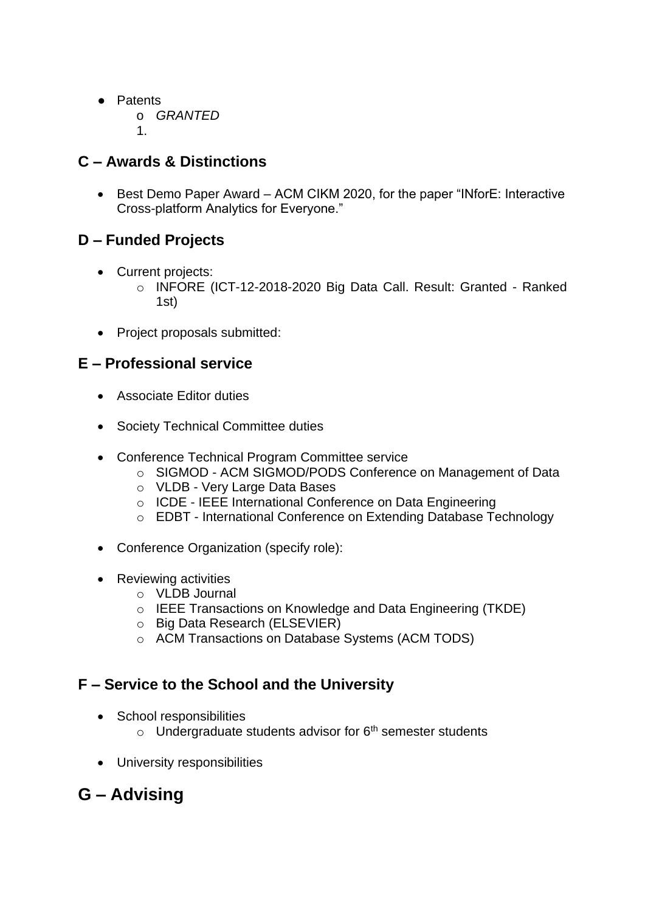- Patents
    - *GRANTED*

    1.

## C – Awards & Distinctions

- Best Demo Paper Award – ACM CIKM 2020, for the paper "INforE: Interactive Cross-platform Analytics for Everyone."

## D – Funded Projects

- Current projects:
    - INFORE (ICT-12-2018-2020 Big Data Call. Result: Granted - Ranked 1st)

- Project proposals submitted:

## E – Professional service

- Associate Editor duties

- Society Technical Committee duties

- Conference Technical Program Committee service
    - SIGMOD - ACM SIGMOD/PODS Conference on Management of Data
    - VLDB - Very Large Data Bases
    - ICDE - IEEE International Conference on Data Engineering
    - EDBT - International Conference on Extending Database Technology

- Conference Organization (specify role):

- Reviewing activities
    - VLDB Journal
    - IEEE Transactions on Knowledge and Data Engineering (TKDE)
    - Big Data Research (ELSEVIER)
    - ACM Transactions on Database Systems (ACM TODS)

## F – Service to the School and the University

- School responsibilities
    - Undergraduate students advisor for 6th semester students

- University responsibilities

# G – Advising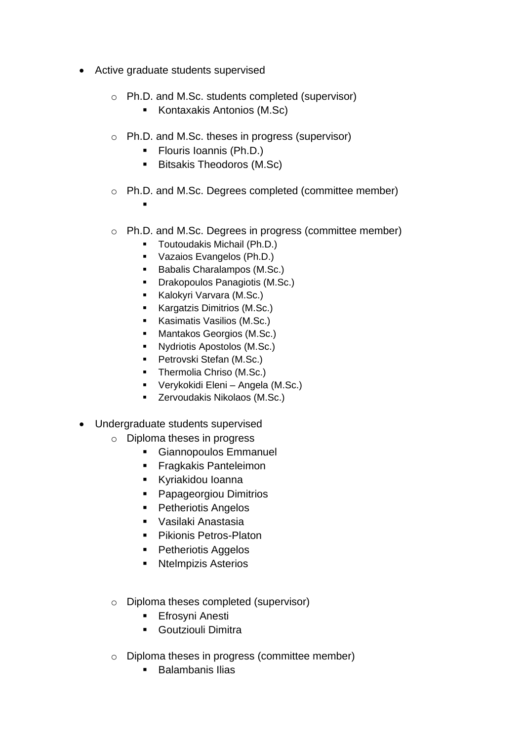- Active graduate students supervised
  - Ph.D. and M.Sc. students completed (supervisor)
    - Kontaxakis Antonios (M.Sc)
  - Ph.D. and M.Sc. theses in progress (supervisor)
    - Flouris Ioannis (Ph.D.)
    - Bitsakis Theodoros (M.Sc)
  - Ph.D. and M.Sc. Degrees completed (committee member)
    - 
  - Ph.D. and M.Sc. Degrees in progress (committee member)
    - Toutoudakis Michail (Ph.D.)
    - Vazaios Evangelos (Ph.D.)
    - Babalis Charalampos (M.Sc.)
    - Drakopoulos Panagiotis (M.Sc.)
    - Kalokyri Varvara (M.Sc.)
    - Kargatzis Dimitrios (M.Sc.)
    - Kasimatis Vasilios (M.Sc.)
    - Mantakos Georgios (M.Sc.)
    - Nydriotis Apostolos (M.Sc.)
    - Petrovski Stefan (M.Sc.)
    - Thermolia Chriso (M.Sc.)
    - Verykokidi Eleni – Angela (M.Sc.)
    - Zervoudakis Nikolaos (M.Sc.)
- Undergraduate students supervised
  - Diploma theses in progress
    - Giannopoulos Emmanuel
    - Fragkakis Panteleimon
    - Kyriakidou Ioanna
    - Papageorgiou Dimitrios
    - Petheriotis Angelos
    - Vasilaki Anastasia
    - Pikionis Petros-Platon
    - Petheriotis Aggelos
    - Ntelmpizis Asterios
  - Diploma theses completed (supervisor)
    - Efrosyni Anesti
    - Goutziouli Dimitra
  - Diploma theses in progress (committee member)
    - Balambanis Ilias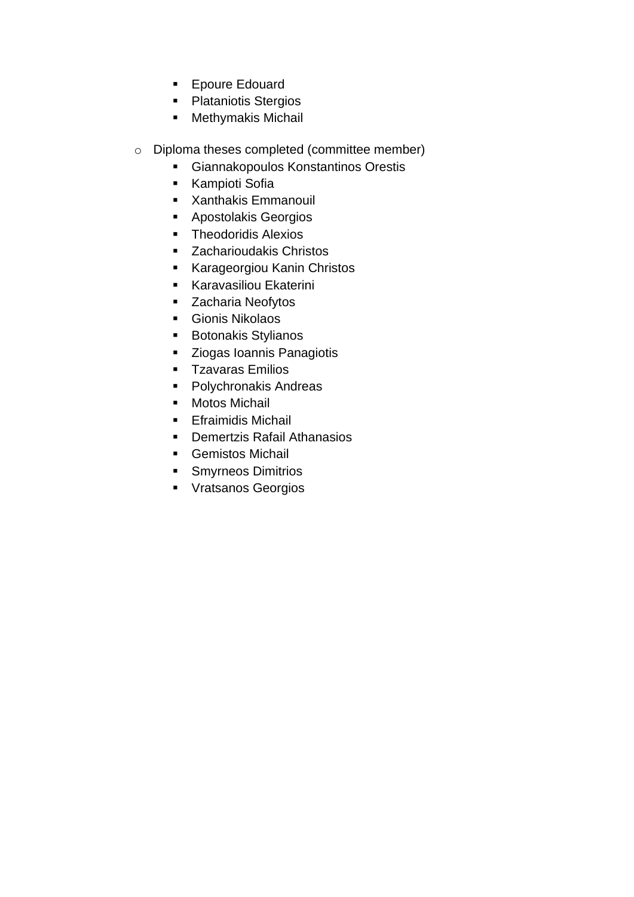- Epoure Edouard
    - Plataniotis Stergios
    - Methymakis Michail

- Diploma theses completed (committee member)
    - Giannakopoulos Konstantinos Orestis
    - Kampioti Sofia
    - Xanthakis Emmanouil
    - Apostolakis Georgios
    - Theodoridis Alexios
    - Zacharioudakis Christos
    - Karageorgiou Kanin Christos
    - Karavasiliou Ekaterini
    - Zacharia Neofytos
    - Gionis Nikolaos
    - Botonakis Stylianos
    - Ziogas Ioannis Panagiotis
    - Tzavaras Emilios
    - Polychronakis Andreas
    - Motos Michail
    - Efraimidis Michail
    - Demertzis Rafail Athanasios
    - Gemistos Michail
    - Smyrneos Dimitrios
    - Vratsanos Georgios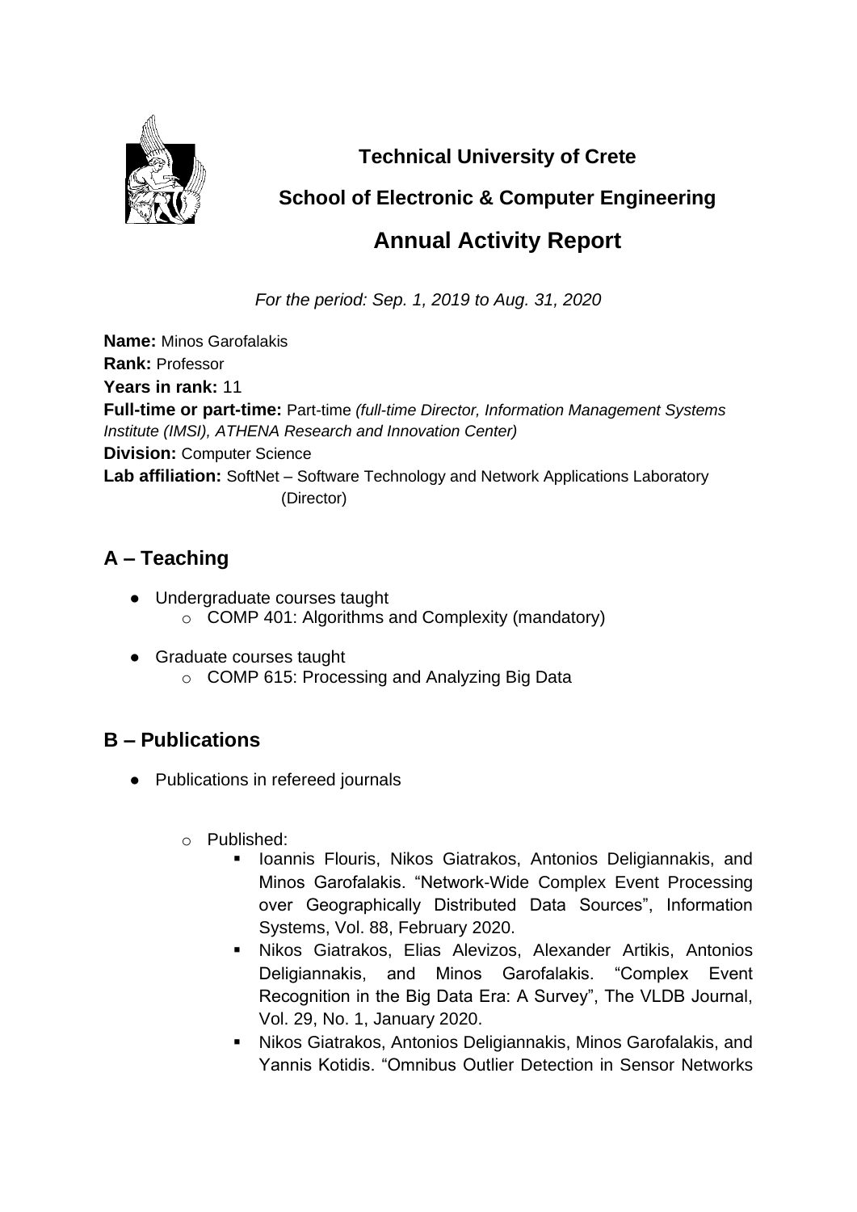**Technical University of Crete**

**School of Electronic & Computer Engineering**

# Annual Activity Report

*For the period: Sep. 1, 2019 to Aug. 31, 2020*

**Name:** Minos Garofalakis
**Rank:** Professor
**Years in rank:** 11
**Full-time or part-time:** Part-time *(full-time Director, Information Management Systems Institute (IMSI), ATHENA Research and Innovation Center)*
**Division:** Computer Science
**Lab affiliation:** SoftNet – Software Technology and Network Applications Laboratory (Director)

## A – Teaching

- Undergraduate courses taught
  - COMP 401: Algorithms and Complexity (mandatory)
- Graduate courses taught
  - COMP 615: Processing and Analyzing Big Data

## B – Publications

- Publications in refereed journals
  - Published:
    - Ioannis Flouris, Nikos Giatrakos, Antonios Deligiannakis, and Minos Garofalakis. "Network-Wide Complex Event Processing over Geographically Distributed Data Sources", Information Systems, Vol. 88, February 2020.
    - Nikos Giatrakos, Elias Alevizos, Alexander Artikis, Antonios Deligiannakis, and Minos Garofalakis. "Complex Event Recognition in the Big Data Era: A Survey", The VLDB Journal, Vol. 29, No. 1, January 2020.
    - Nikos Giatrakos, Antonios Deligiannakis, Minos Garofalakis, and Yannis Kotidis. "Omnibus Outlier Detection in Sensor Networks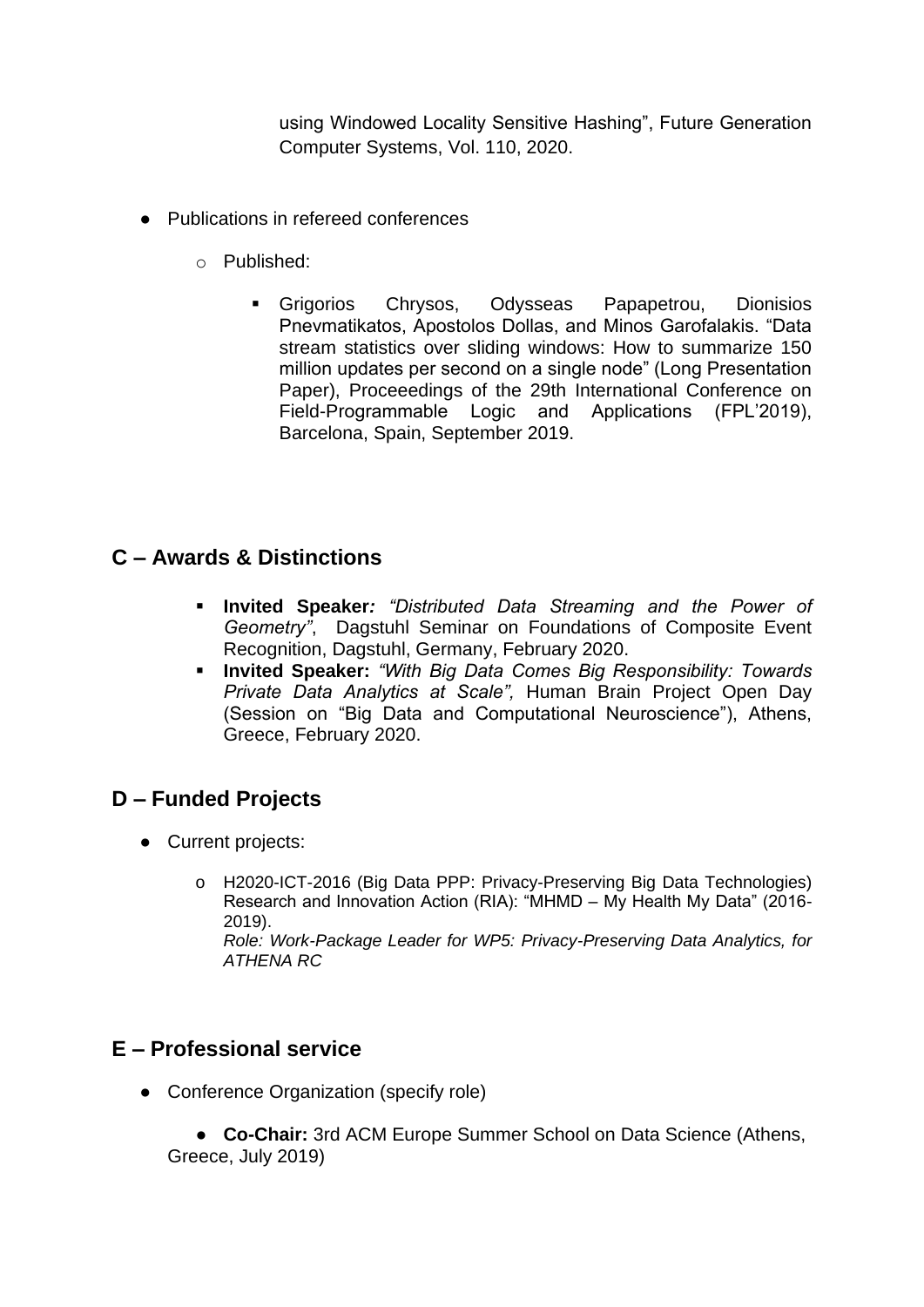using Windowed Locality Sensitive Hashing", Future Generation Computer Systems, Vol. 110, 2020.

- Publications in refereed conferences
  - Published:
    - Grigorios Chrysos, Odysseas Papapetrou, Dionisios Pnevmatikatos, Apostolos Dollas, and Minos Garofalakis. "Data stream statistics over sliding windows: How to summarize 150 million updates per second on a single node" (Long Presentation Paper), Proceeedings of the 29th International Conference on Field-Programmable Logic and Applications (FPL'2019), Barcelona, Spain, September 2019.

## C – Awards & Distinctions

- **Invited Speaker***:* *"Distributed Data Streaming and the Power of Geometry"*, Dagstuhl Seminar on Foundations of Composite Event Recognition, Dagstuhl, Germany, February 2020.
- **Invited Speaker:** *"With Big Data Comes Big Responsibility: Towards Private Data Analytics at Scale",* Human Brain Project Open Day (Session on "Big Data and Computational Neuroscience"), Athens, Greece, February 2020.

## D – Funded Projects

- Current projects:
  - H2020-ICT-2016 (Big Data PPP: Privacy-Preserving Big Data Technologies) Research and Innovation Action (RIA): "MHMD – My Health My Data" (2016-2019).
    *Role: Work-Package Leader for WP5: Privacy-Preserving Data Analytics, for ATHENA RC*

## E – Professional service

- Conference Organization (specify role)
  - **Co-Chair:** 3rd ACM Europe Summer School on Data Science (Athens, Greece, July 2019)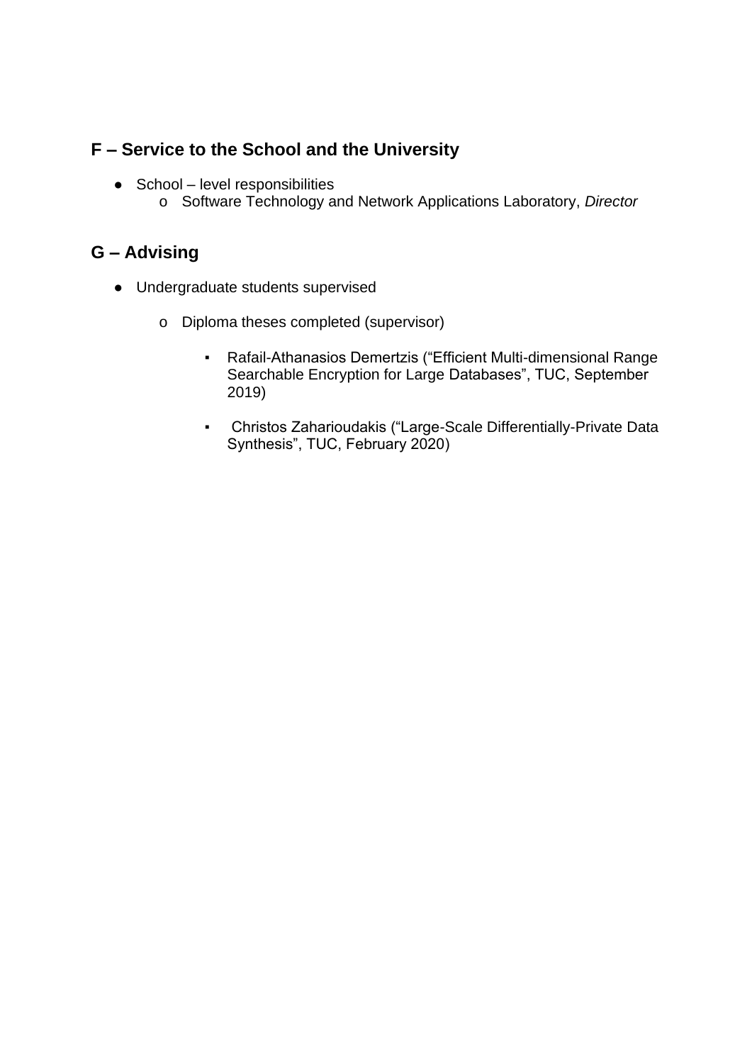## F – Service to the School and the University

- School – level responsibilities
    - Software Technology and Network Applications Laboratory, *Director*

## G – Advising

- Undergraduate students supervised
    - Diploma theses completed (supervisor)
        - Rafail-Athanasios Demertzis ("Efficient Multi-dimensional Range Searchable Encryption for Large Databases", TUC, September 2019)
        - Christos Zaharioudakis ("Large-Scale Differentially-Private Data Synthesis", TUC, February 2020)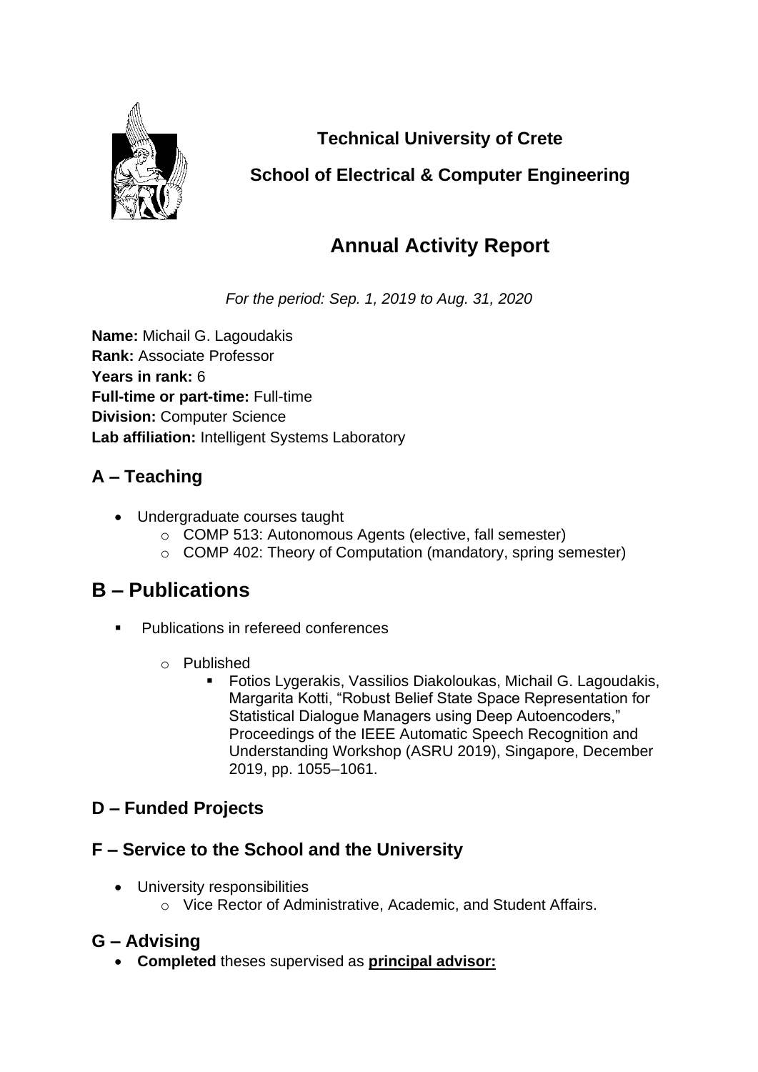**Technical University of Crete**

**School of Electrical & Computer Engineering**

# Annual Activity Report

*For the period: Sep. 1, 2019 to Aug. 31, 2020*

**Name:** Michail G. Lagoudakis
**Rank:** Associate Professor
**Years in rank:** 6
**Full-time or part-time:** Full-time
**Division:** Computer Science
**Lab affiliation:** Intelligent Systems Laboratory

## A – Teaching

- Undergraduate courses taught
  - COMP 513: Autonomous Agents (elective, fall semester)
  - COMP 402: Theory of Computation (mandatory, spring semester)

# B – Publications

- Publications in refereed conferences
  - Published
    - Fotios Lygerakis, Vassilios Diakoloukas, Michail G. Lagoudakis, Margarita Kotti, "Robust Belief State Space Representation for Statistical Dialogue Managers using Deep Autoencoders," Proceedings of the IEEE Automatic Speech Recognition and Understanding Workshop (ASRU 2019), Singapore, December 2019, pp. 1055–1061.

## D – Funded Projects

## F – Service to the School and the University

- University responsibilities
  - Vice Rector of Administrative, Academic, and Student Affairs.

## G – Advising

- **Completed** theses supervised as **principal advisor:**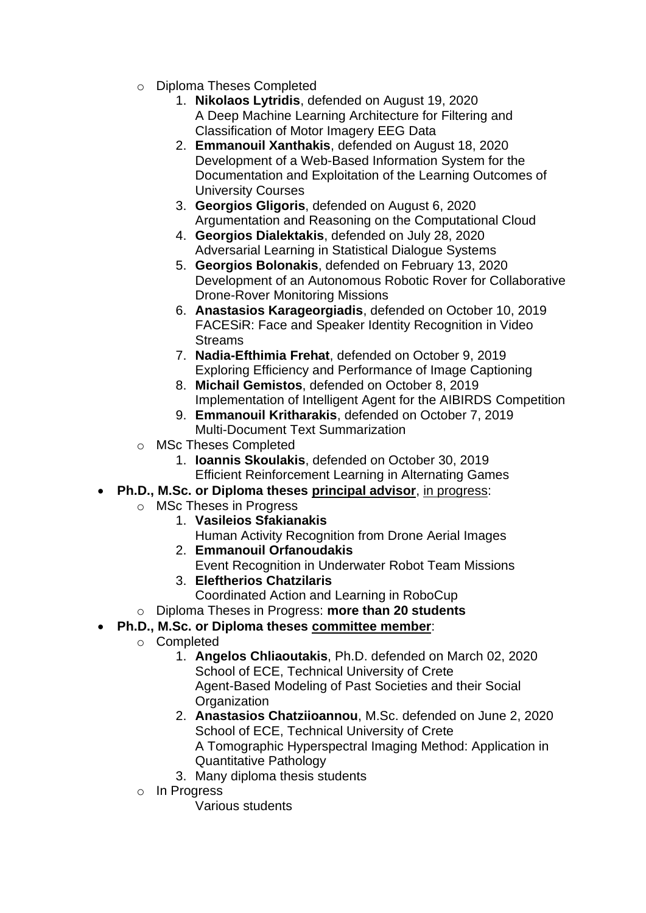- Diploma Theses Completed
  1. **Nikolaos Lytridis**, defended on August 19, 2020
     A Deep Machine Learning Architecture for Filtering and Classification of Motor Imagery EEG Data
  2. **Emmanouil Xanthakis**, defended on August 18, 2020
     Development of a Web-Based Information System for the Documentation and Exploitation of the Learning Outcomes of University Courses
  3. **Georgios Gligoris**, defended on August 6, 2020
     Argumentation and Reasoning on the Computational Cloud
  4. **Georgios Dialektakis**, defended on July 28, 2020
     Adversarial Learning in Statistical Dialogue Systems
  5. **Georgios Bolonakis**, defended on February 13, 2020
     Development of an Autonomous Robotic Rover for Collaborative Drone-Rover Monitoring Missions
  6. **Anastasios Karageorgiadis**, defended on October 10, 2019
     FACESiR: Face and Speaker Identity Recognition in Video Streams
  7. **Nadia-Efthimia Frehat**, defended on October 9, 2019
     Exploring Efficiency and Performance of Image Captioning
  8. **Michail Gemistos**, defended on October 8, 2019
     Implementation of Intelligent Agent for the AIBIRDS Competition
  9. **Emmanouil Kritharakis**, defended on October 7, 2019
     Multi-Document Text Summarization
- MSc Theses Completed
  1. **Ioannis Skoulakis**, defended on October 30, 2019
     Efficient Reinforcement Learning in Alternating Games

- **Ph.D., M.Sc. or Diploma theses <u>principal advisor</u>**, <u>in progress</u>:
  - MSc Theses in Progress
    1. **Vasileios Sfakianakis**
       Human Activity Recognition from Drone Aerial Images
    2. **Emmanouil Orfanoudakis**
       Event Recognition in Underwater Robot Team Missions
    3. **Eleftherios Chatzilaris**
       Coordinated Action and Learning in RoboCup
  - Diploma Theses in Progress: **more than 20 students**
- **Ph.D., M.Sc. or Diploma theses <u>committee member</u>**:
  - Completed
    1. **Angelos Chliaoutakis**, Ph.D. defended on March 02, 2020
       School of ECE, Technical University of Crete
       Agent-Based Modeling of Past Societies and their Social Organization
    2. **Anastasios Chatziioannou**, M.Sc. defended on June 2, 2020
       School of ECE, Technical University of Crete
       A Tomographic Hyperspectral Imaging Method: Application in Quantitative Pathology
    3. Many diploma thesis students
  - In Progress
    Various students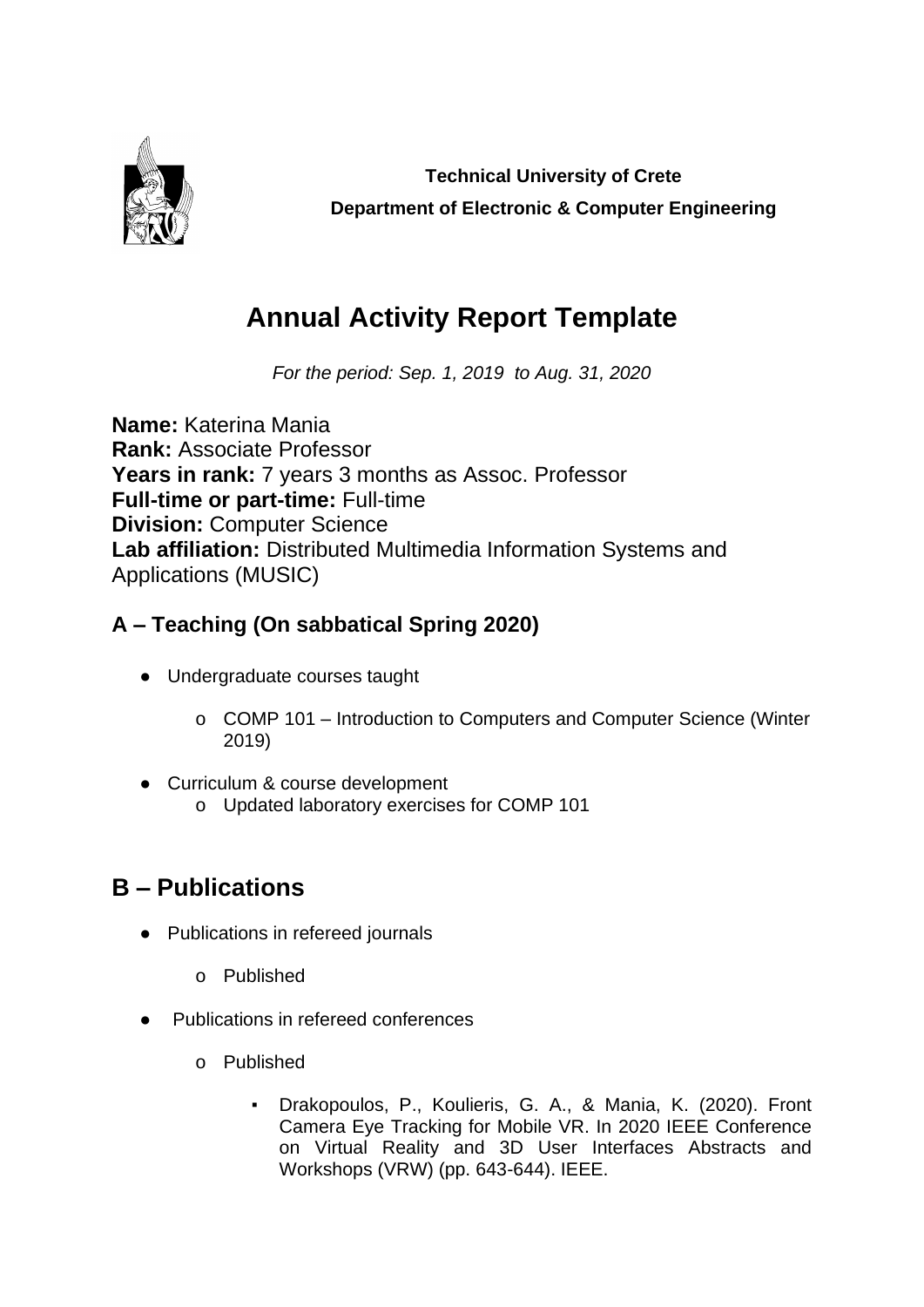**Technical University of Crete**
**Department of Electronic & Computer Engineering**

# Annual Activity Report Template

*For the period: Sep. 1, 2019 to Aug. 31, 2020*

**Name:** Katerina Mania
**Rank:** Associate Professor
**Years in rank:** 7 years 3 months as Assoc. Professor
**Full-time or part-time:** Full-time
**Division:** Computer Science
**Lab affiliation:** Distributed Multimedia Information Systems and Applications (MUSIC)

## A – Teaching (On sabbatical Spring 2020)

- Undergraduate courses taught
  - COMP 101 – Introduction to Computers and Computer Science (Winter 2019)
- Curriculum & course development
  - Updated laboratory exercises for COMP 101

## B – Publications

- Publications in refereed journals
  - Published
- Publications in refereed conferences
  - Published
    - Drakopoulos, P., Koulieris, G. A., & Mania, K. (2020). Front Camera Eye Tracking for Mobile VR. In 2020 IEEE Conference on Virtual Reality and 3D User Interfaces Abstracts and Workshops (VRW) (pp. 643-644). IEEE.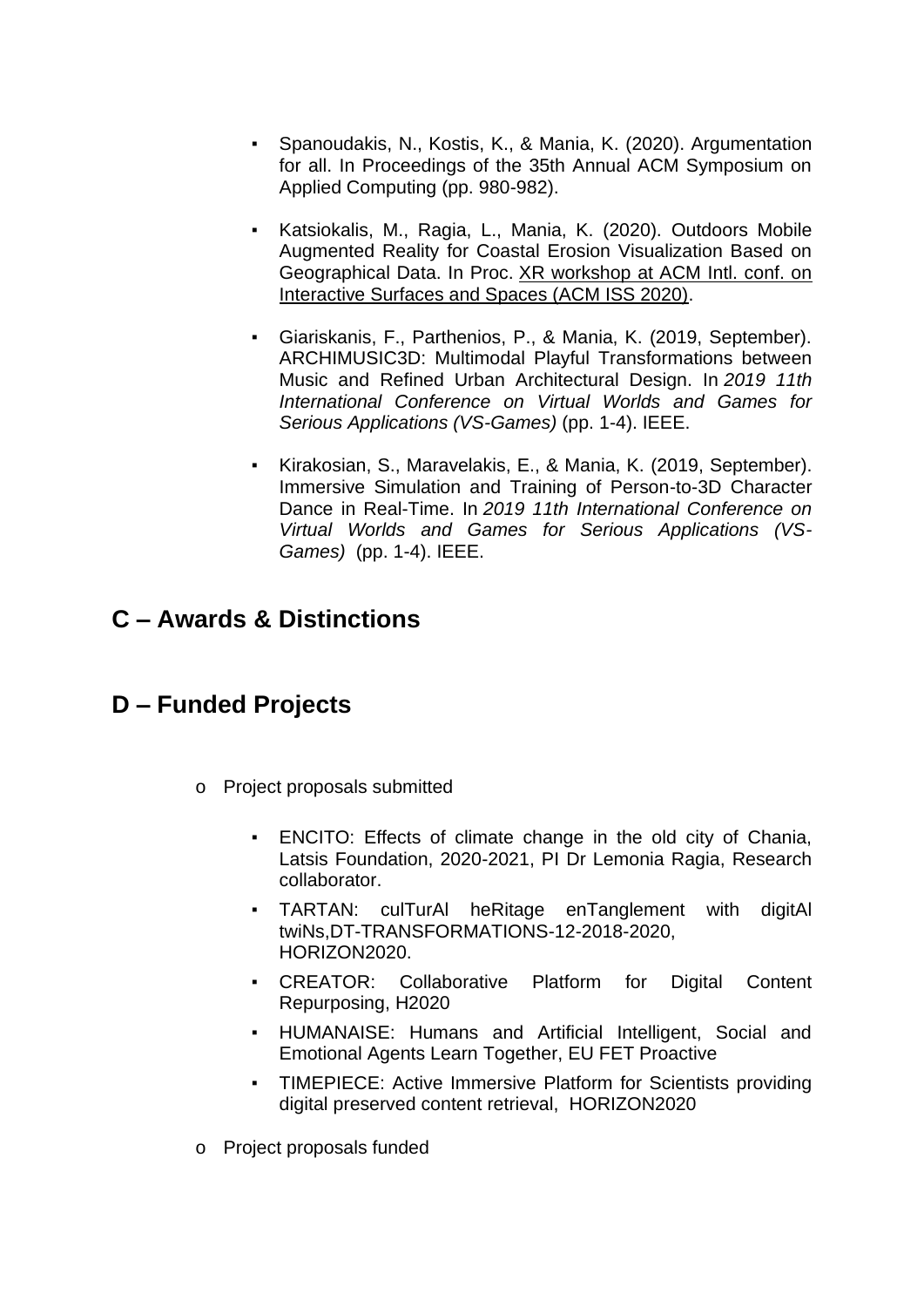- Spanoudakis, N., Kostis, K., & Mania, K. (2020). Argumentation for all. In Proceedings of the 35th Annual ACM Symposium on Applied Computing (pp. 980-982).
- Katsiokalis, M., Ragia, L., Mania, K. (2020). Outdoors Mobile Augmented Reality for Coastal Erosion Visualization Based on Geographical Data. In Proc. XR workshop at ACM Intl. conf. on Interactive Surfaces and Spaces (ACM ISS 2020).
- Giariskanis, F., Parthenios, P., & Mania, K. (2019, September). ARCHIMUSIC3D: Multimodal Playful Transformations between Music and Refined Urban Architectural Design. In *2019 11th International Conference on Virtual Worlds and Games for Serious Applications (VS-Games)* (pp. 1-4). IEEE.
- Kirakosian, S., Maravelakis, E., & Mania, K. (2019, September). Immersive Simulation and Training of Person-to-3D Character Dance in Real-Time. In *2019 11th International Conference on Virtual Worlds and Games for Serious Applications (VS-Games)* (pp. 1-4). IEEE.

## C – Awards & Distinctions

## D – Funded Projects

- Project proposals submitted
  - ENCITO: Effects of climate change in the old city of Chania, Latsis Foundation, 2020-2021, PI Dr Lemonia Ragia, Research collaborator.
  - TARTAN: culTurAl heRitage enTanglement with digitAl twiNs,DT-TRANSFORMATIONS-12-2018-2020, HORIZON2020.
  - CREATOR: Collaborative Platform for Digital Content Repurposing, H2020
  - HUMANAISE: Humans and Artificial Intelligent, Social and Emotional Agents Learn Together, EU FET Proactive
  - TIMEPIECE: Active Immersive Platform for Scientists providing digital preserved content retrieval, HORIZON2020
- Project proposals funded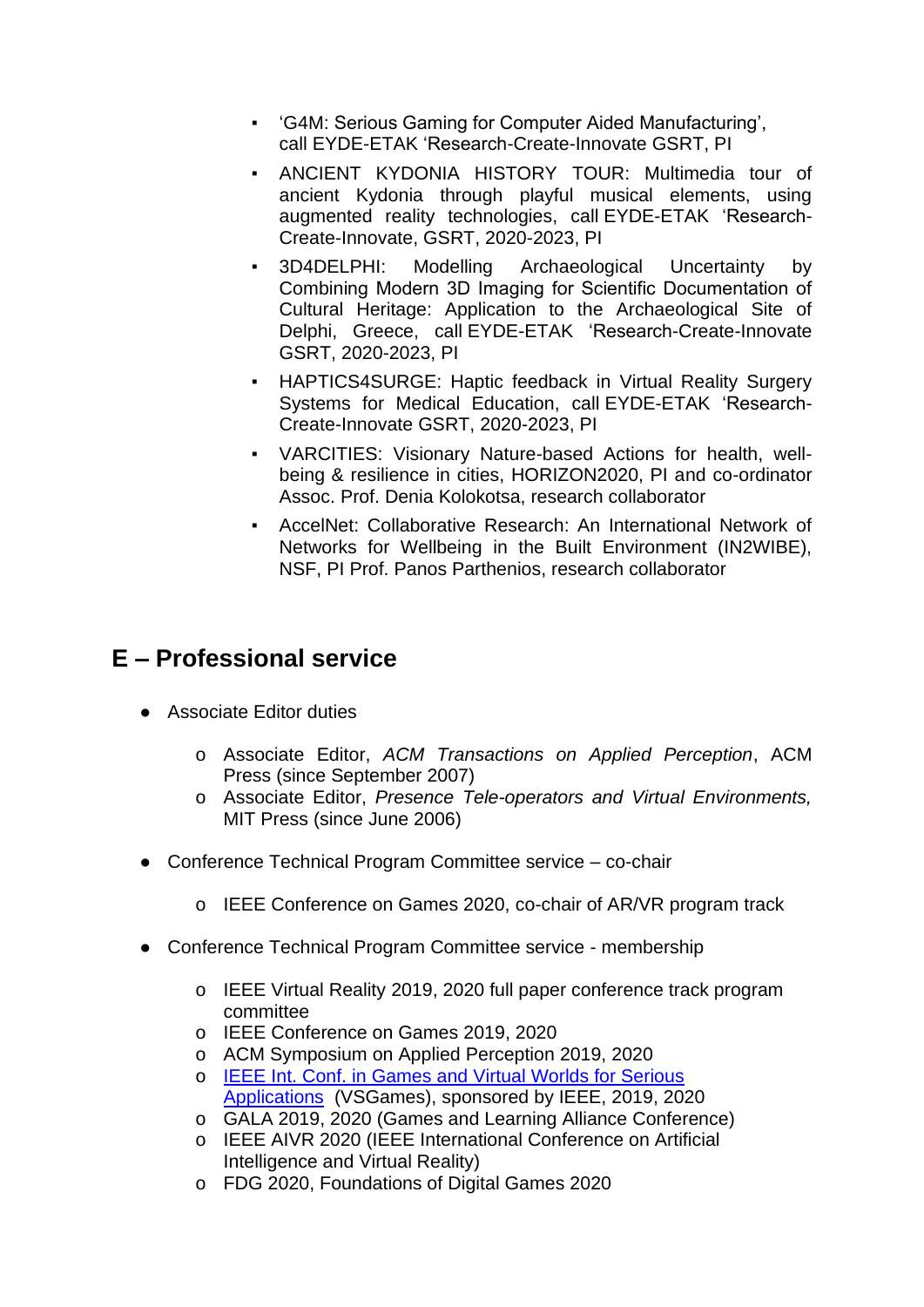- 'G4M: Serious Gaming for Computer Aided Manufacturing', call EYDE-ETAK 'Research-Create-Innovate GSRT, PI
- ANCIENT KYDONIA HISTORY TOUR: Multimedia tour of ancient Kydonia through playful musical elements, using augmented reality technologies, call EYDE-ETAK 'Research-Create-Innovate, GSRT, 2020-2023, PI
- 3D4DELPHI: Modelling Archaeological Uncertainty by Combining Modern 3D Imaging for Scientific Documentation of Cultural Heritage: Application to the Archaeological Site of Delphi, Greece, call EYDE-ETAK 'Research-Create-Innovate GSRT, 2020-2023, PI
- HAPTICS4SURGE: Haptic feedback in Virtual Reality Surgery Systems for Medical Education, call EYDE-ETAK 'Research-Create-Innovate GSRT, 2020-2023, PI
- VARCITIES: Visionary Nature-based Actions for health, well-being & resilience in cities, HORIZON2020, PI and co-ordinator Assoc. Prof. Denia Kolokotsa, research collaborator
- AccelNet: Collaborative Research: An International Network of Networks for Wellbeing in the Built Environment (IN2WIBE), NSF, PI Prof. Panos Parthenios, research collaborator

## E – Professional service

- Associate Editor duties
  - Associate Editor, *ACM Transactions on Applied Perception*, ACM Press (since September 2007)
  - Associate Editor, *Presence Tele-operators and Virtual Environments,* MIT Press (since June 2006)
- Conference Technical Program Committee service – co-chair
  - IEEE Conference on Games 2020, co-chair of AR/VR program track
- Conference Technical Program Committee service - membership
  - IEEE Virtual Reality 2019, 2020 full paper conference track program committee
  - IEEE Conference on Games 2019, 2020
  - ACM Symposium on Applied Perception 2019, 2020
  - IEEE Int. Conf. in Games and Virtual Worlds for Serious Applications (VSGames), sponsored by IEEE, 2019, 2020
  - GALA 2019, 2020 (Games and Learning Alliance Conference)
  - IEEE AIVR 2020 (IEEE International Conference on Artificial Intelligence and Virtual Reality)
  - FDG 2020, Foundations of Digital Games 2020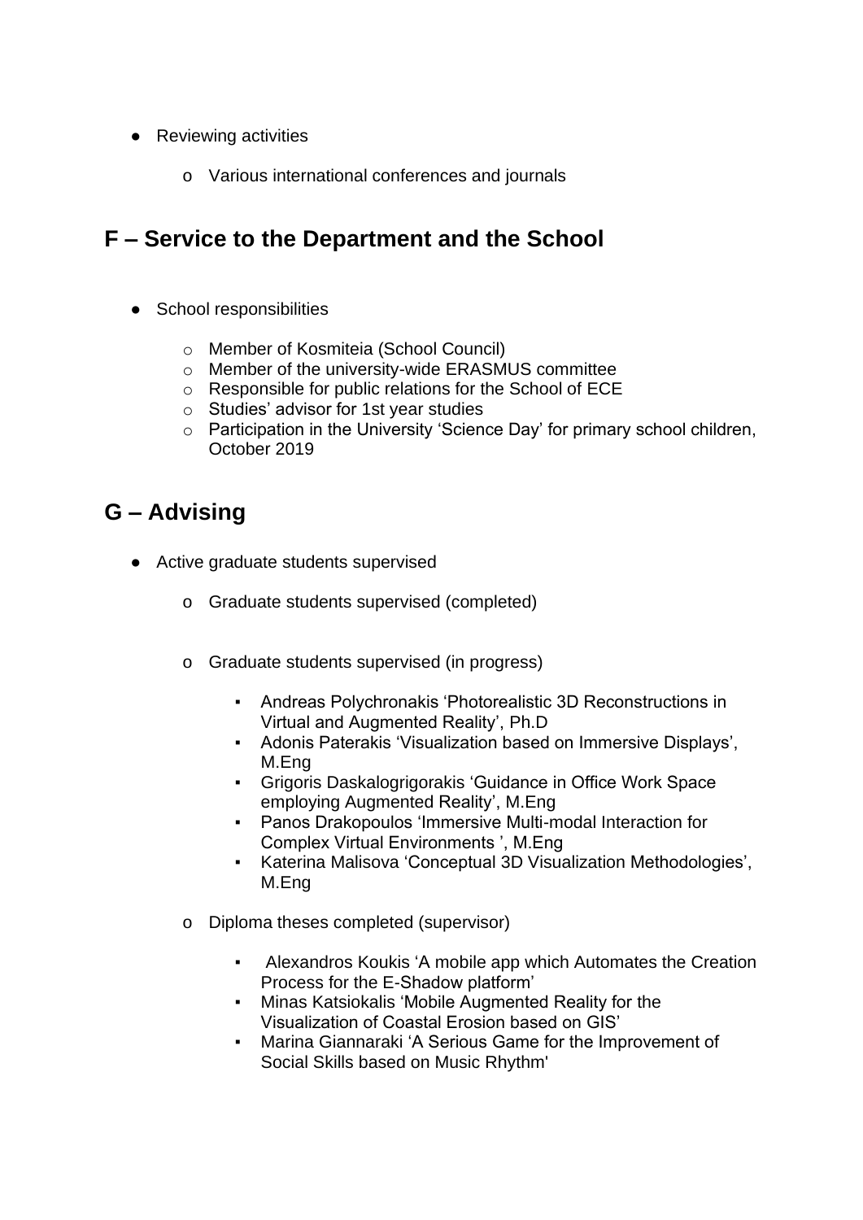- Reviewing activities
    - Various international conferences and journals

## F – Service to the Department and the School

- School responsibilities
    - Member of Kosmiteia (School Council)
    - Member of the university-wide ERASMUS committee
    - Responsible for public relations for the School of ECE
    - Studies' advisor for 1st year studies
    - Participation in the University 'Science Day' for primary school children, October 2019

## G – Advising

- Active graduate students supervised
    - Graduate students supervised (completed)
    - Graduate students supervised (in progress)
        - Andreas Polychronakis 'Photorealistic 3D Reconstructions in Virtual and Augmented Reality', Ph.D
        - Adonis Paterakis 'Visualization based on Immersive Displays', M.Eng
        - Grigoris Daskalogrigorakis 'Guidance in Office Work Space employing Augmented Reality', M.Eng
        - Panos Drakopoulos 'Immersive Multi-modal Interaction for Complex Virtual Environments ', M.Eng
        - Katerina Malisova 'Conceptual 3D Visualization Methodologies', M.Eng
    - Diploma theses completed (supervisor)
        - Alexandros Koukis 'A mobile app which Automates the Creation Process for the E-Shadow platform'
        - Minas Katsiokalis 'Mobile Augmented Reality for the Visualization of Coastal Erosion based on GIS'
        - Marina Giannaraki 'A Serious Game for the Improvement of Social Skills based on Music Rhythm'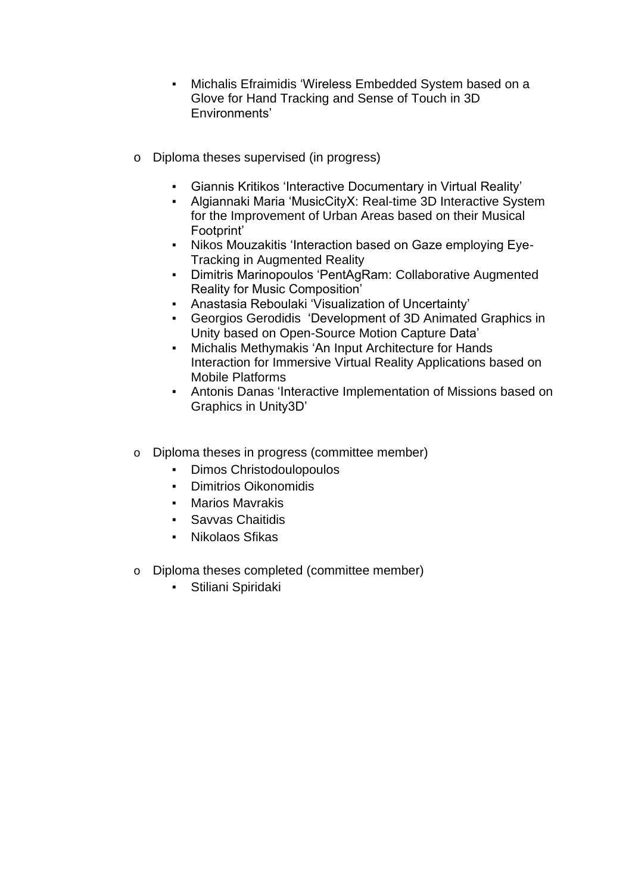- Michalis Efraimidis 'Wireless Embedded System based on a Glove for Hand Tracking and Sense of Touch in 3D Environments'

- Diploma theses supervised (in progress)

  - Giannis Kritikos 'Interactive Documentary in Virtual Reality'
  - Algiannaki Maria 'MusicCityX: Real-time 3D Interactive System for the Improvement of Urban Areas based on their Musical Footprint'
  - Nikos Mouzakitis 'Interaction based on Gaze employing Eye-Tracking in Augmented Reality
  - Dimitris Marinopoulos 'PentAgRam: Collaborative Augmented Reality for Music Composition'
  - Anastasia Reboulaki 'Visualization of Uncertainty'
  - Georgios Gerodidis 'Development of 3D Animated Graphics in Unity based on Open-Source Motion Capture Data'
  - Michalis Methymakis 'An Input Architecture for Hands Interaction for Immersive Virtual Reality Applications based on Mobile Platforms
  - Antonis Danas 'Interactive Implementation of Missions based on Graphics in Unity3D'

- Diploma theses in progress (committee member)
  - Dimos Christodoulopoulos
  - Dimitrios Oikonomidis
  - Marios Mavrakis
  - Savvas Chaitidis
  - Nikolaos Sfikas

- Diploma theses completed (committee member)
  - Stiliani Spiridaki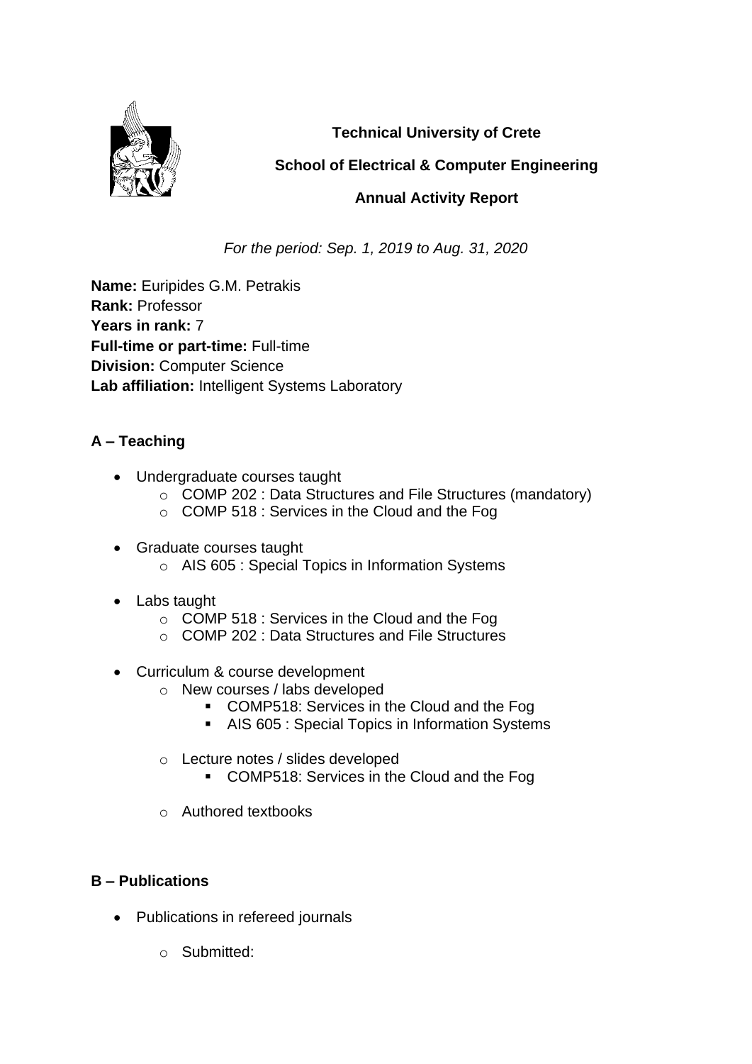**Technical University of Crete**

**School of Electrical & Computer Engineering**

**Annual Activity Report**

*For the period: Sep. 1, 2019 to Aug. 31, 2020*

**Name:** Euripides G.M. Petrakis
**Rank:** Professor
**Years in rank:** 7
**Full-time or part-time:** Full-time
**Division:** Computer Science
**Lab affiliation:** Intelligent Systems Laboratory

## A – Teaching

- Undergraduate courses taught
  - COMP 202 : Data Structures and File Structures (mandatory)
  - COMP 518 : Services in the Cloud and the Fog
- Graduate courses taught
  - AIS 605 : Special Topics in Information Systems
- Labs taught
  - COMP 518 : Services in the Cloud and the Fog
  - COMP 202 : Data Structures and File Structures
- Curriculum & course development
  - New courses / labs developed
    - COMP518: Services in the Cloud and the Fog
    - AIS 605 : Special Topics in Information Systems
  - Lecture notes / slides developed
    - COMP518: Services in the Cloud and the Fog
  - Authored textbooks

## B – Publications

- Publications in refereed journals
  - Submitted: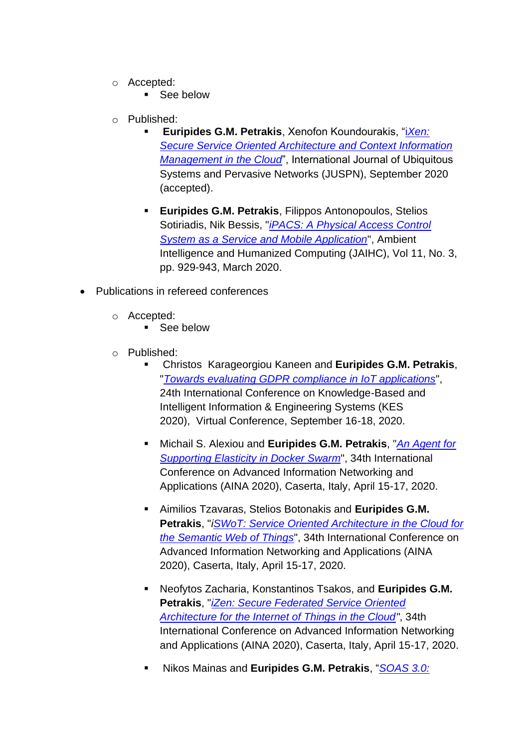- Accepted:
    - See below

  - Published:
    - **Euripides G.M. Petrakis**, Xenofon Koundourakis, "*iXen: Secure Service Oriented Architecture and Context Information Management in the Cloud*", International Journal of Ubiquitous Systems and Pervasive Networks (JUSPN), September 2020 (accepted).

    - **Euripides G.M. Petrakis**, Filippos Antonopoulos, Stelios Sotiriadis, Nik Bessis, "*iPACS: A Physical Access Control System as a Service and Mobile Application*", Ambient Intelligence and Humanized Computing (JAIHC), Vol 11, No. 3, pp. 929-943, March 2020.

- Publications in refereed conferences

  - Accepted:
    - See below

  - Published:
    - Christos Karageorgiou Kaneen and **Euripides G.M. Petrakis**, "*Towards evaluating GDPR compliance in IoT applications*", 24th International Conference on Knowledge-Based and Intelligent Information & Engineering Systems (KES 2020), Virtual Conference, September 16-18, 2020.

    - Michail S. Alexiou and **Euripides G.M. Petrakis**, "*An Agent for Supporting Elasticity in Docker Swarm*", 34th International Conference on Advanced Information Networking and Applications (AINA 2020), Caserta, Italy, April 15-17, 2020.

    - Aimilios Tzavaras, Stelios Botonakis and **Euripides G.M. Petrakis**, "*iSWoT: Service Oriented Architecture in the Cloud for the Semantic Web of Things*", 34th International Conference on Advanced Information Networking and Applications (AINA 2020), Caserta, Italy, April 15-17, 2020.

    - Neofytos Zacharia, Konstantinos Tsakos, and **Euripides G.M. Petrakis**, "*iZen: Secure Federated Service Oriented Architecture for the Internet of Things in the Cloud*", 34th International Conference on Advanced Information Networking and Applications (AINA 2020), Caserta, Italy, April 15-17, 2020.

    - Nikos Mainas and **Euripides G.M. Petrakis**, "*SOAS 3.0:*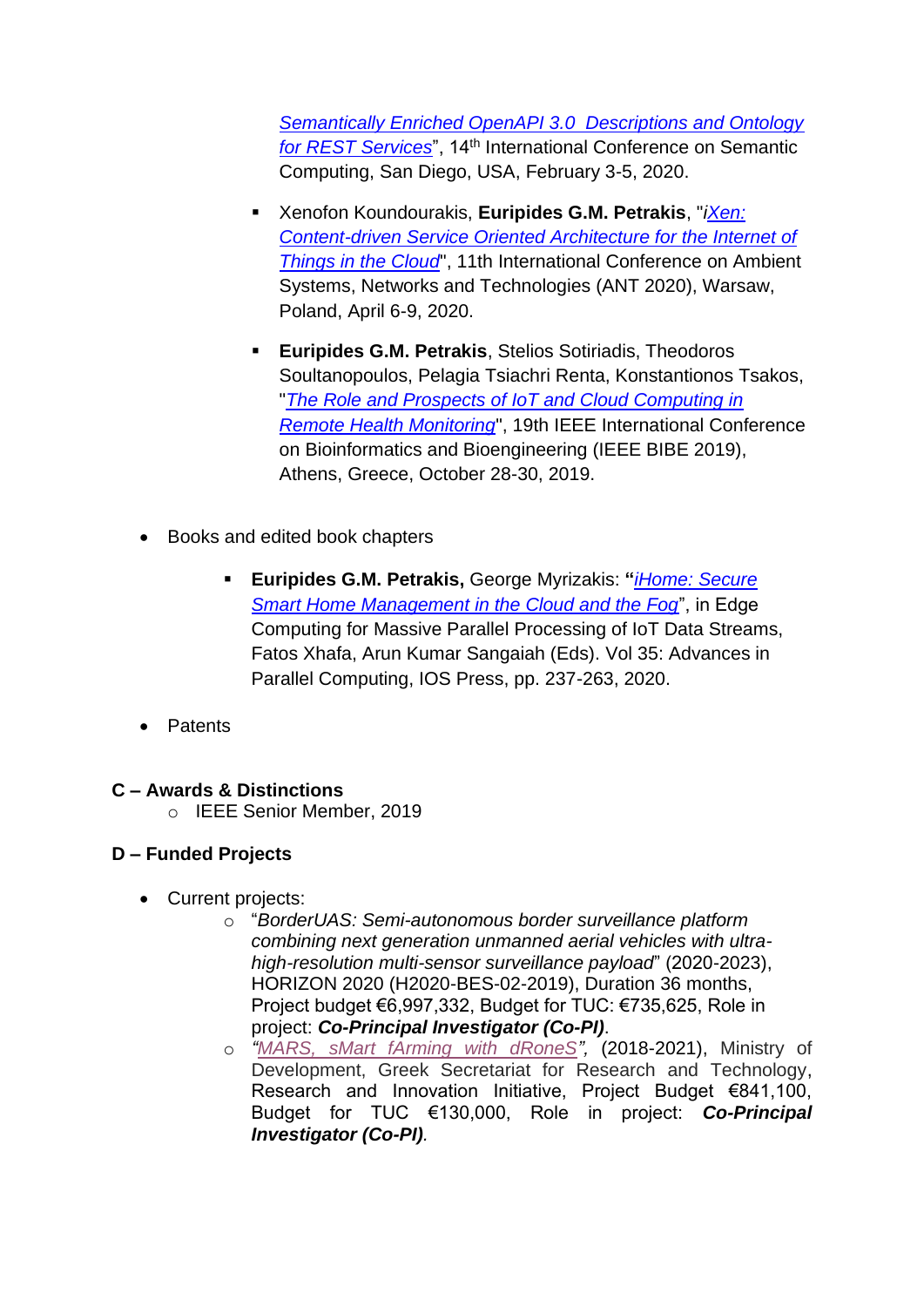"Semantically Enriched OpenAPI 3.0 Descriptions and Ontology for REST Services", 14th International Conference on Semantic Computing, San Diego, USA, February 3-5, 2020.

- Xenofon Koundourakis, **Euripides G.M. Petrakis**, "iXen: Content-driven Service Oriented Architecture for the Internet of Things in the Cloud", 11th International Conference on Ambient Systems, Networks and Technologies (ANT 2020), Warsaw, Poland, April 6-9, 2020.
- **Euripides G.M. Petrakis**, Stelios Sotiriadis, Theodoros Soultanopoulos, Pelagia Tsiachri Renta, Konstantionos Tsakos, "The Role and Prospects of IoT and Cloud Computing in Remote Health Monitoring", 19th IEEE International Conference on Bioinformatics and Bioengineering (IEEE BIBE 2019), Athens, Greece, October 28-30, 2019.

- Books and edited book chapters
  - **Euripides G.M. Petrakis,** George Myrizakis: **"**iHome: Secure Smart Home Management in the Cloud and the Fog", in Edge Computing for Massive Parallel Processing of IoT Data Streams, Fatos Xhafa, Arun Kumar Sangaiah (Eds). Vol 35: Advances in Parallel Computing, IOS Press, pp. 237-263, 2020.
- Patents

**C – Awards & Distinctions**

- IEEE Senior Member, 2019

**D – Funded Projects**

- Current projects:
  - "*BorderUAS: Semi-autonomous border surveillance platform combining next generation unmanned aerial vehicles with ultra-high-resolution multi-sensor surveillance payload*" (2020-2023), HORIZON 2020 (H2020-BES-02-2019), Duration 36 months, Project budget €6,997,332, Budget for TUC: €735,625, Role in project: ***Co-Principal Investigator (Co-PI)***.
  - *"MARS, sMart fArming with dRoneS"*, (2018-2021), Ministry of Development, Greek Secretariat for Research and Technology, Research and Innovation Initiative, Project Budget €841,100, Budget for TUC €130,000, Role in project: ***Co-Principal Investigator (Co-PI)***.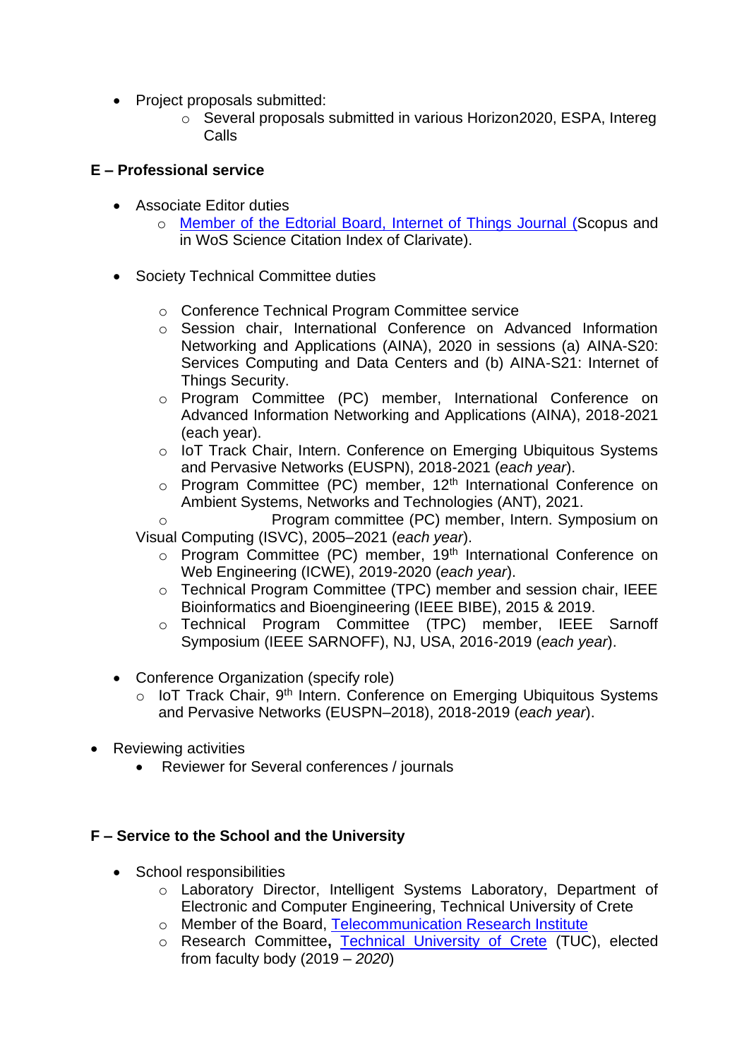- Project proposals submitted:
  - Several proposals submitted in various Horizon2020, ESPA, Intereg Calls

**E – Professional service**

- Associate Editor duties
  - Member of the Edtorial Board, Internet of Things Journal (Scopus and in WoS Science Citation Index of Clarivate).

- Society Technical Committee duties
  - Conference Technical Program Committee service
  - Session chair, International Conference on Advanced Information Networking and Applications (AINA), 2020 in sessions (a) AINA-S20: Services Computing and Data Centers and (b) AINA-S21: Internet of Things Security.
  - Program Committee (PC) member, International Conference on Advanced Information Networking and Applications (AINA), 2018-2021 (each year).
  - IoT Track Chair, Intern. Conference on Emerging Ubiquitous Systems and Pervasive Networks (EUSPN), 2018-2021 (*each year*).
  - Program Committee (PC) member, 12th International Conference on Ambient Systems, Networks and Technologies (ANT), 2021.
  - Program committee (PC) member, Intern. Symposium on Visual Computing (ISVC), 2005–2021 (*each year*).
  - Program Committee (PC) member, 19th International Conference on Web Engineering (ICWE), 2019-2020 (*each year*).
  - Technical Program Committee (TPC) member and session chair, IEEE Bioinformatics and Bioengineering (IEEE BIBE), 2015 & 2019.
  - Technical Program Committee (TPC) member, IEEE Sarnoff Symposium (IEEE SARNOFF), NJ, USA, 2016-2019 (*each year*).

- Conference Organization (specify role)
  - IoT Track Chair, 9th Intern. Conference on Emerging Ubiquitous Systems and Pervasive Networks (EUSPN–2018), 2018-2019 (*each year*).

- Reviewing activities
  - Reviewer for Several conferences / journals

**F – Service to the School and the University**

- School responsibilities
  - Laboratory Director, Intelligent Systems Laboratory, Department of Electronic and Computer Engineering, Technical University of Crete
  - Member of the Board, Telecommunication Research Institute
  - Research Committee**,** Technical University of Crete (TUC), elected from faculty body (2019 – *2020*)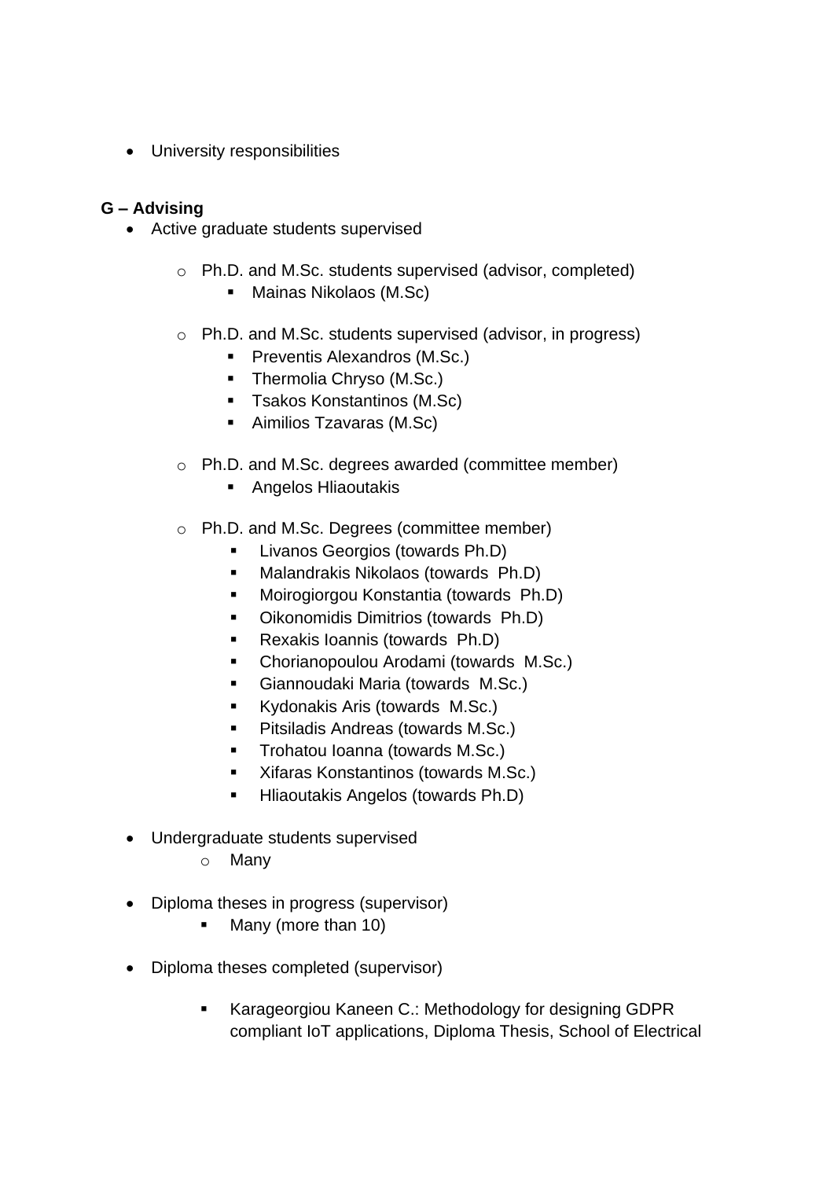- University responsibilities

**G – Advising**

- Active graduate students supervised
  - Ph.D. and M.Sc. students supervised (advisor, completed)
    - Mainas Nikolaos (M.Sc)
  - Ph.D. and M.Sc. students supervised (advisor, in progress)
    - Preventis Alexandros (M.Sc.)
    - Thermolia Chryso (M.Sc.)
    - Tsakos Konstantinos (M.Sc)
    - Aimilios Tzavaras (M.Sc)
  - Ph.D. and M.Sc. degrees awarded (committee member)
    - Angelos Hliaoutakis
  - Ph.D. and M.Sc. Degrees (committee member)
    - Livanos Georgios (towards Ph.D)
    - Malandrakis Nikolaos (towards Ph.D)
    - Moirogiorgou Konstantia (towards Ph.D)
    - Oikonomidis Dimitrios (towards Ph.D)
    - Rexakis Ioannis (towards Ph.D)
    - Chorianopoulou Arodami (towards M.Sc.)
    - Giannoudaki Maria (towards M.Sc.)
    - Kydonakis Aris (towards M.Sc.)
    - Pitsiladis Andreas (towards M.Sc.)
    - Trohatou Ioanna (towards M.Sc.)
    - Xifaras Konstantinos (towards M.Sc.)
    - Hliaoutakis Angelos (towards Ph.D)
- Undergraduate students supervised
  - Many
- Diploma theses in progress (supervisor)
  - Many (more than 10)
- Diploma theses completed (supervisor)
  - Karageorgiou Kaneen C.: Methodology for designing GDPR compliant IoT applications, Diploma Thesis, School of Electrical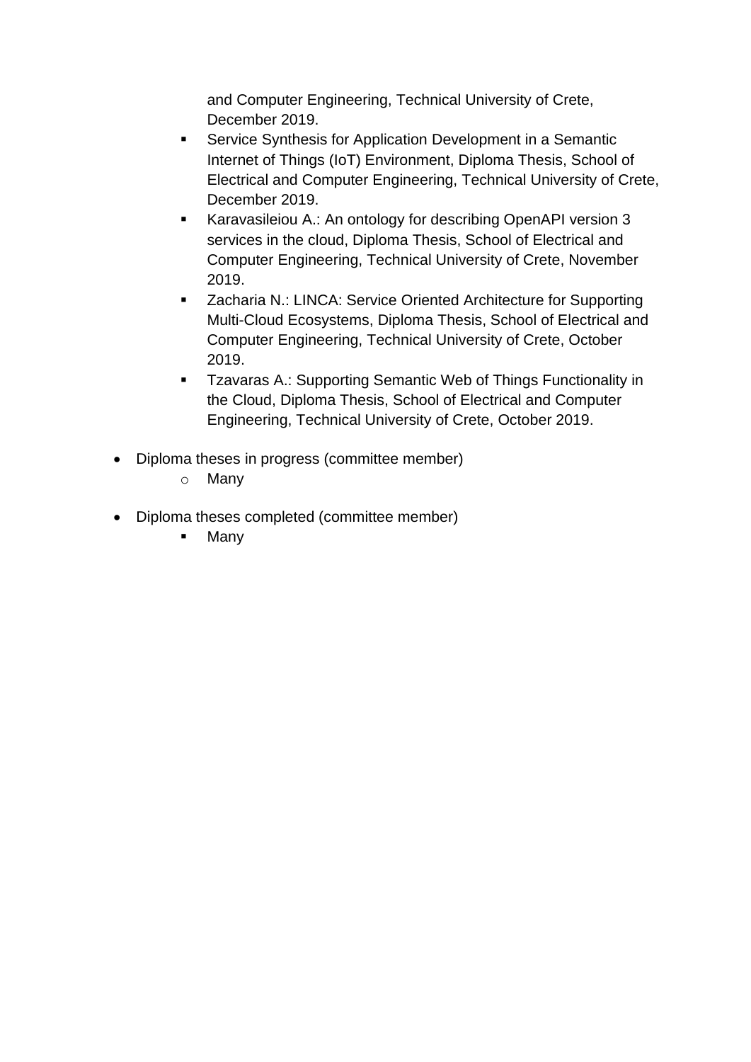and Computer Engineering, Technical University of Crete, December 2019.
  - Service Synthesis for Application Development in a Semantic Internet of Things (IoT) Environment, Diploma Thesis, School of Electrical and Computer Engineering, Technical University of Crete, December 2019.
  - Karavasileiou A.: An ontology for describing OpenAPI version 3 services in the cloud, Diploma Thesis, School of Electrical and Computer Engineering, Technical University of Crete, November 2019.
  - Zacharia N.: LINCA: Service Oriented Architecture for Supporting Multi-Cloud Ecosystems, Diploma Thesis, School of Electrical and Computer Engineering, Technical University of Crete, October 2019.
  - Tzavaras A.: Supporting Semantic Web of Things Functionality in the Cloud, Diploma Thesis, School of Electrical and Computer Engineering, Technical University of Crete, October 2019.

- Diploma theses in progress (committee member)
  - Many

- Diploma theses completed (committee member)
  - Many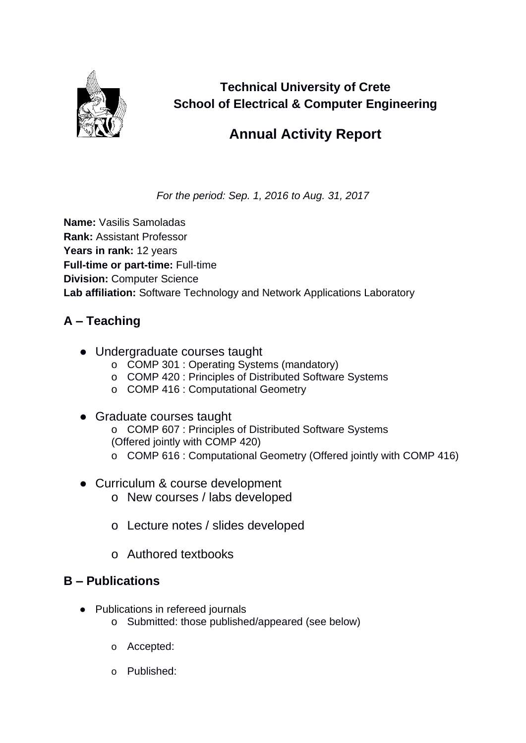**Technical University of Crete**
**School of Electrical & Computer Engineering**

# Annual Activity Report

*For the period: Sep. 1, 2016 to Aug. 31, 2017*

**Name:** Vasilis Samoladas
**Rank:** Assistant Professor
**Years in rank:** 12 years
**Full-time or part-time:** Full-time
**Division:** Computer Science
**Lab affiliation:** Software Technology and Network Applications Laboratory

## A – Teaching

- Undergraduate courses taught
  - COMP 301 : Operating Systems (mandatory)
  - COMP 420 : Principles of Distributed Software Systems
  - COMP 416 : Computational Geometry

- Graduate courses taught
  - COMP 607 : Principles of Distributed Software Systems (Offered jointly with COMP 420)
  - COMP 616 : Computational Geometry (Offered jointly with COMP 416)

- Curriculum & course development
  - New courses / labs developed
  - Lecture notes / slides developed
  - Authored textbooks

## B – Publications

- Publications in refereed journals
  - Submitted: those published/appeared (see below)
  - Accepted:
  - Published: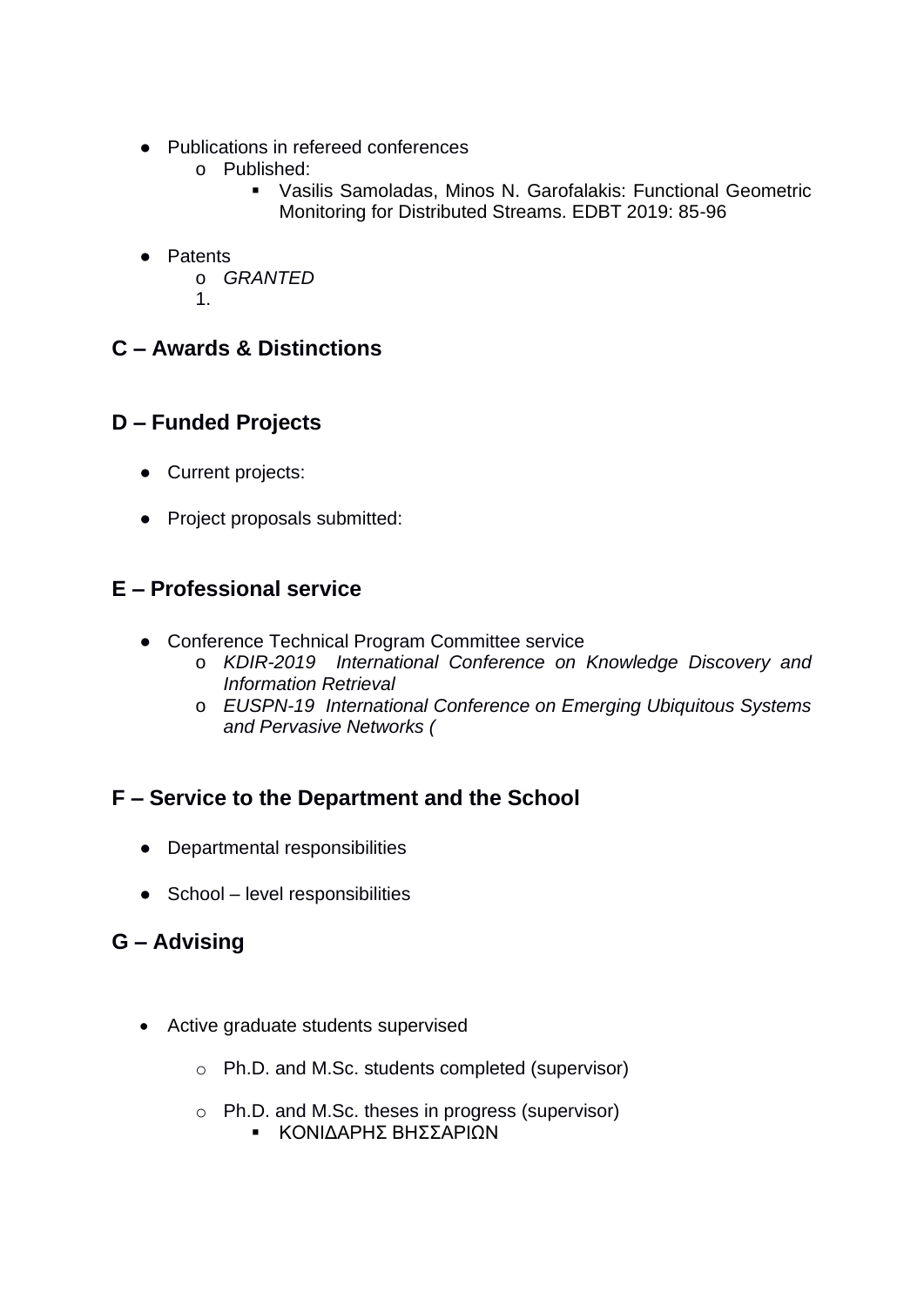- Publications in refereed conferences
    - Published:
        - Vasilis Samoladas, Minos N. Garofalakis: Functional Geometric Monitoring for Distributed Streams. EDBT 2019: 85-96

- Patents
    - *GRANTED*
    1.

## C – Awards & Distinctions

## D – Funded Projects

- Current projects:

- Project proposals submitted:

## E – Professional service

- Conference Technical Program Committee service
    - *KDIR-2019 International Conference on Knowledge Discovery and Information Retrieval*
    - *EUSPN-19 International Conference on Emerging Ubiquitous Systems and Pervasive Networks (*

## F – Service to the Department and the School

- Departmental responsibilities

- School – level responsibilities

## G – Advising

- Active graduate students supervised

    - Ph.D. and M.Sc. students completed (supervisor)

    - Ph.D. and M.Sc. theses in progress (supervisor)
        - ΚΟΝΙΔΑΡΗΣ ΒΗΣΣΑΡΙΩΝ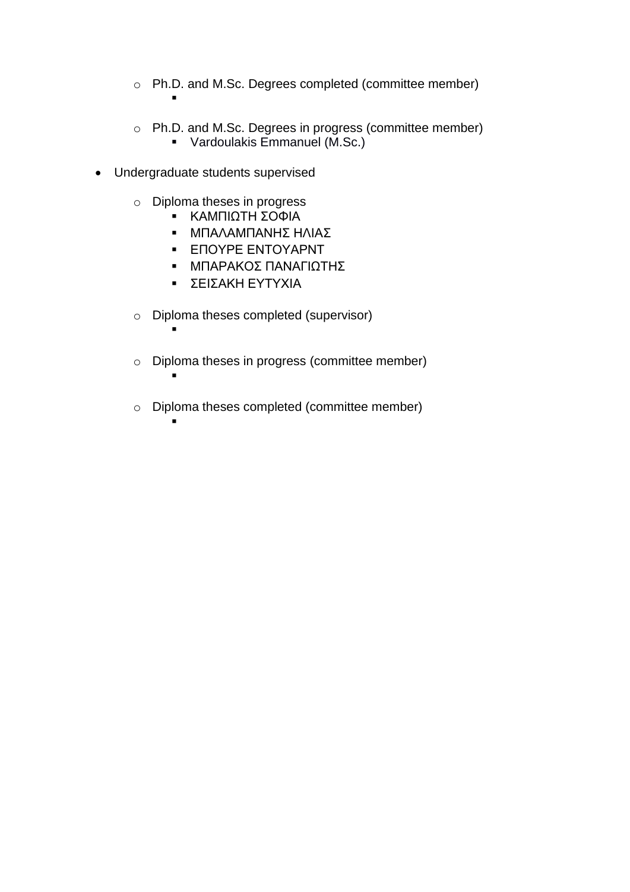- Ph.D. and M.Sc. Degrees completed (committee member)
    -

  - Ph.D. and M.Sc. Degrees in progress (committee member)
    - Vardoulakis Emmanuel (M.Sc.)

- Undergraduate students supervised

  - Diploma theses in progress
    - ΚΑΜΠΙΩΤΗ ΣΟΦΙΑ
    - ΜΠΑΛΑΜΠΑΝΗΣ ΗΛΙΑΣ
    - ΕΠΟΥΡΕ ΕΝΤΟΥΑΡΝΤ
    - ΜΠΑΡΑΚΟΣ ΠΑΝΑΓΙΩΤΗΣ
    - ΣΕΙΣΑΚΗ ΕΥΤΥΧΙΑ

  - Diploma theses completed (supervisor)
    -

  - Diploma theses in progress (committee member)
    -

  - Diploma theses completed (committee member)
    -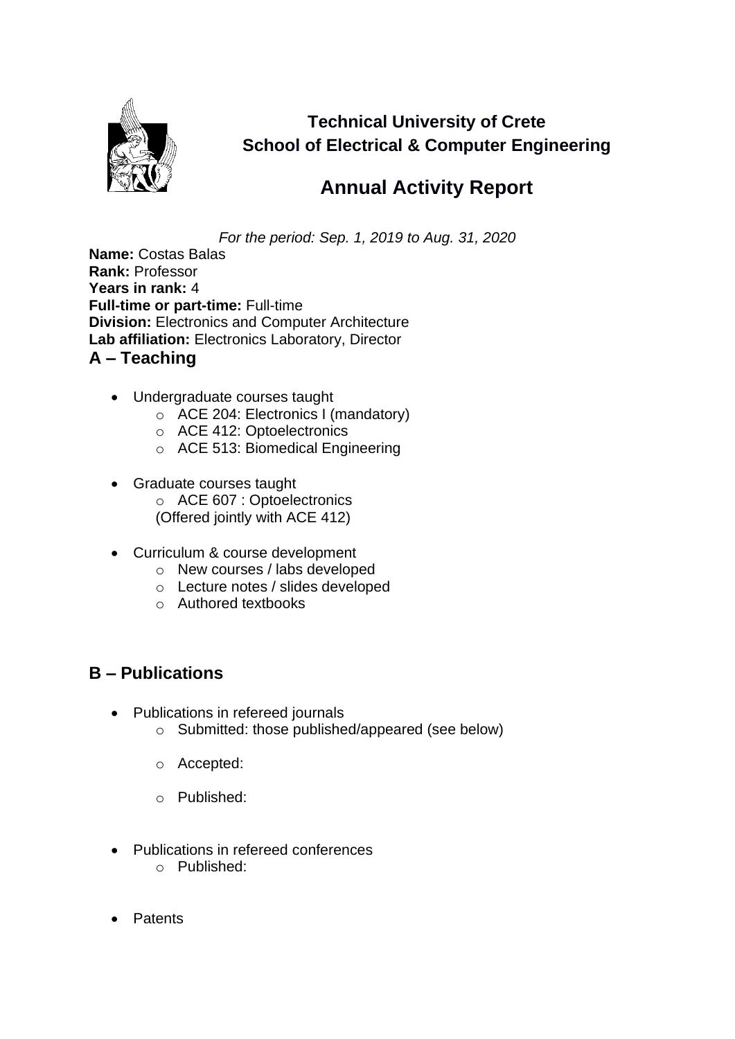**Technical University of Crete**
**School of Electrical & Computer Engineering**

# Annual Activity Report

*For the period: Sep. 1, 2019 to Aug. 31, 2020*

**Name:** Costas Balas
**Rank:** Professor
**Years in rank:** 4
**Full-time or part-time:** Full-time
**Division:** Electronics and Computer Architecture
**Lab affiliation:** Electronics Laboratory, Director

## A – Teaching

- Undergraduate courses taught
  - ACE 204: Electronics I (mandatory)
  - ACE 412: Optoelectronics
  - ACE 513: Biomedical Engineering

- Graduate courses taught
  - ACE 607 : Optoelectronics
  (Offered jointly with ACE 412)

- Curriculum & course development
  - New courses / labs developed
  - Lecture notes / slides developed
  - Authored textbooks

## B – Publications

- Publications in refereed journals
  - Submitted: those published/appeared (see below)
  - Accepted:
  - Published:

- Publications in refereed conferences
  - Published:

- Patents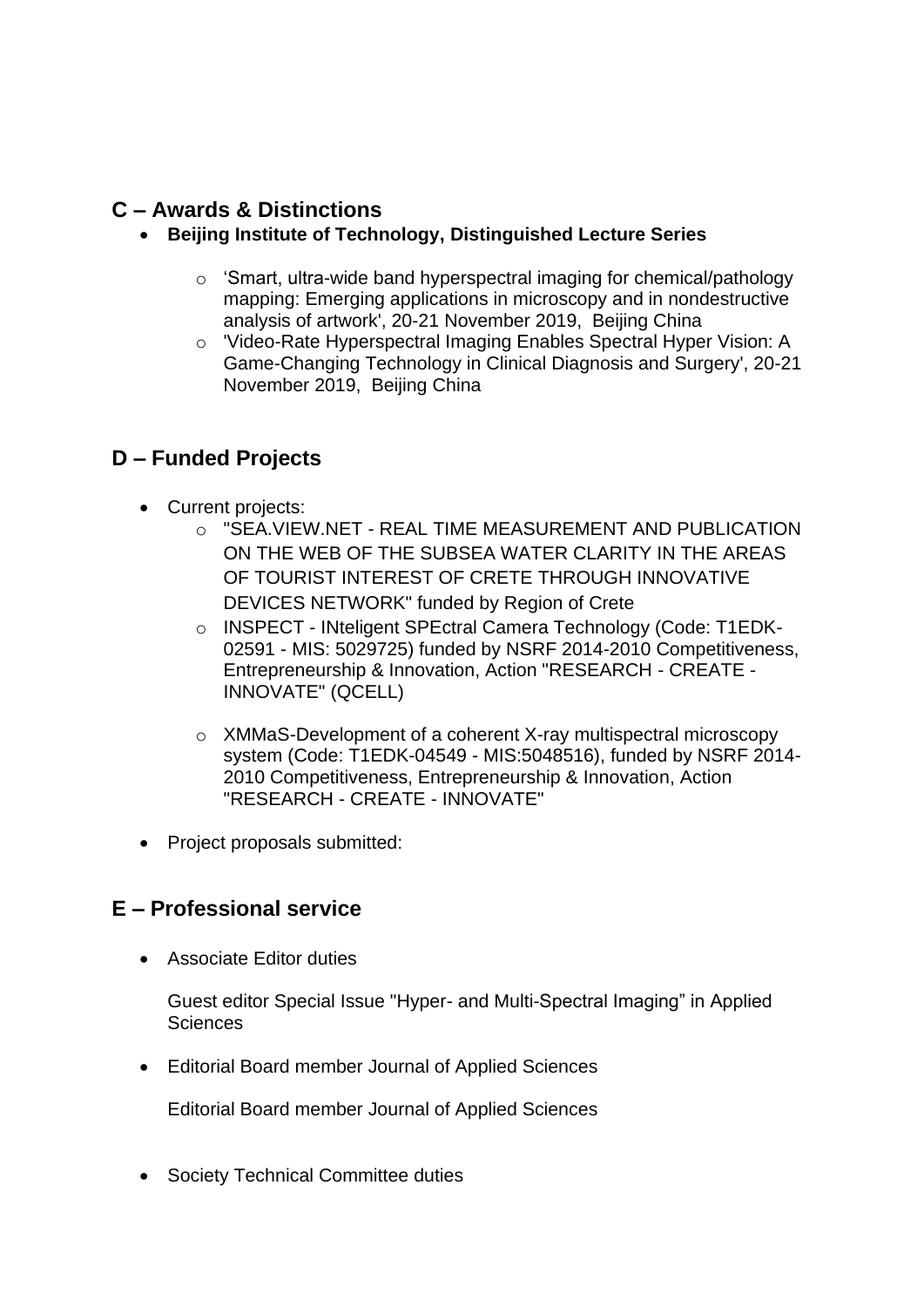## C – Awards & Distinctions

- **Beijing Institute of Technology, Distinguished Lecture Series**
    - 'Smart, ultra-wide band hyperspectral imaging for chemical/pathology mapping: Emerging applications in microscopy and in nondestructive analysis of artwork', 20-21 November 2019, Beijing China
    - 'Video-Rate Hyperspectral Imaging Enables Spectral Hyper Vision: A Game-Changing Technology in Clinical Diagnosis and Surgery', 20-21 November 2019, Beijing China

## D – Funded Projects

- Current projects:
    - "SEA.VIEW.NET - REAL TIME MEASUREMENT AND PUBLICATION ON THE WEB OF THE SUBSEA WATER CLARITY IN THE AREAS OF TOURIST INTEREST OF CRETE THROUGH INNOVATIVE DEVICES NETWORK" funded by Region of Crete
    - INSPECT - INteligent SPEctral Camera Technology (Code: T1EDK-02591 - MIS: 5029725) funded by NSRF 2014-2010 Competitiveness, Entrepreneurship & Innovation, Action "RESEARCH - CREATE - INNOVATE" (QCELL)
    - XMMaS-Development of a coherent X-ray multispectral microscopy system (Code: T1EDK-04549 - MIS:5048516), funded by NSRF 2014-2010 Competitiveness, Entrepreneurship & Innovation, Action "RESEARCH - CREATE - INNOVATE"
- Project proposals submitted:

## E – Professional service

- Associate Editor duties

  Guest editor Special Issue "Hyper- and Multi-Spectral Imaging" in Applied Sciences

- Editorial Board member Journal of Applied Sciences

  Editorial Board member Journal of Applied Sciences

- Society Technical Committee duties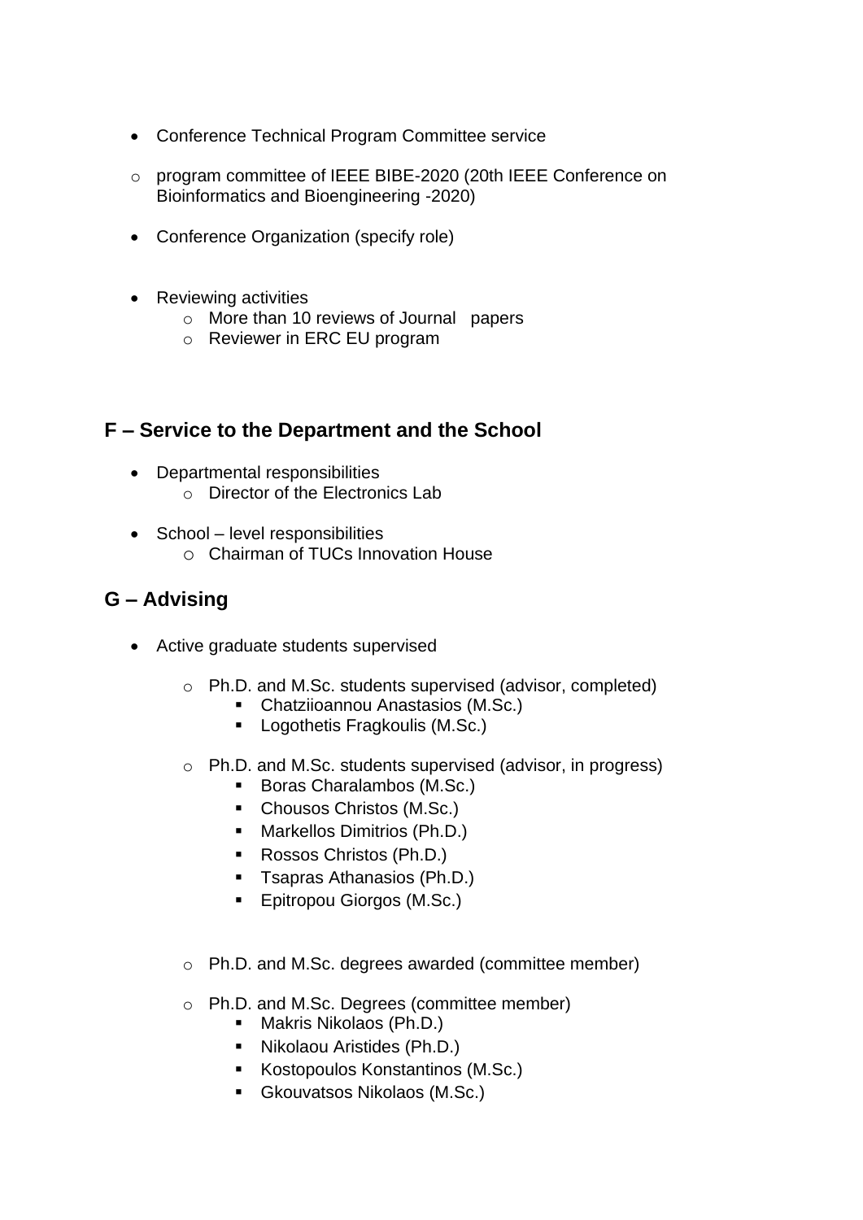- Conference Technical Program Committee service

  - program committee of IEEE BIBE-2020 (20th IEEE Conference on Bioinformatics and Bioengineering -2020)

- Conference Organization (specify role)

- Reviewing activities
  - More than 10 reviews of Journal papers
  - Reviewer in ERC EU program

## F – Service to the Department and the School

- Departmental responsibilities
  - Director of the Electronics Lab

- School – level responsibilities
  - Chairman of TUCs Innovation House

## G – Advising

- Active graduate students supervised

  - Ph.D. and M.Sc. students supervised (advisor, completed)
    - Chatziioannou Anastasios (M.Sc.)
    - Logothetis Fragkoulis (M.Sc.)

  - Ph.D. and M.Sc. students supervised (advisor, in progress)
    - Boras Charalambos (M.Sc.)
    - Chousos Christos (M.Sc.)
    - Markellos Dimitrios (Ph.D.)
    - Rossos Christos (Ph.D.)
    - Tsapras Athanasios (Ph.D.)
    - Epitropou Giorgos (M.Sc.)

  - Ph.D. and M.Sc. degrees awarded (committee member)

  - Ph.D. and M.Sc. Degrees (committee member)
    - Makris Nikolaos (Ph.D.)
    - Nikolaou Aristides (Ph.D.)
    - Kostopoulos Konstantinos (M.Sc.)
    - Gkouvatsos Nikolaos (M.Sc.)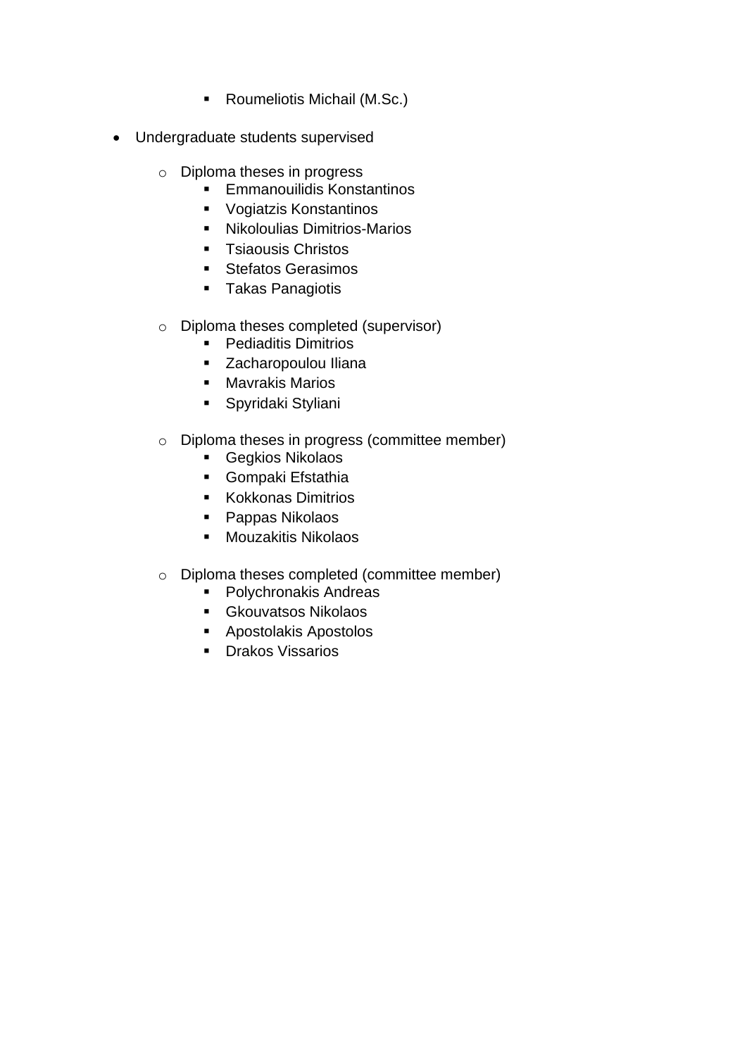- Roumeliotis Michail (M.Sc.)

- Undergraduate students supervised

  - Diploma theses in progress
    - Emmanouilidis Konstantinos
    - Vogiatzis Konstantinos
    - Nikoloulias Dimitrios-Marios
    - Tsiaousis Christos
    - Stefatos Gerasimos
    - Takas Panagiotis

  - Diploma theses completed (supervisor)
    - Pediaditis Dimitrios
    - Zacharopoulou Iliana
    - Mavrakis Marios
    - Spyridaki Styliani

  - Diploma theses in progress (committee member)
    - Gegkios Nikolaos
    - Gompaki Efstathia
    - Kokkonas Dimitrios
    - Pappas Nikolaos
    - Mouzakitis Nikolaos

  - Diploma theses completed (committee member)
    - Polychronakis Andreas
    - Gkouvatsos Nikolaos
    - Apostolakis Apostolos
    - Drakos Vissarios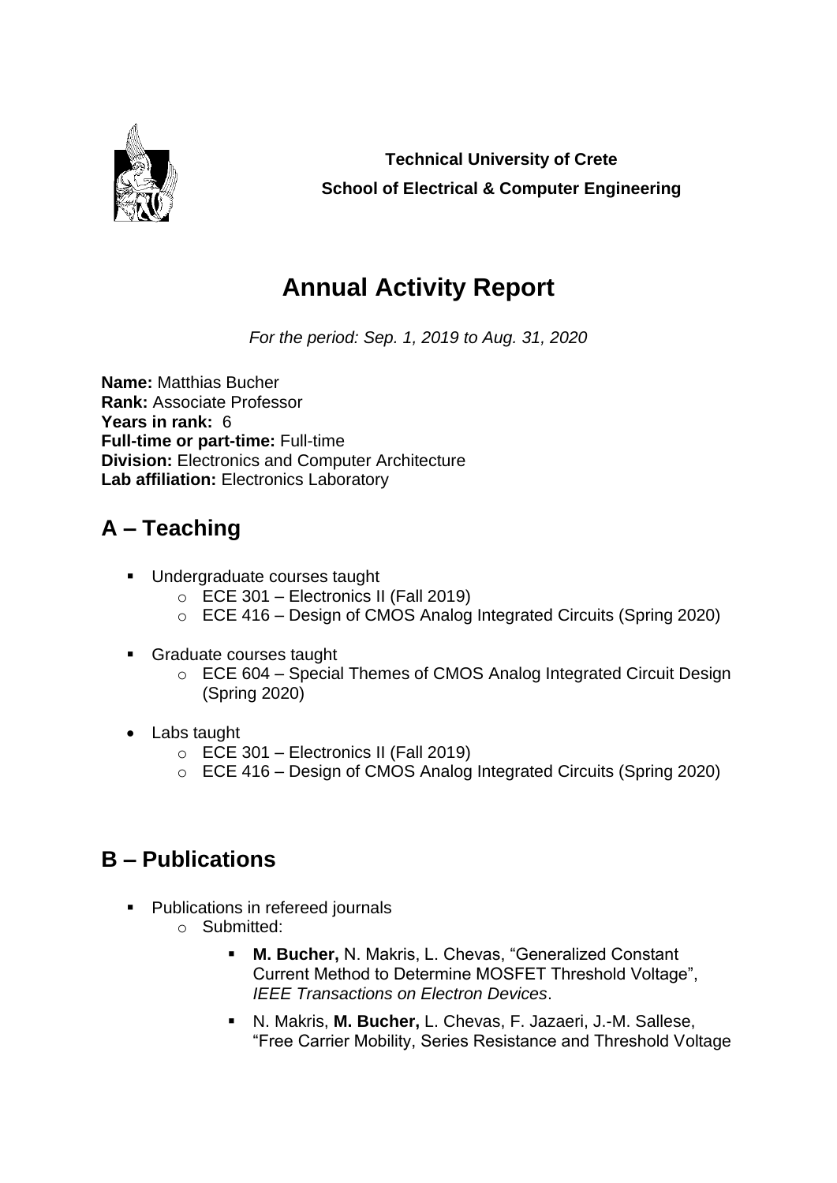**Technical University of Crete**
**School of Electrical & Computer Engineering**

# Annual Activity Report

*For the period: Sep. 1, 2019 to Aug. 31, 2020*

**Name:** Matthias Bucher
**Rank:** Associate Professor
**Years in rank:** 6
**Full-time or part-time:** Full-time
**Division:** Electronics and Computer Architecture
**Lab affiliation:** Electronics Laboratory

## A – Teaching

- Undergraduate courses taught
  - ECE 301 – Electronics II (Fall 2019)
  - ECE 416 – Design of CMOS Analog Integrated Circuits (Spring 2020)

- Graduate courses taught
  - ECE 604 – Special Themes of CMOS Analog Integrated Circuit Design (Spring 2020)

- Labs taught
  - ECE 301 – Electronics II (Fall 2019)
  - ECE 416 – Design of CMOS Analog Integrated Circuits (Spring 2020)

## B – Publications

- Publications in refereed journals
  - Submitted:
    - **M. Bucher,** N. Makris, L. Chevas, "Generalized Constant Current Method to Determine MOSFET Threshold Voltage", *IEEE Transactions on Electron Devices*.
    - N. Makris, **M. Bucher,** L. Chevas, F. Jazaeri, J.-M. Sallese, "Free Carrier Mobility, Series Resistance and Threshold Voltage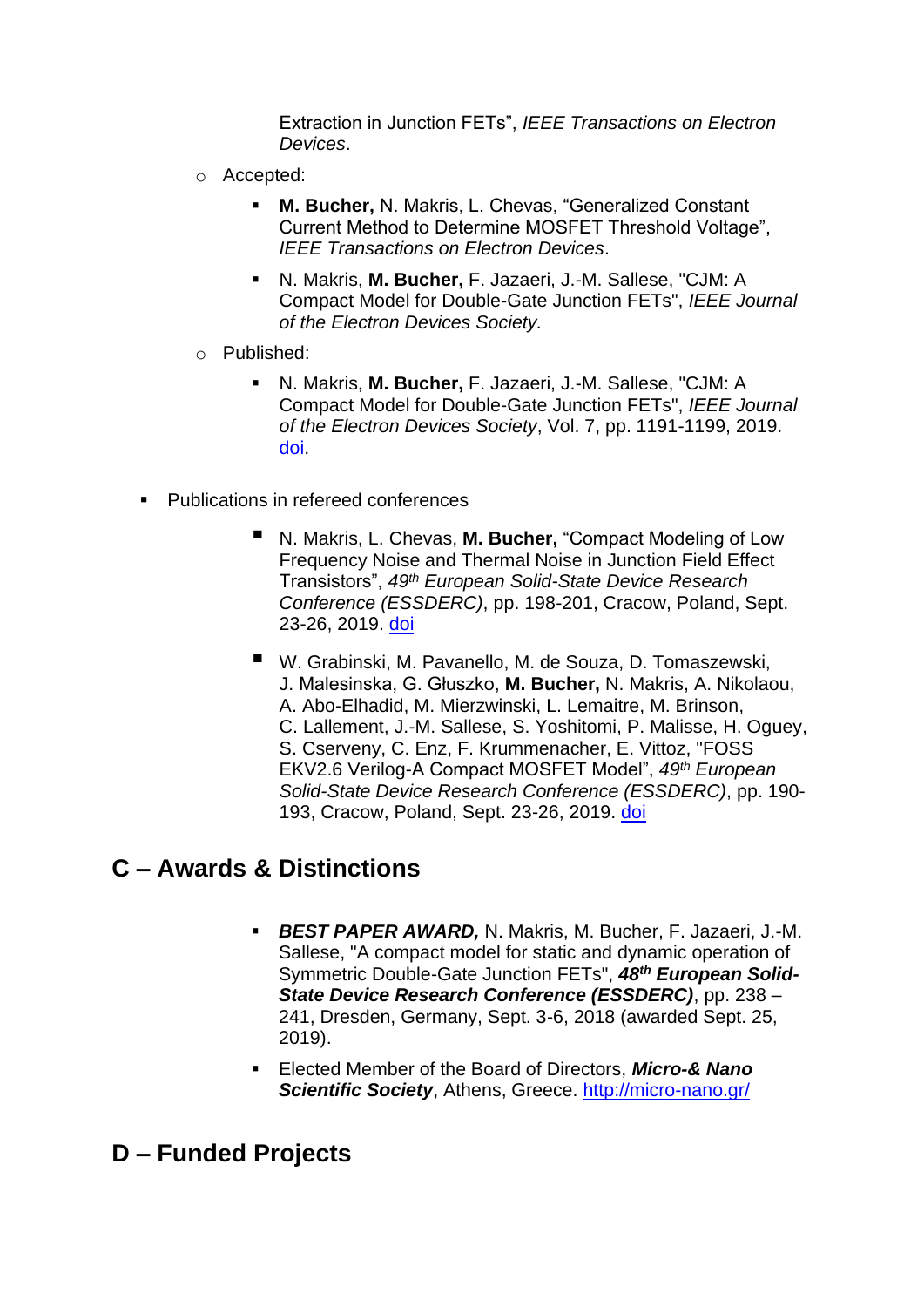Extraction in Junction FETs", *IEEE Transactions on Electron Devices*.

- Accepted:
    - **M. Bucher,** N. Makris, L. Chevas, "Generalized Constant Current Method to Determine MOSFET Threshold Voltage", *IEEE Transactions on Electron Devices*.
    - N. Makris, **M. Bucher,** F. Jazaeri, J.-M. Sallese, "CJM: A Compact Model for Double-Gate Junction FETs", *IEEE Journal of the Electron Devices Society.*
- Published:
    - N. Makris, **M. Bucher,** F. Jazaeri, J.-M. Sallese, "CJM: A Compact Model for Double-Gate Junction FETs", *IEEE Journal of the Electron Devices Society*, Vol. 7, pp. 1191-1199, 2019. doi.

- Publications in refereed conferences
    - N. Makris, L. Chevas, **M. Bucher,** "Compact Modeling of Low Frequency Noise and Thermal Noise in Junction Field Effect Transistors", *49th European Solid-State Device Research Conference (ESSDERC)*, pp. 198-201, Cracow, Poland, Sept. 23-26, 2019. doi
    - W. Grabinski, M. Pavanello, M. de Souza, D. Tomaszewski, J. Malesinska, G. Głuszko, **M. Bucher,** N. Makris, A. Nikolaou, A. Abo-Elhadid, M. Mierzwinski, L. Lemaitre, M. Brinson, C. Lallement, J.-M. Sallese, S. Yoshitomi, P. Malisse, H. Oguey, S. Cserveny, C. Enz, F. Krummenacher, E. Vittoz, "FOSS EKV2.6 Verilog-A Compact MOSFET Model", *49th European Solid-State Device Research Conference (ESSDERC)*, pp. 190-193, Cracow, Poland, Sept. 23-26, 2019. doi

## C – Awards & Distinctions

- ***BEST PAPER AWARD,*** N. Makris, M. Bucher, F. Jazaeri, J.-M. Sallese, "A compact model for static and dynamic operation of Symmetric Double-Gate Junction FETs", ***48th European Solid-State Device Research Conference (ESSDERC)***, pp. 238 – 241, Dresden, Germany, Sept. 3-6, 2018 (awarded Sept. 25, 2019).
- Elected Member of the Board of Directors, ***Micro-& Nano Scientific Society***, Athens, Greece. http://micro-nano.gr/

## D – Funded Projects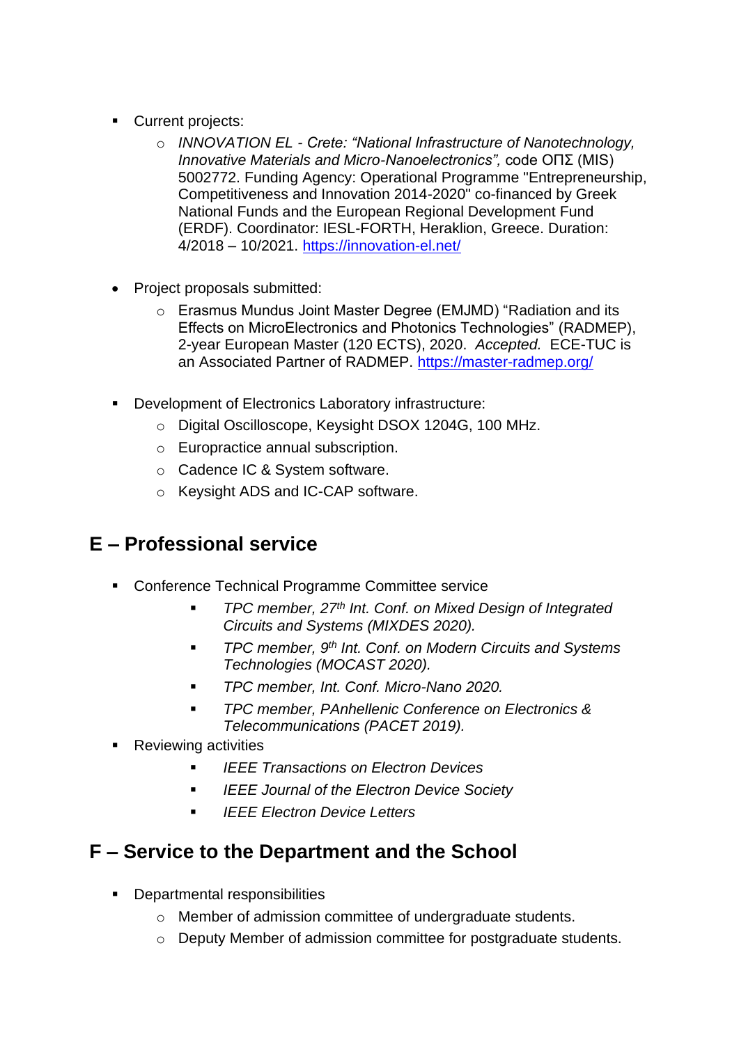- Current projects:
  - *INNOVATION EL - Crete: "National Infrastructure of Nanotechnology, Innovative Materials and Micro-Nanoelectronics",* code ΟΠΣ (MIS) 5002772. Funding Agency: Operational Programme "Entrepreneurship, Competitiveness and Innovation 2014-2020" co-financed by Greek National Funds and the European Regional Development Fund (ERDF). Coordinator: IESL-FORTH, Heraklion, Greece. Duration: 4/2018 – 10/2021. https://innovation-el.net/

- Project proposals submitted:
  - Erasmus Mundus Joint Master Degree (EMJMD) "Radiation and its Effects on MicroElectronics and Photonics Technologies" (RADMEP), 2-year European Master (120 ECTS), 2020. *Accepted.* ECE-TUC is an Associated Partner of RADMEP. https://master-radmep.org/

- Development of Electronics Laboratory infrastructure:
  - Digital Oscilloscope, Keysight DSOX 1204G, 100 MHz.
  - Europractice annual subscription.
  - Cadence IC & System software.
  - Keysight ADS and IC-CAP software.

## E – Professional service

- Conference Technical Programme Committee service
  - *TPC member, 27th Int. Conf. on Mixed Design of Integrated Circuits and Systems (MIXDES 2020).*
  - *TPC member, 9th Int. Conf. on Modern Circuits and Systems Technologies (MOCAST 2020).*
  - *TPC member, Int. Conf. Micro-Nano 2020.*
  - *TPC member, PAnhellenic Conference on Electronics & Telecommunications (PACET 2019).*
- Reviewing activities
  - *IEEE Transactions on Electron Devices*
  - *IEEE Journal of the Electron Device Society*
  - *IEEE Electron Device Letters*

## F – Service to the Department and the School

- Departmental responsibilities
  - Member of admission committee of undergraduate students.
  - Deputy Member of admission committee for postgraduate students.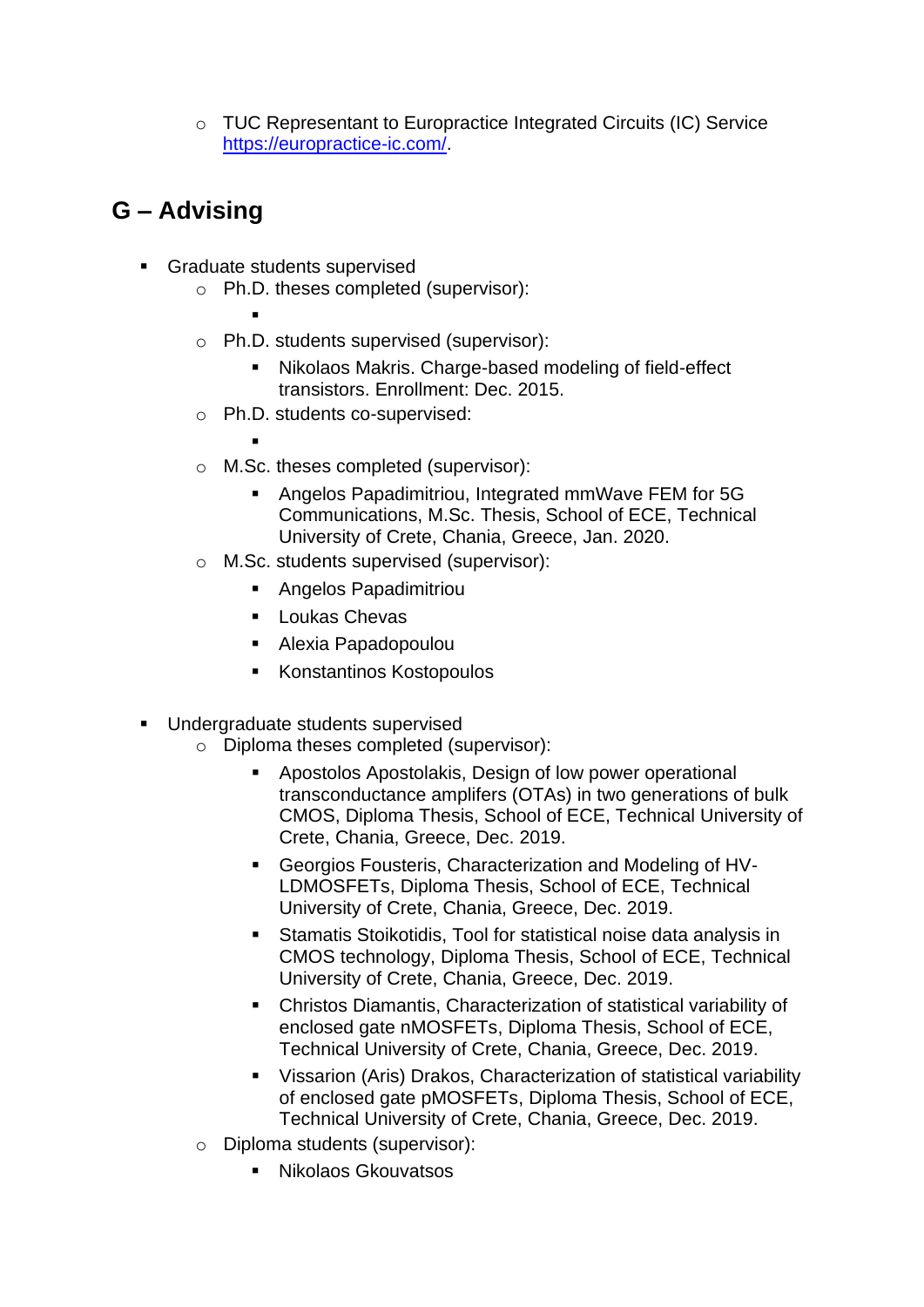- TUC Representant to Europractice Integrated Circuits (IC) Service https://europractice-ic.com/.

## G – Advising

- Graduate students supervised
    - Ph.D. theses completed (supervisor):
        - 
    - Ph.D. students supervised (supervisor):
        - Nikolaos Makris. Charge-based modeling of field-effect transistors. Enrollment: Dec. 2015.
    - Ph.D. students co-supervised:
        - 
    - M.Sc. theses completed (supervisor):
        - Angelos Papadimitriou, Integrated mmWave FEM for 5G Communications, M.Sc. Thesis, School of ECE, Technical University of Crete, Chania, Greece, Jan. 2020.
    - M.Sc. students supervised (supervisor):
        - Angelos Papadimitriou
        - Loukas Chevas
        - Alexia Papadopoulou
        - Konstantinos Kostopoulos

- Undergraduate students supervised
    - Diploma theses completed (supervisor):
        - Apostolos Apostolakis, Design of low power operational transconductance amplifers (OTAs) in two generations of bulk CMOS, Diploma Thesis, School of ECE, Technical University of Crete, Chania, Greece, Dec. 2019.
        - Georgios Fousteris, Characterization and Modeling of HV-LDMOSFETs, Diploma Thesis, School of ECE, Technical University of Crete, Chania, Greece, Dec. 2019.
        - Stamatis Stoikotidis, Tool for statistical noise data analysis in CMOS technology, Diploma Thesis, School of ECE, Technical University of Crete, Chania, Greece, Dec. 2019.
        - Christos Diamantis, Characterization of statistical variability of enclosed gate nMOSFETs, Diploma Thesis, School of ECE, Technical University of Crete, Chania, Greece, Dec. 2019.
        - Vissarion (Aris) Drakos, Characterization of statistical variability of enclosed gate pMOSFETs, Diploma Thesis, School of ECE, Technical University of Crete, Chania, Greece, Dec. 2019.
    - Diploma students (supervisor):
        - Nikolaos Gkouvatsos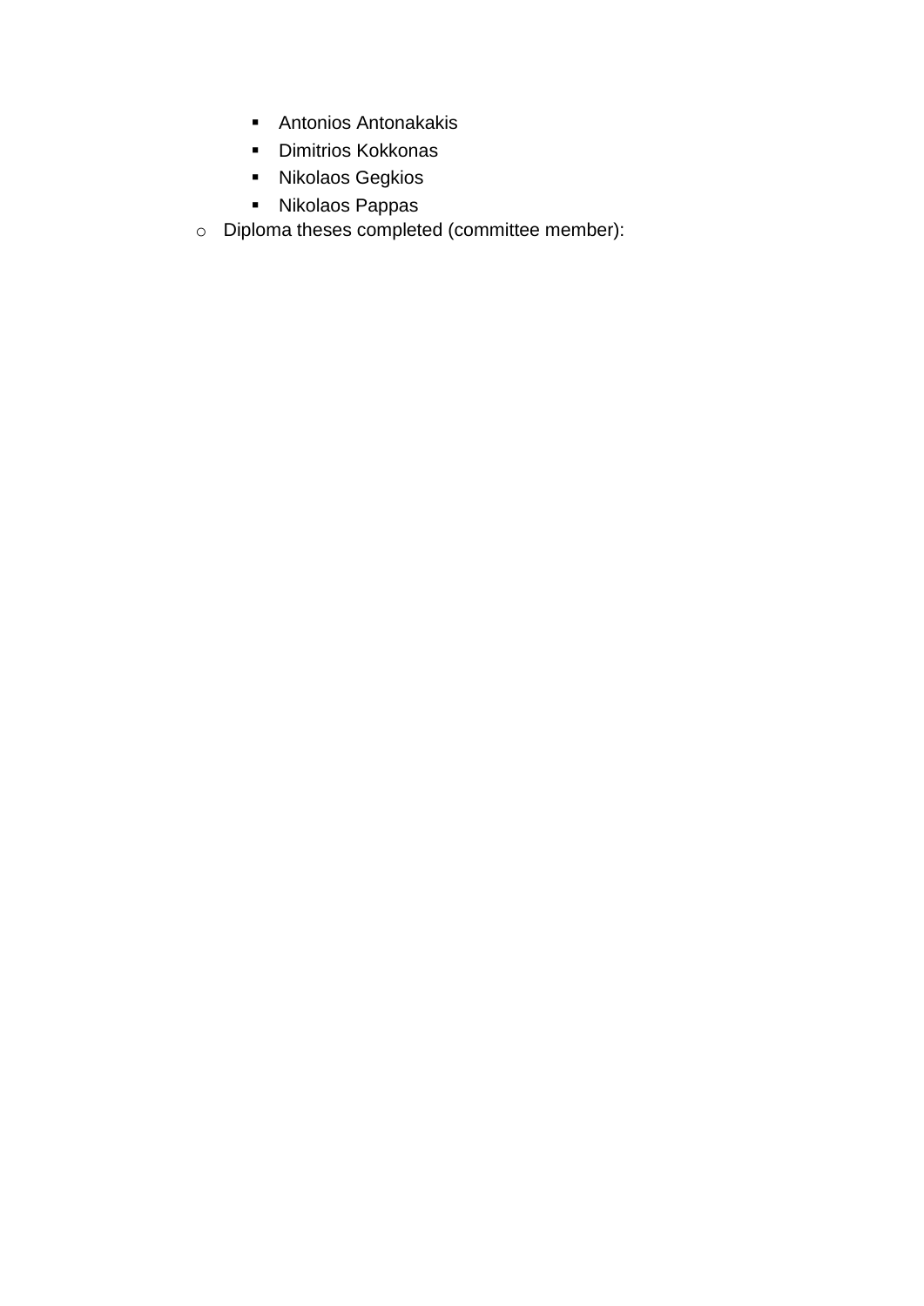- Antonios Antonakakis
        - Dimitrios Kokkonas
        - Nikolaos Gegkios
        - Nikolaos Pappas
    - Diploma theses completed (committee member):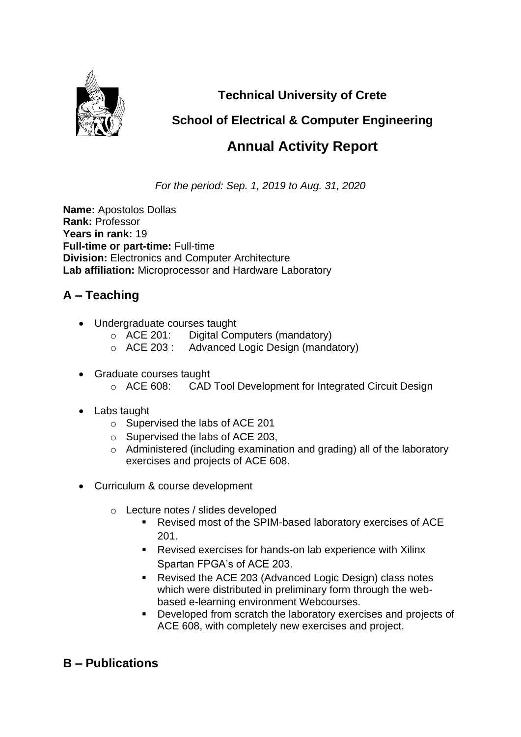**Technical University of Crete**

**School of Electrical & Computer Engineering**

# Annual Activity Report

*For the period: Sep. 1, 2019 to Aug. 31, 2020*

**Name:** Apostolos Dollas
**Rank:** Professor
**Years in rank:** 19
**Full-time or part-time:** Full-time
**Division:** Electronics and Computer Architecture
**Lab affiliation:** Microprocessor and Hardware Laboratory

## A – Teaching

- Undergraduate courses taught
  - ACE 201: Digital Computers (mandatory)
  - ACE 203 : Advanced Logic Design (mandatory)

- Graduate courses taught
  - ACE 608: CAD Tool Development for Integrated Circuit Design

- Labs taught
  - Supervised the labs of ACE 201
  - Supervised the labs of ACE 203,
  - Administered (including examination and grading) all of the laboratory exercises and projects of ACE 608.

- Curriculum & course development
  - Lecture notes / slides developed
    - Revised most of the SPIM-based laboratory exercises of ACE 201.
    - Revised exercises for hands-on lab experience with Xilinx Spartan FPGA's of ACE 203.
    - Revised the ACE 203 (Advanced Logic Design) class notes which were distributed in preliminary form through the web-based e-learning environment Webcourses.
    - Developed from scratch the laboratory exercises and projects of ACE 608, with completely new exercises and project.

## B – Publications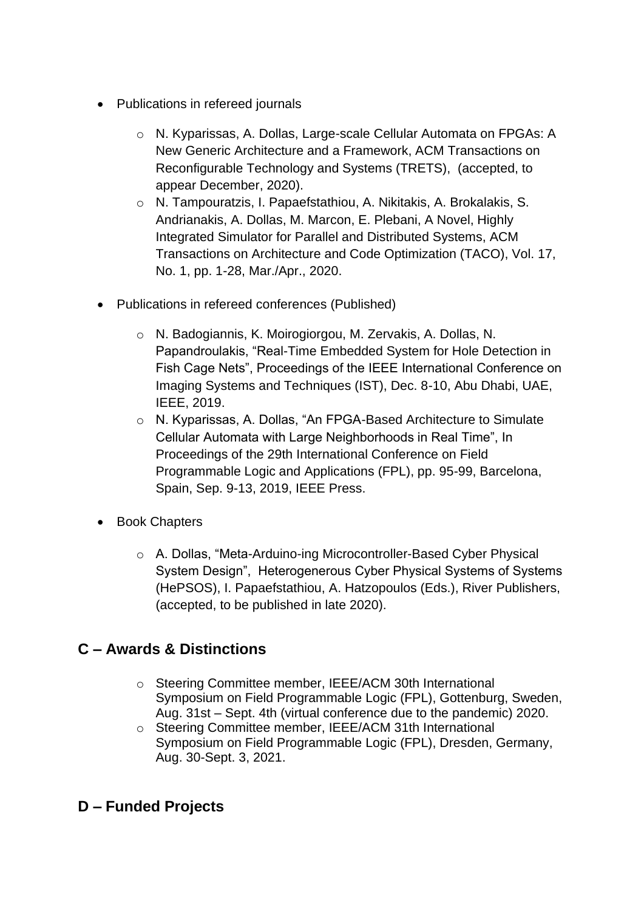- Publications in refereed journals

    - N. Kyparissas, A. Dollas, Large-scale Cellular Automata on FPGAs: A New Generic Architecture and a Framework, ACM Transactions on Reconfigurable Technology and Systems (TRETS), (accepted, to appear December, 2020).
    - N. Tampouratzis, I. Papaefstathiou, A. Nikitakis, A. Brokalakis, S. Andrianakis, A. Dollas, M. Marcon, E. Plebani, A Novel, Highly Integrated Simulator for Parallel and Distributed Systems, ACM Transactions on Architecture and Code Optimization (TACO), Vol. 17, No. 1, pp. 1-28, Mar./Apr., 2020.

- Publications in refereed conferences (Published)

    - N. Badogiannis, K. Moirogiorgou, M. Zervakis, A. Dollas, N. Papandroulakis, "Real-Time Embedded System for Hole Detection in Fish Cage Nets", Proceedings of the IEEE International Conference on Imaging Systems and Techniques (IST), Dec. 8-10, Abu Dhabi, UAE, IEEE, 2019.
    - N. Kyparissas, A. Dollas, "An FPGA-Based Architecture to Simulate Cellular Automata with Large Neighborhoods in Real Time", In Proceedings of the 29th International Conference on Field Programmable Logic and Applications (FPL), pp. 95-99, Barcelona, Spain, Sep. 9-13, 2019, IEEE Press.

- Book Chapters

    - A. Dollas, "Meta-Arduino-ing Microcontroller-Based Cyber Physical System Design", Heterogenerous Cyber Physical Systems of Systems (HePSOS), I. Papaefstathiou, A. Hatzopoulos (Eds.), River Publishers, (accepted, to be published in late 2020).

## C – Awards & Distinctions

- Steering Committee member, IEEE/ACM 30th International Symposium on Field Programmable Logic (FPL), Gottenburg, Sweden, Aug. 31st – Sept. 4th (virtual conference due to the pandemic) 2020.
- Steering Committee member, IEEE/ACM 31th International Symposium on Field Programmable Logic (FPL), Dresden, Germany, Aug. 30-Sept. 3, 2021.

## D – Funded Projects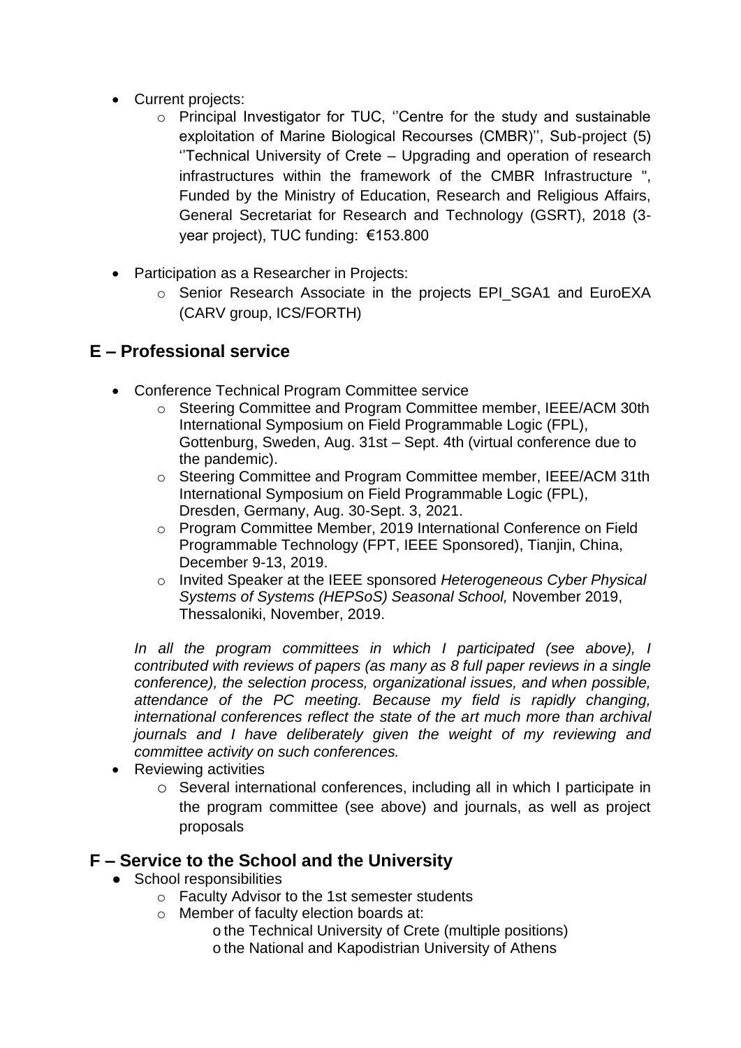- Current projects:
    - Principal Investigator for TUC, ''Centre for the study and sustainable exploitation of Marine Biological Recourses (CMBR)'', Sub-project (5) ''Technical University of Crete – Upgrading and operation of research infrastructures within the framework of the CMBR Infrastructure '', Funded by the Ministry of Education, Research and Religious Affairs, General Secretariat for Research and Technology (GSRT), 2018 (3-year project), TUC funding: €153.800

- Participation as a Researcher in Projects:
    - Senior Research Associate in the projects EPI_SGA1 and EuroEXA (CARV group, ICS/FORTH)

## E – Professional service

- Conference Technical Program Committee service
    - Steering Committee and Program Committee member, IEEE/ACM 30th International Symposium on Field Programmable Logic (FPL), Gottenburg, Sweden, Aug. 31st – Sept. 4th (virtual conference due to the pandemic).
    - Steering Committee and Program Committee member, IEEE/ACM 31th International Symposium on Field Programmable Logic (FPL), Dresden, Germany, Aug. 30-Sept. 3, 2021.
    - Program Committee Member, 2019 International Conference on Field Programmable Technology (FPT, IEEE Sponsored), Tianjin, China, December 9-13, 2019.
    - Invited Speaker at the IEEE sponsored *Heterogeneous Cyber Physical Systems of Systems (HEPSoS) Seasonal School,* November 2019, Thessaloniki, November, 2019.

  *In all the program committees in which I participated (see above), I contributed with reviews of papers (as many as 8 full paper reviews in a single conference), the selection process, organizational issues, and when possible, attendance of the PC meeting. Because my field is rapidly changing, international conferences reflect the state of the art much more than archival journals and I have deliberately given the weight of my reviewing and committee activity on such conferences.*
- Reviewing activities
    - Several international conferences, including all in which I participate in the program committee (see above) and journals, as well as project proposals

## F – Service to the School and the University

- School responsibilities
    - Faculty Advisor to the 1st semester students
    - Member of faculty election boards at:
        - the Technical University of Crete (multiple positions)
        - the National and Kapodistrian University of Athens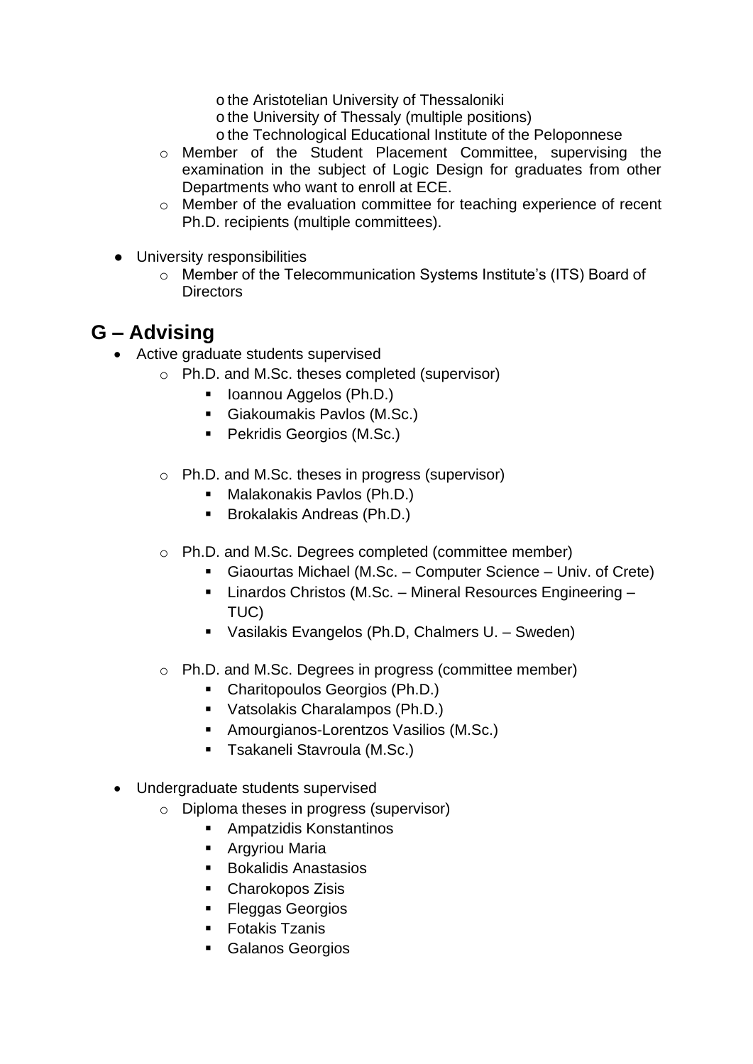- the Aristotelian University of Thessaloniki
   - the University of Thessaly (multiple positions)
   - the Technological Educational Institute of the Peloponnese
- Member of the Student Placement Committee, supervising the examination in the subject of Logic Design for graduates from other Departments who want to enroll at ECE.
- Member of the evaluation committee for teaching experience of recent Ph.D. recipients (multiple committees).

- University responsibilities
  - Member of the Telecommunication Systems Institute's (ITS) Board of Directors

## G – Advising

- Active graduate students supervised
  - Ph.D. and M.Sc. theses completed (supervisor)
    - Ioannou Aggelos (Ph.D.)
    - Giakoumakis Pavlos (M.Sc.)
    - Pekridis Georgios (M.Sc.)
  - Ph.D. and M.Sc. theses in progress (supervisor)
    - Malakonakis Pavlos (Ph.D.)
    - Brokalakis Andreas (Ph.D.)
  - Ph.D. and M.Sc. Degrees completed (committee member)
    - Giaourtas Michael (M.Sc. – Computer Science – Univ. of Crete)
    - Linardos Christos (M.Sc. – Mineral Resources Engineering – TUC)
    - Vasilakis Evangelos (Ph.D, Chalmers U. – Sweden)
  - Ph.D. and M.Sc. Degrees in progress (committee member)
    - Charitopoulos Georgios (Ph.D.)
    - Vatsolakis Charalampos (Ph.D.)
    - Amourgianos-Lorentzos Vasilios (M.Sc.)
    - Tsakaneli Stavroula (M.Sc.)

- Undergraduate students supervised
  - Diploma theses in progress (supervisor)
    - Ampatzidis Konstantinos
    - Argyriou Maria
    - Bokalidis Anastasios
    - Charokopos Zisis
    - Fleggas Georgios
    - Fotakis Tzanis
    - Galanos Georgios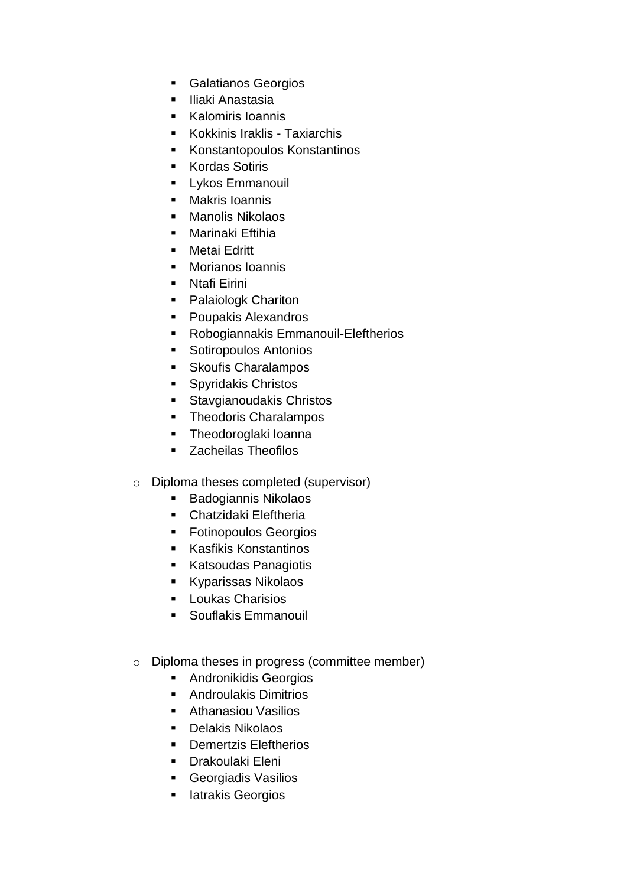- Galatianos Georgios
  - Iliaki Anastasia
  - Kalomiris Ioannis
  - Kokkinis Iraklis - Taxiarchis
  - Konstantopoulos Konstantinos
  - Kordas Sotiris
  - Lykos Emmanouil
  - Makris Ioannis
  - Manolis Nikolaos
  - Marinaki Eftihia
  - Metai Edritt
  - Morianos Ioannis
  - Ntafi Eirini
  - Palaiologk Chariton
  - Poupakis Alexandros
  - Robogiannakis Emmanouil-Eleftherios
  - Sotiropoulos Antonios
  - Skoufis Charalampos
  - Spyridakis Christos
  - Stavgianoudakis Christos
  - Theodoris Charalampos
  - Theodoroglaki Ioanna
  - Zacheilas Theofilos

- Diploma theses completed (supervisor)
  - Badogiannis Nikolaos
  - Chatzidaki Eleftheria
  - Fotinopoulos Georgios
  - Kasfikis Konstantinos
  - Katsoudas Panagiotis
  - Kyparissas Nikolaos
  - Loukas Charisios
  - Souflakis Emmanouil

- Diploma theses in progress (committee member)
  - Andronikidis Georgios
  - Androulakis Dimitrios
  - Athanasiou Vasilios
  - Delakis Nikolaos
  - Demertzis Eleftherios
  - Drakoulaki Eleni
  - Georgiadis Vasilios
  - Iatrakis Georgios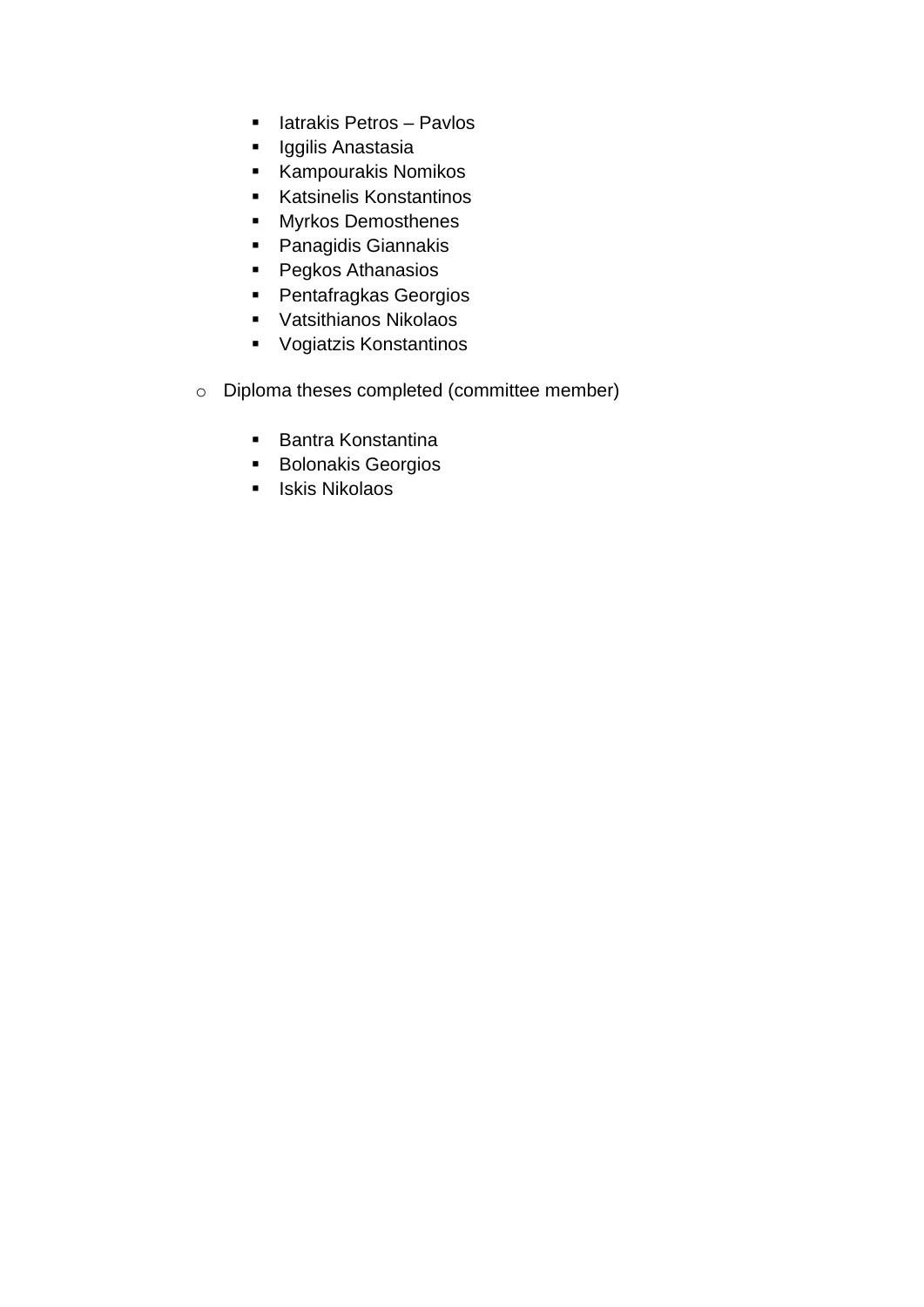- Iatrakis Petros – Pavlos
    - Iggilis Anastasia
    - Kampourakis Nomikos
    - Katsinelis Konstantinos
    - Myrkos Demosthenes
    - Panagidis Giannakis
    - Pegkos Athanasios
    - Pentafragkas Georgios
    - Vatsithianos Nikolaos
    - Vogiatzis Konstantinos

  - Diploma theses completed (committee member)

    - Bantra Konstantina
    - Bolonakis Georgios
    - Iskis Nikolaos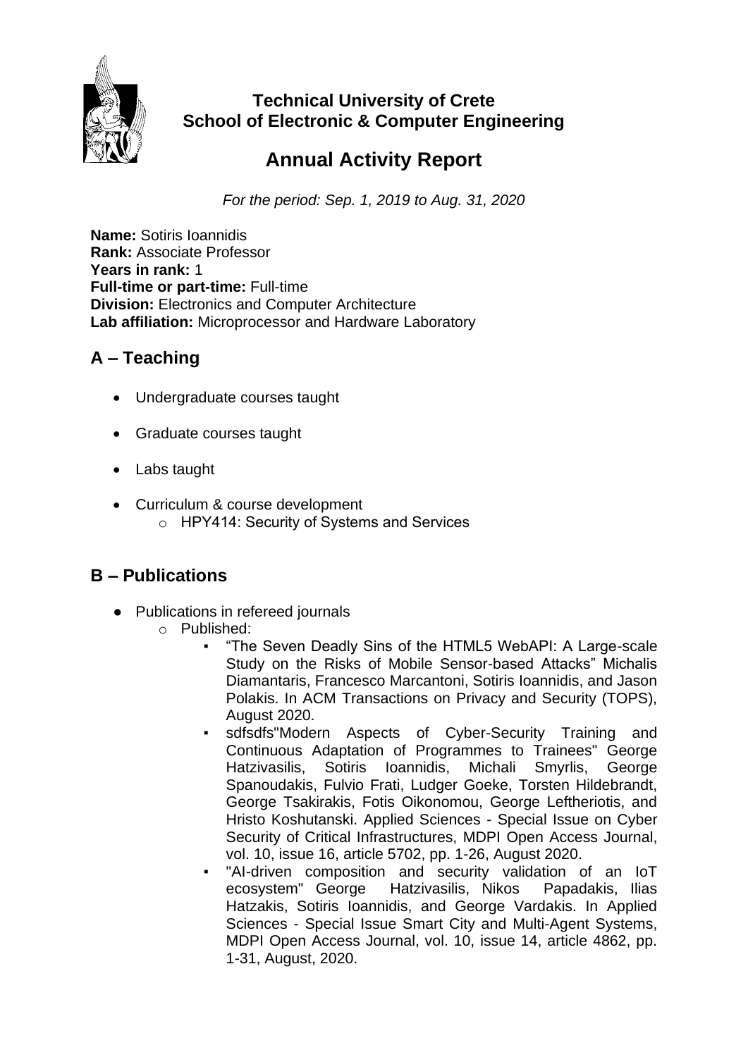**Technical University of Crete**
**School of Electronic & Computer Engineering**

# Annual Activity Report

*For the period: Sep. 1, 2019 to Aug. 31, 2020*

**Name:** Sotiris Ioannidis
**Rank:** Associate Professor
**Years in rank:** 1
**Full-time or part-time:** Full-time
**Division:** Electronics and Computer Architecture
**Lab affiliation:** Microprocessor and Hardware Laboratory

## A – Teaching

- Undergraduate courses taught
- Graduate courses taught
- Labs taught
- Curriculum & course development
  - HPY414: Security of Systems and Services

## B – Publications

- Publications in refereed journals
  - Published:
    - "The Seven Deadly Sins of the HTML5 WebAPI: A Large-scale Study on the Risks of Mobile Sensor-based Attacks" Michalis Diamantaris, Francesco Marcantoni, Sotiris Ioannidis, and Jason Polakis. In ACM Transactions on Privacy and Security (TOPS), August 2020.
    - sdfsdfs"Modern Aspects of Cyber-Security Training and Continuous Adaptation of Programmes to Trainees" George Hatzivasilis, Sotiris Ioannidis, Michali Smyrlis, George Spanoudakis, Fulvio Frati, Ludger Goeke, Torsten Hildebrandt, George Tsakirakis, Fotis Oikonomou, George Leftheriotis, and Hristo Koshutanski. Applied Sciences - Special Issue on Cyber Security of Critical Infrastructures, MDPI Open Access Journal, vol. 10, issue 16, article 5702, pp. 1-26, August 2020.
    - "AI-driven composition and security validation of an IoT ecosystem" George Hatzivasilis, Nikos Papadakis, Ilias Hatzakis, Sotiris Ioannidis, and George Vardakis. In Applied Sciences - Special Issue Smart City and Multi-Agent Systems, MDPI Open Access Journal, vol. 10, issue 14, article 4862, pp. 1-31, August, 2020.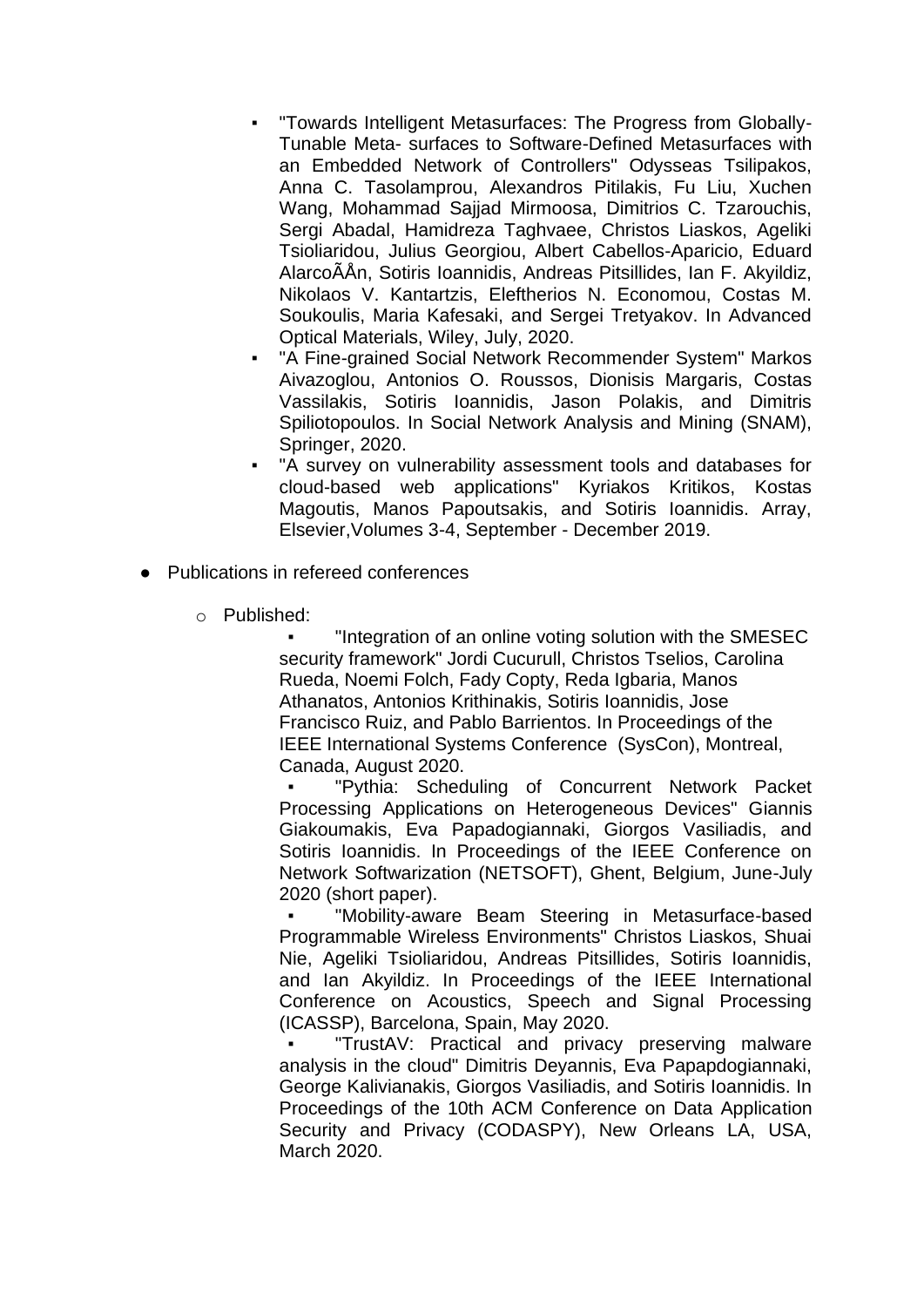- "Towards Intelligent Metasurfaces: The Progress from Globally-Tunable Meta- surfaces to Software-Defined Metasurfaces with an Embedded Network of Controllers" Odysseas Tsilipakos, Anna C. Tasolamprou, Alexandros Pitilakis, Fu Liu, Xuchen Wang, Mohammad Sajjad Mirmoosa, Dimitrios C. Tzarouchis, Sergi Abadal, Hamidreza Taghvaee, Christos Liaskos, Ageliki Tsioliaridou, Julius Georgiou, Albert Cabellos-Aparicio, Eduard AlarcoÃÅn, Sotiris Ioannidis, Andreas Pitsillides, Ian F. Akyildiz, Nikolaos V. Kantartzis, Eleftherios N. Economou, Costas M. Soukoulis, Maria Kafesaki, and Sergei Tretyakov. In Advanced Optical Materials, Wiley, July, 2020.
  - "A Fine-grained Social Network Recommender System" Markos Aivazoglou, Antonios O. Roussos, Dionisis Margaris, Costas Vassilakis, Sotiris Ioannidis, Jason Polakis, and Dimitris Spiliotopoulos. In Social Network Analysis and Mining (SNAM), Springer, 2020.
  - "A survey on vulnerability assessment tools and databases for cloud-based web applications" Kyriakos Kritikos, Kostas Magoutis, Manos Papoutsakis, and Sotiris Ioannidis. Array, Elsevier,Volumes 3-4, September - December 2019.

- Publications in refereed conferences
  - Published:
    - "Integration of an online voting solution with the SMESEC security framework" Jordi Cucurull, Christos Tselios, Carolina Rueda, Noemi Folch, Fady Copty, Reda Igbaria, Manos Athanatos, Antonios Krithinakis, Sotiris Ioannidis, Jose Francisco Ruiz, and Pablo Barrientos. In Proceedings of the IEEE International Systems Conference (SysCon), Montreal, Canada, August 2020.
    - "Pythia: Scheduling of Concurrent Network Packet Processing Applications on Heterogeneous Devices" Giannis Giakoumakis, Eva Papadogiannaki, Giorgos Vasiliadis, and Sotiris Ioannidis. In Proceedings of the IEEE Conference on Network Softwarization (NETSOFT), Ghent, Belgium, June-July 2020 (short paper).
    - "Mobility-aware Beam Steering in Metasurface-based Programmable Wireless Environments" Christos Liaskos, Shuai Nie, Ageliki Tsioliaridou, Andreas Pitsillides, Sotiris Ioannidis, and Ian Akyildiz. In Proceedings of the IEEE International Conference on Acoustics, Speech and Signal Processing (ICASSP), Barcelona, Spain, May 2020.
    - "TrustAV: Practical and privacy preserving malware analysis in the cloud" Dimitris Deyannis, Eva Papapdogiannaki, George Kalivianakis, Giorgos Vasiliadis, and Sotiris Ioannidis. In Proceedings of the 10th ACM Conference on Data Application Security and Privacy (CODASPY), New Orleans LA, USA, March 2020.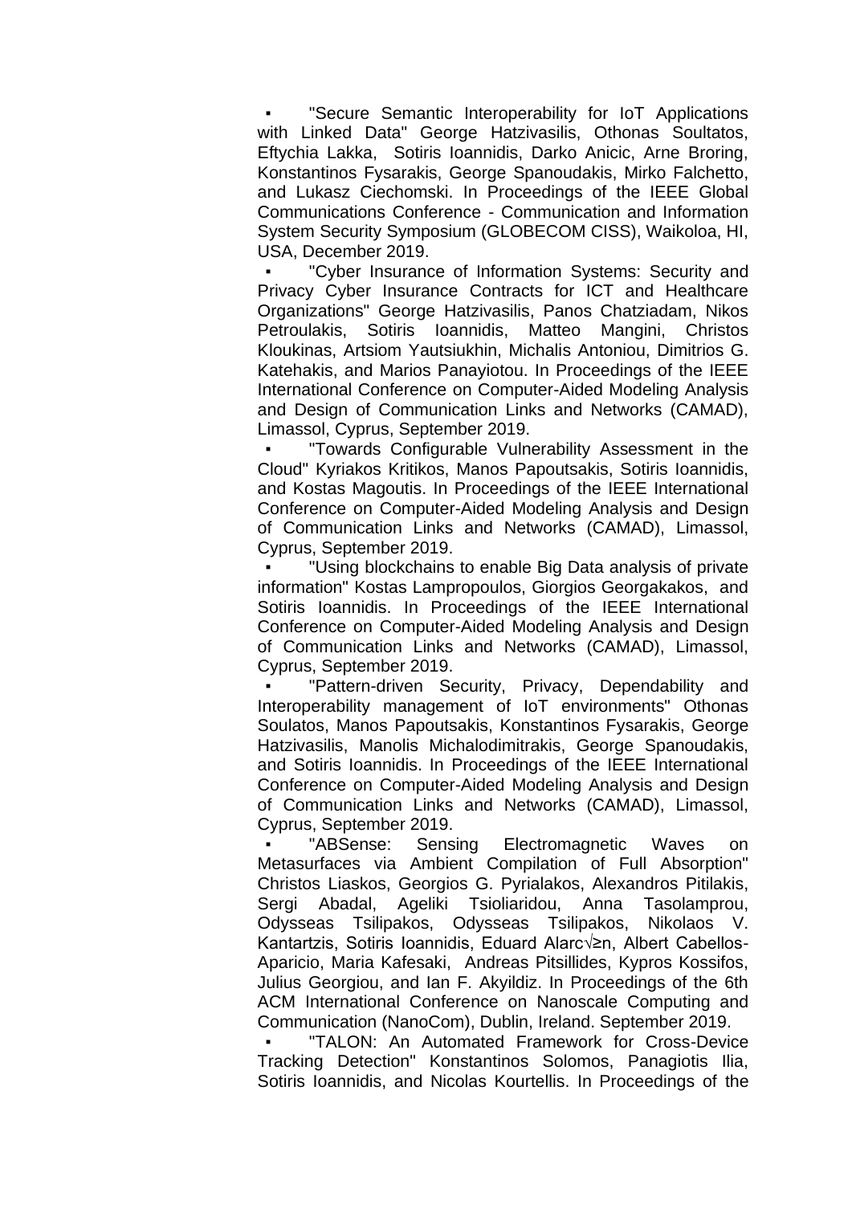- "Secure Semantic Interoperability for IoT Applications with Linked Data" George Hatzivasilis, Othonas Soultatos, Eftychia Lakka, Sotiris Ioannidis, Darko Anicic, Arne Broring, Konstantinos Fysarakis, George Spanoudakis, Mirko Falchetto, and Lukasz Ciechomski. In Proceedings of the IEEE Global Communications Conference - Communication and Information System Security Symposium (GLOBECOM CISS), Waikoloa, HI, USA, December 2019.
- "Cyber Insurance of Information Systems: Security and Privacy Cyber Insurance Contracts for ICT and Healthcare Organizations" George Hatzivasilis, Panos Chatziadam, Nikos Petroulakis, Sotiris Ioannidis, Matteo Mangini, Christos Kloukinas, Artsiom Yautsiukhin, Michalis Antoniou, Dimitrios G. Katehakis, and Marios Panayiotou. In Proceedings of the IEEE International Conference on Computer-Aided Modeling Analysis and Design of Communication Links and Networks (CAMAD), Limassol, Cyprus, September 2019.
- "Towards Configurable Vulnerability Assessment in the Cloud" Kyriakos Kritikos, Manos Papoutsakis, Sotiris Ioannidis, and Kostas Magoutis. In Proceedings of the IEEE International Conference on Computer-Aided Modeling Analysis and Design of Communication Links and Networks (CAMAD), Limassol, Cyprus, September 2019.
- "Using blockchains to enable Big Data analysis of private information" Kostas Lampropoulos, Giorgios Georgakakos, and Sotiris Ioannidis. In Proceedings of the IEEE International Conference on Computer-Aided Modeling Analysis and Design of Communication Links and Networks (CAMAD), Limassol, Cyprus, September 2019.
- "Pattern-driven Security, Privacy, Dependability and Interoperability management of IoT environments" Othonas Soulatos, Manos Papoutsakis, Konstantinos Fysarakis, George Hatzivasilis, Manolis Michalodimitrakis, George Spanoudakis, and Sotiris Ioannidis. In Proceedings of the IEEE International Conference on Computer-Aided Modeling Analysis and Design of Communication Links and Networks (CAMAD), Limassol, Cyprus, September 2019.
- "ABSense: Sensing Electromagnetic Waves on Metasurfaces via Ambient Compilation of Full Absorption" Christos Liaskos, Georgios G. Pyrialakos, Alexandros Pitilakis, Sergi Abadal, Ageliki Tsioliaridou, Anna Tasolamprou, Odysseas Tsilipakos, Odysseas Tsilipakos, Nikolaos V. Kantartzis, Sotiris Ioannidis, Eduard Alarc√≥n, Albert Cabellos-Aparicio, Maria Kafesaki, Andreas Pitsillides, Kypros Kossifos, Julius Georgiou, and Ian F. Akyildiz. In Proceedings of the 6th ACM International Conference on Nanoscale Computing and Communication (NanoCom), Dublin, Ireland. September 2019.
- "TALON: An Automated Framework for Cross-Device Tracking Detection" Konstantinos Solomos, Panagiotis Ilia, Sotiris Ioannidis, and Nicolas Kourtellis. In Proceedings of the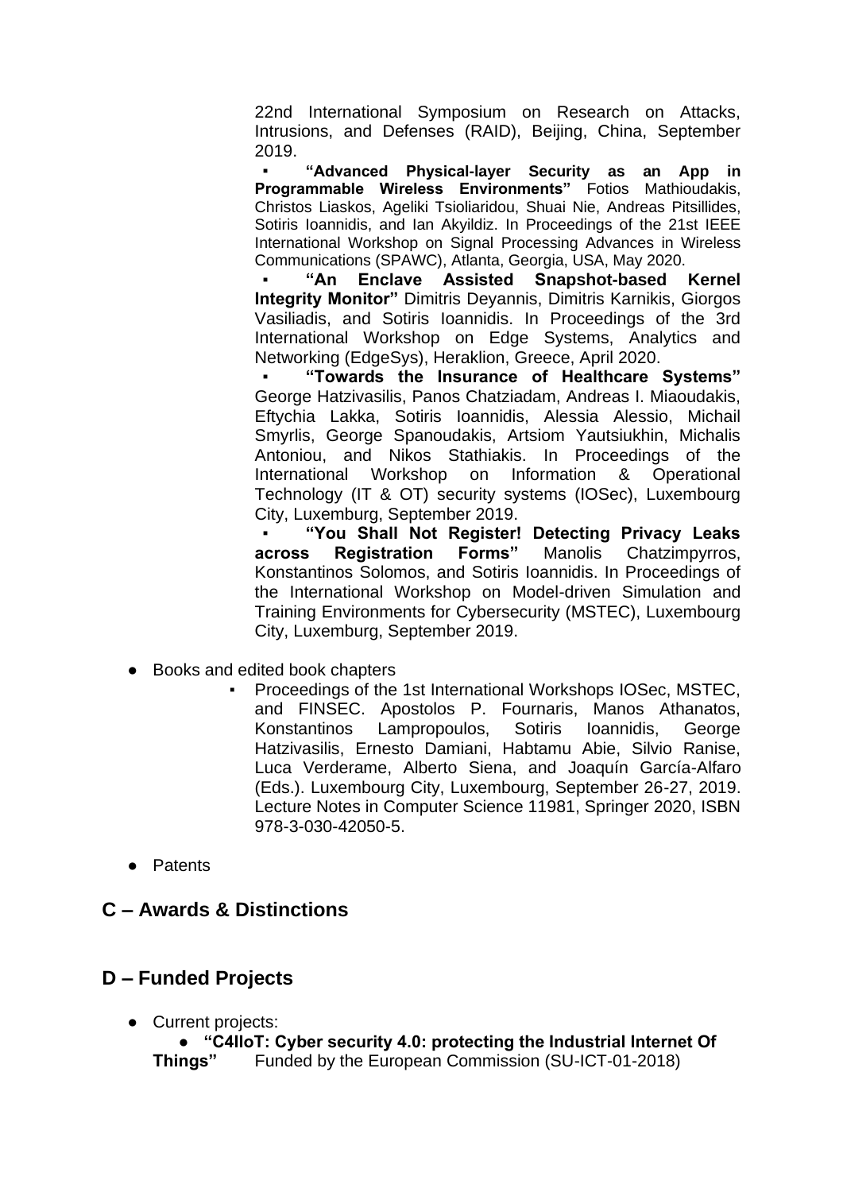22nd International Symposium on Research on Attacks, Intrusions, and Defenses (RAID), Beijing, China, September 2019.

- **"Advanced Physical-layer Security as an App in Programmable Wireless Environments"** Fotios Mathioudakis, Christos Liaskos, Ageliki Tsioliaridou, Shuai Nie, Andreas Pitsillides, Sotiris Ioannidis, and Ian Akyildiz. In Proceedings of the 21st IEEE International Workshop on Signal Processing Advances in Wireless Communications (SPAWC), Atlanta, Georgia, USA, May 2020.
- **"An Enclave Assisted Snapshot-based Kernel Integrity Monitor"** Dimitris Deyannis, Dimitris Karnikis, Giorgos Vasiliadis, and Sotiris Ioannidis. In Proceedings of the 3rd International Workshop on Edge Systems, Analytics and Networking (EdgeSys), Heraklion, Greece, April 2020.
- **"Towards the Insurance of Healthcare Systems"** George Hatzivasilis, Panos Chatziadam, Andreas I. Miaoudakis, Eftychia Lakka, Sotiris Ioannidis, Alessia Alessio, Michail Smyrlis, George Spanoudakis, Artsiom Yautsiukhin, Michalis Antoniou, and Nikos Stathiakis. In Proceedings of the International Workshop on Information & Operational Technology (IT & OT) security systems (IOSec), Luxembourg City, Luxemburg, September 2019.
- **"You Shall Not Register! Detecting Privacy Leaks across Registration Forms"** Manolis Chatzimpyrros, Konstantinos Solomos, and Sotiris Ioannidis. In Proceedings of the International Workshop on Model-driven Simulation and Training Environments for Cybersecurity (MSTEC), Luxembourg City, Luxemburg, September 2019.

- Books and edited book chapters
  - Proceedings of the 1st International Workshops IOSec, MSTEC, and FINSEC. Apostolos P. Fournaris, Manos Athanatos, Konstantinos Lampropoulos, Sotiris Ioannidis, George Hatzivasilis, Ernesto Damiani, Habtamu Abie, Silvio Ranise, Luca Verderame, Alberto Siena, and Joaquín García-Alfaro (Eds.). Luxembourg City, Luxembourg, September 26-27, 2019. Lecture Notes in Computer Science 11981, Springer 2020, ISBN 978-3-030-42050-5.

- Patents

## C – Awards & Distinctions

## D – Funded Projects

- Current projects:
  - **"C4IIoT: Cyber security 4.0: protecting the Industrial Internet Of Things"** Funded by the European Commission (SU-ICT-01-2018)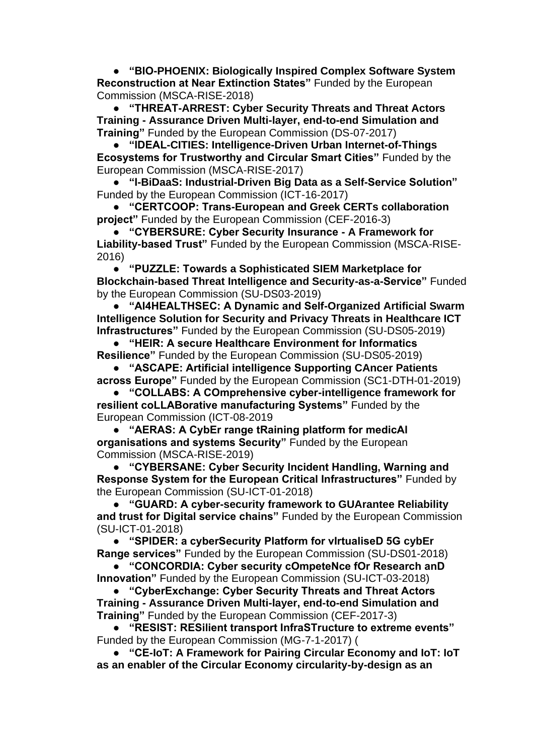- **"BIO-PHOENIX: Biologically Inspired Complex Software System Reconstruction at Near Extinction States"** Funded by the European Commission (MSCA-RISE-2018)
- **"THREAT-ARREST: Cyber Security Threats and Threat Actors Training - Assurance Driven Multi-layer, end-to-end Simulation and Training"** Funded by the European Commission (DS-07-2017)
- **"IDEAL-CITIES: Intelligence-Driven Urban Internet-of-Things Ecosystems for Trustworthy and Circular Smart Cities"** Funded by the European Commission (MSCA-RISE-2017)
- **"I-BiDaaS: Industrial-Driven Big Data as a Self-Service Solution"** Funded by the European Commission (ICT-16-2017)
- **"CERTCOOP: Trans-European and Greek CERTs collaboration project"** Funded by the European Commission (CEF-2016-3)
- **"CYBERSURE: Cyber Security Insurance - A Framework for Liability-based Trust"** Funded by the European Commission (MSCA-RISE-2016)
- **"PUZZLE: Towards a Sophisticated SIEM Marketplace for Blockchain-based Threat Intelligence and Security-as-a-Service"** Funded by the European Commission (SU-DS03-2019)
- **"AI4HEALTHSEC: A Dynamic and Self-Organized Artificial Swarm Intelligence Solution for Security and Privacy Threats in Healthcare ICT Infrastructures"** Funded by the European Commission (SU-DS05-2019)
- **"HEIR: A secure Healthcare Environment for Informatics Resilience"** Funded by the European Commission (SU-DS05-2019)
- **"ASCAPE: Artificial intelligence Supporting CAncer Patients across Europe"** Funded by the European Commission (SC1-DTH-01-2019)
- **"COLLABS: A COmprehensive cyber-intelligence framework for resilient coLLABorative manufacturing Systems"** Funded by the European Commission (ICT-08-2019
- **"AERAS: A CybEr range tRaining platform for medicAl organisations and systems Security"** Funded by the European Commission (MSCA-RISE-2019)
- **"CYBERSANE: Cyber Security Incident Handling, Warning and Response System for the European Critical Infrastructures"** Funded by the European Commission (SU-ICT-01-2018)
- **"GUARD: A cyber-security framework to GUArantee Reliability and trust for Digital service chains"** Funded by the European Commission (SU-ICT-01-2018)
- **"SPIDER: a cyberSecurity Platform for vIrtualiseD 5G cybEr Range services"** Funded by the European Commission (SU-DS01-2018)
- **"CONCORDIA: Cyber security cOmpeteNce fOr Research anD Innovation"** Funded by the European Commission (SU-ICT-03-2018)
- **"CyberExchange: Cyber Security Threats and Threat Actors Training - Assurance Driven Multi-layer, end-to-end Simulation and Training"** Funded by the European Commission (CEF-2017-3)
- **"RESIST: RESilient transport InfraSTructure to extreme events"** Funded by the European Commission (MG-7-1-2017) (
- **"CE-IoT: A Framework for Pairing Circular Economy and IoT: IoT as an enabler of the Circular Economy circularity-by-design as an**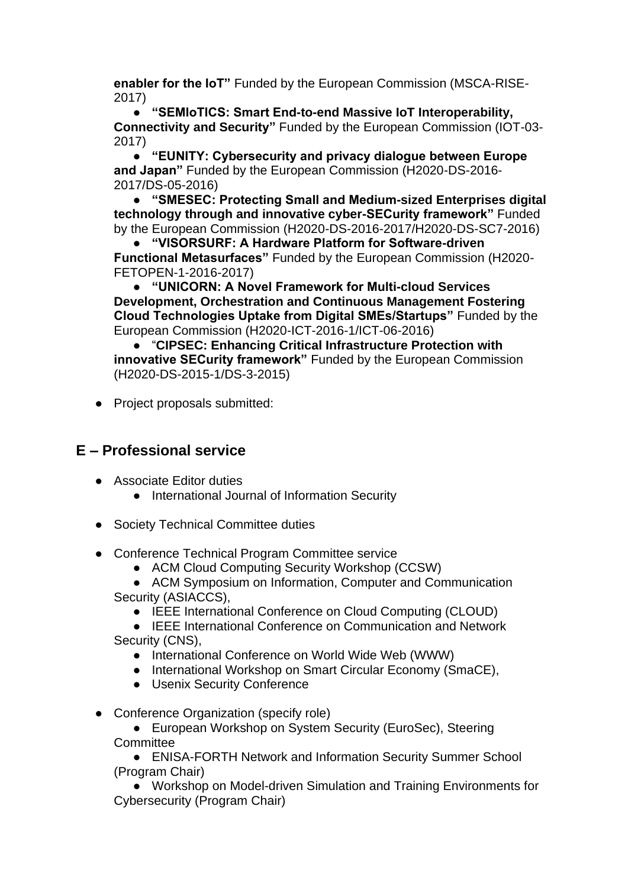**enabler for the IoT"** Funded by the European Commission (MSCA-RISE-2017)

- **"SEMIoTICS: Smart End-to-end Massive IoT Interoperability, Connectivity and Security"** Funded by the European Commission (IOT-03-2017)
- **"EUNITY: Cybersecurity and privacy dialogue between Europe and Japan"** Funded by the European Commission (H2020-DS-2016-2017/DS-05-2016)
- **"SMESEC: Protecting Small and Medium-sized Enterprises digital technology through and innovative cyber-SECurity framework"** Funded by the European Commission (H2020-DS-2016-2017/H2020-DS-SC7-2016)
- **"VISORSURF: A Hardware Platform for Software-driven Functional Metasurfaces"** Funded by the European Commission (H2020-FETOPEN-1-2016-2017)
- **"UNICORN: A Novel Framework for Multi-cloud Services Development, Orchestration and Continuous Management Fostering Cloud Technologies Uptake from Digital SMEs/Startups"** Funded by the European Commission (H2020-ICT-2016-1/ICT-06-2016)
- "**CIPSEC: Enhancing Critical Infrastructure Protection with innovative SECurity framework"** Funded by the European Commission (H2020-DS-2015-1/DS-3-2015)

- Project proposals submitted:

## E – Professional service

- Associate Editor duties
  - International Journal of Information Security

- Society Technical Committee duties

- Conference Technical Program Committee service
  - ACM Cloud Computing Security Workshop (CCSW)
  - ACM Symposium on Information, Computer and Communication Security (ASIACCS),
  - IEEE International Conference on Cloud Computing (CLOUD)
  - IEEE International Conference on Communication and Network Security (CNS),
  - International Conference on World Wide Web (WWW)
  - International Workshop on Smart Circular Economy (SmaCE),
  - Usenix Security Conference

- Conference Organization (specify role)
  - European Workshop on System Security (EuroSec), Steering Committee
  - ENISA-FORTH Network and Information Security Summer School (Program Chair)
  - Workshop on Model-driven Simulation and Training Environments for Cybersecurity (Program Chair)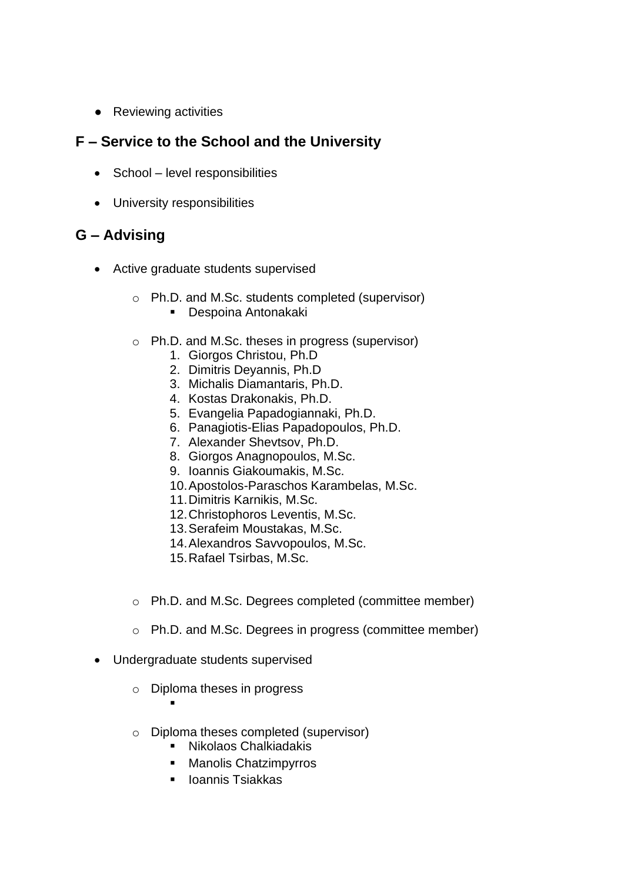- Reviewing activities

## F – Service to the School and the University

- School – level responsibilities
- University responsibilities

## G – Advising

- Active graduate students supervised
  - Ph.D. and M.Sc. students completed (supervisor)
    - Despoina Antonakaki
  - Ph.D. and M.Sc. theses in progress (supervisor)
    1. Giorgos Christou, Ph.D
    2. Dimitris Deyannis, Ph.D
    3. Michalis Diamantaris, Ph.D.
    4. Kostas Drakonakis, Ph.D.
    5. Evangelia Papadogiannaki, Ph.D.
    6. Panagiotis-Elias Papadopoulos, Ph.D.
    7. Alexander Shevtsov, Ph.D.
    8. Giorgos Anagnopoulos, M.Sc.
    9. Ioannis Giakoumakis, M.Sc.
    10. Apostolos-Paraschos Karambelas, M.Sc.
    11. Dimitris Karnikis, M.Sc.
    12. Christophoros Leventis, M.Sc.
    13. Serafeim Moustakas, M.Sc.
    14. Alexandros Savvopoulos, M.Sc.
    15. Rafael Tsirbas, M.Sc.
  - Ph.D. and M.Sc. Degrees completed (committee member)
  - Ph.D. and M.Sc. Degrees in progress (committee member)
- Undergraduate students supervised
  - Diploma theses in progress
    - 
  - Diploma theses completed (supervisor)
    - Nikolaos Chalkiadakis
    - Manolis Chatzimpyrros
    - Ioannis Tsiakkas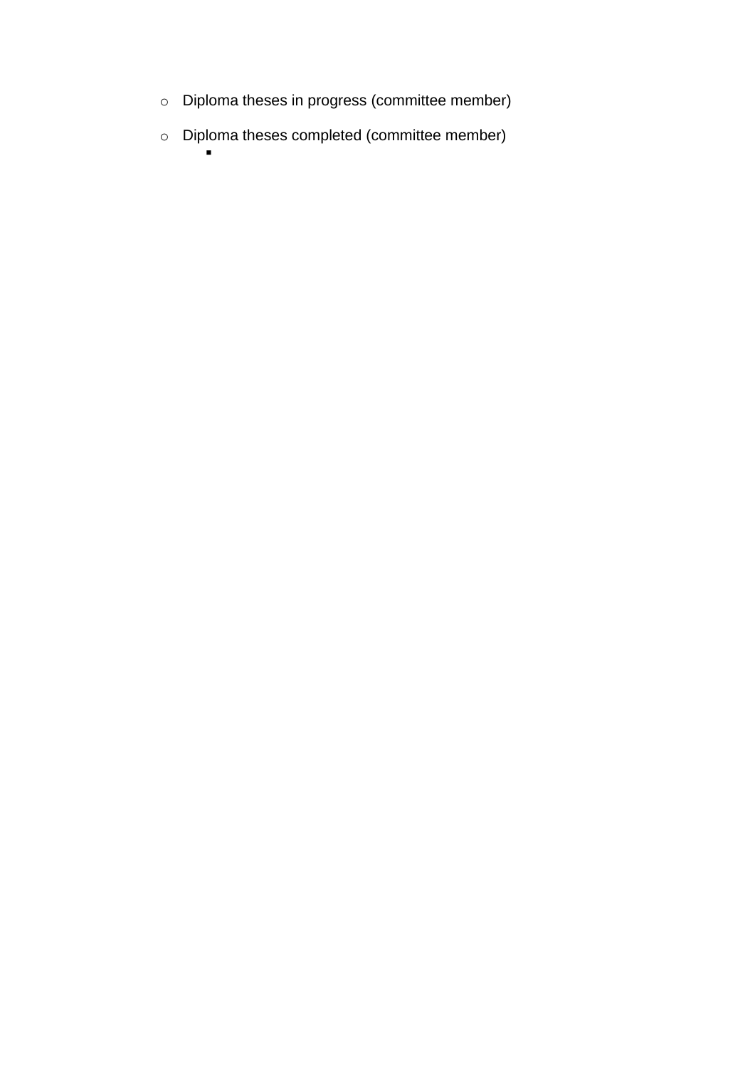- Diploma theses in progress (committee member)

- Diploma theses completed (committee member)
  -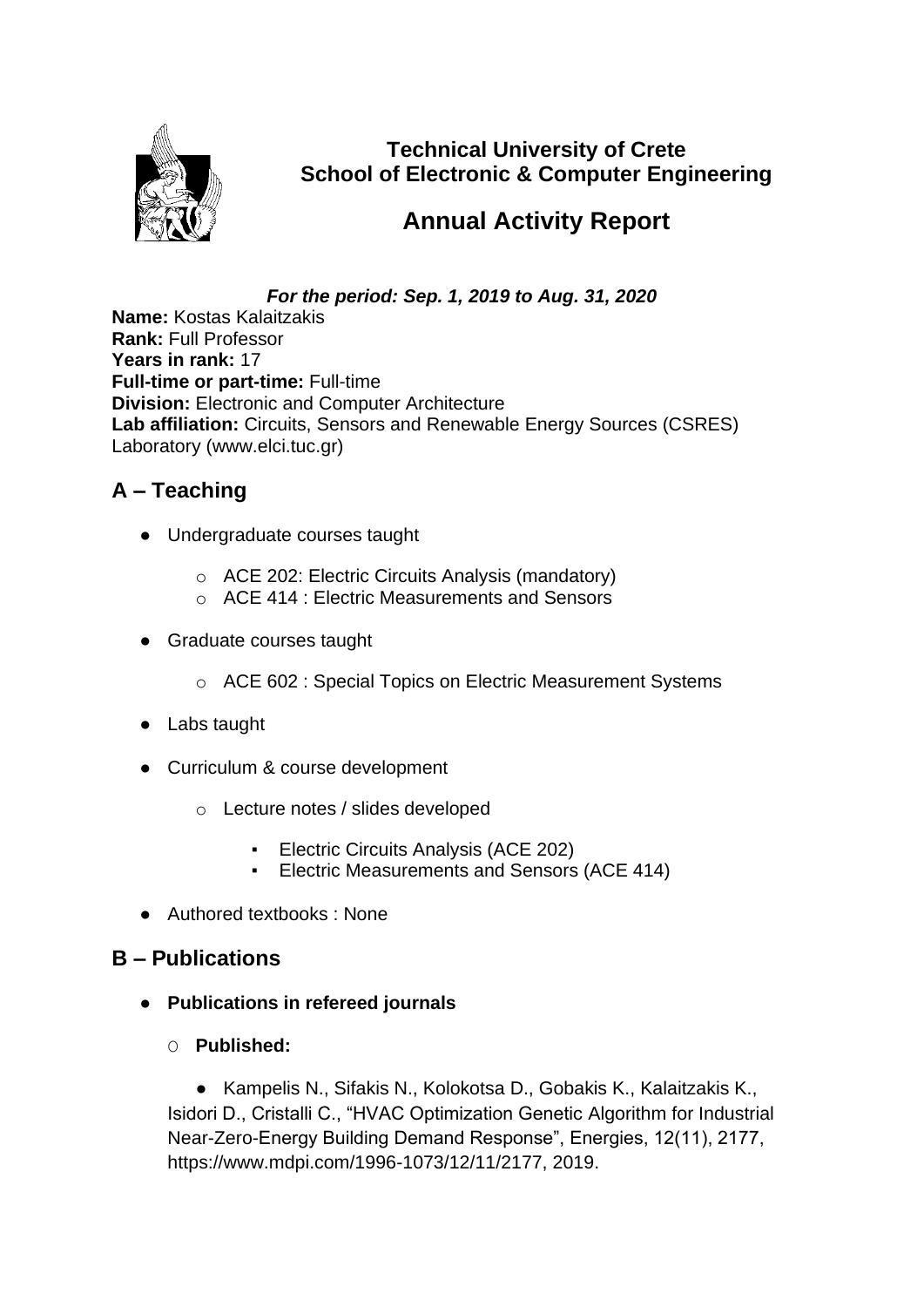**Technical University of Crete**
**School of Electronic & Computer Engineering**

# Annual Activity Report

***For the period: Sep. 1, 2019 to Aug. 31, 2020***

**Name:** Kostas Kalaitzakis
**Rank:** Full Professor
**Years in rank:** 17
**Full-time or part-time:** Full-time
**Division:** Electronic and Computer Architecture
**Lab affiliation:** Circuits, Sensors and Renewable Energy Sources (CSRES) Laboratory (www.elci.tuc.gr)

## A – Teaching

- Undergraduate courses taught
  - ACE 202: Electric Circuits Analysis (mandatory)
  - ACE 414 : Electric Measurements and Sensors
- Graduate courses taught
  - ACE 602 : Special Topics on Electric Measurement Systems
- Labs taught
- Curriculum & course development
  - Lecture notes / slides developed
    - Electric Circuits Analysis (ACE 202)
    - Electric Measurements and Sensors (ACE 414)
- Authored textbooks : None

## B – Publications

- **Publications in refereed journals**
  - **Published:**
    - Kampelis N., Sifakis N., Kolokotsa D., Gobakis K., Kalaitzakis K., Isidori D., Cristalli C., "HVAC Optimization Genetic Algorithm for Industrial Near-Zero-Energy Building Demand Response", Energies, 12(11), 2177, https://www.mdpi.com/1996-1073/12/11/2177, 2019.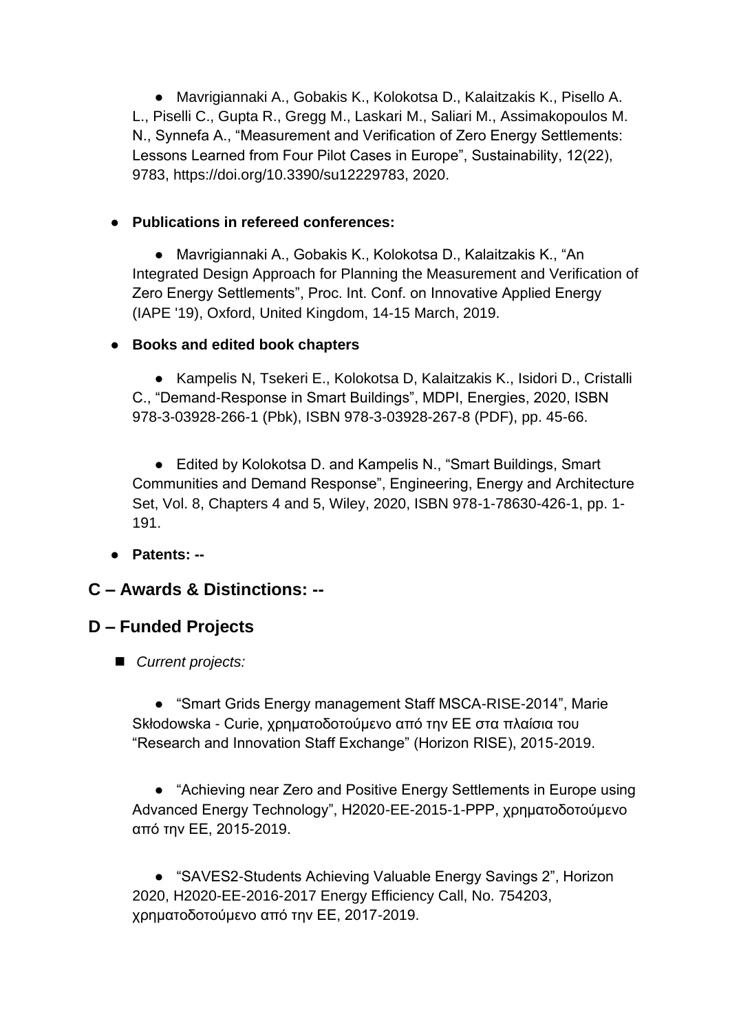- Mavrigiannaki A., Gobakis K., Kolokotsa D., Kalaitzakis K., Pisello A. L., Piselli C., Gupta R., Gregg M., Laskari M., Saliari M., Assimakopoulos M. N., Synnefa A., “Measurement and Verification of Zero Energy Settlements: Lessons Learned from Four Pilot Cases in Europe”, Sustainability, 12(22), 9783, https://doi.org/10.3390/su12229783, 2020.

- **Publications in refereed conferences:**

  - Mavrigiannaki A., Gobakis K., Kolokotsa D., Kalaitzakis K., “An Integrated Design Approach for Planning the Measurement and Verification of Zero Energy Settlements”, Proc. Int. Conf. on Innovative Applied Energy (IAPE '19), Oxford, United Kingdom, 14-15 March, 2019.

- **Books and edited book chapters**

  - Kampelis N, Tsekeri E., Kolokotsa D, Kalaitzakis K., Isidori D., Cristalli C., “Demand-Response in Smart Buildings”, MDPI, Energies, 2020, ISBN 978-3-03928-266-1 (Pbk), ISBN 978-3-03928-267-8 (PDF), pp. 45-66.

  - Edited by Kolokotsa D. and Kampelis N., “Smart Buildings, Smart Communities and Demand Response”, Engineering, Energy and Architecture Set, Vol. 8, Chapters 4 and 5, Wiley, 2020, ISBN 978-1-78630-426-1, pp. 1-191.

- **Patents: --**

## C – Awards & Distinctions: --

## D – Funded Projects

- *Current projects:*

  - “Smart Grids Energy management Staff MSCA-RISE-2014”, Marie Skłodowska - Curie, χρηματοδοτούμενο από την ΕΕ στα πλαίσια του “Research and Innovation Staff Exchange” (Horizon RISE), 2015-2019.

  - “Achieving near Zero and Positive Energy Settlements in Europe using Advanced Energy Technology”, H2020-EE-2015-1-PPP, χρηματοδοτούμενο από την ΕΕ, 2015-2019.

  - “SAVES2-Students Achieving Valuable Energy Savings 2”, Horizon 2020, H2020-EE-2016-2017 Energy Efficiency Call, No. 754203, χρηματοδοτούμενο από την ΕΕ, 2017-2019.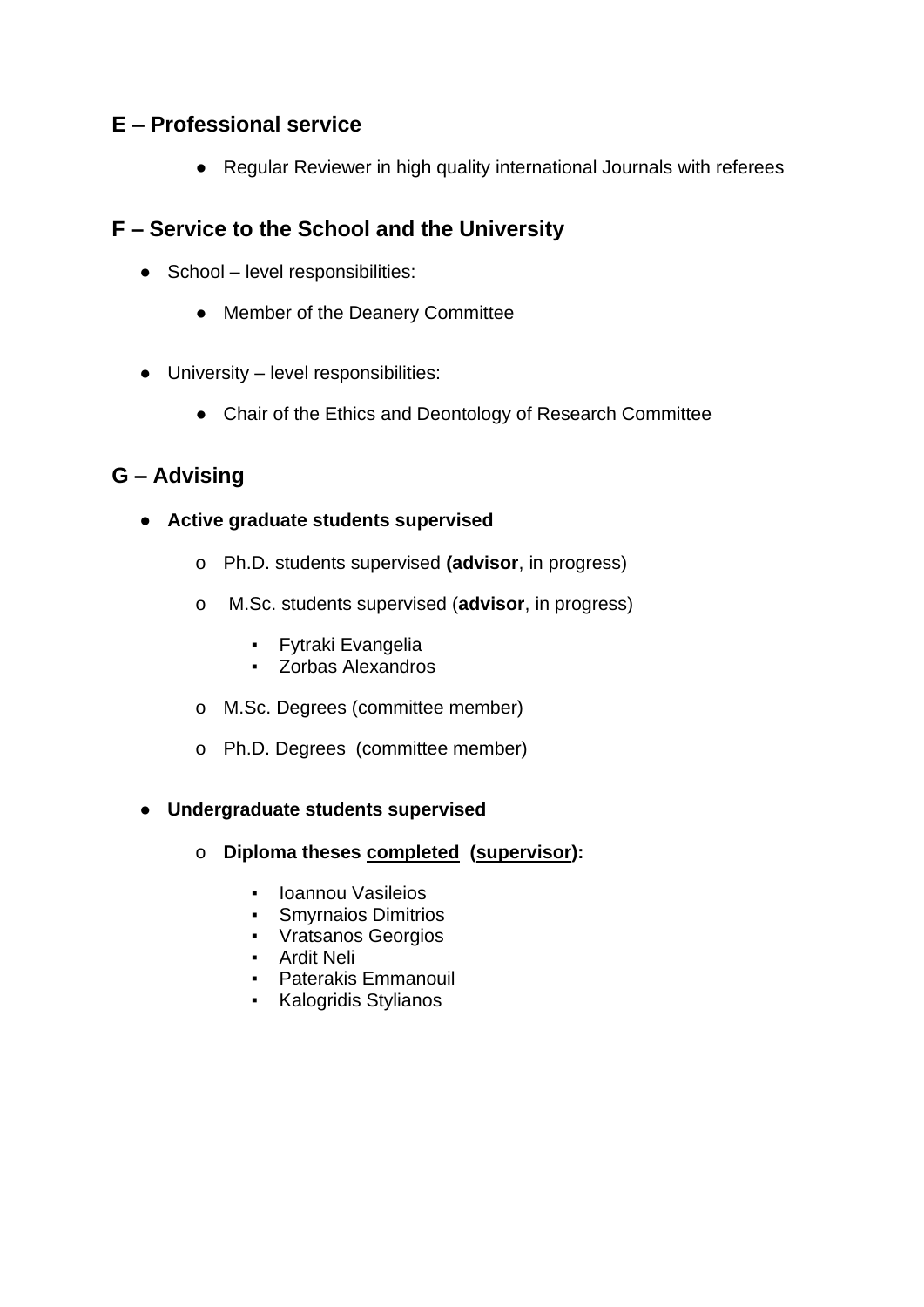## E – Professional service

- Regular Reviewer in high quality international Journals with referees

## F – Service to the School and the University

- School – level responsibilities:
  - Member of the Deanery Committee
- University – level responsibilities:
  - Chair of the Ethics and Deontology of Research Committee

## G – Advising

- **Active graduate students supervised**
  - Ph.D. students supervised **(advisor**, in progress)
  - M.Sc. students supervised (**advisor**, in progress)
    - Fytraki Evangelia
    - Zorbas Alexandros
  - M.Sc. Degrees (committee member)
  - Ph.D. Degrees (committee member)
- **Undergraduate students supervised**
  - **Diploma theses <u>completed</u> (<u>supervisor</u>):**
    - Ioannou Vasileios
    - Smyrnaios Dimitrios
    - Vratsanos Georgios
    - Ardit Neli
    - Paterakis Emmanouil
    - Kalogridis Stylianos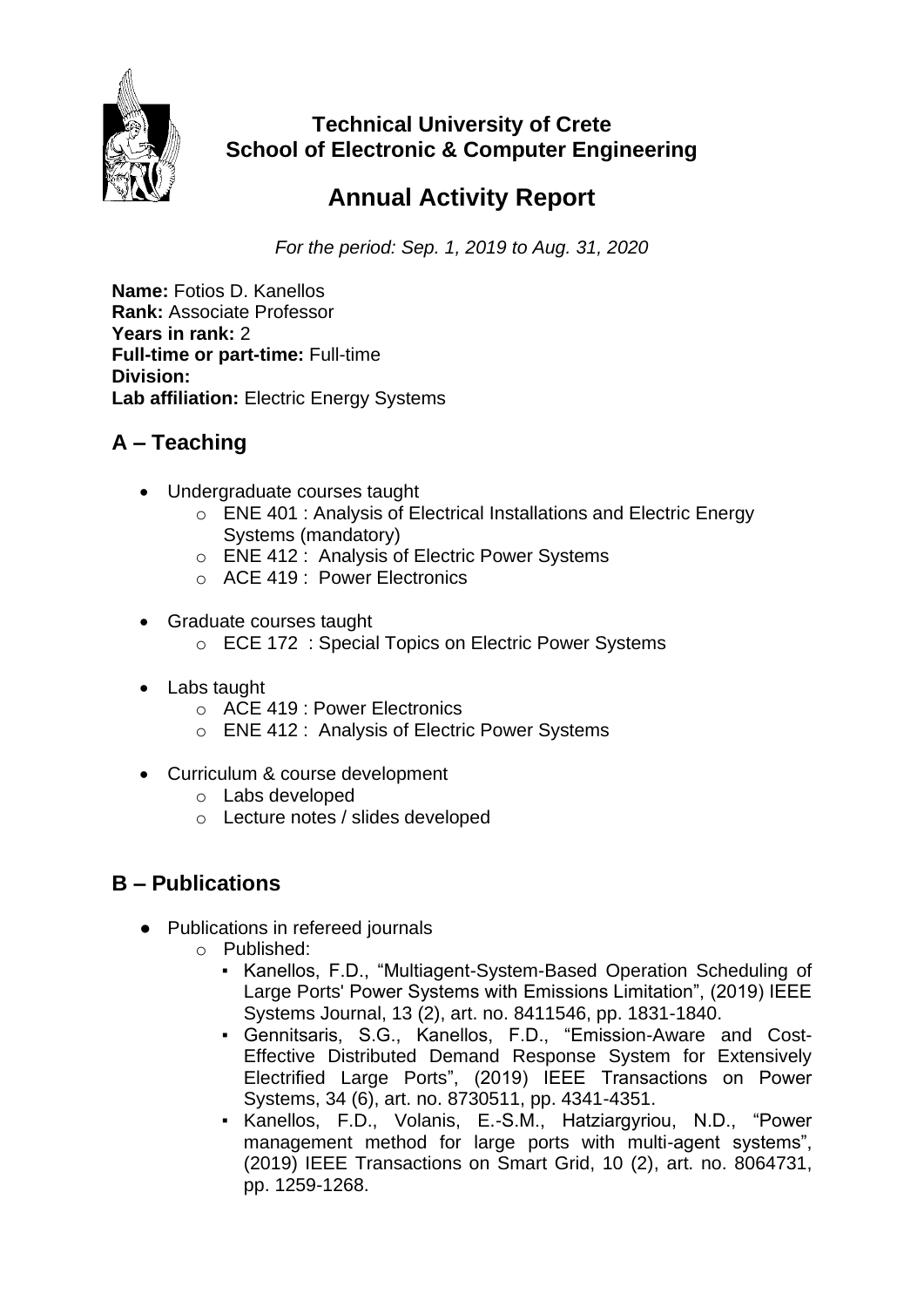**Technical University of Crete**
**School of Electronic & Computer Engineering**

# Annual Activity Report

*For the period: Sep. 1, 2019 to Aug. 31, 2020*

**Name:** Fotios D. Kanellos
**Rank:** Associate Professor
**Years in rank:** 2
**Full-time or part-time:** Full-time
**Division:**
**Lab affiliation:** Electric Energy Systems

## A – Teaching

- Undergraduate courses taught
  - ENE 401 : Analysis of Electrical Installations and Electric Energy Systems (mandatory)
  - ENE 412 : Analysis of Electric Power Systems
  - ACE 419 : Power Electronics
- Graduate courses taught
  - ECE 172 : Special Topics on Electric Power Systems
- Labs taught
  - ACE 419 : Power Electronics
  - ENE 412 : Analysis of Electric Power Systems
- Curriculum & course development
  - Labs developed
  - Lecture notes / slides developed

## B – Publications

- Publications in refereed journals
  - Published:
    - Kanellos, F.D., "Multiagent-System-Based Operation Scheduling of Large Ports' Power Systems with Emissions Limitation", (2019) IEEE Systems Journal, 13 (2), art. no. 8411546, pp. 1831-1840.
    - Gennitsaris, S.G., Kanellos, F.D., "Emission-Aware and Cost-Effective Distributed Demand Response System for Extensively Electrified Large Ports", (2019) IEEE Transactions on Power Systems, 34 (6), art. no. 8730511, pp. 4341-4351.
    - Kanellos, F.D., Volanis, E.-S.M., Hatziargyriou, N.D., "Power management method for large ports with multi-agent systems", (2019) IEEE Transactions on Smart Grid, 10 (2), art. no. 8064731, pp. 1259-1268.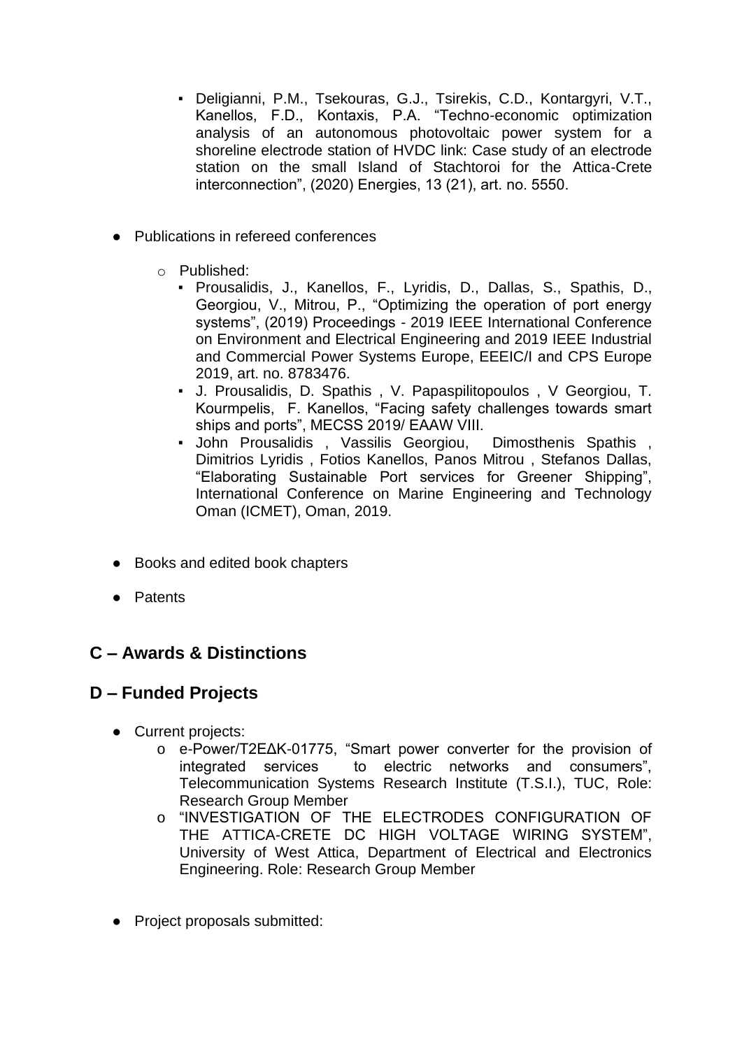- Deligianni, P.M., Tsekouras, G.J., Tsirekis, C.D., Kontargyri, V.T., Kanellos, F.D., Kontaxis, P.A. "Techno-economic optimization analysis of an autonomous photovoltaic power system for a shoreline electrode station of HVDC link: Case study of an electrode station on the small Island of Stachtoroi for the Attica-Crete interconnection", (2020) Energies, 13 (21), art. no. 5550.

- Publications in refereed conferences
  - Published:
    - Prousalidis, J., Kanellos, F., Lyridis, D., Dallas, S., Spathis, D., Georgiou, V., Mitrou, P., "Optimizing the operation of port energy systems", (2019) Proceedings - 2019 IEEE International Conference on Environment and Electrical Engineering and 2019 IEEE Industrial and Commercial Power Systems Europe, EEEIC/I and CPS Europe 2019, art. no. 8783476.
    - J. Prousalidis, D. Spathis , V. Papaspilitopoulos , V Georgiou, T. Kourmpelis, F. Kanellos, "Facing safety challenges towards smart ships and ports", MECSS 2019/ EAAW VIII.
    - John Prousalidis , Vassilis Georgiou, Dimosthenis Spathis , Dimitrios Lyridis , Fotios Kanellos, Panos Mitrou , Stefanos Dallas, "Elaborating Sustainable Port services for Greener Shipping", International Conference on Marine Engineering and Technology Oman (ICMET), Oman, 2019.

- Books and edited book chapters
- Patents

## C – Awards & Distinctions

## D – Funded Projects

- Current projects:
  - e-Power/T2EΔK-01775, "Smart power converter for the provision of integrated services to electric networks and consumers", Telecommunication Systems Research Institute (T.S.I.), TUC, Role: Research Group Member
  - "INVESTIGATION OF THE ELECTRODES CONFIGURATION OF THE ATTICA-CRETE DC HIGH VOLTAGE WIRING SYSTEM", University of West Attica, Department of Electrical and Electronics Engineering. Role: Research Group Member

- Project proposals submitted: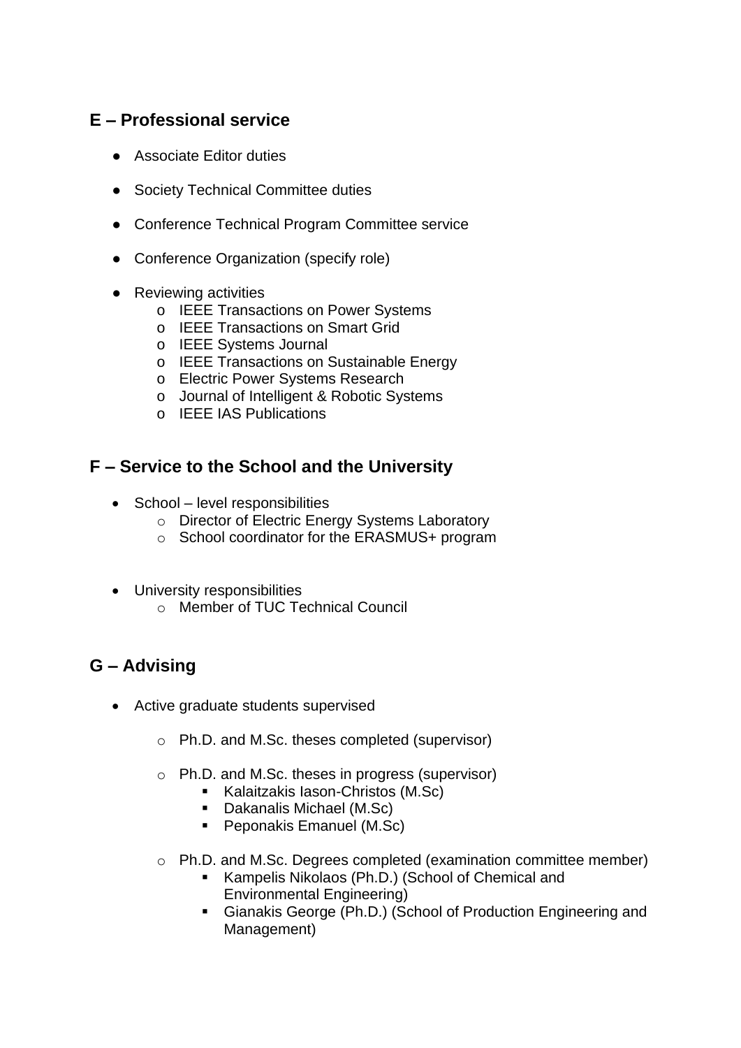## E – Professional service

- Associate Editor duties
- Society Technical Committee duties
- Conference Technical Program Committee service
- Conference Organization (specify role)
- Reviewing activities
  - IEEE Transactions on Power Systems
  - IEEE Transactions on Smart Grid
  - IEEE Systems Journal
  - IEEE Transactions on Sustainable Energy
  - Electric Power Systems Research
  - Journal of Intelligent & Robotic Systems
  - IEEE IAS Publications

## F – Service to the School and the University

- School – level responsibilities
  - Director of Electric Energy Systems Laboratory
  - School coordinator for the ERASMUS+ program
- University responsibilities
  - Member of TUC Technical Council

## G – Advising

- Active graduate students supervised
  - Ph.D. and M.Sc. theses completed (supervisor)
  - Ph.D. and M.Sc. theses in progress (supervisor)
    - Kalaitzakis Iason-Christos (M.Sc)
    - Dakanalis Michael (M.Sc)
    - Peponakis Emanuel (M.Sc)
  - Ph.D. and M.Sc. Degrees completed (examination committee member)
    - Kampelis Nikolaos (Ph.D.) (School of Chemical and Environmental Engineering)
    - Gianakis George (Ph.D.) (School of Production Engineering and Management)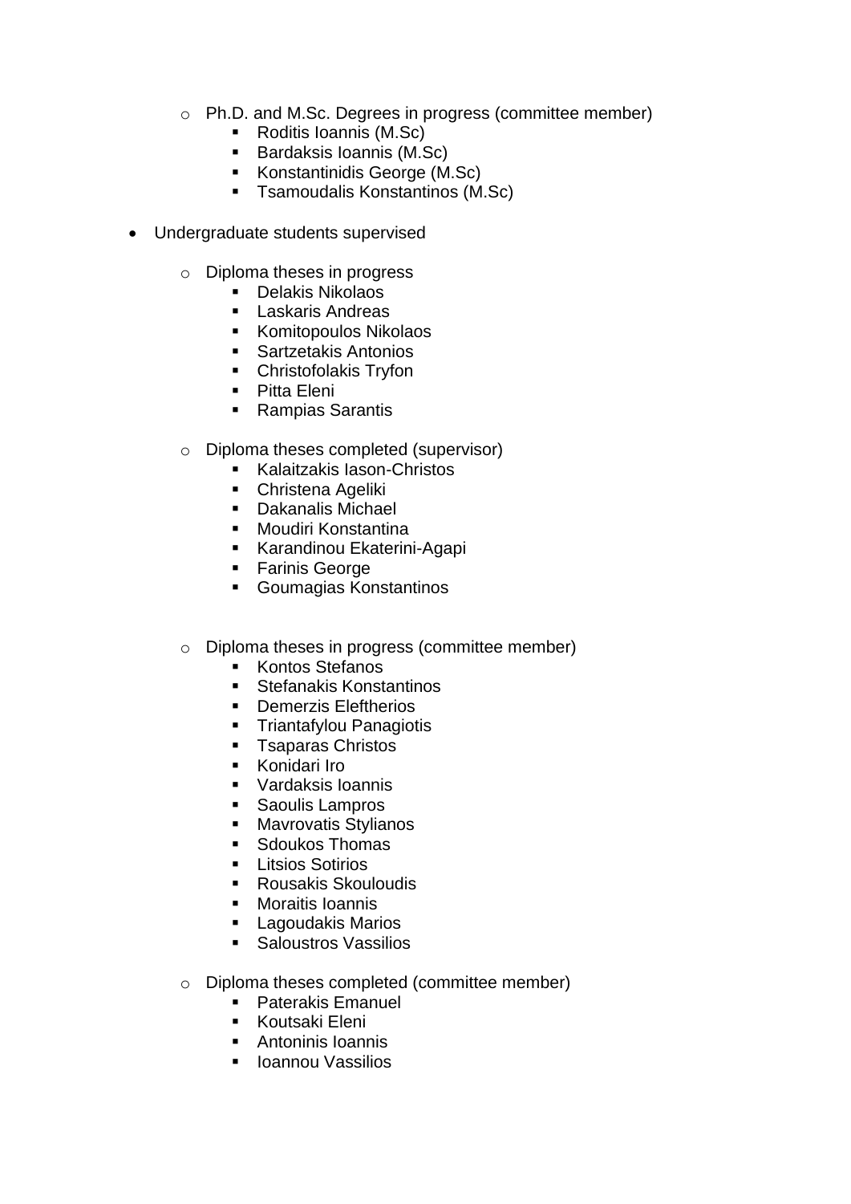- Ph.D. and M.Sc. Degrees in progress (committee member)
    - Roditis Ioannis (M.Sc)
    - Bardaksis Ioannis (M.Sc)
    - Konstantinidis George (M.Sc)
    - Tsamoudalis Konstantinos (M.Sc)

- Undergraduate students supervised

    - Diploma theses in progress
        - Delakis Nikolaos
        - Laskaris Andreas
        - Komitopoulos Nikolaos
        - Sartzetakis Antonios
        - Christofolakis Tryfon
        - Pitta Eleni
        - Rampias Sarantis

    - Diploma theses completed (supervisor)
        - Kalaitzakis Iason-Christos
        - Christena Ageliki
        - Dakanalis Michael
        - Moudiri Konstantina
        - Karandinou Ekaterini-Agapi
        - Farinis George
        - Goumagias Konstantinos

    - Diploma theses in progress (committee member)
        - Kontos Stefanos
        - Stefanakis Konstantinos
        - Demerzis Eleftherios
        - Triantafylou Panagiotis
        - Tsaparas Christos
        - Konidari Iro
        - Vardaksis Ioannis
        - Saoulis Lampros
        - Mavrovatis Stylianos
        - Sdoukos Thomas
        - Litsios Sotirios
        - Rousakis Skouloudis
        - Moraitis Ioannis
        - Lagoudakis Marios
        - Saloustros Vassilios

    - Diploma theses completed (committee member)
        - Paterakis Emanuel
        - Koutsaki Eleni
        - Antoninis Ioannis
        - Ioannou Vassilios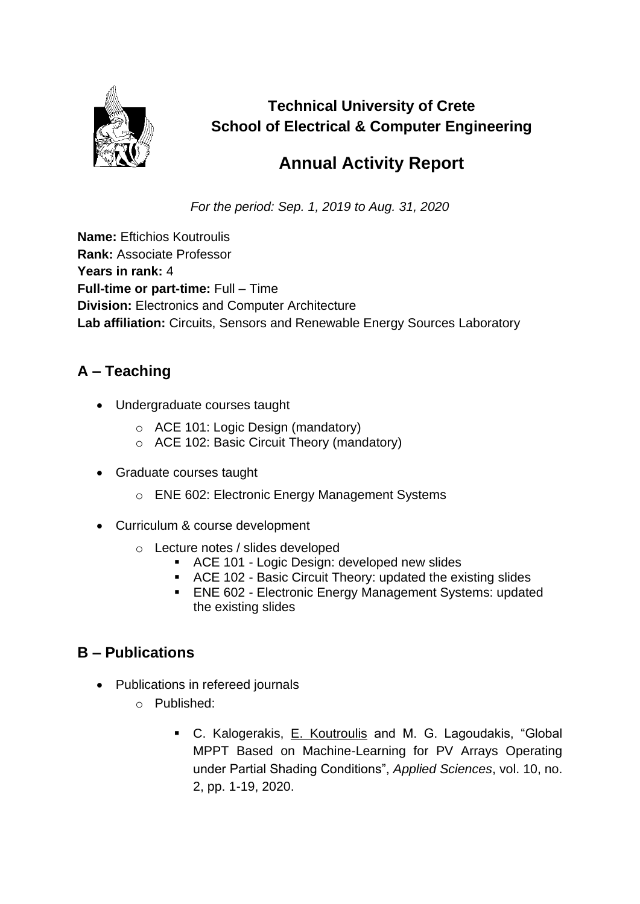**Technical University of Crete**
**School of Electrical & Computer Engineering**

# Annual Activity Report

*For the period: Sep. 1, 2019 to Aug. 31, 2020*

**Name:** Eftichios Koutroulis
**Rank:** Associate Professor
**Years in rank:** 4
**Full-time or part-time:** Full – Time
**Division:** Electronics and Computer Architecture
**Lab affiliation:** Circuits, Sensors and Renewable Energy Sources Laboratory

## A – Teaching

- Undergraduate courses taught
    - ACE 101: Logic Design (mandatory)
    - ACE 102: Basic Circuit Theory (mandatory)
- Graduate courses taught
    - ENE 602: Electronic Energy Management Systems
- Curriculum & course development
    - Lecture notes / slides developed
        - ACE 101 - Logic Design: developed new slides
        - ACE 102 - Basic Circuit Theory: updated the existing slides
        - ENE 602 - Electronic Energy Management Systems: updated the existing slides

## B – Publications

- Publications in refereed journals
    - Published:
        - C. Kalogerakis, <u>E. Koutroulis</u> and M. G. Lagoudakis, "Global MPPT Based on Machine-Learning for PV Arrays Operating under Partial Shading Conditions", *Applied Sciences*, vol. 10, no. 2, pp. 1-19, 2020.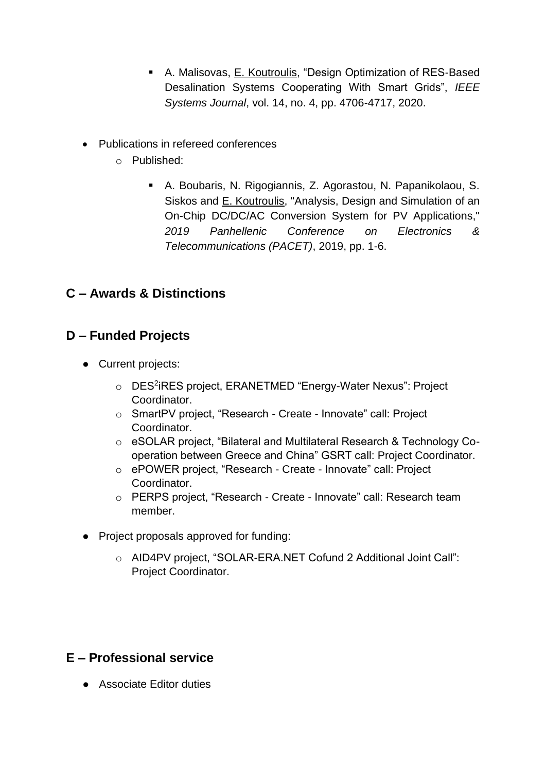- A. Malisovas, E. Koutroulis, "Design Optimization of RES-Based Desalination Systems Cooperating With Smart Grids", *IEEE Systems Journal*, vol. 14, no. 4, pp. 4706-4717, 2020.

- Publications in refereed conferences
  - Published:
    - A. Boubaris, N. Rigogiannis, Z. Agorastou, N. Papanikolaou, S. Siskos and E. Koutroulis, "Analysis, Design and Simulation of an On-Chip DC/DC/AC Conversion System for PV Applications," *2019 Panhellenic Conference on Electronics & Telecommunications (PACET)*, 2019, pp. 1-6.

## C – Awards & Distinctions

## D – Funded Projects

- Current projects:
  - DES$^2$iRES project, ERANETMED "Energy-Water Nexus": Project Coordinator.
  - SmartPV project, "Research - Create - Innovate" call: Project Coordinator.
  - eSOLAR project, "Bilateral and Multilateral Research & Technology Co-operation between Greece and China" GSRT call: Project Coordinator.
  - ePOWER project, "Research - Create - Innovate" call: Project Coordinator.
  - PERPS project, "Research - Create - Innovate" call: Research team member.
- Project proposals approved for funding:
  - AID4PV project, "SOLAR-ERA.NET Cofund 2 Additional Joint Call": Project Coordinator.

## E – Professional service

- Associate Editor duties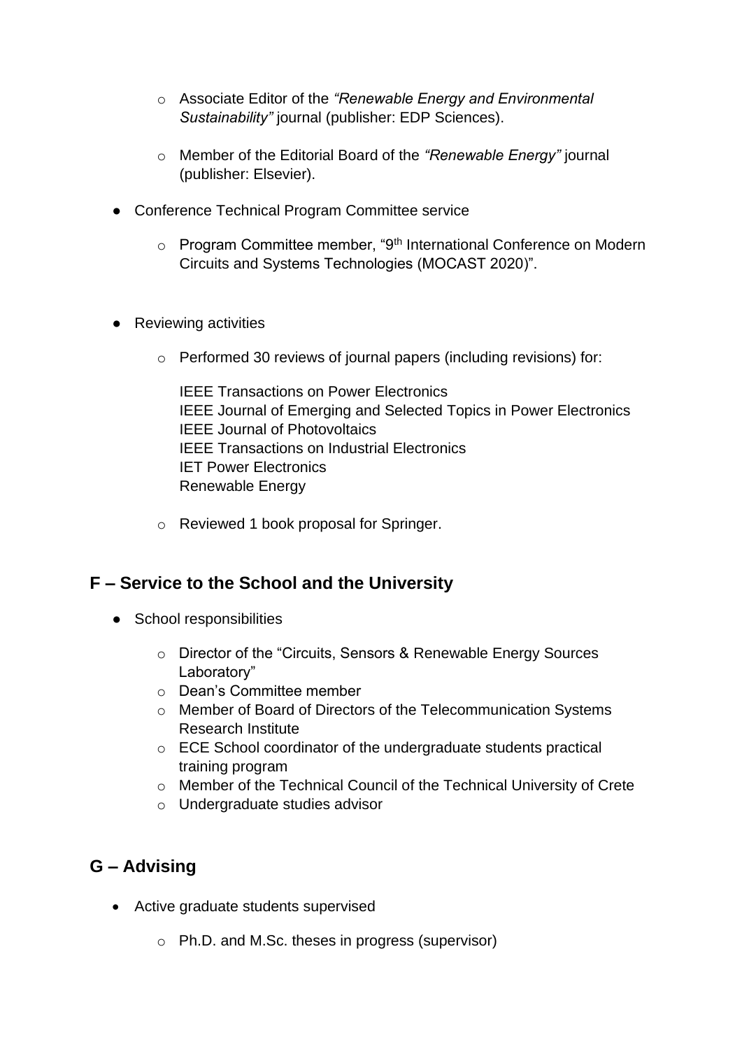- Associate Editor of the *"Renewable Energy and Environmental Sustainability"* journal (publisher: EDP Sciences).

  - Member of the Editorial Board of the *"Renewable Energy"* journal (publisher: Elsevier).

- Conference Technical Program Committee service

  - Program Committee member, "9th International Conference on Modern Circuits and Systems Technologies (MOCAST 2020)".

- Reviewing activities

  - Performed 30 reviews of journal papers (including revisions) for:

    IEEE Transactions on Power Electronics
    IEEE Journal of Emerging and Selected Topics in Power Electronics
    IEEE Journal of Photovoltaics
    IEEE Transactions on Industrial Electronics
    IET Power Electronics
    Renewable Energy

  - Reviewed 1 book proposal for Springer.

## F – Service to the School and the University

- School responsibilities

  - Director of the "Circuits, Sensors & Renewable Energy Sources Laboratory"
  - Dean's Committee member
  - Member of Board of Directors of the Telecommunication Systems Research Institute
  - ECE School coordinator of the undergraduate students practical training program
  - Member of the Technical Council of the Technical University of Crete
  - Undergraduate studies advisor

## G – Advising

- Active graduate students supervised

  - Ph.D. and M.Sc. theses in progress (supervisor)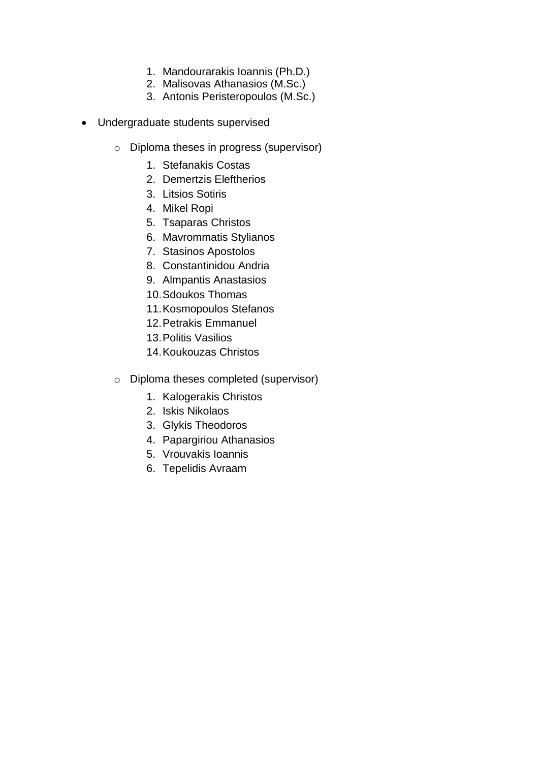1. Mandourarakis Ioannis (Ph.D.)
2. Malisovas Athanasios (M.Sc.)
3. Antonis Peristeropoulos (M.Sc.)

- Undergraduate students supervised

  - Diploma theses in progress (supervisor)

    1. Stefanakis Costas
    2. Demertzis Eleftherios
    3. Litsios Sotiris
    4. Mikel Ropi
    5. Tsaparas Christos
    6. Mavrommatis Stylianos
    7. Stasinos Apostolos
    8. Constantinidou Andria
    9. Almpantis Anastasios
    10. Sdoukos Thomas
    11. Kosmopoulos Stefanos
    12. Petrakis Emmanuel
    13. Politis Vasilios
    14. Koukouzas Christos

  - Diploma theses completed (supervisor)

    1. Kalogerakis Christos
    2. Iskis Nikolaos
    3. Glykis Theodoros
    4. Papargiriou Athanasios
    5. Vrouvakis Ioannis
    6. Tepelidis Avraam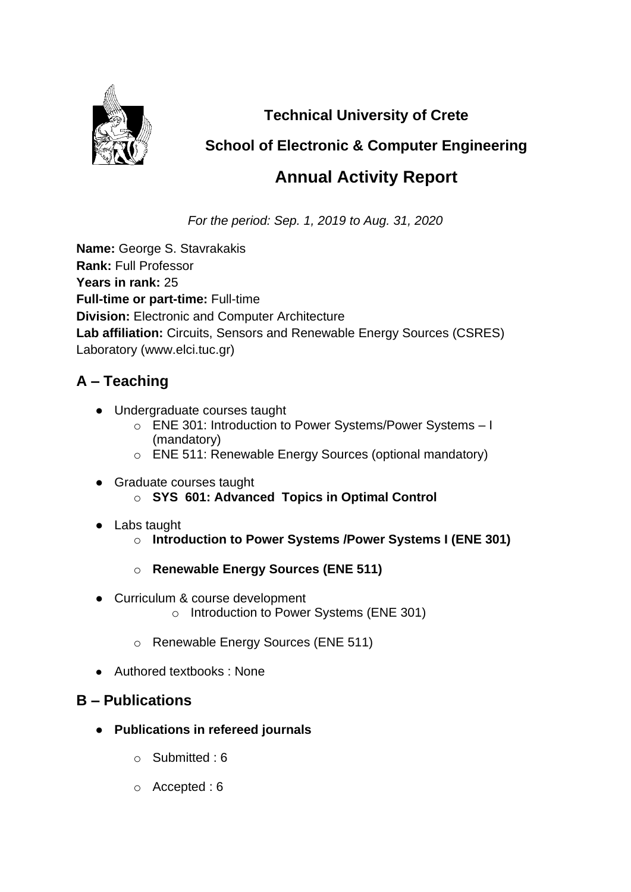**Technical University of Crete**

**School of Electronic & Computer Engineering**

## Annual Activity Report

*For the period: Sep. 1, 2019 to Aug. 31, 2020*

**Name:** George S. Stavrakakis
**Rank:** Full Professor
**Years in rank:** 25
**Full-time or part-time:** Full-time
**Division:** Electronic and Computer Architecture
**Lab affiliation:** Circuits, Sensors and Renewable Energy Sources (CSRES) Laboratory (www.elci.tuc.gr)

## A – Teaching

- Undergraduate courses taught
  - ENE 301: Introduction to Power Systems/Power Systems – I (mandatory)
  - ENE 511: Renewable Energy Sources (optional mandatory)
- Graduate courses taught
  - **SYS 601: Advanced Topics in Optimal Control**
- Labs taught
  - **Introduction to Power Systems /Power Systems I (ENE 301)**
  - **Renewable Energy Sources (ENE 511)**
- Curriculum & course development
  - Introduction to Power Systems (ENE 301)
  - Renewable Energy Sources (ENE 511)
- Authored textbooks : None

## B – Publications

- **Publications in refereed journals**
  - Submitted : 6
  - Accepted : 6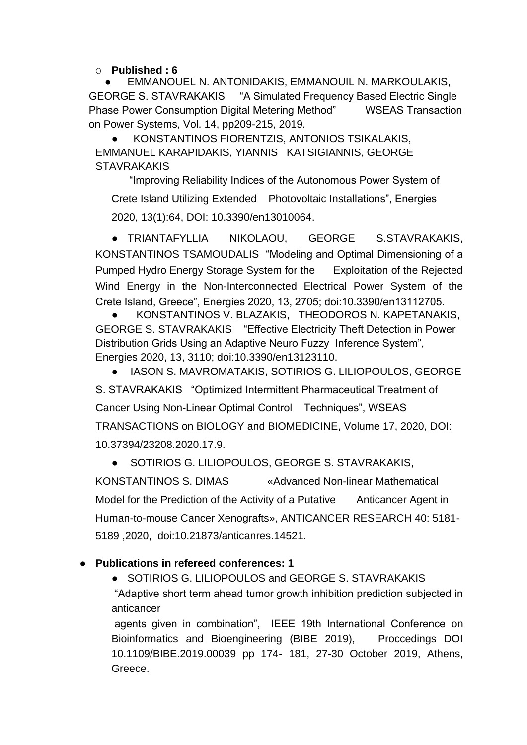- **Published : 6**
  - EMMANOUEL N. ANTONIDAKIS, EMMANOUIL N. MARKOULAKIS, GEORGE S. STAVRAKAKIS "A Simulated Frequency Based Electric Single Phase Power Consumption Digital Metering Method" WSEAS Transaction on Power Systems, Vol. 14, pp209-215, 2019.
  - KONSTANTINOS FIORENTZIS, ANTONIOS TSIKALAKIS, EMMANUEL KARAPIDAKIS, YIANNIS KATSIGIANNIS, GEORGE STAVRAKAKIS "Improving Reliability Indices of the Autonomous Power System of Crete Island Utilizing Extended Photovoltaic Installations", Energies 2020, 13(1):64, DOI: 10.3390/en13010064.
  - TRIANTAFYLLIA NIKOLAOU, GEORGE S.STAVRAKAKIS, KONSTANTINOS TSAMOUDALIS "Modeling and Optimal Dimensioning of a Pumped Hydro Energy Storage System for the Exploitation of the Rejected Wind Energy in the Non-Interconnected Electrical Power System of the Crete Island, Greece", Energies 2020, 13, 2705; doi:10.3390/en13112705.
  - KONSTANTINOS V. BLAZAKIS, THEODOROS N. KAPETANAKIS, GEORGE S. STAVRAKAKIS "Effective Electricity Theft Detection in Power Distribution Grids Using an Adaptive Neuro Fuzzy Inference System", Energies 2020, 13, 3110; doi:10.3390/en13123110.
  - IASON S. MAVROMATAKIS, SOTIRIOS G. LILIOPOULOS, GEORGE S. STAVRAKAKIS "Optimized Intermittent Pharmaceutical Treatment of Cancer Using Non-Linear Optimal Control Techniques", WSEAS TRANSACTIONS on BIOLOGY and BIOMEDICINE, Volume 17, 2020, DOI: 10.37394/23208.2020.17.9.
  - SOTIRIOS G. LILIOPOULOS, GEORGE S. STAVRAKAKIS, KONSTANTINOS S. DIMAS «Advanced Non-linear Mathematical Model for the Prediction of the Activity of a Putative Anticancer Agent in Human-to-mouse Cancer Xenografts», ANTICANCER RESEARCH 40: 5181-5189 ,2020, doi:10.21873/anticanres.14521.

- **Publications in refereed conferences: 1**
  - SOTIRIOS G. LILIOPOULOS and GEORGE S. STAVRAKAKIS "Adaptive short term ahead tumor growth inhibition prediction subjected in anticancer agents given in combination", IEEE 19th International Conference on Bioinformatics and Bioengineering (BIBE 2019), Proccedings DOI 10.1109/BIBE.2019.00039 pp 174- 181, 27-30 October 2019, Athens, Greece.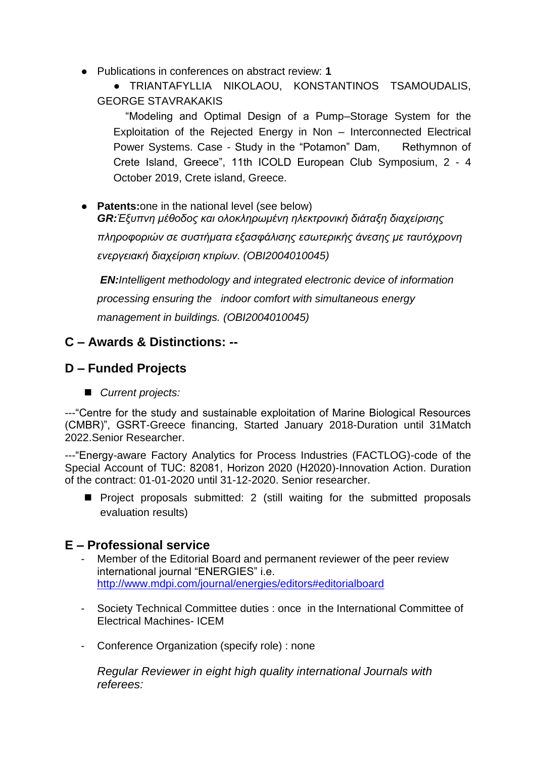- Publications in conferences on abstract review: **1**
  - TRIANTAFYLLIA NIKOLAOU, KONSTANTINOS TSAMOUDALIS, GEORGE STAVRAKAKIS

    "Modeling and Optimal Design of a Pump–Storage System for the Exploitation of the Rejected Energy in Non – Interconnected Electrical Power Systems. Case - Study in the "Potamon" Dam, Rethymnon of Crete Island, Greece", 11th ICOLD European Club Symposium, 2 - 4 October 2019, Crete island, Greece.

- **Patents:**one in the national level (see below)

  ***GR:****Έξυπνη μέθοδος και ολοκληρωμένη ηλεκτρονική διάταξη διαχείρισης πληροφοριών σε συστήματα εξασφάλισης εσωτερικής άνεσης με ταυτόχρονη ενεργειακή διαχείριση κτιρίων. (OBI2004010045)*

  ***EN:****Intelligent methodology and integrated electronic device of information processing ensuring the indoor comfort with simultaneous energy management in buildings. (OBI2004010045)*

## C – Awards & Distinctions: --

## D – Funded Projects

- *Current projects:*

---"Centre for the study and sustainable exploitation of Marine Biological Resources (CMBR)", GSRT-Greece financing, Started January 2018-Duration until 31Match 2022.Senior Researcher.

---"Energy-aware Factory Analytics for Process Industries (FACTLOG)-code of the Special Account of TUC: 82081, Horizon 2020 (H2020)-Innovation Action. Duration of the contract: 01-01-2020 until 31-12-2020. Senior researcher.

- Project proposals submitted: 2 (still waiting for the submitted proposals evaluation results)

## E – Professional service

- Member of the Editorial Board and permanent reviewer of the peer review international journal "ENERGIES" i.e. http://www.mdpi.com/journal/energies/editors#editorialboard
- Society Technical Committee duties : once in the International Committee of Electrical Machines- ICEM
- Conference Organization (specify role) : none

  *Regular Reviewer in eight high quality international Journals with referees:*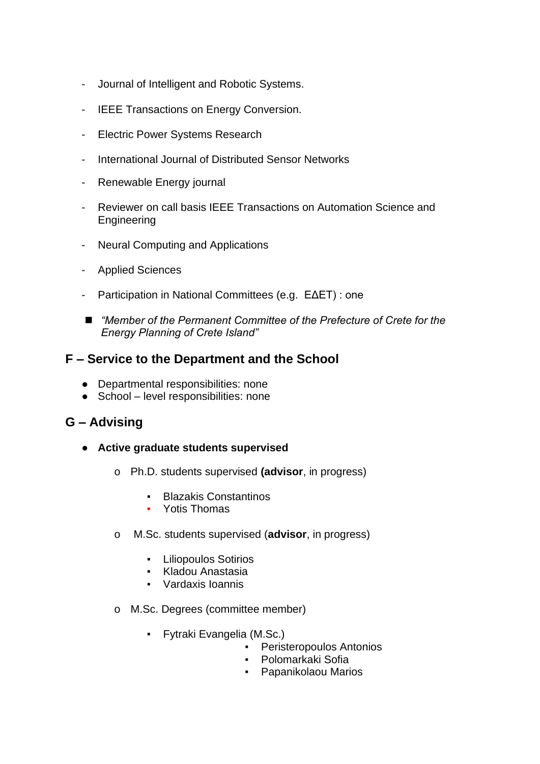- Journal of Intelligent and Robotic Systems.
- IEEE Transactions on Energy Conversion.
- Electric Power Systems Research
- International Journal of Distributed Sensor Networks
- Renewable Energy journal
- Reviewer on call basis IEEE Transactions on Automation Science and Engineering
- Neural Computing and Applications
- Applied Sciences
- Participation in National Committees (e.g. ΕΔΕΤ) : one

  - *"Member of the Permanent Committee of the Prefecture of Crete for the Energy Planning of Crete Island"*

## F – Service to the Department and the School

- Departmental responsibilities: none
- School – level responsibilities: none

## G – Advising

- **Active graduate students supervised**
  - Ph.D. students supervised **(advisor**, in progress)
    - Blazakis Constantinos
    - Yotis Thomas
  - M.Sc. students supervised (**advisor**, in progress)
    - Liliopoulos Sotirios
    - Kladou Anastasia
    - Vardaxis Ioannis
  - M.Sc. Degrees (committee member)
    - Fytraki Evangelia (M.Sc.)
      - Peristeropoulos Antonios
      - Polomarkaki Sofia
      - Papanikolaou Marios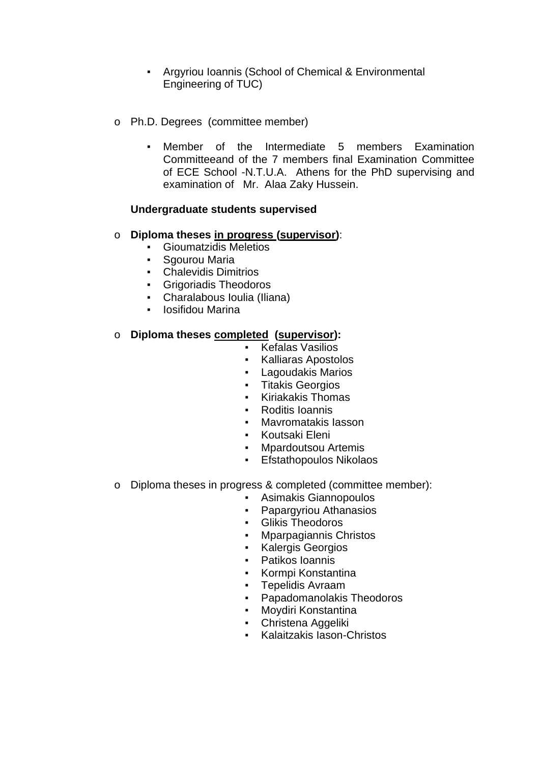- Argyriou Ioannis (School of Chemical & Environmental Engineering of TUC)

- Ph.D. Degrees (committee member)

  - Member of the Intermediate 5 members Examination Committeeand of the 7 members final Examination Committee of ECE School -N.T.U.A. Athens for the PhD supervising and examination of Mr. Alaa Zaky Hussein.

**Undergraduate students supervised**

- **Diploma theses <u>in progress</u> (<u>supervisor</u>)**:
  - Gioumatzidis Meletios
  - Sgourou Maria
  - Chalevidis Dimitrios
  - Grigoriadis Theodoros
  - Charalabous Ioulia (Iliana)
  - Iosifidou Marina

- **Diploma theses <u>completed</u> (<u>supervisor</u>):**
  - Kefalas Vasilios
  - Kalliaras Apostolos
  - Lagoudakis Marios
  - Titakis Georgios
  - Kiriakakis Thomas
  - Roditis Ioannis
  - Mavromatakis Iasson
  - Koutsaki Eleni
  - Mpardoutsou Artemis
  - Efstathopoulos Nikolaos

- Diploma theses in progress & completed (committee member):
  - Asimakis Giannopoulos
  - Papargyriou Athanasios
  - Glikis Theodoros
  - Mparpagiannis Christos
  - Kalergis Georgios
  - Patikos Ioannis
  - Kormpi Konstantina
  - Tepelidis Avraam
  - Papadomanolakis Theodoros
  - Moydiri Konstantina
  - Christena Aggeliki
  - Kalaitzakis Iason-Christos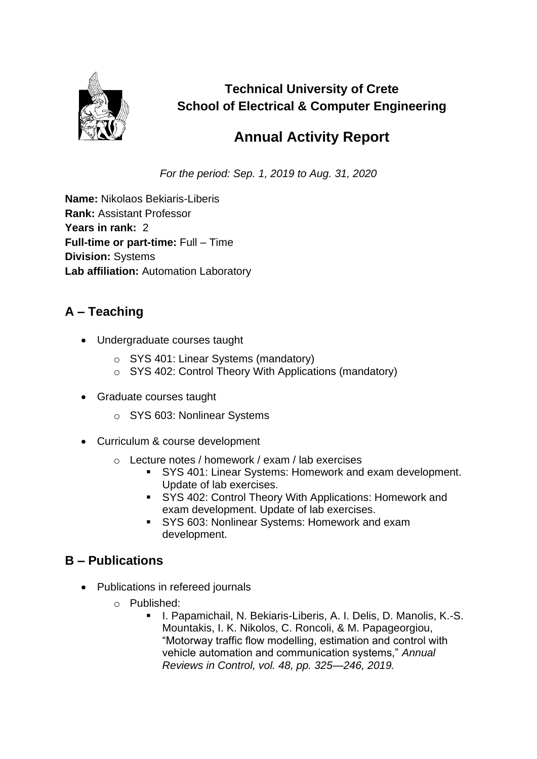**Technical University of Crete**
**School of Electrical & Computer Engineering**

# Annual Activity Report

*For the period: Sep. 1, 2019 to Aug. 31, 2020*

**Name:** Nikolaos Bekiaris-Liberis
**Rank:** Assistant Professor
**Years in rank:** 2
**Full-time or part-time:** Full – Time
**Division:** Systems
**Lab affiliation:** Automation Laboratory

## A – Teaching

- Undergraduate courses taught
  - SYS 401: Linear Systems (mandatory)
  - SYS 402: Control Theory With Applications (mandatory)
- Graduate courses taught
  - SYS 603: Nonlinear Systems
- Curriculum & course development
  - Lecture notes / homework / exam / lab exercises
    - SYS 401: Linear Systems: Homework and exam development. Update of lab exercises.
    - SYS 402: Control Theory With Applications: Homework and exam development. Update of lab exercises.
    - SYS 603: Nonlinear Systems: Homework and exam development.

## B – Publications

- Publications in refereed journals
  - Published:
    - I. Papamichail, N. Bekiaris-Liberis, A. I. Delis, D. Manolis, K.-S. Mountakis, I. K. Nikolos, C. Roncoli, & M. Papageorgiou, "Motorway traffic flow modelling, estimation and control with vehicle automation and communication systems," *Annual Reviews in Control, vol. 48, pp. 325—246, 2019.*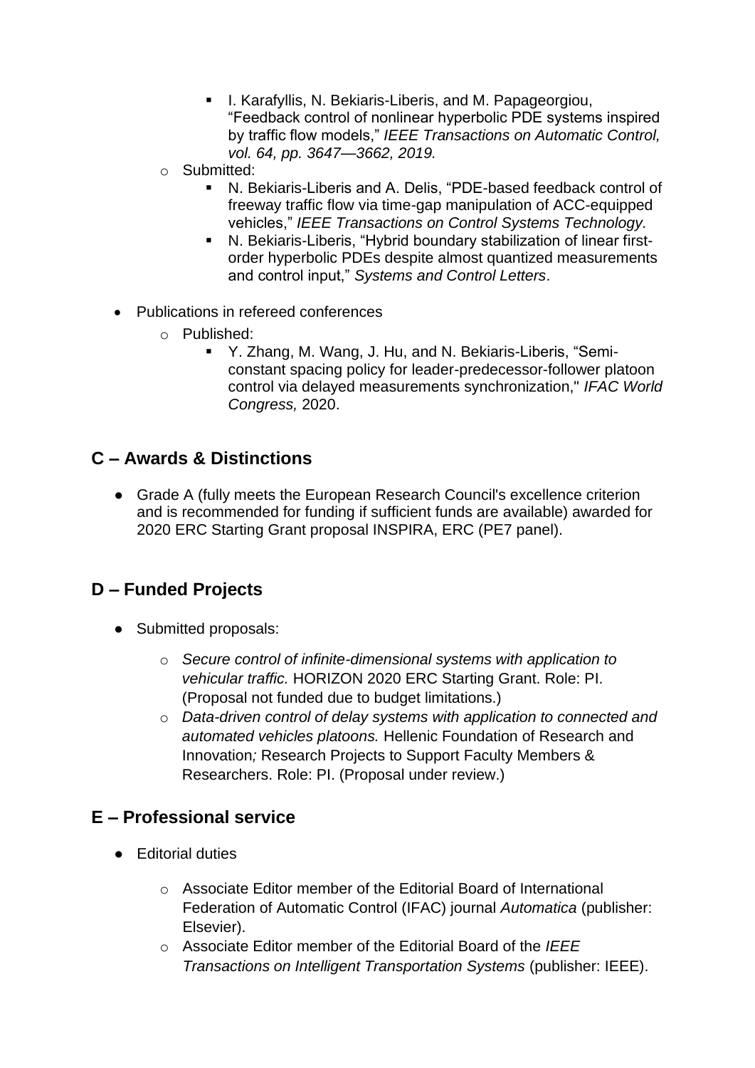- I. Karafyllis, N. Bekiaris-Liberis, and M. Papageorgiou, "Feedback control of nonlinear hyperbolic PDE systems inspired by traffic flow models," *IEEE Transactions on Automatic Control, vol. 64, pp. 3647—3662, 2019.*
  - Submitted:
    - N. Bekiaris-Liberis and A. Delis, "PDE-based feedback control of freeway traffic flow via time-gap manipulation of ACC-equipped vehicles," *IEEE Transactions on Control Systems Technology.*
    - N. Bekiaris-Liberis, "Hybrid boundary stabilization of linear first-order hyperbolic PDEs despite almost quantized measurements and control input," *Systems and Control Letters*.

- Publications in refereed conferences
  - Published:
    - Y. Zhang, M. Wang, J. Hu, and N. Bekiaris-Liberis, "Semi-constant spacing policy for leader-predecessor-follower platoon control via delayed measurements synchronization," *IFAC World Congress,* 2020.

## C – Awards & Distinctions

- Grade A (fully meets the European Research Council's excellence criterion and is recommended for funding if sufficient funds are available) awarded for 2020 ERC Starting Grant proposal INSPIRA, ERC (PE7 panel).

## D – Funded Projects

- Submitted proposals:
  - *Secure control of infinite-dimensional systems with application to vehicular traffic.* HORIZON 2020 ERC Starting Grant. Role: PI. (Proposal not funded due to budget limitations.)
  - *Data-driven control of delay systems with application to connected and automated vehicles platoons.* Hellenic Foundation of Research and Innovation*;* Research Projects to Support Faculty Members & Researchers. Role: PI. (Proposal under review.)

## E – Professional service

- Editorial duties
  - Associate Editor member of the Editorial Board of International Federation of Automatic Control (IFAC) journal *Automatica* (publisher: Elsevier).
  - Associate Editor member of the Editorial Board of the *IEEE Transactions on Intelligent Transportation Systems* (publisher: IEEE).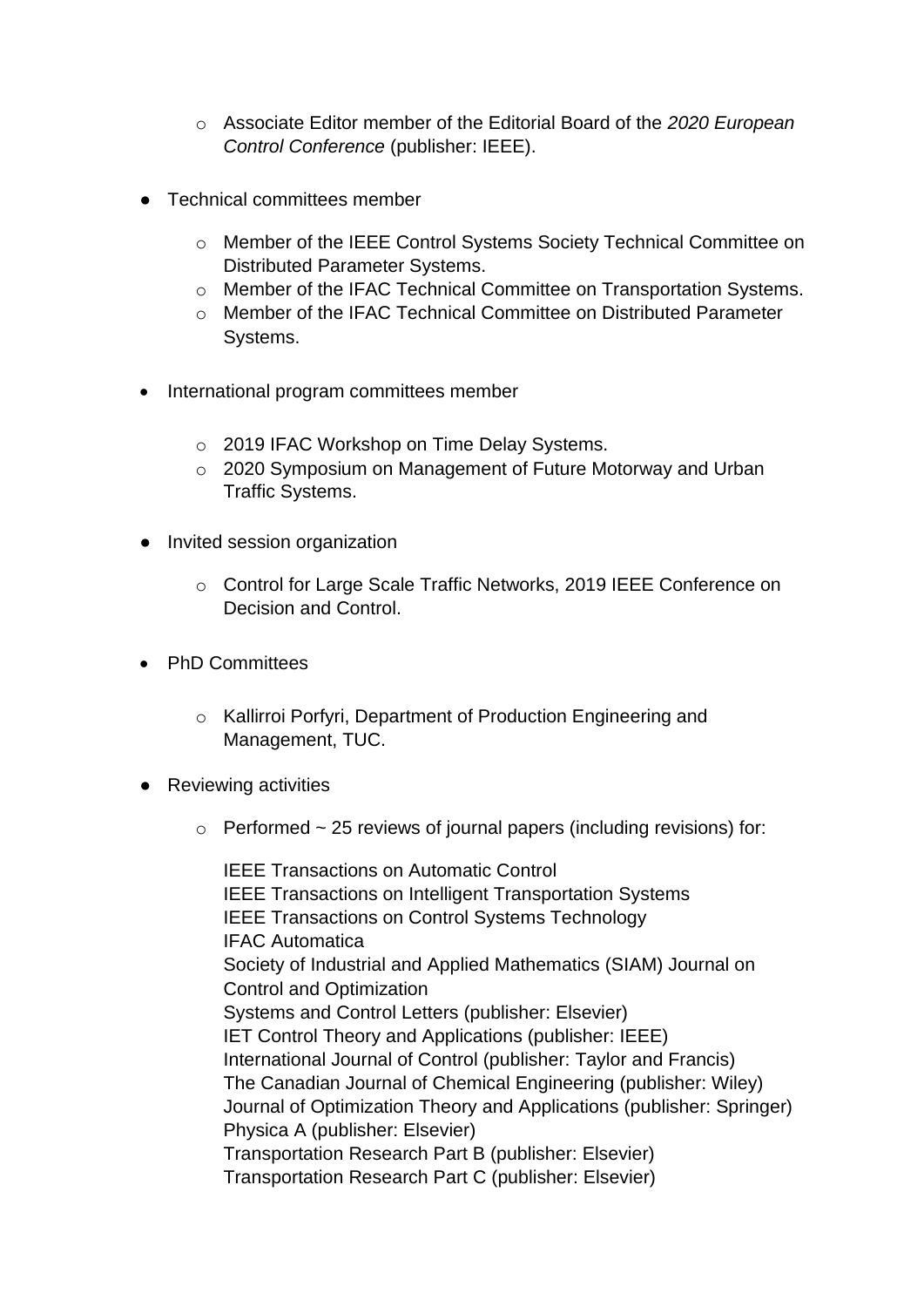- Associate Editor member of the Editorial Board of the *2020 European Control Conference* (publisher: IEEE).

- Technical committees member

  - Member of the IEEE Control Systems Society Technical Committee on Distributed Parameter Systems.
  - Member of the IFAC Technical Committee on Transportation Systems.
  - Member of the IFAC Technical Committee on Distributed Parameter Systems.

- International program committees member

  - 2019 IFAC Workshop on Time Delay Systems.
  - 2020 Symposium on Management of Future Motorway and Urban Traffic Systems.

- Invited session organization

  - Control for Large Scale Traffic Networks, 2019 IEEE Conference on Decision and Control.

- PhD Committees

  - Kallirroi Porfyri, Department of Production Engineering and Management, TUC.

- Reviewing activities

  - Performed ~ 25 reviews of journal papers (including revisions) for:

    IEEE Transactions on Automatic Control
    IEEE Transactions on Intelligent Transportation Systems
    IEEE Transactions on Control Systems Technology
    IFAC Automatica
    Society of Industrial and Applied Mathematics (SIAM) Journal on Control and Optimization
    Systems and Control Letters (publisher: Elsevier)
    IET Control Theory and Applications (publisher: IEEE)
    International Journal of Control (publisher: Taylor and Francis)
    The Canadian Journal of Chemical Engineering (publisher: Wiley)
    Journal of Optimization Theory and Applications (publisher: Springer)
    Physica A (publisher: Elsevier)
    Transportation Research Part B (publisher: Elsevier)
    Transportation Research Part C (publisher: Elsevier)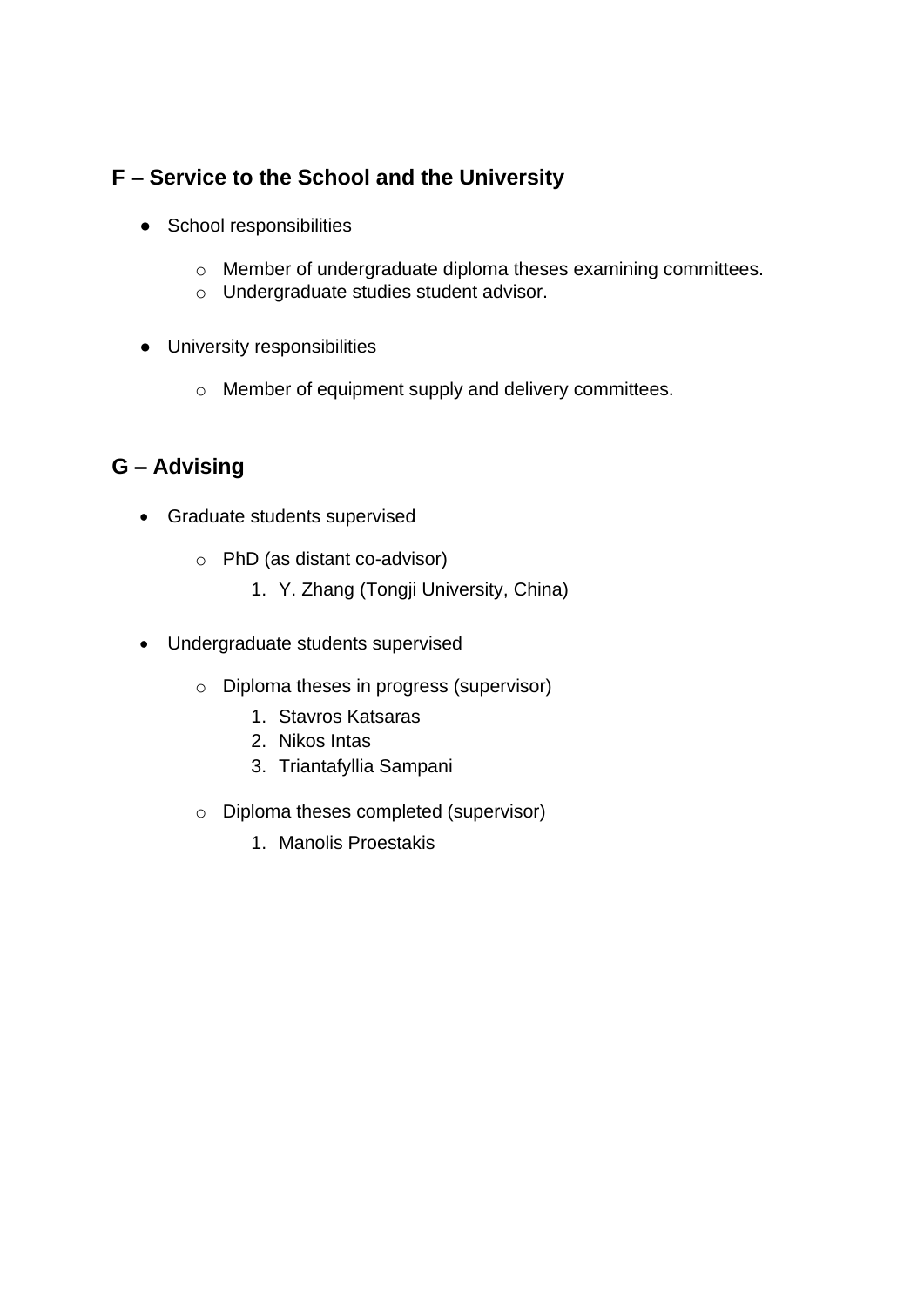## F – Service to the School and the University

- School responsibilities
    - Member of undergraduate diploma theses examining committees.
    - Undergraduate studies student advisor.

- University responsibilities
    - Member of equipment supply and delivery committees.

## G – Advising

- Graduate students supervised
    - PhD (as distant co-advisor)
        1. Y. Zhang (Tongji University, China)

- Undergraduate students supervised
    - Diploma theses in progress (supervisor)
        1. Stavros Katsaras
        2. Nikos Intas
        3. Triantafyllia Sampani
    - Diploma theses completed (supervisor)
        1. Manolis Proestakis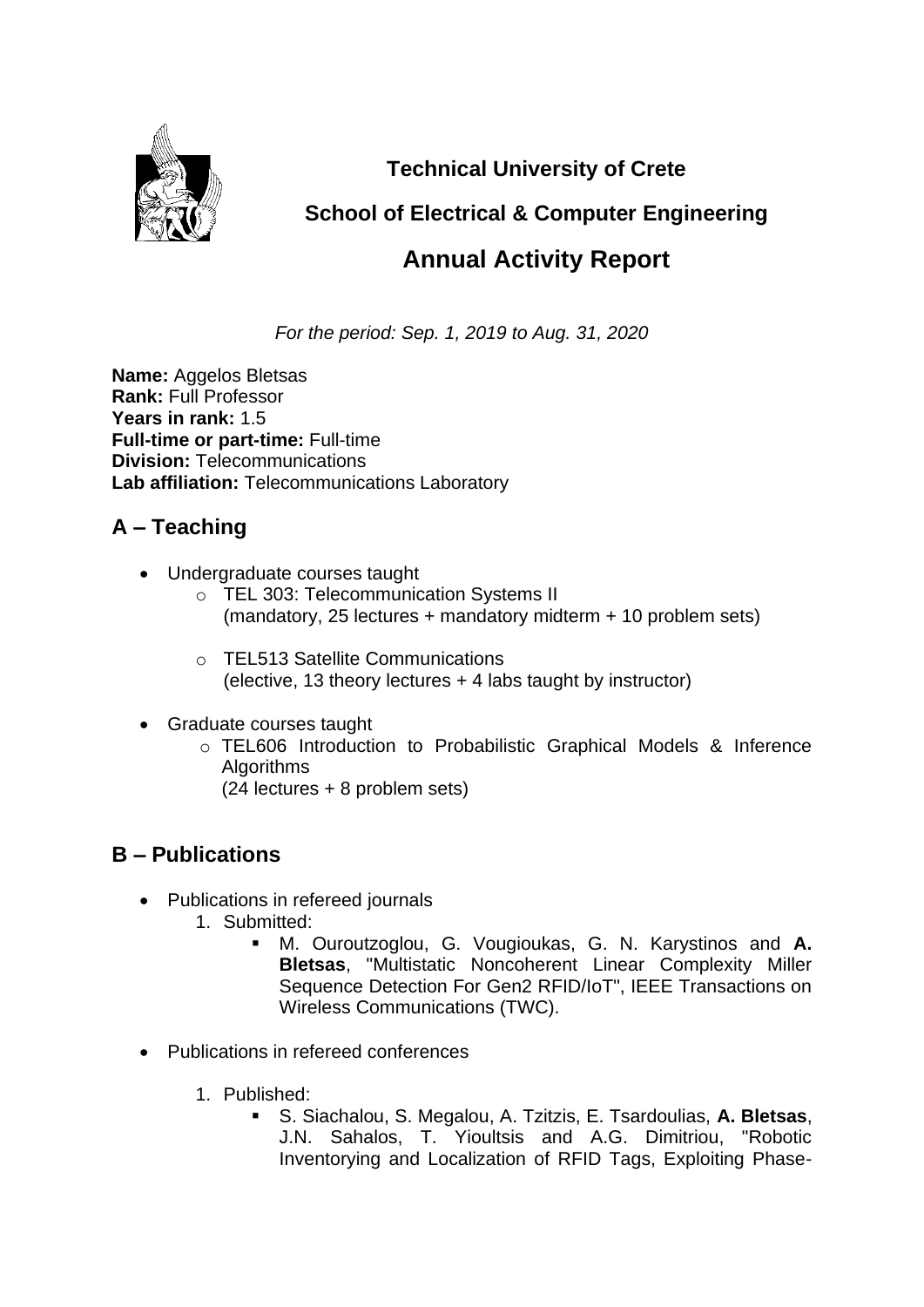**Technical University of Crete**

**School of Electrical & Computer Engineering**

## Annual Activity Report

*For the period: Sep. 1, 2019 to Aug. 31, 2020*

**Name:** Aggelos Bletsas
**Rank:** Full Professor
**Years in rank:** 1.5
**Full-time or part-time:** Full-time
**Division:** Telecommunications
**Lab affiliation:** Telecommunications Laboratory

## A – Teaching

- Undergraduate courses taught
  - TEL 303: Telecommunication Systems II
    (mandatory, 25 lectures + mandatory midterm + 10 problem sets)
  - TEL513 Satellite Communications
    (elective, 13 theory lectures + 4 labs taught by instructor)
- Graduate courses taught
  - TEL606 Introduction to Probabilistic Graphical Models & Inference Algorithms
    (24 lectures + 8 problem sets)

## B – Publications

- Publications in refereed journals
  1. Submitted:
     - M. Ouroutzoglou, G. Vougioukas, G. N. Karystinos and **A. Bletsas**, "Multistatic Noncoherent Linear Complexity Miller Sequence Detection For Gen2 RFID/IoT", IEEE Transactions on Wireless Communications (TWC).
- Publications in refereed conferences
  1. Published:
     - S. Siachalou, S. Megalou, A. Tzitzis, E. Tsardoulias, **A. Bletsas**, J.N. Sahalos, T. Yioultsis and A.G. Dimitriou, "Robotic Inventorying and Localization of RFID Tags, Exploiting Phase-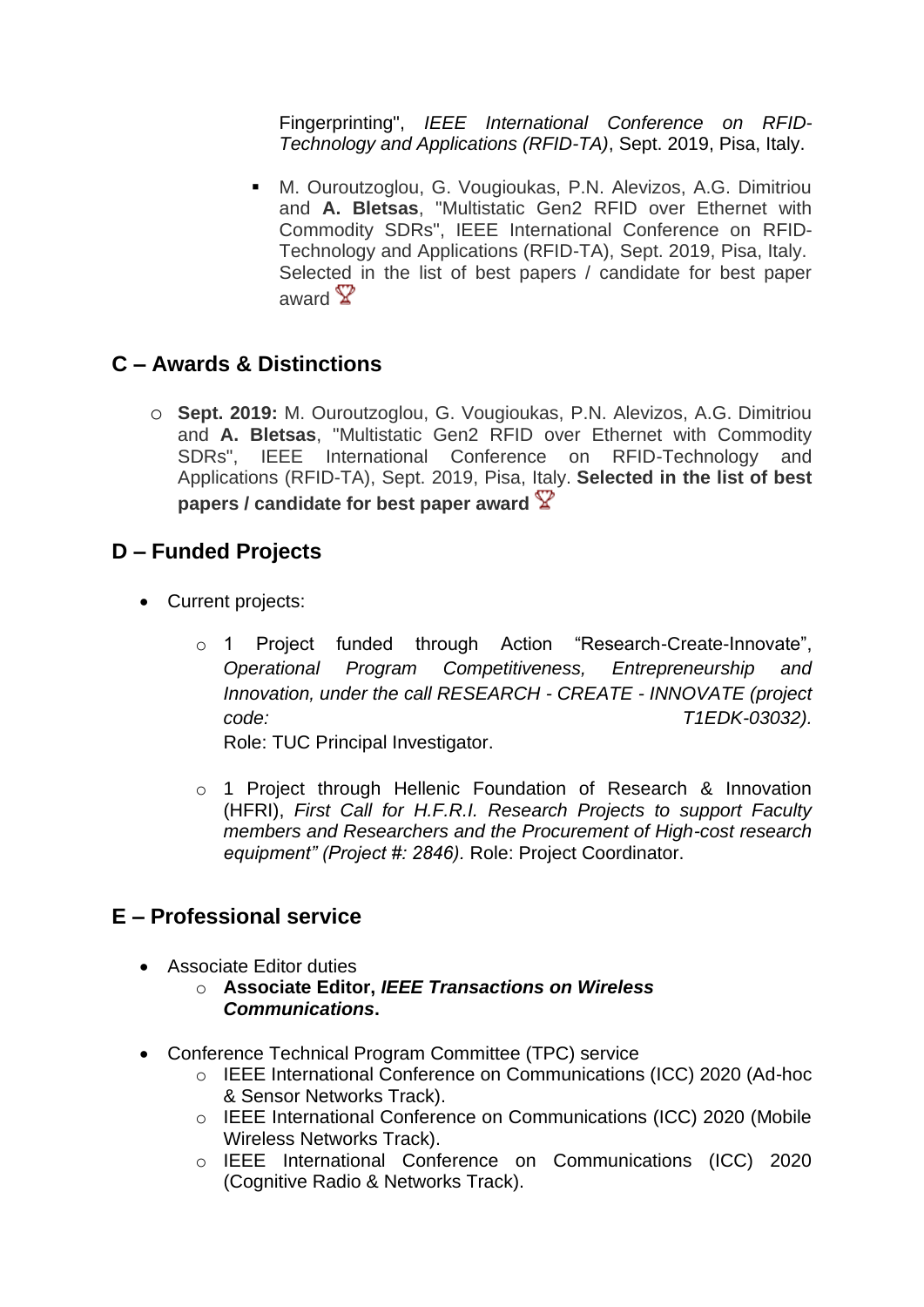Fingerprinting", *IEEE International Conference on RFID-Technology and Applications (RFID-TA)*, Sept. 2019, Pisa, Italy.

- M. Ouroutzoglou, G. Vougioukas, P.N. Alevizos, A.G. Dimitriou and **A. Bletsas**, "Multistatic Gen2 RFID over Ethernet with Commodity SDRs", IEEE International Conference on RFID-Technology and Applications (RFID-TA), Sept. 2019, Pisa, Italy. Selected in the list of best papers / candidate for best paper award 🏆

## C – Awards & Distinctions

- **Sept. 2019:** M. Ouroutzoglou, G. Vougioukas, P.N. Alevizos, A.G. Dimitriou and **A. Bletsas**, "Multistatic Gen2 RFID over Ethernet with Commodity SDRs", IEEE International Conference on RFID-Technology and Applications (RFID-TA), Sept. 2019, Pisa, Italy. **Selected in the list of best papers / candidate for best paper award** 🏆

## D – Funded Projects

- Current projects:
  - 1 Project funded through Action "Research-Create-Innovate", *Operational Program Competitiveness, Entrepreneurship and Innovation, under the call RESEARCH - CREATE - INNOVATE (project code: T1EDK-03032).* Role: TUC Principal Investigator.
  - 1 Project through Hellenic Foundation of Research & Innovation (HFRI), *First Call for H.F.R.I. Research Projects to support Faculty members and Researchers and the Procurement of High-cost research equipment" (Project #: 2846).* Role: Project Coordinator.

## E – Professional service

- Associate Editor duties
  - **Associate Editor, *IEEE Transactions on Wireless Communications*.**
- Conference Technical Program Committee (TPC) service
  - IEEE International Conference on Communications (ICC) 2020 (Ad-hoc & Sensor Networks Track).
  - IEEE International Conference on Communications (ICC) 2020 (Mobile Wireless Networks Track).
  - IEEE International Conference on Communications (ICC) 2020 (Cognitive Radio & Networks Track).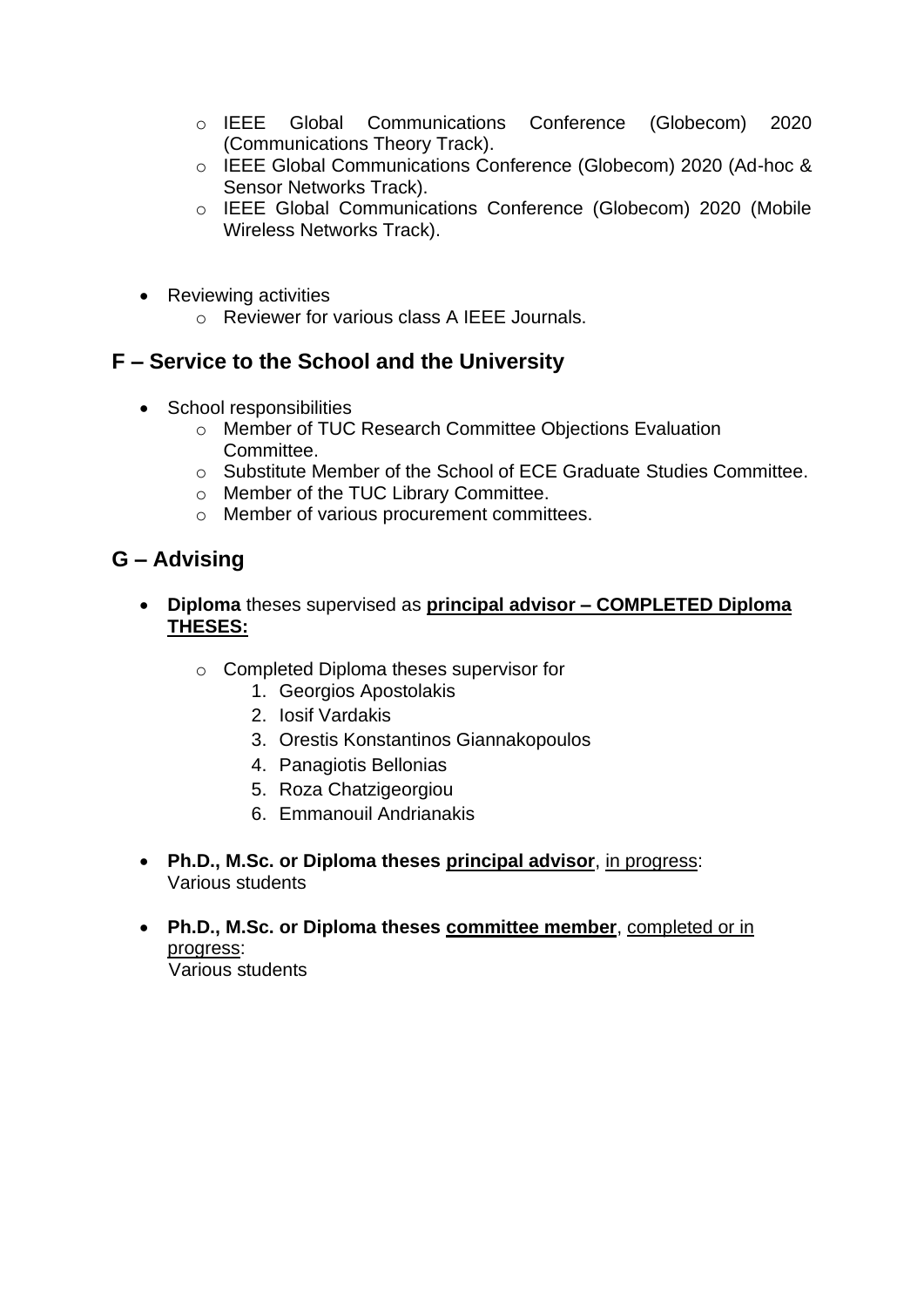- IEEE Global Communications Conference (Globecom) 2020 (Communications Theory Track).
    - IEEE Global Communications Conference (Globecom) 2020 (Ad-hoc & Sensor Networks Track).
    - IEEE Global Communications Conference (Globecom) 2020 (Mobile Wireless Networks Track).

- Reviewing activities
    - Reviewer for various class A IEEE Journals.

## F – Service to the School and the University

- School responsibilities
    - Member of TUC Research Committee Objections Evaluation Committee.
    - Substitute Member of the School of ECE Graduate Studies Committee.
    - Member of the TUC Library Committee.
    - Member of various procurement committees.

## G – Advising

- **Diploma** theses supervised as **<u>principal advisor – COMPLETED Diploma THESES:</u>**

    - Completed Diploma theses supervisor for
        1. Georgios Apostolakis
        2. Iosif Vardakis
        3. Orestis Konstantinos Giannakopoulos
        4. Panagiotis Bellonias
        5. Roza Chatzigeorgiou
        6. Emmanouil Andrianakis

- **Ph.D., M.Sc. or Diploma theses <u>principal advisor</u>**, <u>in progress</u>:
  Various students

- **Ph.D., M.Sc. or Diploma theses <u>committee member</u>**, <u>completed or in progress</u>:
  Various students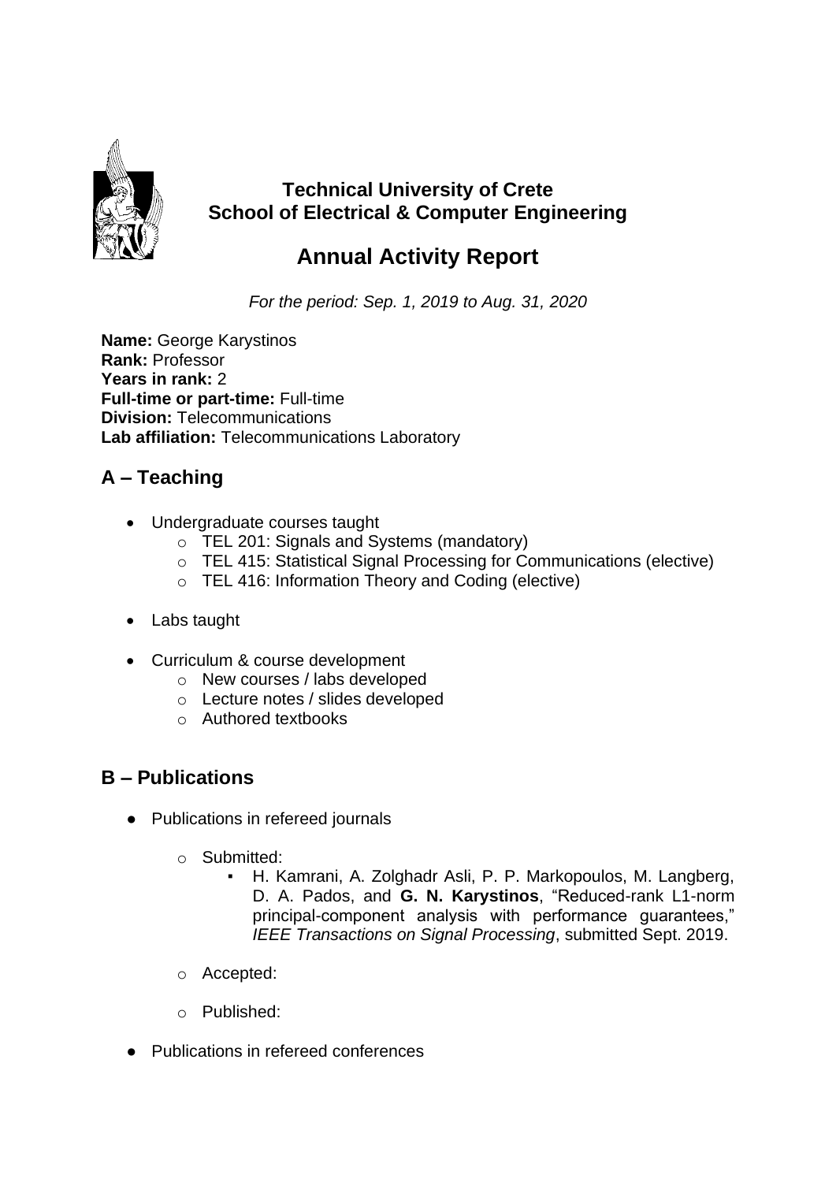**Technical University of Crete**
**School of Electrical & Computer Engineering**

# Annual Activity Report

*For the period: Sep. 1, 2019 to Aug. 31, 2020*

**Name:** George Karystinos
**Rank:** Professor
**Years in rank:** 2
**Full-time or part-time:** Full-time
**Division:** Telecommunications
**Lab affiliation:** Telecommunications Laboratory

## A – Teaching

- Undergraduate courses taught
  - TEL 201: Signals and Systems (mandatory)
  - TEL 415: Statistical Signal Processing for Communications (elective)
  - TEL 416: Information Theory and Coding (elective)
- Labs taught
- Curriculum & course development
  - New courses / labs developed
  - Lecture notes / slides developed
  - Authored textbooks

## B – Publications

- Publications in refereed journals
  - Submitted:
    - H. Kamrani, A. Zolghadr Asli, P. P. Markopoulos, M. Langberg, D. A. Pados, and **G. N. Karystinos**, "Reduced-rank L1-norm principal-component analysis with performance guarantees," *IEEE Transactions on Signal Processing*, submitted Sept. 2019.
  - Accepted:
  - Published:
- Publications in refereed conferences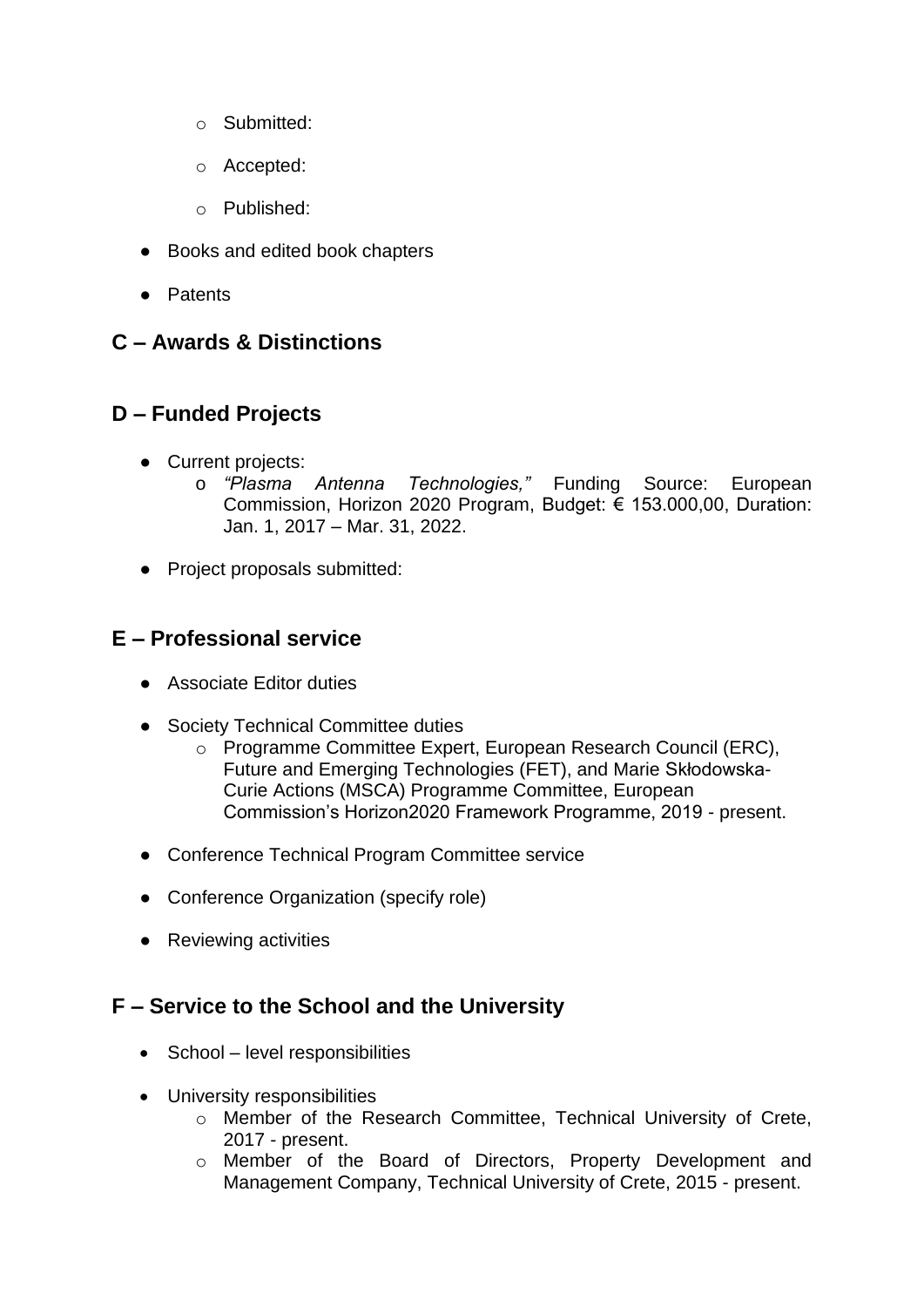- Submitted:
- Accepted:
- Published:

- Books and edited book chapters
- Patents

## C – Awards & Distinctions

## D – Funded Projects

- Current projects:
  - *"Plasma Antenna Technologies,"* Funding Source: European Commission, Horizon 2020 Program, Budget: € 153.000,00, Duration: Jan. 1, 2017 – Mar. 31, 2022.
- Project proposals submitted:

## E – Professional service

- Associate Editor duties
- Society Technical Committee duties
  - Programme Committee Expert, European Research Council (ERC), Future and Emerging Technologies (FET), and Marie Skłodowska-Curie Actions (MSCA) Programme Committee, European Commission's Horizon2020 Framework Programme, 2019 - present.
- Conference Technical Program Committee service
- Conference Organization (specify role)
- Reviewing activities

## F – Service to the School and the University

- School – level responsibilities
- University responsibilities
  - Member of the Research Committee, Technical University of Crete, 2017 - present.
  - Member of the Board of Directors, Property Development and Management Company, Technical University of Crete, 2015 - present.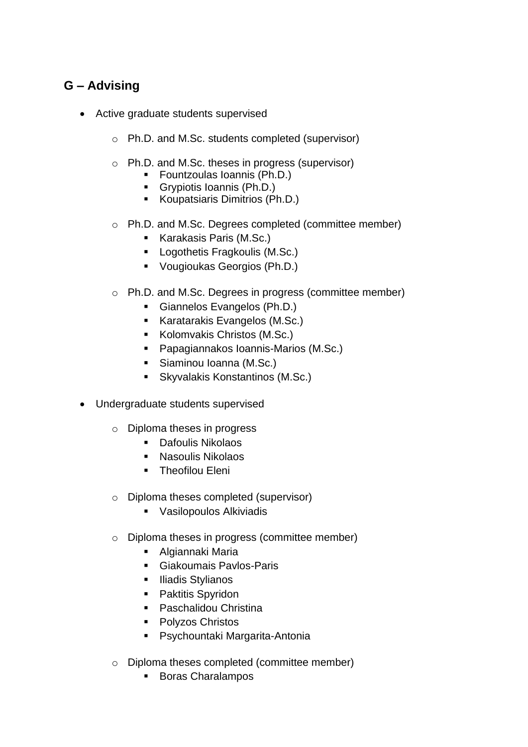## G – Advising

- Active graduate students supervised
    - Ph.D. and M.Sc. students completed (supervisor)
    - Ph.D. and M.Sc. theses in progress (supervisor)
        - Fountzoulas Ioannis (Ph.D.)
        - Grypiotis Ioannis (Ph.D.)
        - Koupatsiaris Dimitrios (Ph.D.)
    - Ph.D. and M.Sc. Degrees completed (committee member)
        - Karakasis Paris (M.Sc.)
        - Logothetis Fragkoulis (M.Sc.)
        - Vougioukas Georgios (Ph.D.)
    - Ph.D. and M.Sc. Degrees in progress (committee member)
        - Giannelos Evangelos (Ph.D.)
        - Karatarakis Evangelos (M.Sc.)
        - Kolomvakis Christos (M.Sc.)
        - Papagiannakos Ioannis-Marios (M.Sc.)
        - Siaminou Ioanna (M.Sc.)
        - Skyvalakis Konstantinos (M.Sc.)
- Undergraduate students supervised
    - Diploma theses in progress
        - Dafoulis Nikolaos
        - Nasoulis Nikolaos
        - Theofilou Eleni
    - Diploma theses completed (supervisor)
        - Vasilopoulos Alkiviadis
    - Diploma theses in progress (committee member)
        - Algiannaki Maria
        - Giakoumais Pavlos-Paris
        - Iliadis Stylianos
        - Paktitis Spyridon
        - Paschalidou Christina
        - Polyzos Christos
        - Psychountaki Margarita-Antonia
    - Diploma theses completed (committee member)
        - Boras Charalampos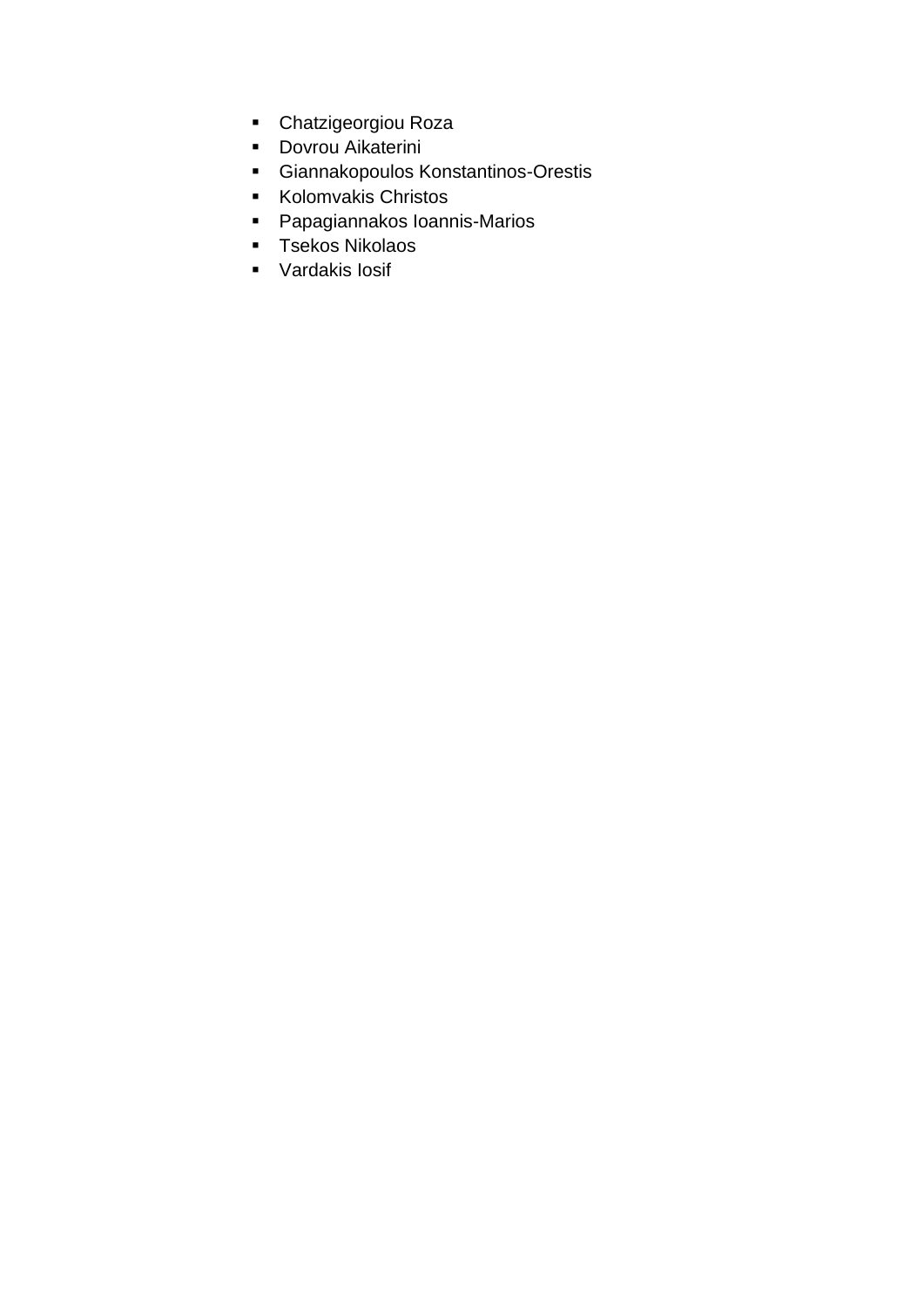- Chatzigeorgiou Roza
- Dovrou Aikaterini
- Giannakopoulos Konstantinos-Orestis
- Kolomvakis Christos
- Papagiannakos Ioannis-Marios
- Tsekos Nikolaos
- Vardakis Iosif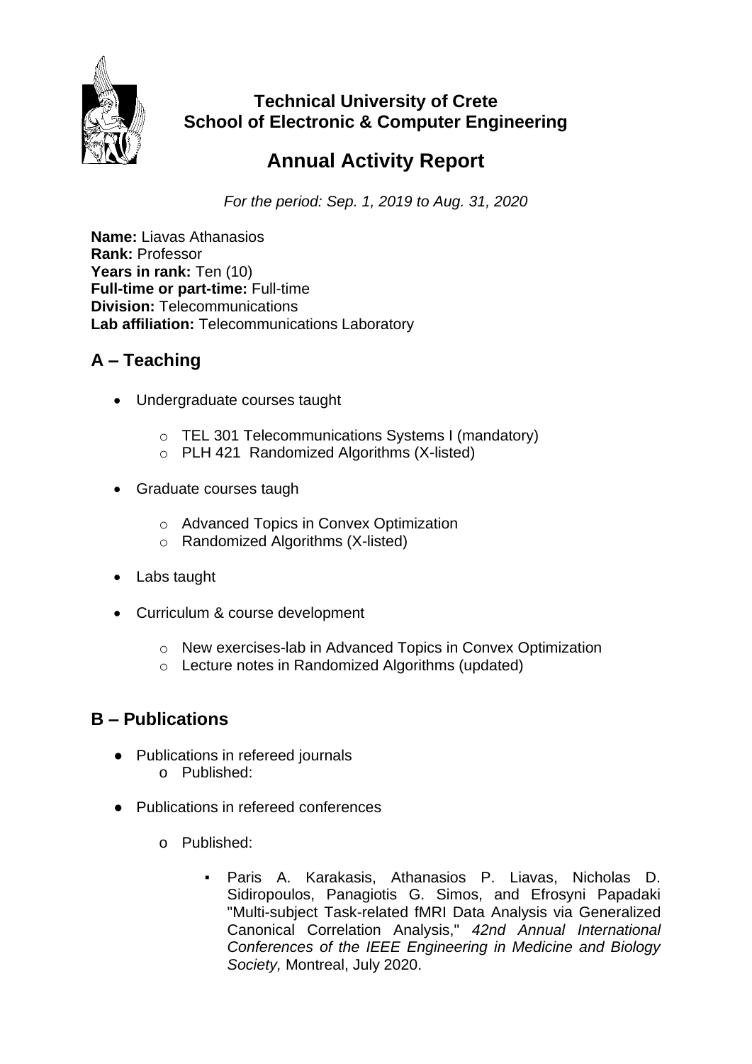**Technical University of Crete**
**School of Electronic & Computer Engineering**

# Annual Activity Report

*For the period: Sep. 1, 2019 to Aug. 31, 2020*

**Name:** Liavas Athanasios
**Rank:** Professor
**Years in rank:** Ten (10)
**Full-time or part-time:** Full-time
**Division:** Telecommunications
**Lab affiliation:** Telecommunications Laboratory

## A – Teaching

- Undergraduate courses taught
  - TEL 301 Telecommunications Systems I (mandatory)
  - PLH 421 Randomized Algorithms (X-listed)
- Graduate courses taugh
  - Advanced Topics in Convex Optimization
  - Randomized Algorithms (X-listed)
- Labs taught
- Curriculum & course development
  - New exercises-lab in Advanced Topics in Convex Optimization
  - Lecture notes in Randomized Algorithms (updated)

## B – Publications

- Publications in refereed journals
  - Published:
- Publications in refereed conferences
  - Published:
    - Paris A. Karakasis, Athanasios P. Liavas, Nicholas D. Sidiropoulos, Panagiotis G. Simos, and Efrosyni Papadaki "Multi-subject Task-related fMRI Data Analysis via Generalized Canonical Correlation Analysis," *42nd Annual International Conferences of the IEEE Engineering in Medicine and Biology Society,* Montreal, July 2020.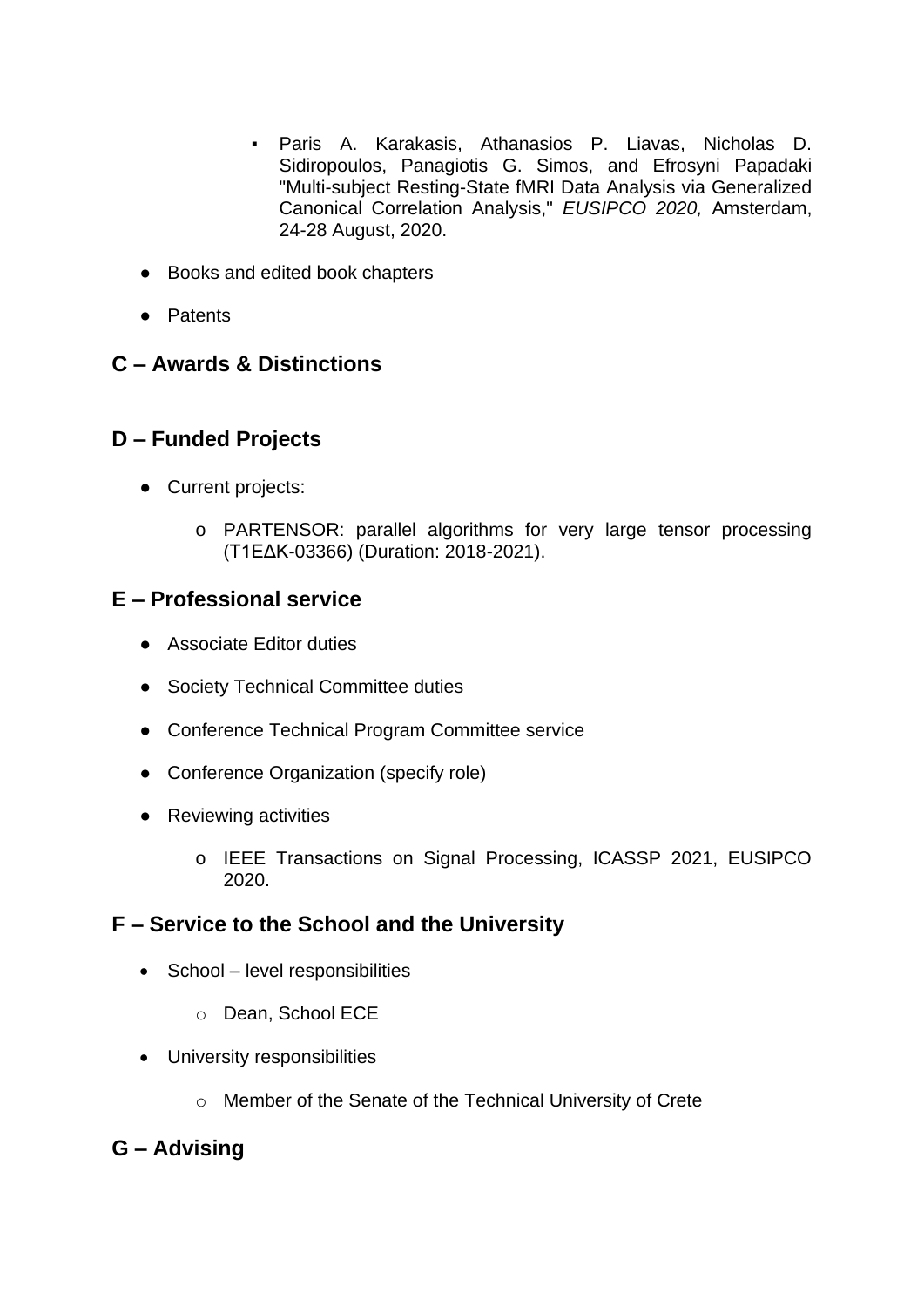- Paris A. Karakasis, Athanasios P. Liavas, Nicholas D. Sidiropoulos, Panagiotis G. Simos, and Efrosyni Papadaki "Multi-subject Resting-State fMRI Data Analysis via Generalized Canonical Correlation Analysis," *EUSIPCO 2020,* Amsterdam, 24-28 August, 2020.

- Books and edited book chapters
- Patents

## C – Awards & Distinctions

## D – Funded Projects

- Current projects:
  - PARTENSOR: parallel algorithms for very large tensor processing (Τ1ΕΔΚ-03366) (Duration: 2018-2021).

## E – Professional service

- Associate Editor duties
- Society Technical Committee duties
- Conference Technical Program Committee service
- Conference Organization (specify role)
- Reviewing activities
  - IEEE Transactions on Signal Processing, ICASSP 2021, EUSIPCO 2020.

## F – Service to the School and the University

- School – level responsibilities
  - Dean, School ECE
- University responsibilities
  - Member of the Senate of the Technical University of Crete

## G – Advising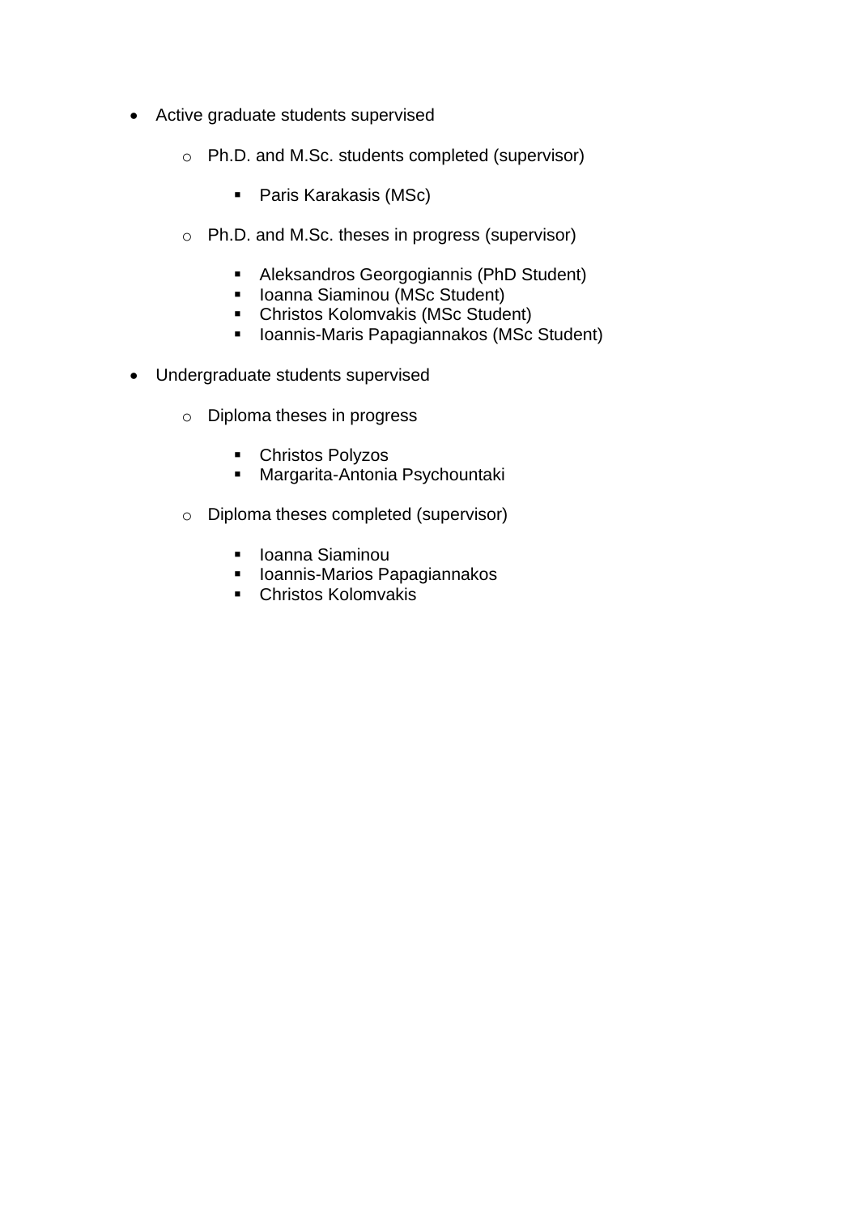- Active graduate students supervised
  - Ph.D. and M.Sc. students completed (supervisor)
    - Paris Karakasis (MSc)
  - Ph.D. and M.Sc. theses in progress (supervisor)
    - Aleksandros Georgogiannis (PhD Student)
    - Ioanna Siaminou (MSc Student)
    - Christos Kolomvakis (MSc Student)
    - Ioannis-Maris Papagiannakos (MSc Student)
- Undergraduate students supervised
  - Diploma theses in progress
    - Christos Polyzos
    - Margarita-Antonia Psychountaki
  - Diploma theses completed (supervisor)
    - Ioanna Siaminou
    - Ioannis-Marios Papagiannakos
    - Christos Kolomvakis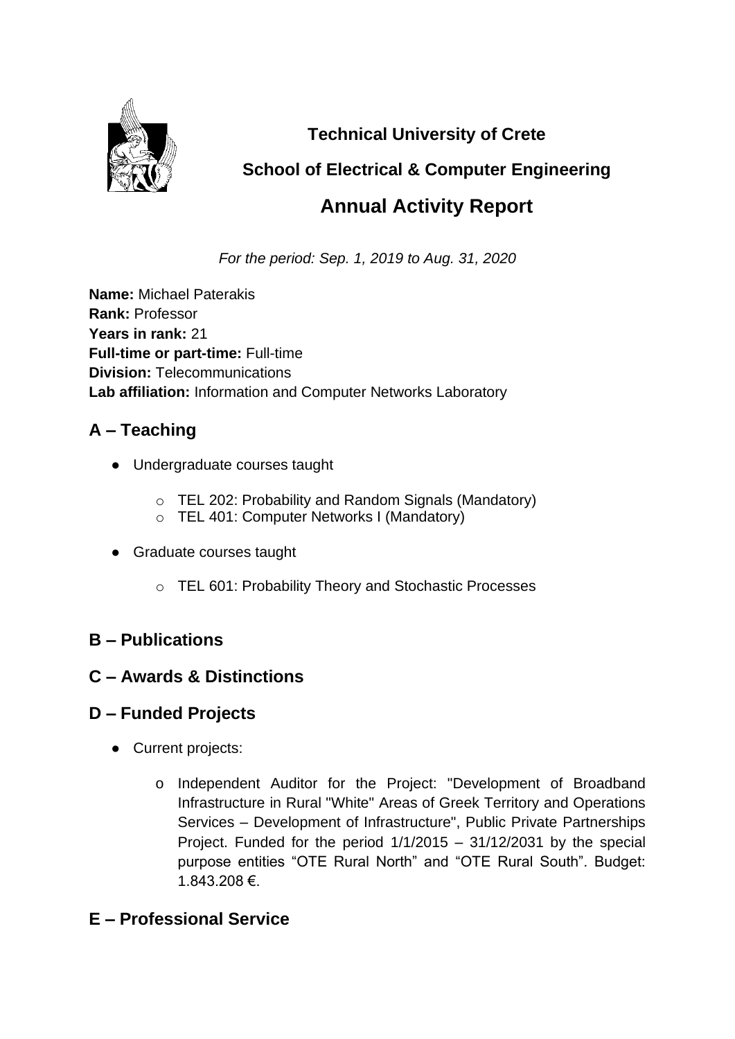**Technical University of Crete**

**School of Electrical & Computer Engineering**

# Annual Activity Report

*For the period: Sep. 1, 2019 to Aug. 31, 2020*

**Name:** Michael Paterakis
**Rank:** Professor
**Years in rank:** 21
**Full-time or part-time:** Full-time
**Division:** Telecommunications
**Lab affiliation:** Information and Computer Networks Laboratory

## A – Teaching

- Undergraduate courses taught
  - TEL 202: Probability and Random Signals (Mandatory)
  - TEL 401: Computer Networks I (Mandatory)
- Graduate courses taught
  - TEL 601: Probability Theory and Stochastic Processes

## B – Publications

## C – Awards & Distinctions

## D – Funded Projects

- Current projects:
  - Independent Auditor for the Project: "Development of Broadband Infrastructure in Rural "White" Areas of Greek Territory and Operations Services – Development of Infrastructure", Public Private Partnerships Project. Funded for the period 1/1/2015 – 31/12/2031 by the special purpose entities "OTE Rural North" and "OTE Rural South". Budget: 1.843.208 €.

## E – Professional Service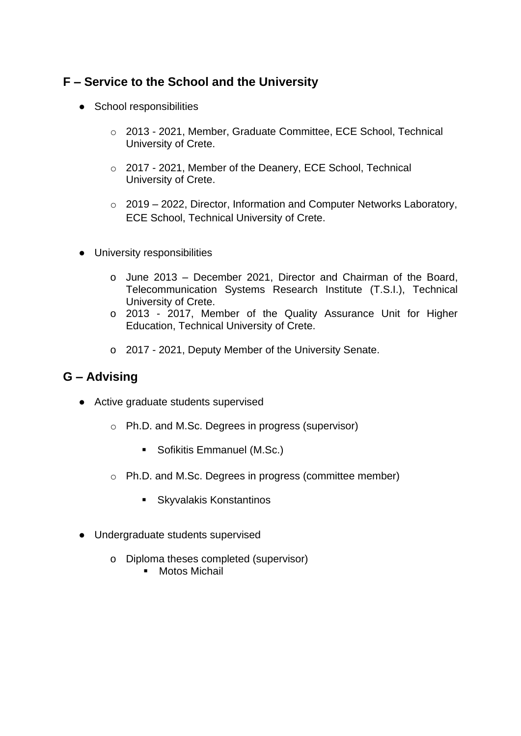## F – Service to the School and the University

- School responsibilities
  - 2013 - 2021, Member, Graduate Committee, ECE School, Technical University of Crete.
  - 2017 - 2021, Member of the Deanery, ECE School, Technical University of Crete.
  - 2019 – 2022, Director, Information and Computer Networks Laboratory, ECE School, Technical University of Crete.

- University responsibilities
  - June 2013 – December 2021, Director and Chairman of the Board, Telecommunication Systems Research Institute (T.S.I.), Technical University of Crete.
  - 2013 - 2017, Member of the Quality Assurance Unit for Higher Education, Technical University of Crete.
  - 2017 - 2021, Deputy Member of the University Senate.

## G – Advising

- Active graduate students supervised
  - Ph.D. and M.Sc. Degrees in progress (supervisor)
    - Sofikitis Emmanuel (M.Sc.)
  - Ph.D. and M.Sc. Degrees in progress (committee member)
    - Skyvalakis Konstantinos

- Undergraduate students supervised
  - Diploma theses completed (supervisor)
    - Motos Michail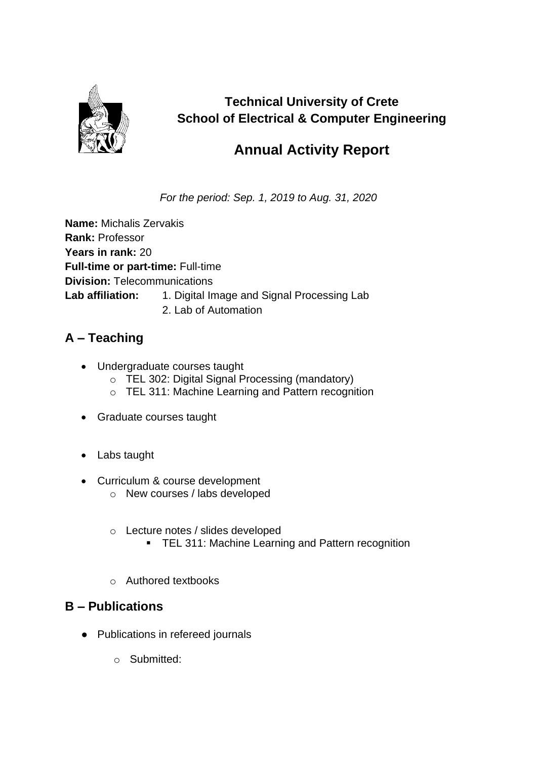**Technical University of Crete**
**School of Electrical & Computer Engineering**

# Annual Activity Report

*For the period: Sep. 1, 2019 to Aug. 31, 2020*

**Name:** Michalis Zervakis
**Rank:** Professor
**Years in rank:** 20
**Full-time or part-time:** Full-time
**Division:** Telecommunications
**Lab affiliation:** 1. Digital Image and Signal Processing Lab
2. Lab of Automation

## A – Teaching

- Undergraduate courses taught
  - TEL 302: Digital Signal Processing (mandatory)
  - TEL 311: Machine Learning and Pattern recognition
- Graduate courses taught
- Labs taught
- Curriculum & course development
  - New courses / labs developed
  - Lecture notes / slides developed
    - TEL 311: Machine Learning and Pattern recognition
  - Authored textbooks

## B – Publications

- Publications in refereed journals
  - Submitted: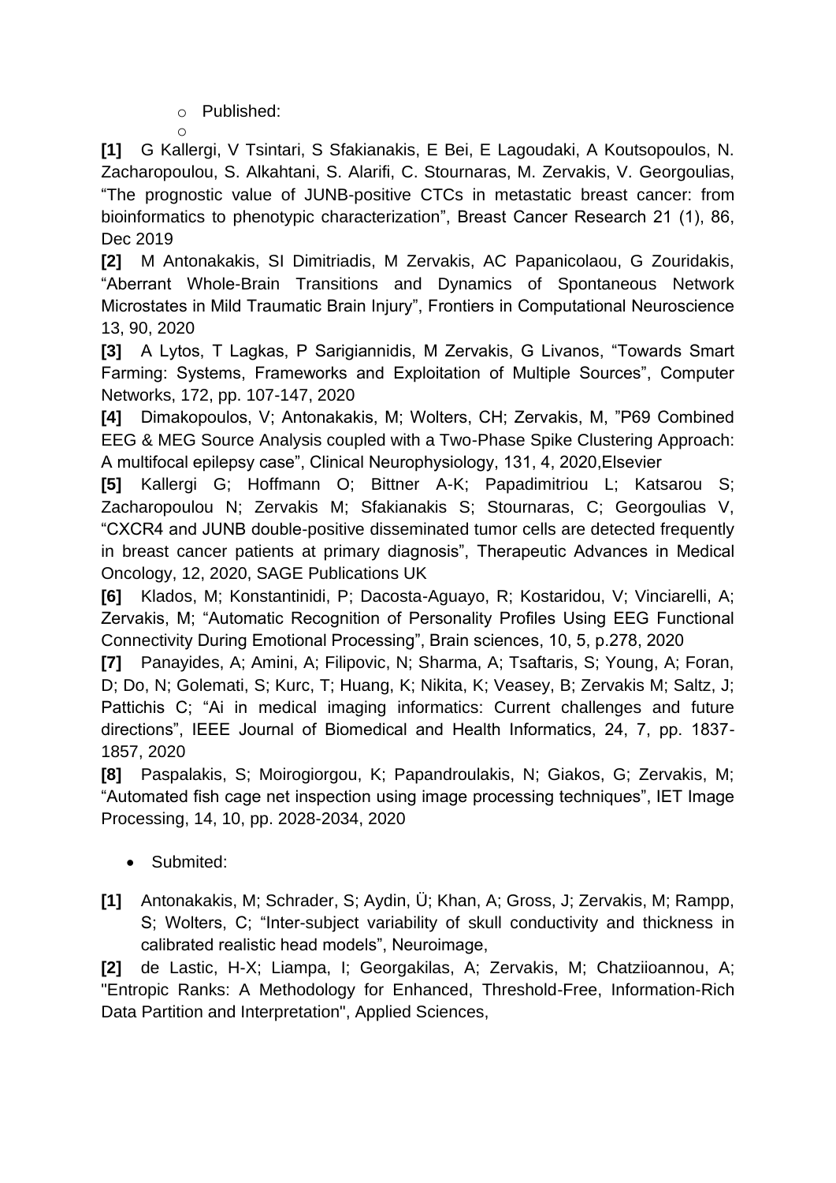- Published:

**[1]** G Kallergi, V Tsintari, S Sfakianakis, E Bei, E Lagoudaki, A Koutsopoulos, N. Zacharopoulou, S. Alkahtani, S. Alarifi, C. Stournaras, M. Zervakis, V. Georgoulias, "The prognostic value of JUNB-positive CTCs in metastatic breast cancer: from bioinformatics to phenotypic characterization", Breast Cancer Research 21 (1), 86, Dec 2019

**[2]** M Antonakakis, SI Dimitriadis, M Zervakis, AC Papanicolaou, G Zouridakis, "Aberrant Whole-Brain Transitions and Dynamics of Spontaneous Network Microstates in Mild Traumatic Brain Injury", Frontiers in Computational Neuroscience 13, 90, 2020

**[3]** A Lytos, T Lagkas, P Sarigiannidis, M Zervakis, G Livanos, "Towards Smart Farming: Systems, Frameworks and Exploitation of Multiple Sources", Computer Networks, 172, pp. 107-147, 2020

**[4]** Dimakopoulos, V; Antonakakis, M; Wolters, CH; Zervakis, M, "P69 Combined EEG & MEG Source Analysis coupled with a Two-Phase Spike Clustering Approach: A multifocal epilepsy case", Clinical Neurophysiology, 131, 4, 2020,Elsevier

**[5]** Kallergi G; Hoffmann O; Bittner A-K; Papadimitriou L; Katsarou S; Zacharopoulou N; Zervakis M; Sfakianakis S; Stournaras, C; Georgoulias V, "CXCR4 and JUNB double-positive disseminated tumor cells are detected frequently in breast cancer patients at primary diagnosis", Therapeutic Advances in Medical Oncology, 12, 2020, SAGE Publications UK

**[6]** Klados, M; Konstantinidi, P; Dacosta-Aguayo, R; Kostaridou, V; Vinciarelli, A; Zervakis, M; "Automatic Recognition of Personality Profiles Using EEG Functional Connectivity During Emotional Processing", Brain sciences, 10, 5, p.278, 2020

**[7]** Panayides, A; Amini, A; Filipovic, N; Sharma, A; Tsaftaris, S; Young, A; Foran, D; Do, N; Golemati, S; Kurc, T; Huang, K; Nikita, K; Veasey, B; Zervakis M; Saltz, J; Pattichis C; "Ai in medical imaging informatics: Current challenges and future directions", IEEE Journal of Biomedical and Health Informatics, 24, 7, pp. 1837-1857, 2020

**[8]** Paspalakis, S; Moirogiorgou, K; Papandroulakis, N; Giakos, G; Zervakis, M; "Automated fish cage net inspection using image processing techniques", IET Image Processing, 14, 10, pp. 2028-2034, 2020

- Submited:

**[1]** Antonakakis, M; Schrader, S; Aydin, Ü; Khan, A; Gross, J; Zervakis, M; Rampp, S; Wolters, C; "Inter-subject variability of skull conductivity and thickness in calibrated realistic head models", Neuroimage,

**[2]** de Lastic, H-X; Liampa, I; Georgakilas, A; Zervakis, M; Chatziioannou, A; "Entropic Ranks: A Methodology for Enhanced, Threshold-Free, Information-Rich Data Partition and Interpretation", Applied Sciences,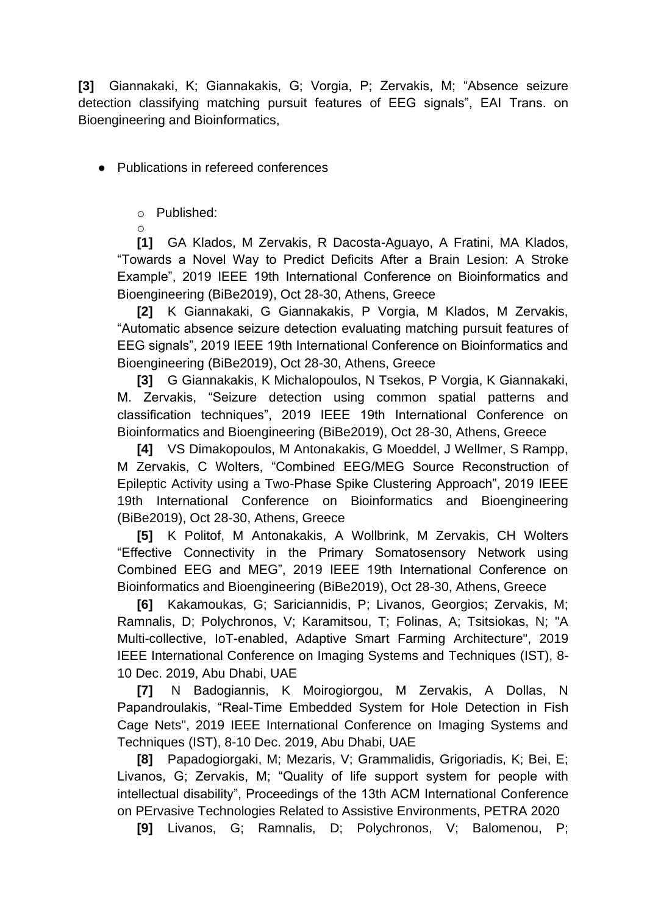**[3]** Giannakaki, K; Giannakakis, G; Vorgia, P; Zervakis, M; “Absence seizure detection classifying matching pursuit features of EEG signals”, EAI Trans. on Bioengineering and Bioinformatics,

- Publications in refereed conferences

  - Published:

**[1]** GA Klados, M Zervakis, R Dacosta-Aguayo, A Fratini, MA Klados, “Towards a Novel Way to Predict Deficits After a Brain Lesion: A Stroke Example”, 2019 IEEE 19th International Conference on Bioinformatics and Bioengineering (BiBe2019), Oct 28-30, Athens, Greece

**[2]** K Giannakaki, G Giannakakis, P Vorgia, M Klados, M Zervakis, “Automatic absence seizure detection evaluating matching pursuit features of EEG signals”, 2019 IEEE 19th International Conference on Bioinformatics and Bioengineering (BiBe2019), Oct 28-30, Athens, Greece

**[3]** G Giannakakis, K Michalopoulos, N Tsekos, P Vorgia, K Giannakaki, M. Zervakis, “Seizure detection using common spatial patterns and classification techniques”, 2019 IEEE 19th International Conference on Bioinformatics and Bioengineering (BiBe2019), Oct 28-30, Athens, Greece

**[4]** VS Dimakopoulos, M Antonakakis, G Moeddel, J Wellmer, S Rampp, M Zervakis, C Wolters, “Combined EEG/MEG Source Reconstruction of Epileptic Activity using a Two-Phase Spike Clustering Approach”, 2019 IEEE 19th International Conference on Bioinformatics and Bioengineering (BiBe2019), Oct 28-30, Athens, Greece

**[5]** K Politof, M Antonakakis, A Wollbrink, M Zervakis, CH Wolters “Effective Connectivity in the Primary Somatosensory Network using Combined EEG and MEG”, 2019 IEEE 19th International Conference on Bioinformatics and Bioengineering (BiBe2019), Oct 28-30, Athens, Greece

**[6]** Kakamoukas, G; Sariciannidis, P; Livanos, Georgios; Zervakis, M; Ramnalis, D; Polychronos, V; Karamitsou, T; Folinas, A; Tsitsiokas, N; "A Multi-collective, IoT-enabled, Adaptive Smart Farming Architecture", 2019 IEEE International Conference on Imaging Systems and Techniques (IST), 8-10 Dec. 2019, Abu Dhabi, UAE

**[7]** N Badogiannis, K Moirogiorgou, M Zervakis, A Dollas, N Papandroulakis, “Real-Time Embedded System for Hole Detection in Fish Cage Nets", 2019 IEEE International Conference on Imaging Systems and Techniques (IST), 8-10 Dec. 2019, Abu Dhabi, UAE

**[8]** Papadogiorgaki, M; Mezaris, V; Grammalidis, Grigoriadis, K; Bei, E; Livanos, G; Zervakis, M; “Quality of life support system for people with intellectual disability”, Proceedings of the 13th ACM International Conference on PErvasive Technologies Related to Assistive Environments, PETRA 2020

**[9]** Livanos, G; Ramnalis, D; Polychronos, V; Balomenou, P;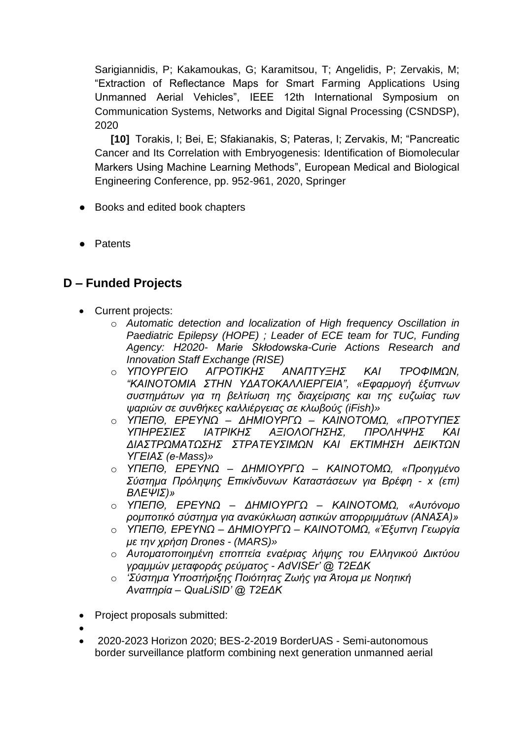Sarigiannidis, P; Kakamoukas, G; Karamitsou, T; Angelidis, P; Zervakis, M; "Extraction of Reflectance Maps for Smart Farming Applications Using Unmanned Aerial Vehicles", IEEE 12th International Symposium on Communication Systems, Networks and Digital Signal Processing (CSNDSP), 2020

**[10]** Torakis, I; Bei, E; Sfakianakis, S; Pateras, I; Zervakis, M; "Pancreatic Cancer and Its Correlation with Embryogenesis: Identification of Biomolecular Markers Using Machine Learning Methods", European Medical and Biological Engineering Conference, pp. 952-961, 2020, Springer

- Books and edited book chapters

- Patents

## D – Funded Projects

- Current projects:
  - *Automatic detection and localization of High frequency Oscillation in Paediatric Epilepsy (HOPE) ; Leader of ECE team for TUC, Funding Agency: H2020- Marie Skłodowska-Curie Actions Research and Innovation Staff Exchange (RISE)*
  - *ΥΠΟΥΡΓΕΙΟ ΑΓΡΟΤΙΚΗΣ ΑΝΑΠΤΥΞΗΣ ΚΑΙ ΤΡΟΦΙΜΩΝ, "ΚΑΙΝΟΤΟΜΙΑ ΣΤΗΝ ΥΔΑΤΟΚΑΛΛΙΕΡΓΕΙΑ", «Εφαρμογή έξυπνων συστημάτων για τη βελτίωση της διαχείρισης και της ευζωίας των ψαριών σε συνθήκες καλλιέργειας σε κλωβούς (iFish)»*
  - *ΥΠΕΠΘ, ΕΡΕΥΝΩ – ΔΗΜΙΟΥΡΓΩ – ΚΑΙΝΟΤΟΜΩ, «ΠΡΟΤΥΠΕΣ ΥΠΗΡΕΣΙΕΣ ΙΑΤΡΙΚΗΣ ΑΞΙΟΛΟΓΗΣΗΣ, ΠΡΟΛΗΨΗΣ ΚΑΙ ΔΙΑΣΤΡΩΜΑΤΩΣΗΣ ΣΤΡΑΤΕΥΣΙΜΩΝ ΚΑΙ ΕΚΤΙΜΗΣΗ ΔΕΙΚΤΩΝ ΥΓΕΙΑΣ (e-Mass)»*
  - *ΥΠΕΠΘ, ΕΡΕΥΝΩ – ΔΗΜΙΟΥΡΓΩ – ΚΑΙΝΟΤΟΜΩ, «Προηγμένο Σύστημα Πρόληψης Επικίνδυνων Καταστάσεων για Βρέφη - x (επι) ΒΛΕΨΙΣ)»*
  - *ΥΠΕΠΘ, ΕΡΕΥΝΩ – ΔΗΜΙΟΥΡΓΩ – ΚΑΙΝΟΤΟΜΩ, «Αυτόνομο ρομποτικό σύστημα για ανακύκλωση αστικών απορριμμάτων (ΑΝΑΣΑ)»*
  - *ΥΠΕΠΘ, ΕΡΕΥΝΩ – ΔΗΜΙΟΥΡΓΩ – ΚΑΙΝΟΤΟΜΩ, «Έξυπνη Γεωργία με την χρήση Drones - (MARS)»*
  - *Αυτοματοποιημένη εποπτεία εναέριας λήψης του Ελληνικού Δικτύου γραμμών μεταφοράς ρεύματος - AdVISEr' @ Τ2ΕΔΚ*
  - *'Σύστημα Υποστήριξης Ποιότητας Ζωής για Άτομα με Νοητική Αναπηρία – QuaLiSID' @ Τ2ΕΔΚ*

- Project proposals submitted:
- 
- 2020-2023 Horizon 2020; BES-2-2019 BorderUAS - Semi-autonomous border surveillance platform combining next generation unmanned aerial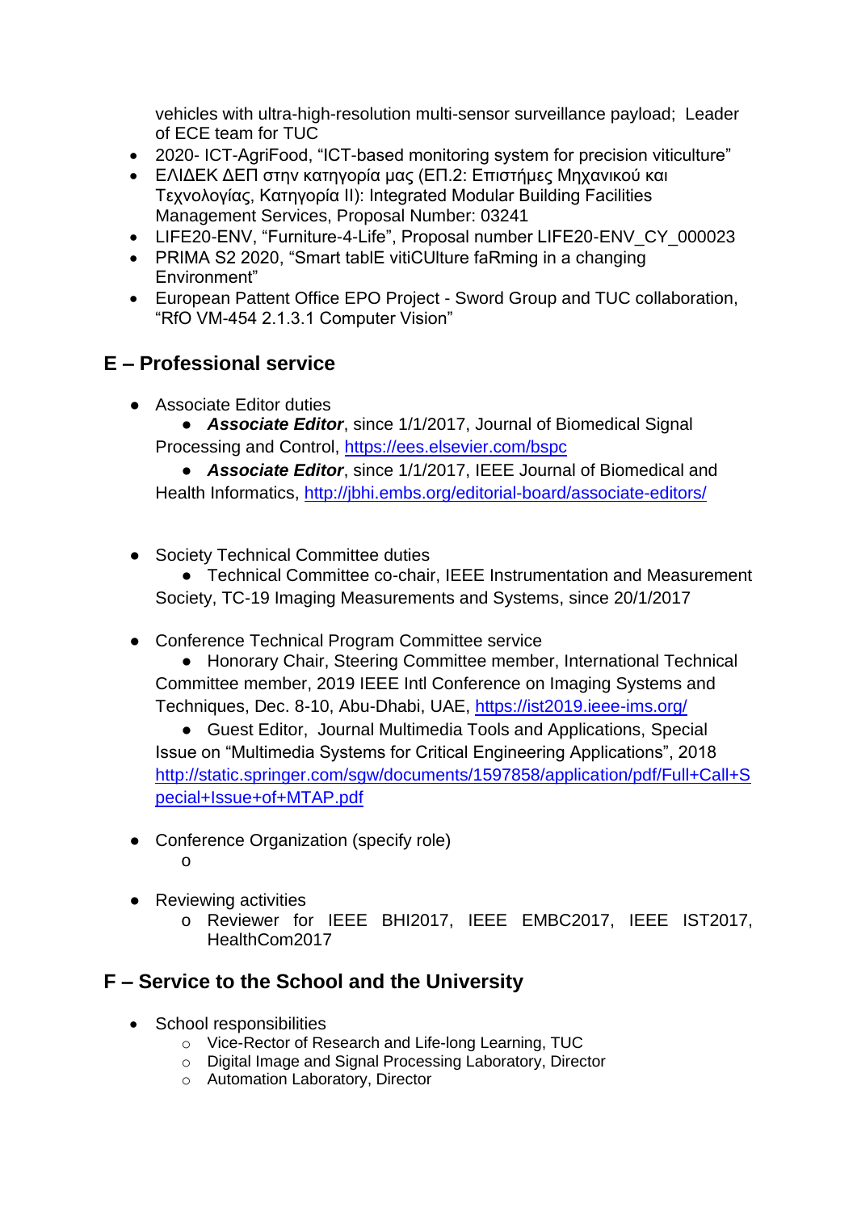vehicles with ultra-high-resolution multi-sensor surveillance payload;  Leader of ECE team for TUC

- 2020- ICT-AgriFood, “ICT-based monitoring system for precision viticulture”
- ΕΛΙΔΕΚ ΔΕΠ στην κατηγορία μας (ΕΠ.2: Επιστήμες Μηχανικού και Τεχνολογίας, Κατηγορία II): Integrated Modular Building Facilities Management Services, Proposal Number: 03241
- LIFE20-ENV, “Furniture-4-Life”, Proposal number LIFE20-ENV_CY_000023
- PRIMA S2 2020, “Smart tablE vitiCUlture faRming in a changing Environment”
- European Pattent Office EPO Project - Sword Group and TUC collaboration, “RfO VM-454 2.1.3.1 Computer Vision”

## E – Professional service

- Associate Editor duties
  - ***Associate Editor***, since 1/1/2017, Journal of Biomedical Signal Processing and Control, https://ees.elsevier.com/bspc
  - ***Associate Editor***, since 1/1/2017, IEEE Journal of Biomedical and Health Informatics, http://jbhi.embs.org/editorial-board/associate-editors/

- Society Technical Committee duties
  - Technical Committee co-chair, IEEE Instrumentation and Measurement Society, TC-19 Imaging Measurements and Systems, since 20/1/2017

- Conference Technical Program Committee service
  - Honorary Chair, Steering Committee member, International Technical Committee member, 2019 IEEE Intl Conference on Imaging Systems and Techniques, Dec. 8-10, Abu-Dhabi, UAE, https://ist2019.ieee-ims.org/
  - Guest Editor,  Journal Multimedia Tools and Applications, Special Issue on “Multimedia Systems for Critical Engineering Applications”, 2018 http://static.springer.com/sgw/documents/1597858/application/pdf/Full+Call+Special+Issue+of+MTAP.pdf

- Conference Organization (specify role)
  - o

- Reviewing activities
  - Reviewer for IEEE BHI2017, IEEE EMBC2017, IEEE IST2017, HealthCom2017

## F – Service to the School and the University

- School responsibilities
  - Vice-Rector of Research and Life-long Learning, TUC
  - Digital Image and Signal Processing Laboratory, Director
  - Automation Laboratory, Director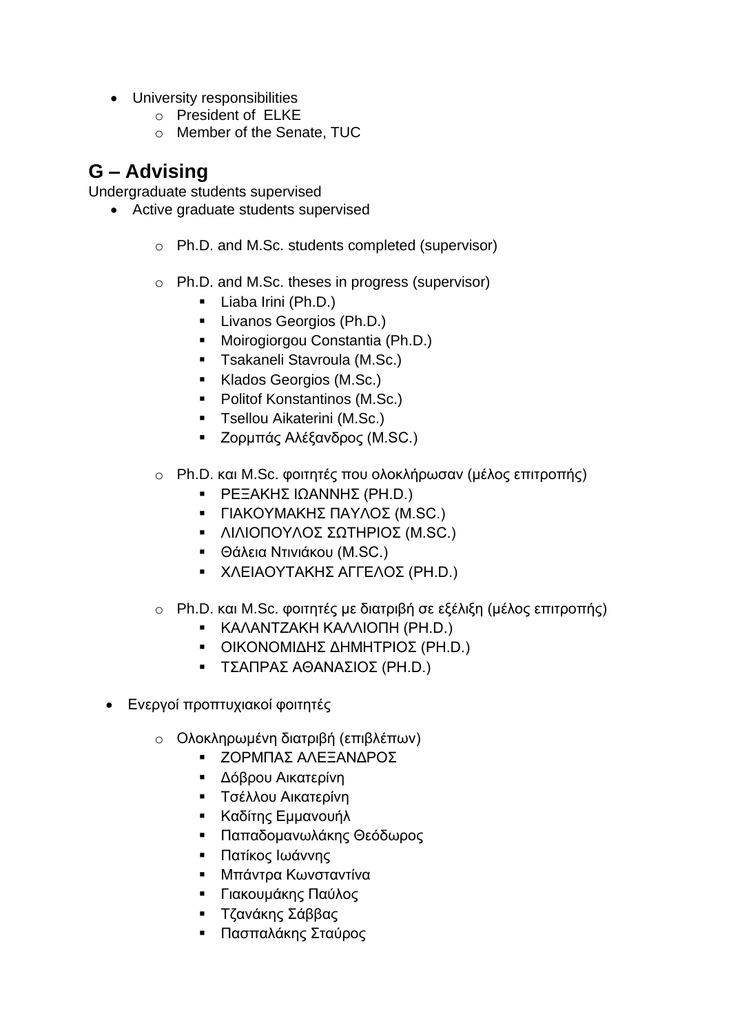- University responsibilities
    - President of ELKE
    - Member of the Senate, TUC

## G – Advising

Undergraduate students supervised

- Active graduate students supervised
    - Ph.D. and M.Sc. students completed (supervisor)
    - Ph.D. and M.Sc. theses in progress (supervisor)
        - Liaba Irini (Ph.D.)
        - Livanos Georgios (Ph.D.)
        - Moirogiorgou Constantia (Ph.D.)
        - Tsakaneli Stavroula (M.Sc.)
        - Klados Georgios (M.Sc.)
        - Politof Konstantinos (M.Sc.)
        - Tsellou Aikaterini (M.Sc.)
        - Ζορμπάς Αλέξανδρος (M.SC.)
    - Ph.D. και M.Sc. φοιτητές που ολοκλήρωσαν (μέλος επιτροπής)
        - ΡΕΞΑΚΗΣ ΙΩΑΝΝΗΣ (PH.D.)
        - ΓΙΑΚΟΥΜΑΚΗΣ ΠΑΥΛΟΣ (M.SC.)
        - ΛΙΛΙΟΠΟΥΛΟΣ ΣΩΤΗΡΙΟΣ (M.SC.)
        - Θάλεια Ντινιάκου (M.SC.)
        - ΧΛΕΙΑΟΥΤΑΚΗΣ ΑΓΓΕΛΟΣ (PH.D.)
    - Ph.D. και M.Sc. φοιτητές με διατριβή σε εξέλιξη (μέλος επιτροπής)
        - ΚΑΛΑΝΤΖΑΚΗ ΚΑΛΛΙΟΠΗ (PH.D.)
        - ΟΙΚΟΝΟΜΙΔΗΣ ΔΗΜΗΤΡΙΟΣ (PH.D.)
        - ΤΣΑΠΡΑΣ ΑΘΑΝΑΣΙΟΣ (PH.D.)
- Ενεργοί προπτυχιακοί φοιτητές
    - Ολοκληρωμένη διατριβή (επιβλέπων)
        - ΖΟΡΜΠΑΣ ΑΛΕΞΑΝΔΡΟΣ
        - Δόβρου Αικατερίνη
        - Τσέλλου Αικατερίνη
        - Καδίτης Εμμανουήλ
        - Παπαδομανωλάκης Θεόδωρος
        - Πατίκος Ιωάννης
        - Μπάντρα Κωνσταντίνα
        - Γιακουμάκης Παύλος
        - Τζανάκης Σάββας
        - Πασπαλάκης Σταύρος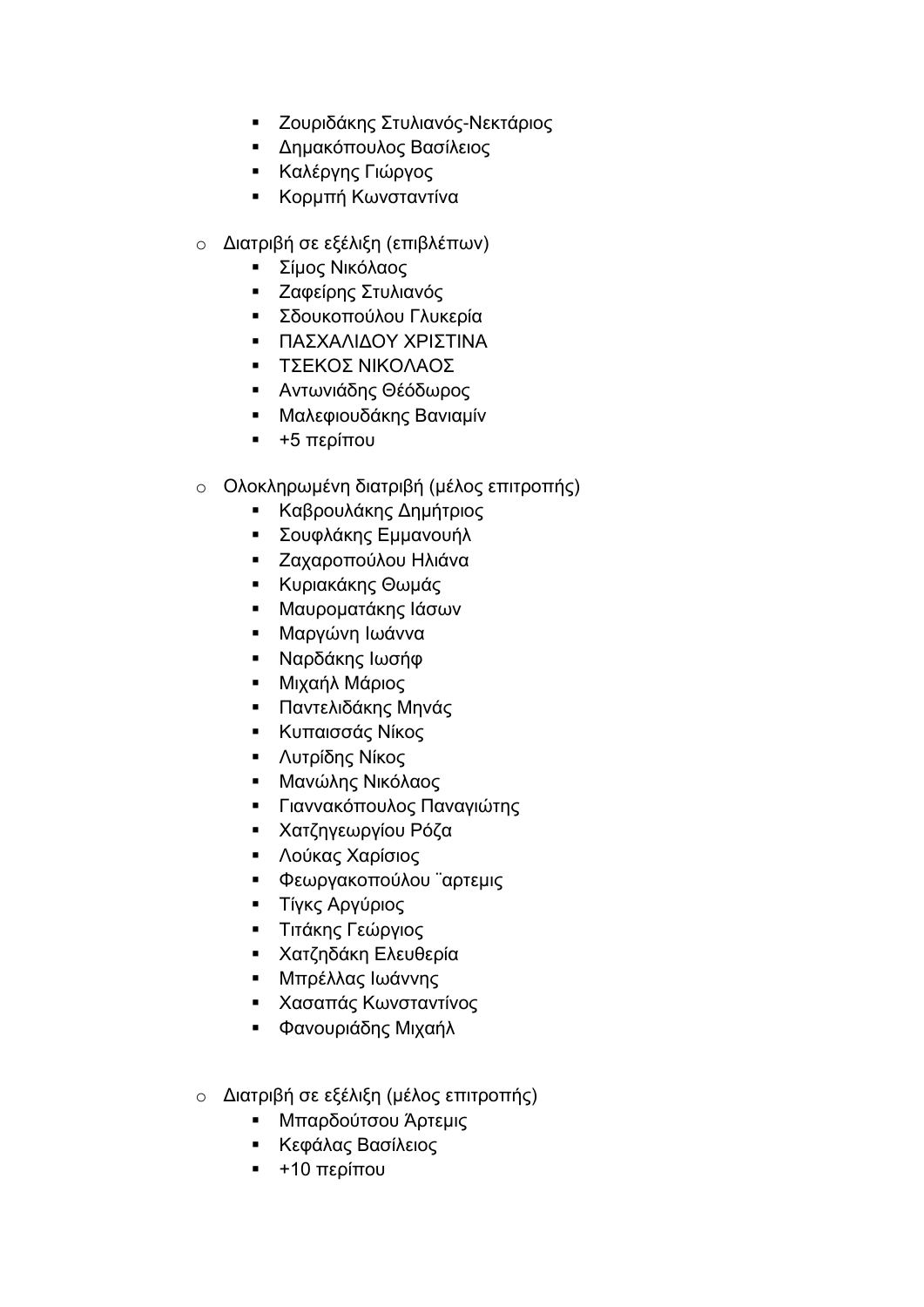- Ζουριδάκης Στυλιανός-Νεκτάριος
- Δημακόπουλος Βασίλειος
- Καλέργης Γιώργος
- Κορμπή Κωνσταντίνα

- Διατριβή σε εξέλιξη (επιβλέπων)
  - Σίμος Νικόλαος
  - Ζαφείρης Στυλιανός
  - Σδουκοπούλου Γλυκερία
  - ΠΑΣΧΑΛΙΔΟΥ ΧΡΙΣΤΙΝΑ
  - ΤΣΕΚΟΣ ΝΙΚΟΛΑΟΣ
  - Αντωνιάδης Θεόδωρος
  - Μαλεφιουδάκης Βαniαμίν
  - +5 περίπου

- Ολοκληρωμένη διατριβή (μέλος επιτροπής)
  - Καβρουλάκης Δημήτριος
  - Σουφλάκης Εμμανουήλ
  - Ζαχαροπούλου Ηλιάνα
  - Κυριακάκης Θωμάς
  - Μαυροματάκης Ιάσων
  - Μαργώνη Ιωάννα
  - Ναρδάκης Ιωσήφ
  - Μιχαήλ Μάριος
  - Παντελιδάκης Μηνάς
  - Κυπαισσάς Νίκος
  - Λυτρίδης Νίκος
  - Μανώλης Νικόλαος
  - Γιαννακόπουλος Παναγιώτης
  - Χατζηγεωργίου Ρόζα
  - Λούκας Χαρίσιος
  - Φεωργακοπούλου ¨αρτεμις
  - Τίγκς Αργύριος
  - Τιτάκης Γεώργιος
  - Χατζηδάκη Ελευθερία
  - Μπρέλλας Ιωάννης
  - Χασαπάς Κωνσταντίνος
  - Φανουριάδης Μιχαήλ

- Διατριβή σε εξέλιξη (μέλος επιτροπής)
  - Μπαρδούτσου Άρτεμις
  - Κεφάλας Βασίλειος
  - +10 περίπου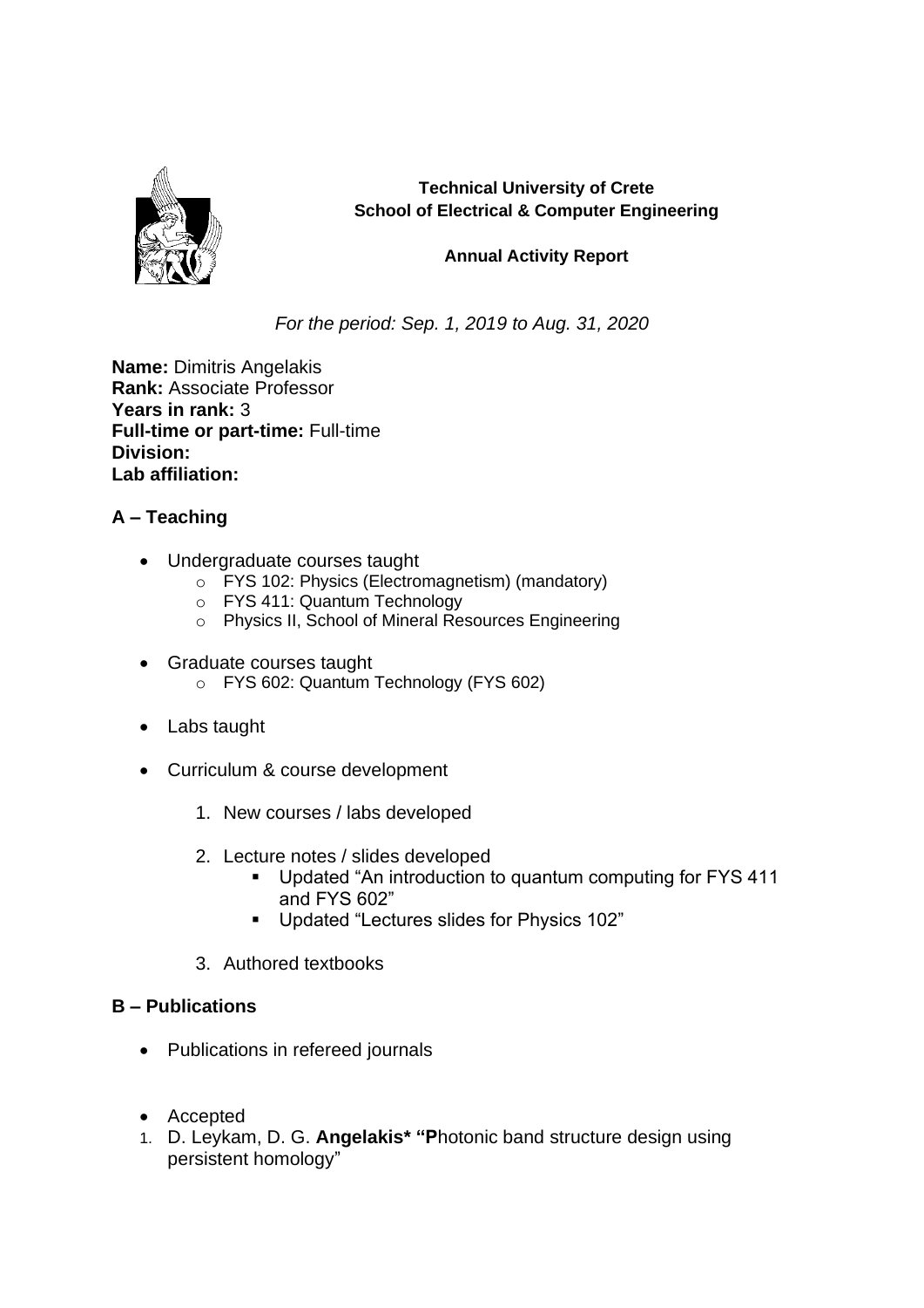**Technical University of Crete**
**School of Electrical & Computer Engineering**

**Annual Activity Report**

*For the period: Sep. 1, 2019 to Aug. 31, 2020*

**Name:** Dimitris Angelakis
**Rank:** Associate Professor
**Years in rank:** 3
**Full-time or part-time:** Full-time
**Division:**
**Lab affiliation:**

## A – Teaching

- Undergraduate courses taught
    - FYS 102: Physics (Electromagnetism) (mandatory)
    - FYS 411: Quantum Technology
    - Physics II, School of Mineral Resources Engineering
- Graduate courses taught
    - FYS 602: Quantum Technology (FYS 602)
- Labs taught
- Curriculum & course development
    1. New courses / labs developed
    2. Lecture notes / slides developed
        - Updated "An introduction to quantum computing for FYS 411 and FYS 602"
        - Updated "Lectures slides for Physics 102"
    3. Authored textbooks

## B – Publications

- Publications in refereed journals
- Accepted

1. D. Leykam, D. G. **Angelakis* "P**hotonic band structure design using persistent homology"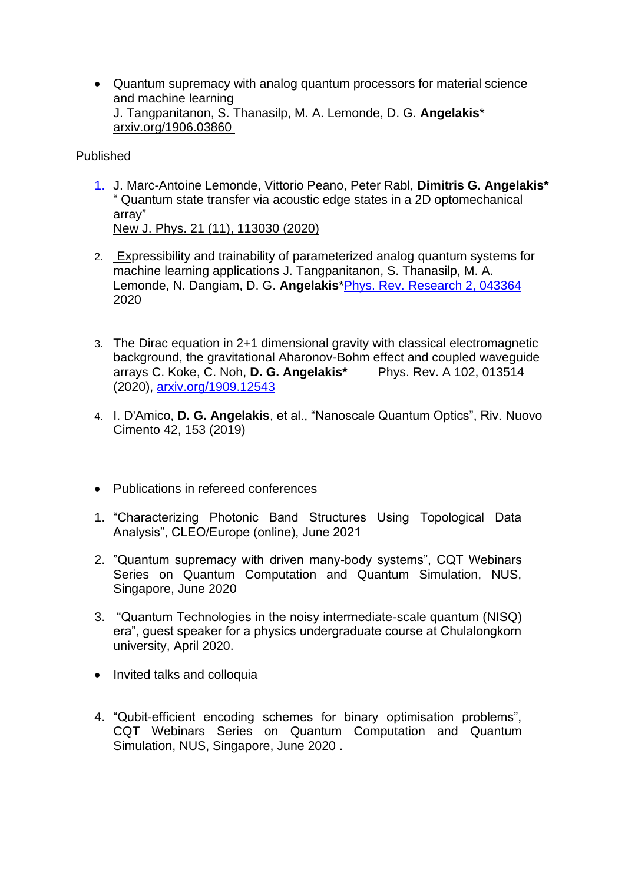- Quantum supremacy with analog quantum processors for material science and machine learning
  J. Tangpanitanon, S. Thanasilp, M. A. Lemonde, D. G. **Angelakis***
  arxiv.org/1906.03860

Published

1. J. Marc-Antoine Lemonde, Vittorio Peano, Peter Rabl, **Dimitris G. Angelakis***
   " Quantum state transfer via acoustic edge states in a 2D optomechanical array"
   New J. Phys. 21 (11), 113030 (2020)

2. Expressibility and trainability of parameterized analog quantum systems for machine learning applications J. Tangpanitanon, S. Thanasilp, M. A. Lemonde, N. Dangiam, D. G. **Angelakis***Phys. Rev. Research 2, 043364 2020

3. The Dirac equation in 2+1 dimensional gravity with classical electromagnetic background, the gravitational Aharonov-Bohm effect and coupled waveguide arrays C. Koke, C. Noh, **D. G. Angelakis*** Phys. Rev. A 102, 013514 (2020), arxiv.org/1909.12543

4. I. D'Amico, **D. G. Angelakis**, et al., "Nanoscale Quantum Optics", Riv. Nuovo Cimento 42, 153 (2019)

- Publications in refereed conferences

1. "Characterizing Photonic Band Structures Using Topological Data Analysis", CLEO/Europe (online), June 2021

2. "Quantum supremacy with driven many-body systems", CQT Webinars Series on Quantum Computation and Quantum Simulation, NUS, Singapore, June 2020

3. "Quantum Technologies in the noisy intermediate-scale quantum (NISQ) era", guest speaker for a physics undergraduate course at Chulalongkorn university, April 2020.

- Invited talks and colloquia

4. "Qubit-efficient encoding schemes for binary optimisation problems", CQT Webinars Series on Quantum Computation and Quantum Simulation, NUS, Singapore, June 2020 .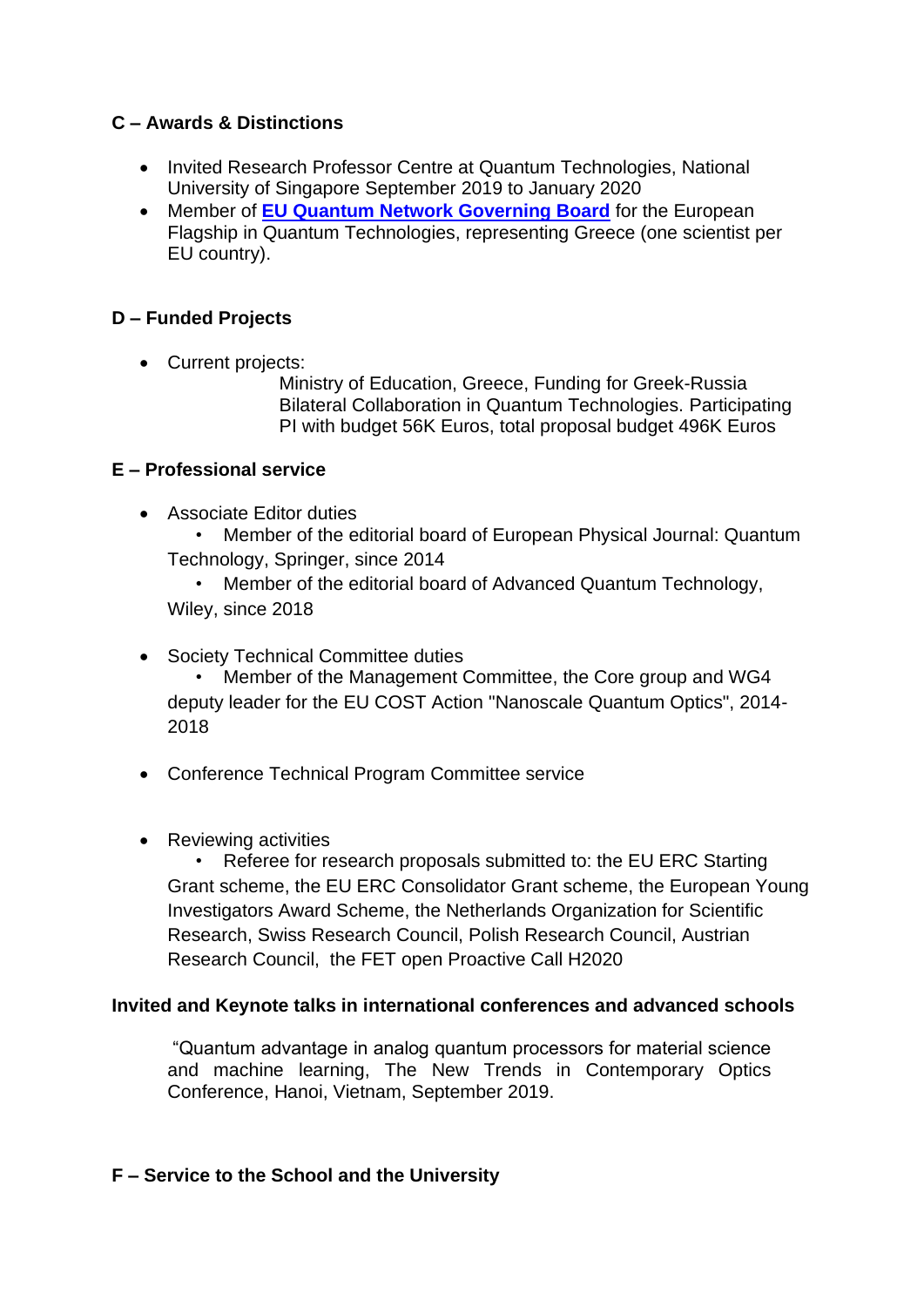## C – Awards & Distinctions

- Invited Research Professor Centre at Quantum Technologies, National University of Singapore September 2019 to January 2020
- Member of **EU Quantum Network Governing Board** for the European Flagship in Quantum Technologies, representing Greece (one scientist per EU country).

## D – Funded Projects

- Current projects:

  Ministry of Education, Greece, Funding for Greek-Russia Bilateral Collaboration in Quantum Technologies. Participating PI with budget 56K Euros, total proposal budget 496K Euros

## E – Professional service

- Associate Editor duties
  - Member of the editorial board of European Physical Journal: Quantum Technology, Springer, since 2014
  - Member of the editorial board of Advanced Quantum Technology, Wiley, since 2018

- Society Technical Committee duties
  - Member of the Management Committee, the Core group and WG4 deputy leader for the EU COST Action "Nanoscale Quantum Optics", 2014-2018

- Conference Technical Program Committee service

- Reviewing activities
  - Referee for research proposals submitted to: the EU ERC Starting Grant scheme, the EU ERC Consolidator Grant scheme, the European Young Investigators Award Scheme, the Netherlands Organization for Scientific Research, Swiss Research Council, Polish Research Council, Austrian Research Council, the FET open Proactive Call H2020

**Invited and Keynote talks in international conferences and advanced schools**

"Quantum advantage in analog quantum processors for material science and machine learning, The New Trends in Contemporary Optics Conference, Hanoi, Vietnam, September 2019.

## F – Service to the School and the University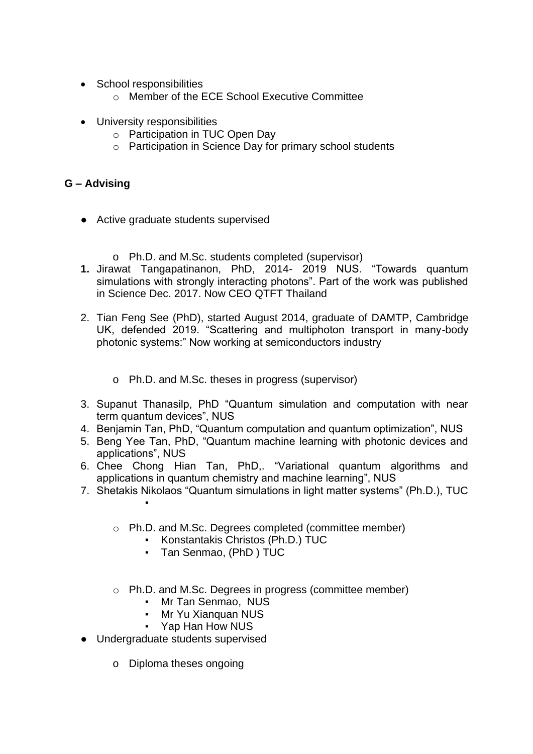- School responsibilities
    - Member of the ECE School Executive Committee

- University responsibilities
    - Participation in TUC Open Day
    - Participation in Science Day for primary school students

## G – Advising

- Active graduate students supervised

    - Ph.D. and M.Sc. students completed (supervisor)

1. Jirawat Tangapatinanon, PhD, 2014- 2019 NUS. "Towards quantum simulations with strongly interacting photons". Part of the work was published in Science Dec. 2017. Now CEO QTFT Thailand

2. Tian Feng See (PhD), started August 2014, graduate of DAMTP, Cambridge UK, defended 2019. "Scattering and multiphoton transport in many-body photonic systems:" Now working at semiconductors industry

    - Ph.D. and M.Sc. theses in progress (supervisor)

3. Supanut Thanasilp, PhD "Quantum simulation and computation with near term quantum devices", NUS
4. Benjamin Tan, PhD, "Quantum computation and quantum optimization", NUS
5. Beng Yee Tan, PhD, "Quantum machine learning with photonic devices and applications", NUS
6. Chee Chong Hian Tan, PhD,. "Variational quantum algorithms and applications in quantum chemistry and machine learning", NUS
7. Shetakis Nikolaos "Quantum simulations in light matter systems" (Ph.D.), TUC

    - Ph.D. and M.Sc. Degrees completed (committee member)
        - Konstantakis Christos (Ph.D.) TUC
        - Tan Senmao, (PhD ) TUC

    - Ph.D. and M.Sc. Degrees in progress (committee member)
        - Mr Tan Senmao, NUS
        - Mr Yu Xianquan NUS
        - Yap Han How NUS

- Undergraduate students supervised

    - Diploma theses ongoing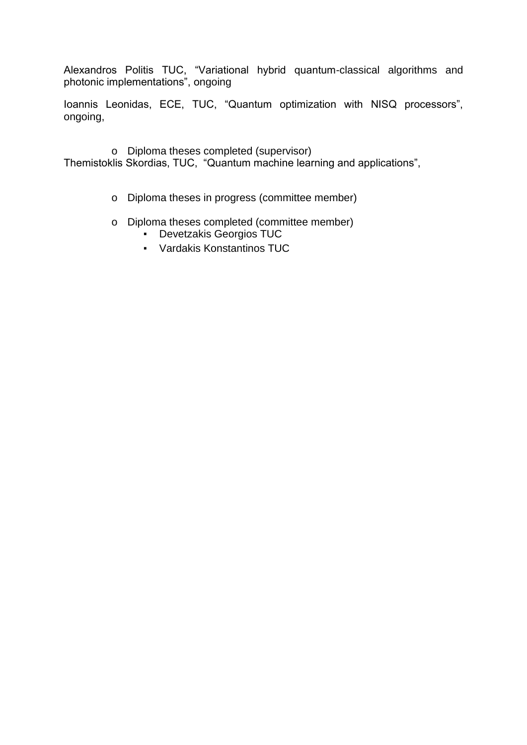Alexandros Politis TUC, “Variational hybrid quantum-classical algorithms and photonic implementations”, ongoing

Ioannis Leonidas, ECE, TUC, “Quantum optimization with NISQ processors”, ongoing,

- Diploma theses completed (supervisor)

Themistoklis Skordias, TUC, “Quantum machine learning and applications”,

- Diploma theses in progress (committee member)
- Diploma theses completed (committee member)
  - Devetzakis Georgios TUC
  - Vardakis Konstantinos TUC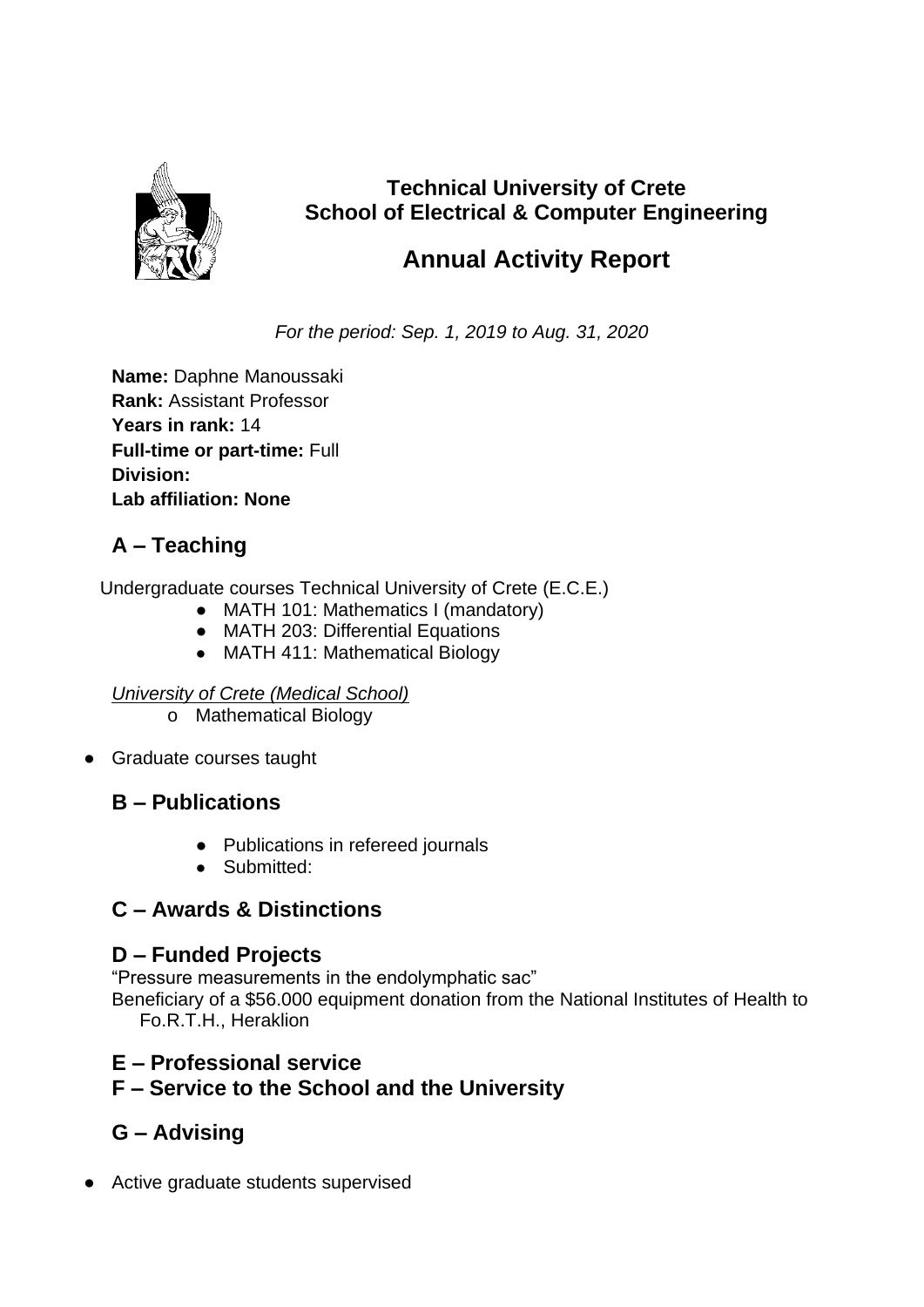**Technical University of Crete**
**School of Electrical & Computer Engineering**

# Annual Activity Report

*For the period: Sep. 1, 2019 to Aug. 31, 2020*

**Name:** Daphne Manoussaki
**Rank:** Assistant Professor
**Years in rank:** 14
**Full-time or part-time:** Full
**Division:**
**Lab affiliation: None**

## A – Teaching

Undergraduate courses Technical University of Crete (E.C.E.)

- MATH 101: Mathematics I (mandatory)
- MATH 203: Differential Equations
- MATH 411: Mathematical Biology

*University of Crete (Medical School)*

- Mathematical Biology

- Graduate courses taught

## B – Publications

- Publications in refereed journals
- Submitted:

## C – Awards & Distinctions

## D – Funded Projects

“Pressure measurements in the endolymphatic sac”
Beneficiary of a $56.000 equipment donation from the National Institutes of Health to Fo.R.T.H., Heraklion

## E – Professional service

## F – Service to the School and the University

## G – Advising

- Active graduate students supervised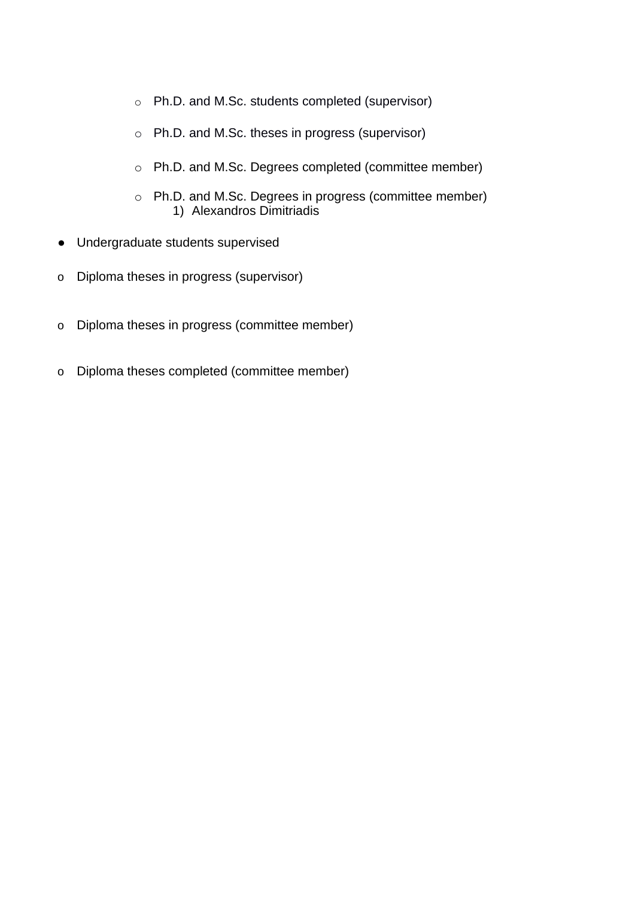- Ph.D. and M.Sc. students completed (supervisor)
   - Ph.D. and M.Sc. theses in progress (supervisor)
   - Ph.D. and M.Sc. Degrees completed (committee member)
   - Ph.D. and M.Sc. Degrees in progress (committee member)
     1) Alexandros Dimitriadis

- Undergraduate students supervised

- Diploma theses in progress (supervisor)

- Diploma theses in progress (committee member)

- Diploma theses completed (committee member)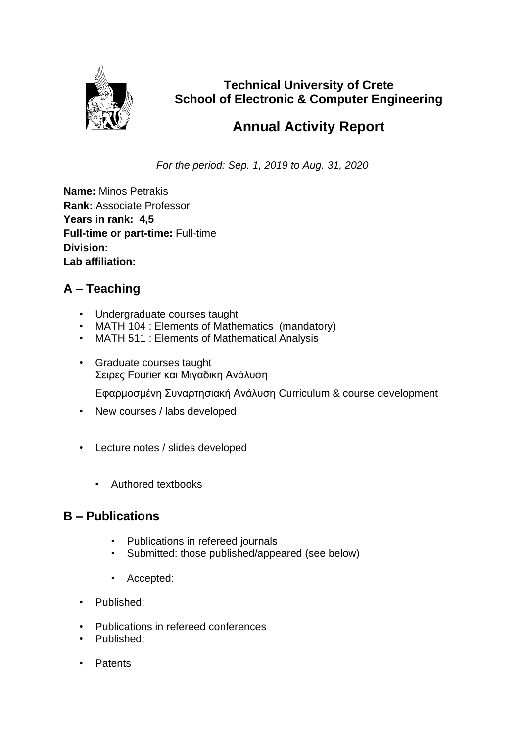**Technical University of Crete**
**School of Electronic & Computer Engineering**

# Annual Activity Report

*For the period: Sep. 1, 2019 to Aug. 31, 2020*

**Name:** Minos Petrakis
**Rank:** Associate Professor
**Years in rank: 4,5**
**Full-time or part-time:** Full-time
**Division:**
**Lab affiliation:**

## A – Teaching

- Undergraduate courses taught
- MATH 104 : Elements of Mathematics (mandatory)
- MATH 511 : Elements of Mathematical Analysis

- Graduate courses taught
  Σειρες Fourier και Μιγαδικη Ανάλυση

  Εφαρμοσμένη Συναρτησιακή Ανάλυση Curriculum & course development

- New courses / labs developed

- Lecture notes / slides developed

  - Authored textbooks

## B – Publications

  - Publications in refereed journals
  - Submitted: those published/appeared (see below)

  - Accepted:

- Published:

- Publications in refereed conferences
- Published:

- Patents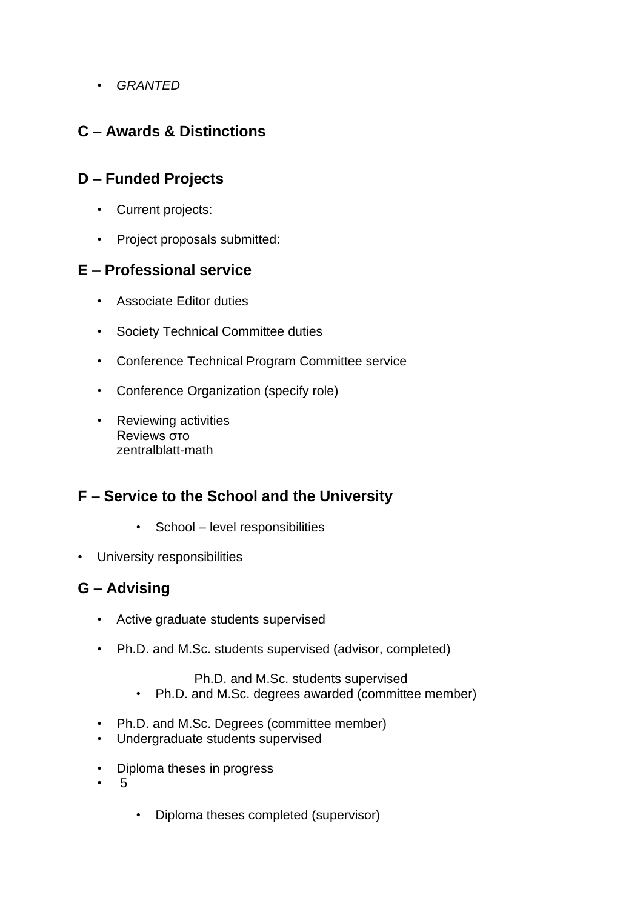- *GRANTED*

## C – Awards & Distinctions

## D – Funded Projects

- Current projects:
- Project proposals submitted:

## E – Professional service

- Associate Editor duties
- Society Technical Committee duties
- Conference Technical Program Committee service
- Conference Organization (specify role)
- Reviewing activities
  Reviews στο
  zentralblatt-math

## F – Service to the School and the University

- School – level responsibilities
- University responsibilities

## G – Advising

- Active graduate students supervised
- Ph.D. and M.Sc. students supervised (advisor, completed)

  Ph.D. and M.Sc. students supervised
  - Ph.D. and M.Sc. degrees awarded (committee member)

- Ph.D. and M.Sc. Degrees (committee member)
- Undergraduate students supervised
- Diploma theses in progress
- 5
  - Diploma theses completed (supervisor)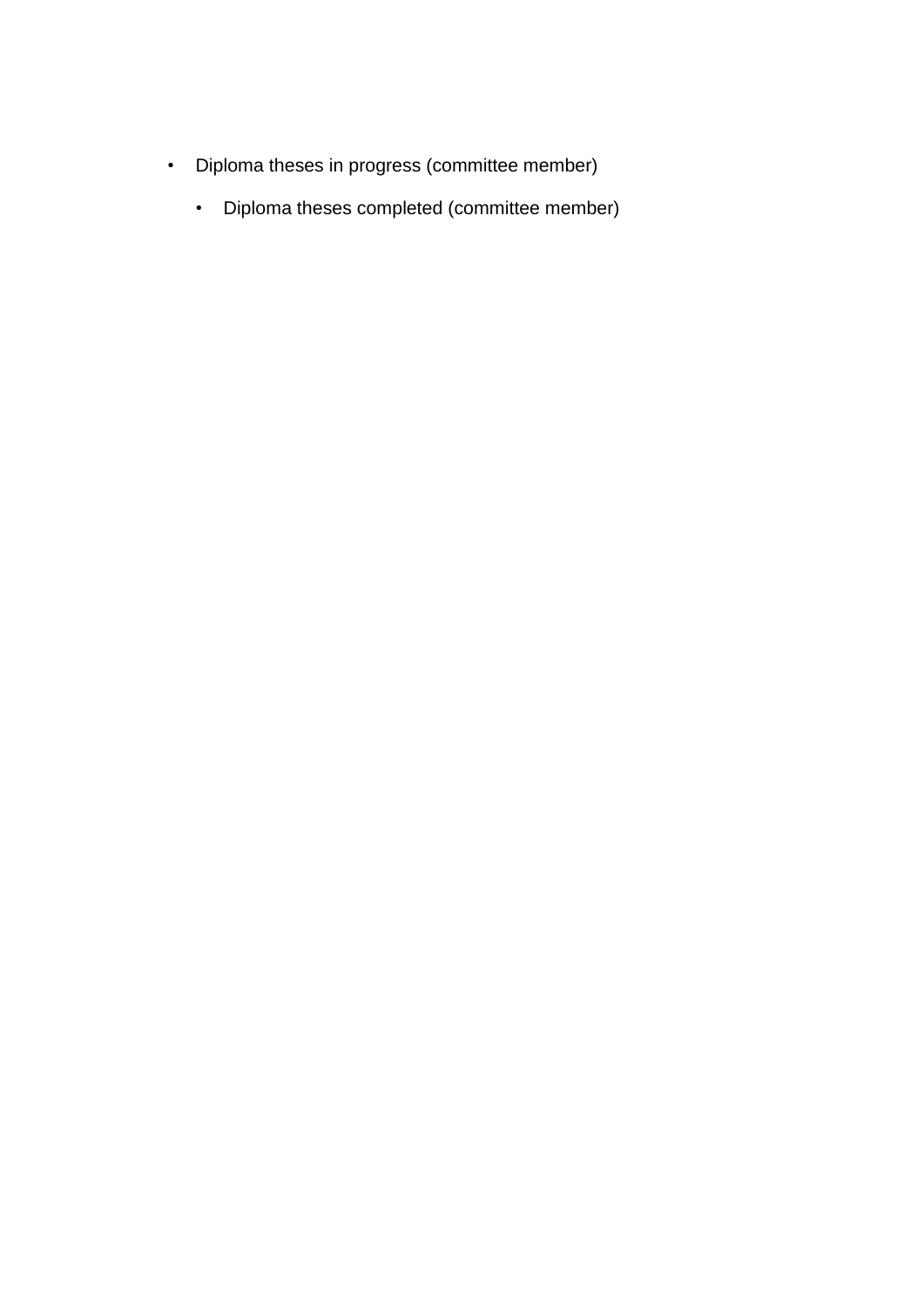- Diploma theses in progress (committee member)
    - Diploma theses completed (committee member)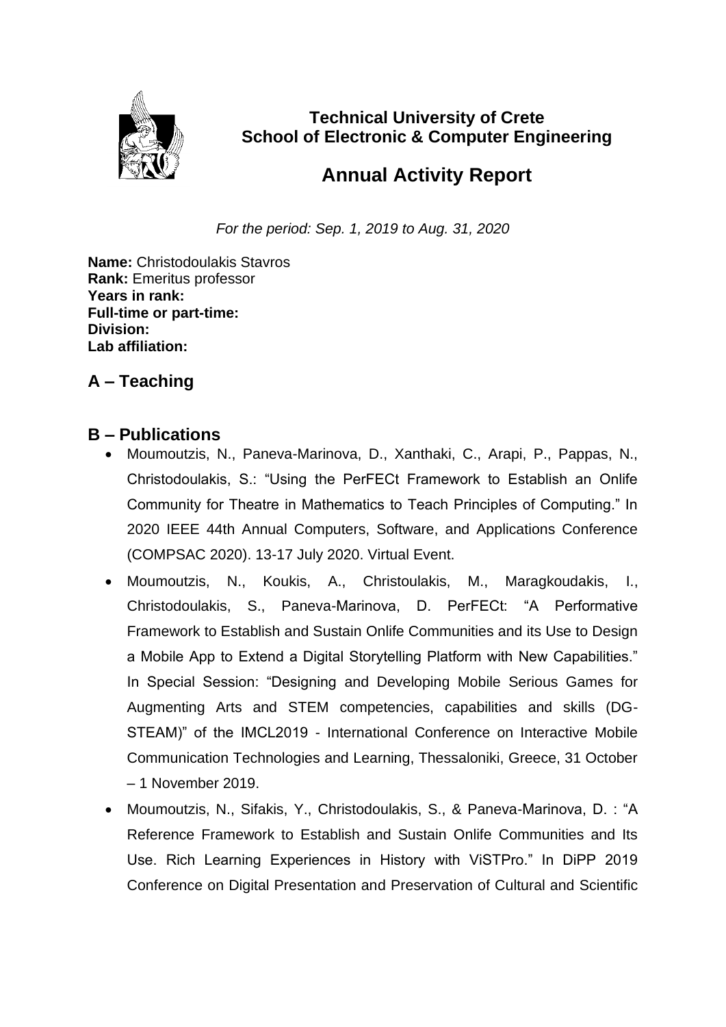**Technical University of Crete**
**School of Electronic & Computer Engineering**

# Annual Activity Report

*For the period: Sep. 1, 2019 to Aug. 31, 2020*

**Name:** Christodoulakis Stavros
**Rank:** Emeritus professor
**Years in rank:**
**Full-time or part-time:**
**Division:**
**Lab affiliation:**

## A – Teaching

## B – Publications

- Moumoutzis, N., Paneva-Marinova, D., Xanthaki, C., Arapi, P., Pappas, N., Christodoulakis, S.: "Using the PerFECt Framework to Establish an Onlife Community for Theatre in Mathematics to Teach Principles of Computing." In 2020 IEEE 44th Annual Computers, Software, and Applications Conference (COMPSAC 2020). 13-17 July 2020. Virtual Event.
- Moumoutzis, N., Koukis, A., Christoulakis, M., Maragkoudakis, I., Christodoulakis, S., Paneva-Marinova, D. PerFECt: "A Performative Framework to Establish and Sustain Onlife Communities and its Use to Design a Mobile App to Extend a Digital Storytelling Platform with New Capabilities." In Special Session: "Designing and Developing Mobile Serious Games for Augmenting Arts and STEM competencies, capabilities and skills (DG-STEAM)" of the IMCL2019 - International Conference on Interactive Mobile Communication Technologies and Learning, Thessaloniki, Greece, 31 October – 1 November 2019.
- Moumoutzis, N., Sifakis, Y., Christodoulakis, S., & Paneva-Marinova, D. : "A Reference Framework to Establish and Sustain Onlife Communities and Its Use. Rich Learning Experiences in History with ViSTPro." In DiPP 2019 Conference on Digital Presentation and Preservation of Cultural and Scientific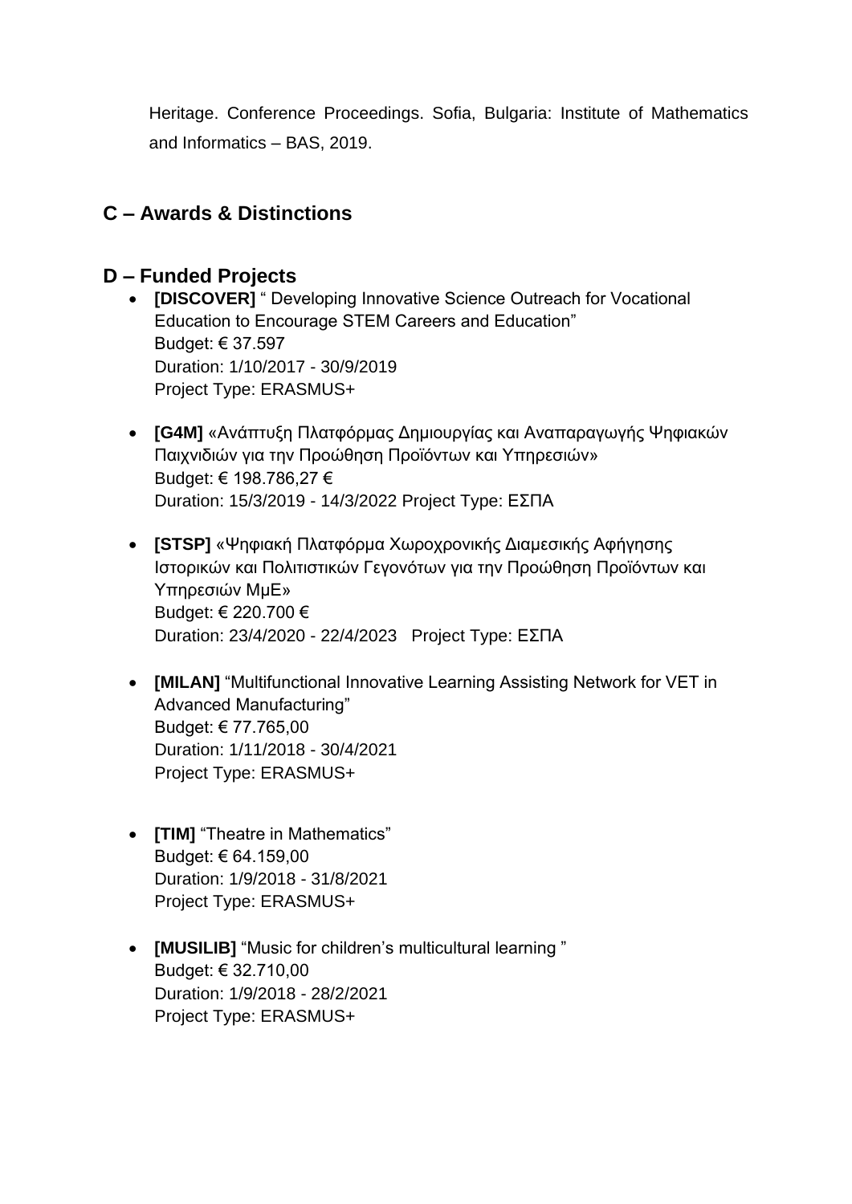Heritage. Conference Proceedings. Sofia, Bulgaria: Institute of Mathematics and Informatics – BAS, 2019.

## C – Awards & Distinctions

## D – Funded Projects

- **[DISCOVER]** " Developing Innovative Science Outreach for Vocational Education to Encourage STEM Careers and Education"
  Budget: € 37.597
  Duration: 1/10/2017 - 30/9/2019
  Project Type: ERASMUS+

- **[G4M]** «Ανάπτυξη Πλατφόρμας Δημιουργίας και Αναπαραγωγής Ψηφιακών Παιχνιδιών για την Προώθηση Προϊόντων και Υπηρεσιών»
  Budget: € 198.786,27 €
  Duration: 15/3/2019 - 14/3/2022 Project Type: ΕΣΠΑ

- **[STSP]** «Ψηφιακή Πλατφόρμα Χωροχρονικής Διαμεσικής Αφήγησης Ιστορικών και Πολιτιστικών Γεγονότων για την Προώθηση Προϊόντων και Υπηρεσιών ΜμΕ»
  Budget: € 220.700 €
  Duration: 23/4/2020 - 22/4/2023 Project Type: ΕΣΠΑ

- **[MILAN]** "Multifunctional Innovative Learning Assisting Network for VET in Advanced Manufacturing"
  Budget: € 77.765,00
  Duration: 1/11/2018 - 30/4/2021
  Project Type: ERASMUS+

- **[TIM]** "Theatre in Mathematics"
  Budget: € 64.159,00
  Duration: 1/9/2018 - 31/8/2021
  Project Type: ERASMUS+

- **[MUSILIB]** "Music for children's multicultural learning "
  Budget: € 32.710,00
  Duration: 1/9/2018 - 28/2/2021
  Project Type: ERASMUS+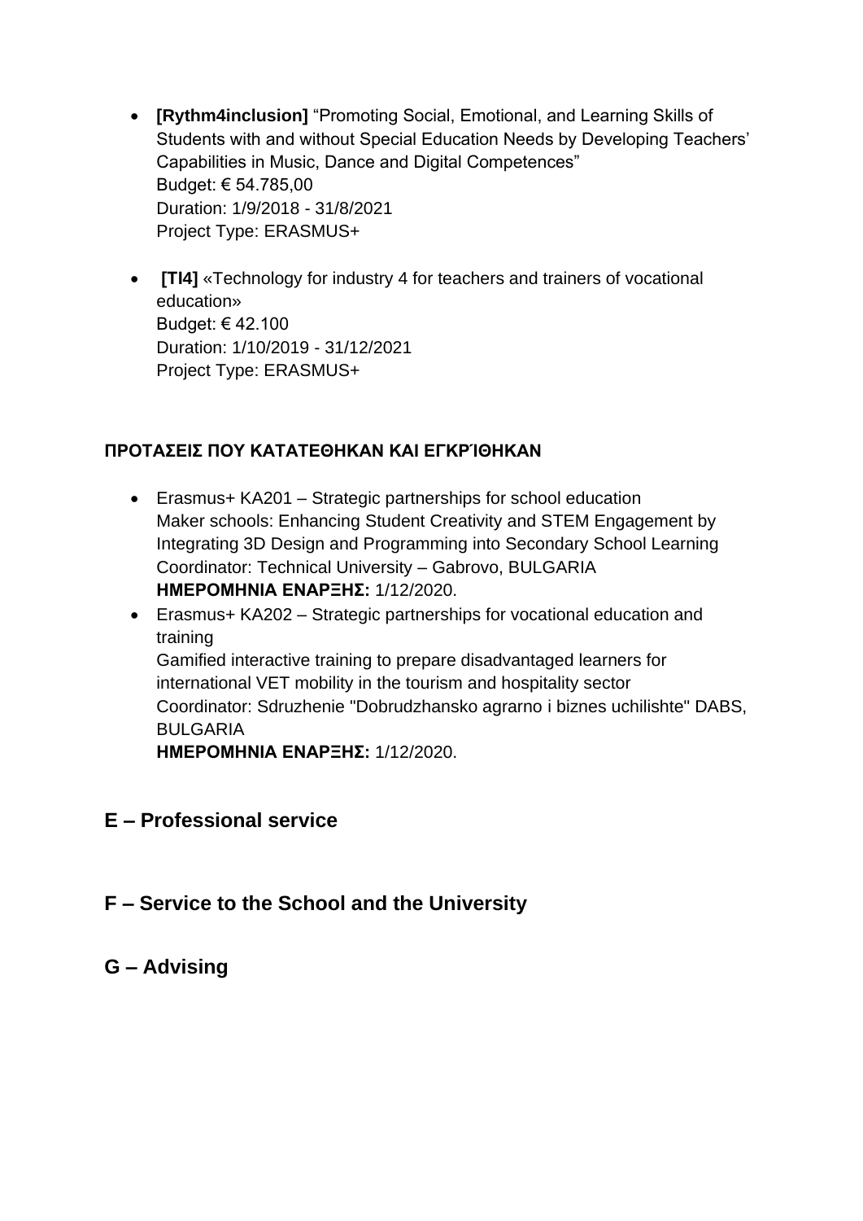- **[Rythm4inclusion]** “Promoting Social, Emotional, and Learning Skills of Students with and without Special Education Needs by Developing Teachers' Capabilities in Music, Dance and Digital Competences”
  Budget: € 54.785,00
  Duration: 1/9/2018 - 31/8/2021
  Project Type: ERASMUS+

- **[TI4]** «Technology for industry 4 for teachers and trainers of vocational education»
  Budget: € 42.100
  Duration: 1/10/2019 - 31/12/2021
  Project Type: ERASMUS+

**ΠΡΟΤΑΣΕΙΣ ΠΟΥ ΚΑΤΑΤΕΘΗΚΑΝ ΚΑΙ ΕΓΚΡΊΘΗΚΑΝ**

- Erasmus+ KA201 – Strategic partnerships for school education
  Maker schools: Enhancing Student Creativity and STEM Engagement by Integrating 3D Design and Programming into Secondary School Learning
  Coordinator: Technical University – Gabrovo, BULGARIA
  **ΗΜΕΡΟΜΗΝΙΑ ΕΝΑΡΞΗΣ:** 1/12/2020.
- Erasmus+ KA202 – Strategic partnerships for vocational education and training
  Gamified interactive training to prepare disadvantaged learners for international VET mobility in the tourism and hospitality sector
  Coordinator: Sdruzhenie "Dobrudzhansko agrarno i biznes uchilishte" DABS, BULGARIA
  **ΗΜΕΡΟΜΗΝΙΑ ΕΝΑΡΞΗΣ:** 1/12/2020.

## E – Professional service

## F – Service to the School and the University

## G – Advising